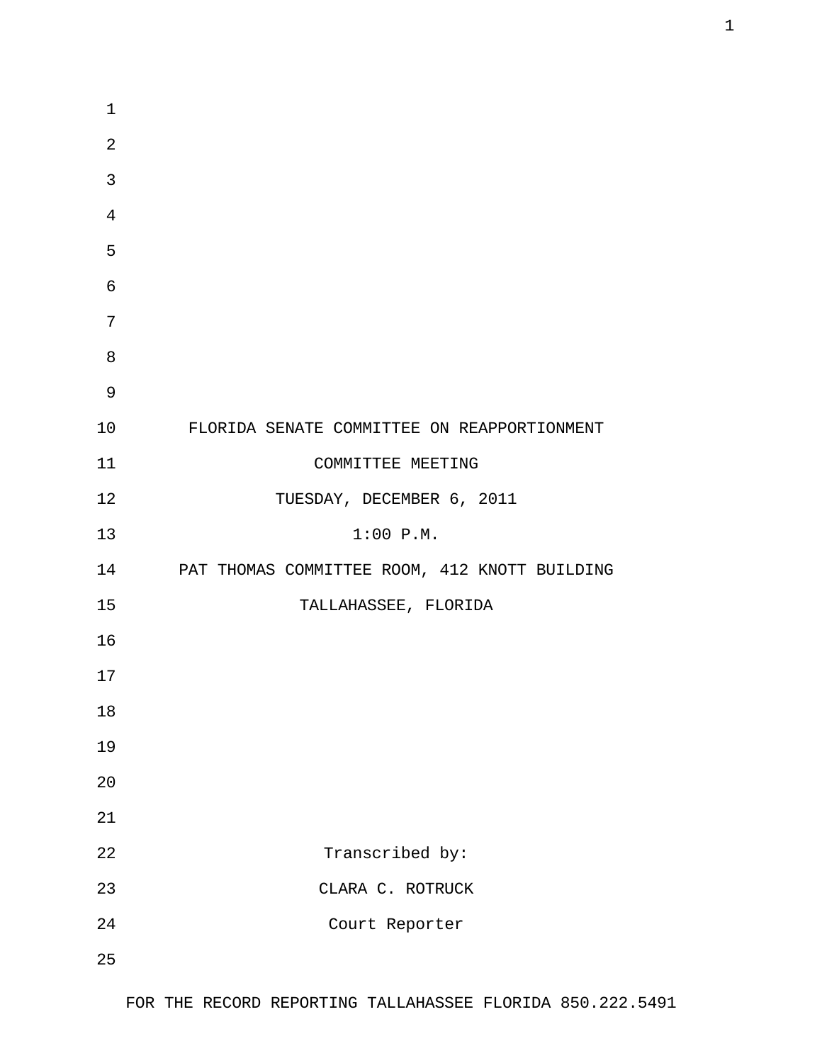FLORIDA SENATE COMMITTEE ON REAPPORTIONMENT

COMMITTEE MEETING

TUESDAY, DECEMBER 6, 2011

1:00 P.M.

PAT THOMAS COMMITTEE ROOM, 412 KNOTT BUILDING

TALLAHASSEE, FLORIDA

Transcribed by:

CLARA C. ROTRUCK

Court Reporter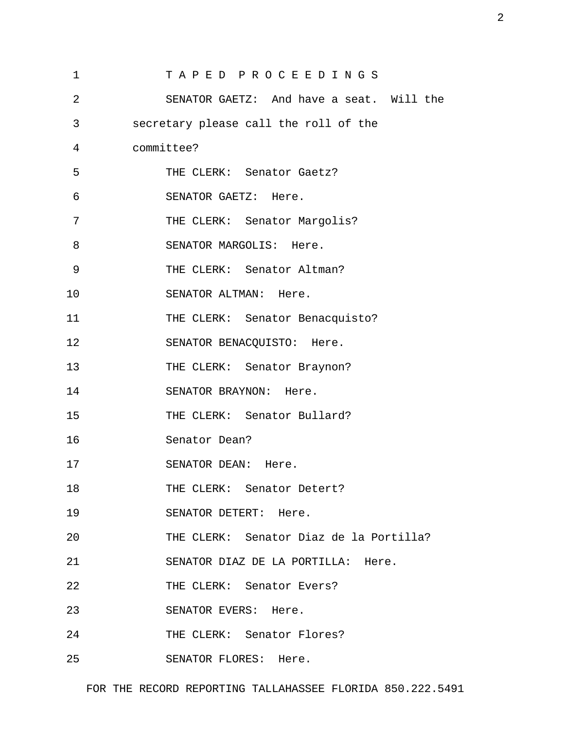T A P E D P R O C E E D I N G S

SENATOR GAETZ: And have a seat. Will the secretary please call the roll of the committee?

THE CLERK: Senator Gaetz?

SENATOR GAETZ: Here.

THE CLERK: Senator Margolis?

SENATOR MARGOLIS: Here.

THE CLERK: Senator Altman?

SENATOR ALTMAN: Here.

THE CLERK: Senator Benacquisto?

SENATOR BENACQUISTO: Here.

THE CLERK: Senator Braynon?

SENATOR BRAYNON: Here.

THE CLERK: Senator Bullard?

Senator Dean?

SENATOR DEAN: Here.

THE CLERK: Senator Detert?

SENATOR DETERT: Here.

THE CLERK: Senator Diaz de la Portilla?

SENATOR DIAZ DE LA PORTILLA: Here.

THE CLERK: Senator Evers?

SENATOR EVERS: Here.

THE CLERK: Senator Flores?

SENATOR FLORES: Here.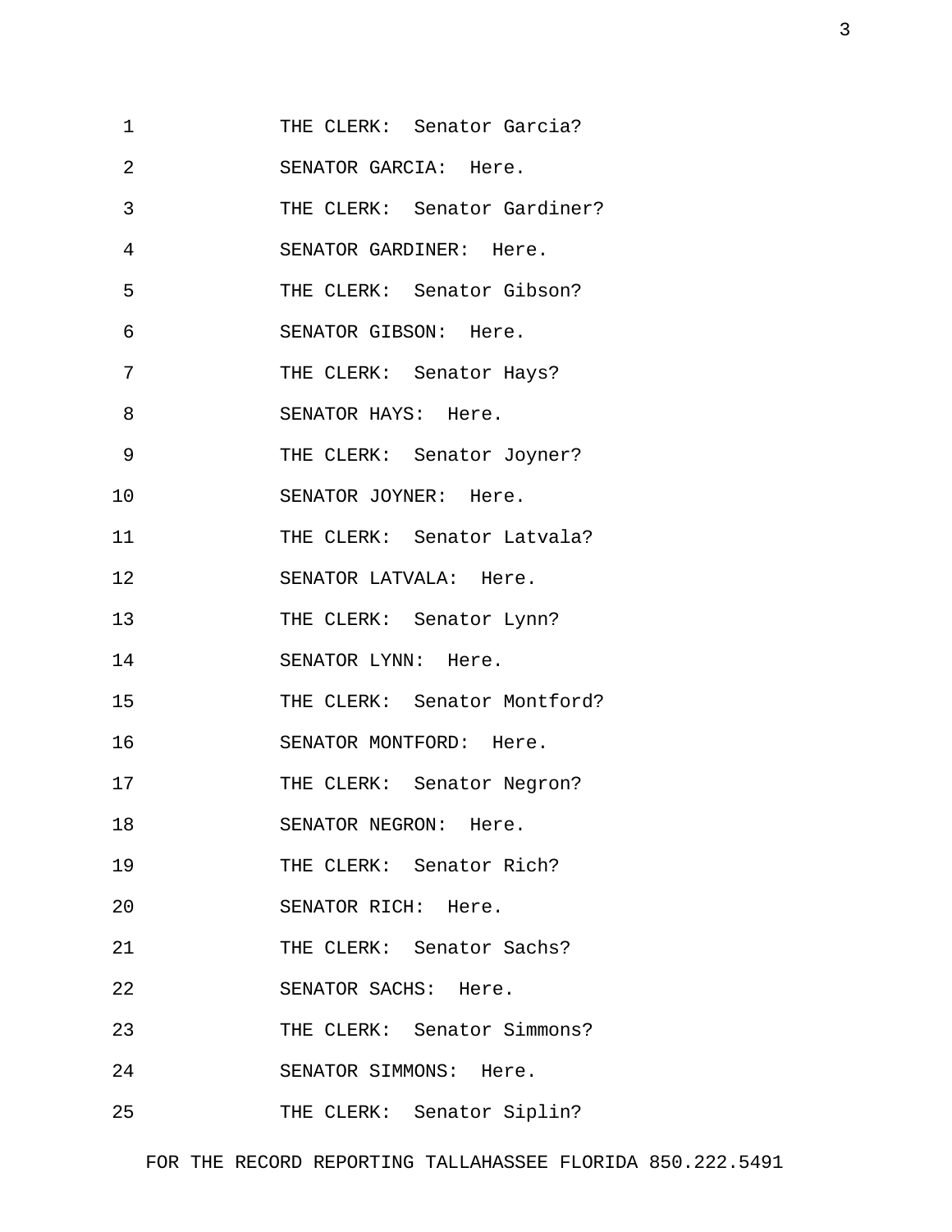THE CLERK: Senator Garcia?

SENATOR GARCIA: Here.

THE CLERK: Senator Gardiner?

SENATOR GARDINER: Here.

THE CLERK: Senator Gibson?

SENATOR GIBSON: Here.

THE CLERK: Senator Hays?

SENATOR HAYS: Here.

THE CLERK: Senator Joyner?

SENATOR JOYNER: Here.

THE CLERK: Senator Latvala?

SENATOR LATVALA: Here.

THE CLERK: Senator Lynn?

SENATOR LYNN: Here.

THE CLERK: Senator Montford?

SENATOR MONTFORD: Here.

THE CLERK: Senator Negron?

SENATOR NEGRON: Here.

THE CLERK: Senator Rich?

SENATOR RICH: Here.

THE CLERK: Senator Sachs?

SENATOR SACHS: Here.

THE CLERK: Senator Simmons?

SENATOR SIMMONS: Here.

THE CLERK: Senator Siplin?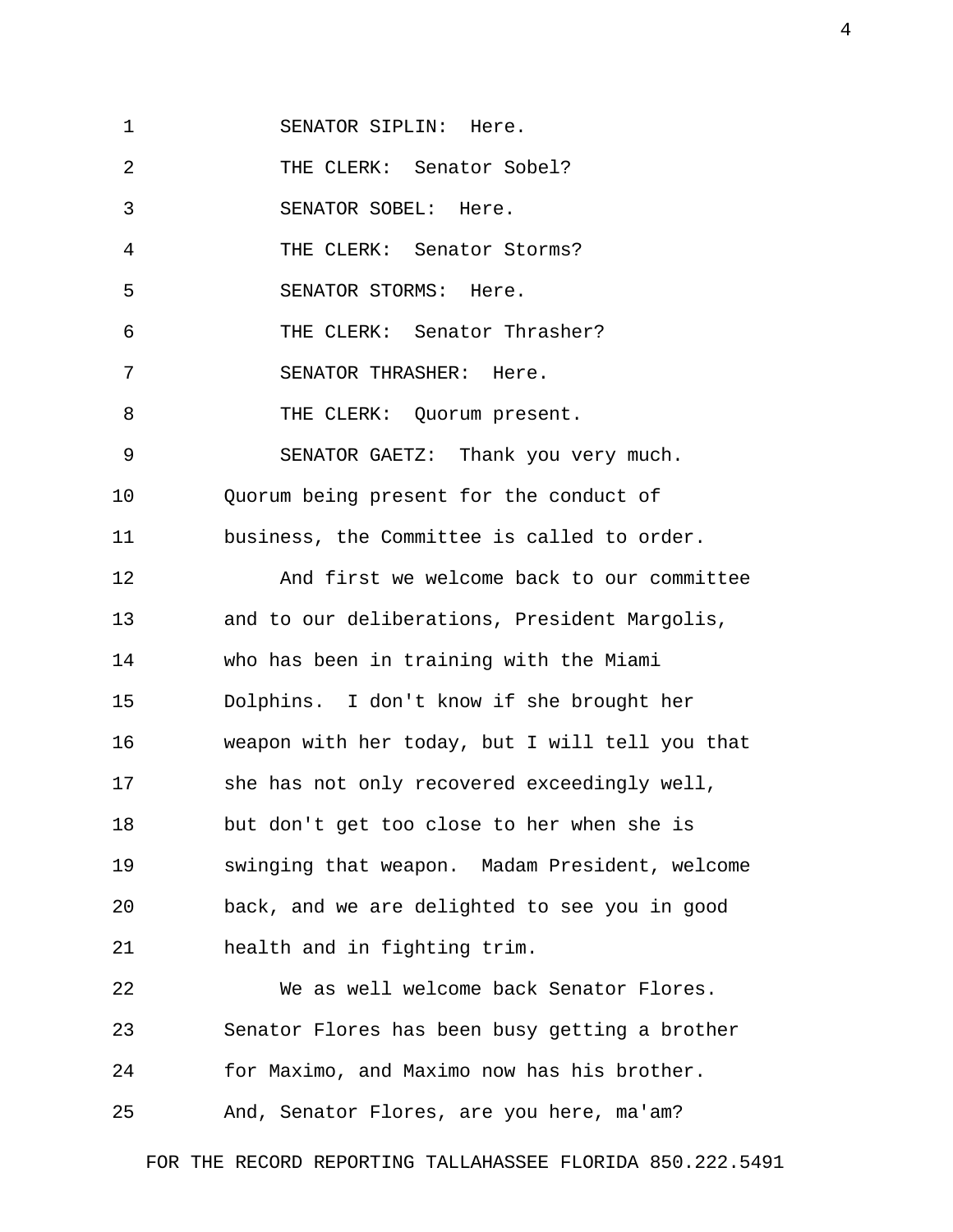SENATOR SIPLIN: Here.

THE CLERK: Senator Sobel?

SENATOR SOBEL: Here.

THE CLERK: Senator Storms?

SENATOR STORMS: Here.

THE CLERK: Senator Thrasher?

SENATOR THRASHER: Here.

THE CLERK: Quorum present.

SENATOR GAETZ: Thank you very much. Quorum being present for the conduct of business, the Committee is called to order.

And first we welcome back to our committee and to our deliberations, President Margolis, who has been in training with the Miami Dolphins. I don't know if she brought her weapon with her today, but I will tell you that she has not only recovered exceedingly well, but don't get too close to her when she is swinging that weapon. Madam President, welcome back, and we are delighted to see you in good health and in fighting trim.

We as well welcome back Senator Flores. Senator Flores has been busy getting a brother for Maximo, and Maximo now has his brother. And, Senator Flores, are you here, ma'am?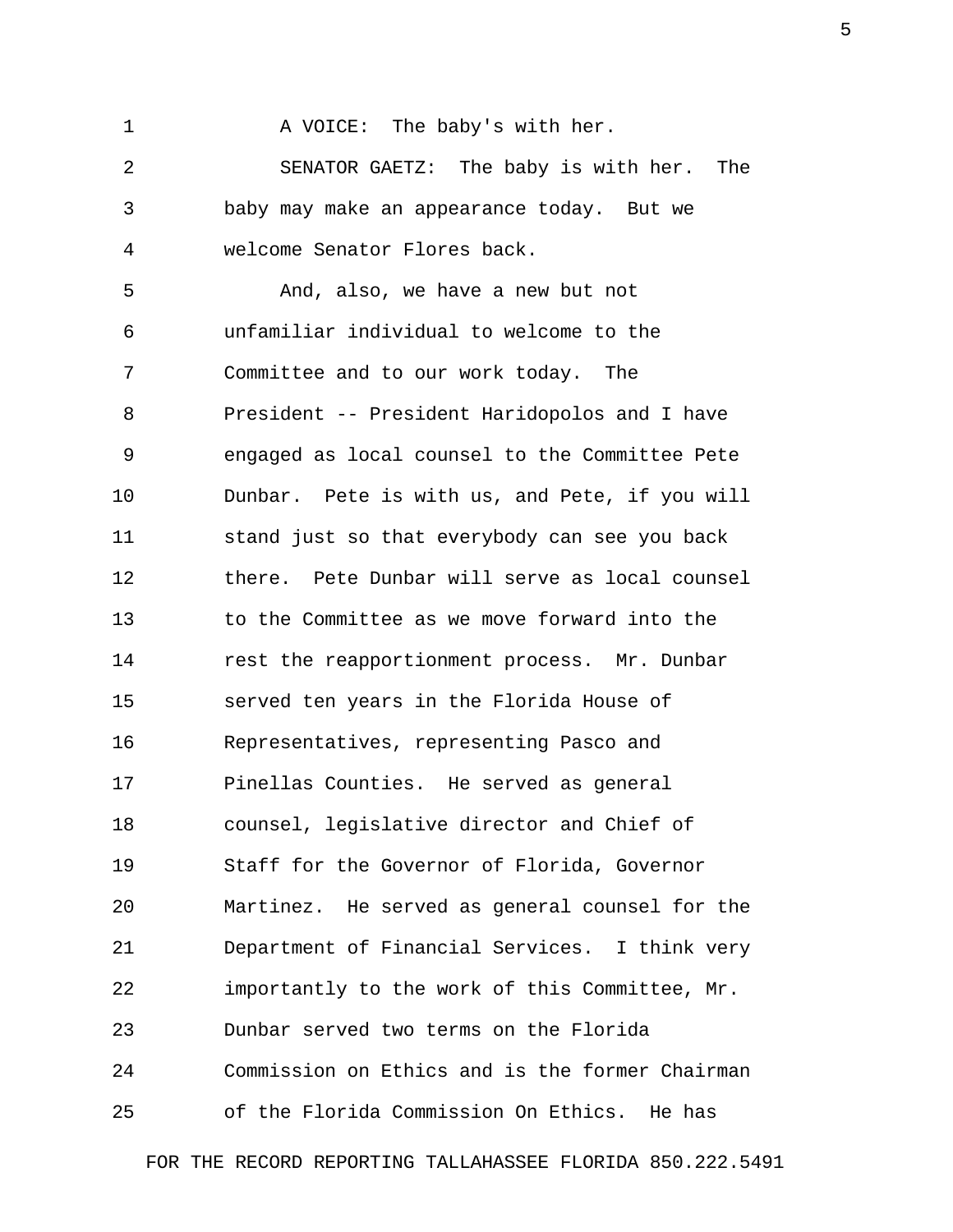A VOICE: The baby's with her.

SENATOR GAETZ: The baby is with her. The baby may make an appearance today. But we welcome Senator Flores back.

And, also, we have a new but not unfamiliar individual to welcome to the Committee and to our work today. The President -- President Haridopolos and I have engaged as local counsel to the Committee Pete Dunbar. Pete is with us, and Pete, if you will stand just so that everybody can see you back there. Pete Dunbar will serve as local counsel to the Committee as we move forward into the rest the reapportionment process. Mr. Dunbar served ten years in the Florida House of Representatives, representing Pasco and Pinellas Counties. He served as general counsel, legislative director and Chief of Staff for the Governor of Florida, Governor Martinez. He served as general counsel for the Department of Financial Services. I think very importantly to the work of this Committee, Mr. Dunbar served two terms on the Florida Commission on Ethics and is the former Chairman of the Florida Commission On Ethics. He has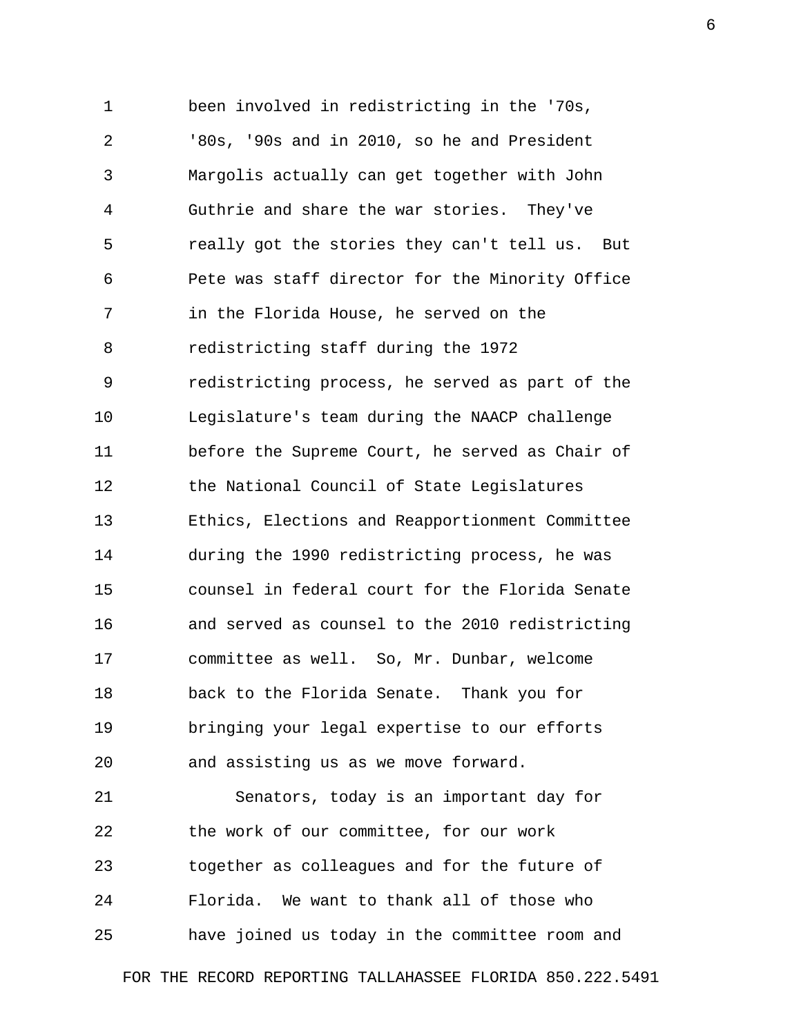been involved in redistricting in the '70s, '80s, '90s and in 2010, so he and President Margolis actually can get together with John Guthrie and share the war stories. They've really got the stories they can't tell us. But Pete was staff director for the Minority Office in the Florida House, he served on the redistricting staff during the 1972 redistricting process, he served as part of the Legislature's team during the NAACP challenge before the Supreme Court, he served as Chair of the National Council of State Legislatures Ethics, Elections and Reapportionment Committee during the 1990 redistricting process, he was counsel in federal court for the Florida Senate and served as counsel to the 2010 redistricting committee as well. So, Mr. Dunbar, welcome back to the Florida Senate. Thank you for bringing your legal expertise to our efforts and assisting us as we move forward.

Senators, today is an important day for the work of our committee, for our work together as colleagues and for the future of Florida. We want to thank all of those who have joined us today in the committee room and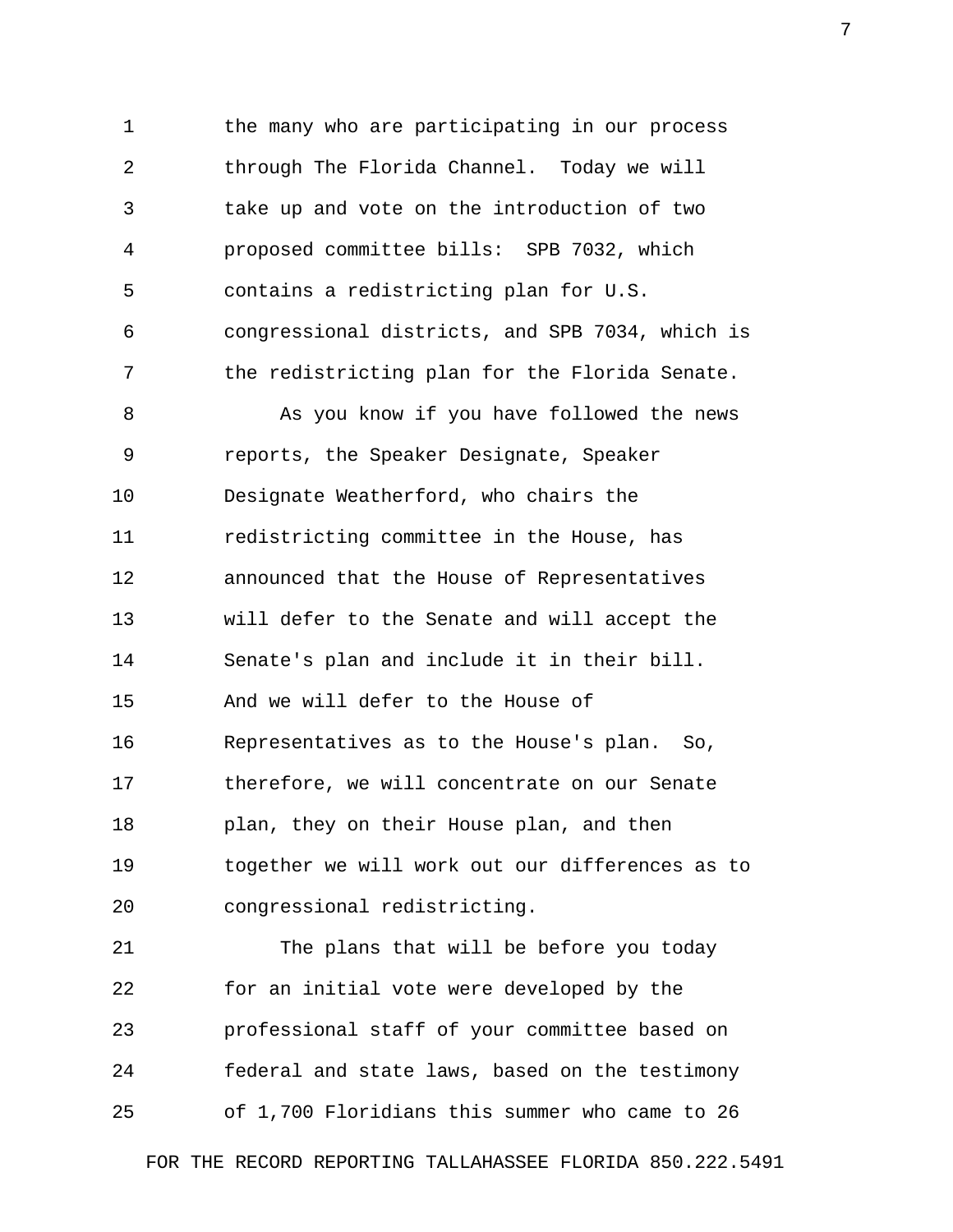the many who are participating in our process through The Florida Channel. Today we will take up and vote on the introduction of two proposed committee bills: SPB 7032, which contains a redistricting plan for U.S. congressional districts, and SPB 7034, which is the redistricting plan for the Florida Senate.

As you know if you have followed the news reports, the Speaker Designate, Speaker Designate Weatherford, who chairs the redistricting committee in the House, has announced that the House of Representatives will defer to the Senate and will accept the Senate's plan and include it in their bill. And we will defer to the House of Representatives as to the House's plan. So, therefore, we will concentrate on our Senate plan, they on their House plan, and then together we will work out our differences as to congressional redistricting.

The plans that will be before you today for an initial vote were developed by the professional staff of your committee based on federal and state laws, based on the testimony of 1,700 Floridians this summer who came to 26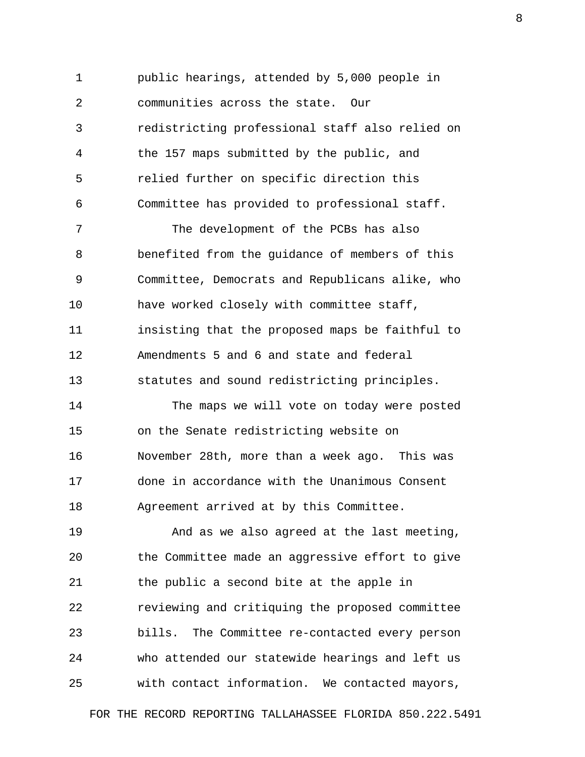public hearings, attended by 5,000 people in communities across the state. Our redistricting professional staff also relied on the 157 maps submitted by the public, and relied further on specific direction this Committee has provided to professional staff.

The development of the PCBs has also benefited from the guidance of members of this Committee, Democrats and Republicans alike, who have worked closely with committee staff, insisting that the proposed maps be faithful to Amendments 5 and 6 and state and federal statutes and sound redistricting principles.

The maps we will vote on today were posted on the Senate redistricting website on November 28th, more than a week ago. This was done in accordance with the Unanimous Consent Agreement arrived at by this Committee.

And as we also agreed at the last meeting, the Committee made an aggressive effort to give the public a second bite at the apple in reviewing and critiquing the proposed committee bills. The Committee re-contacted every person who attended our statewide hearings and left us with contact information. We contacted mayors,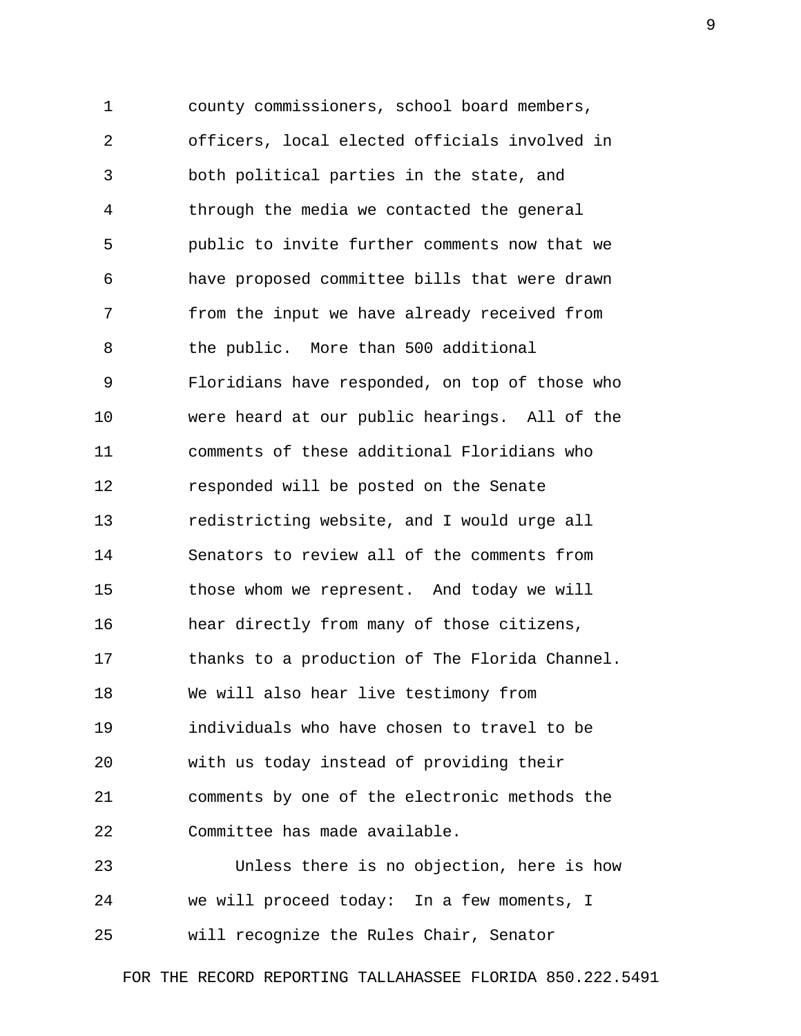county commissioners, school board members, officers, local elected officials involved in both political parties in the state, and through the media we contacted the general public to invite further comments now that we have proposed committee bills that were drawn from the input we have already received from the public. More than 500 additional Floridians have responded, on top of those who were heard at our public hearings. All of the comments of these additional Floridians who responded will be posted on the Senate redistricting website, and I would urge all Senators to review all of the comments from those whom we represent. And today we will hear directly from many of those citizens, thanks to a production of The Florida Channel. We will also hear live testimony from individuals who have chosen to travel to be with us today instead of providing their comments by one of the electronic methods the Committee has made available.

Unless there is no objection, here is how we will proceed today: In a few moments, I will recognize the Rules Chair, Senator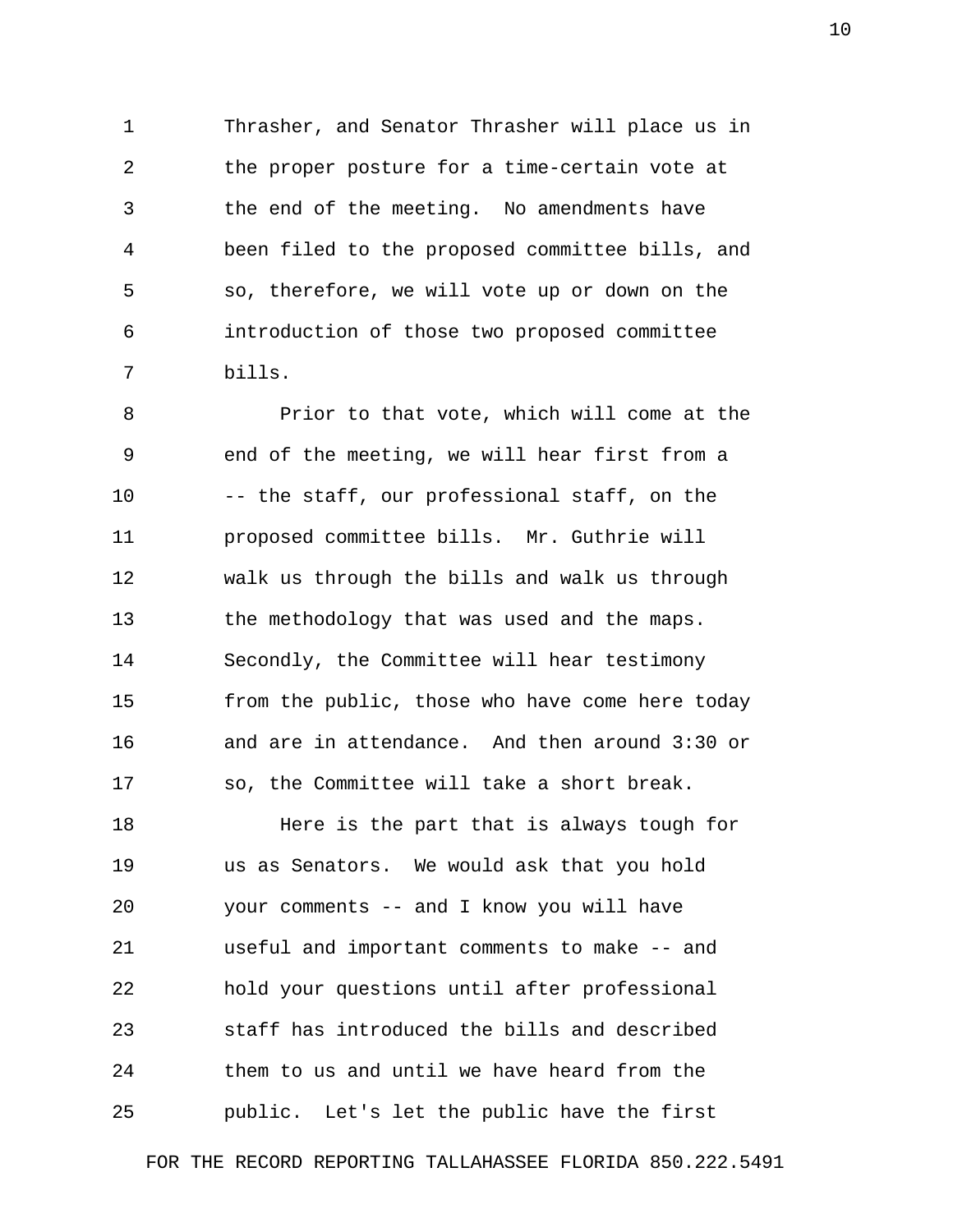Thrasher, and Senator Thrasher will place us in the proper posture for a time-certain vote at the end of the meeting. No amendments have been filed to the proposed committee bills, and so, therefore, we will vote up or down on the introduction of those two proposed committee bills.

Prior to that vote, which will come at the end of the meeting, we will hear first from a -- the staff, our professional staff, on the proposed committee bills. Mr. Guthrie will walk us through the bills and walk us through the methodology that was used and the maps. Secondly, the Committee will hear testimony from the public, those who have come here today and are in attendance. And then around 3:30 or so, the Committee will take a short break.

Here is the part that is always tough for us as Senators. We would ask that you hold your comments -- and I know you will have useful and important comments to make -- and hold your questions until after professional staff has introduced the bills and described them to us and until we have heard from the public. Let's let the public have the first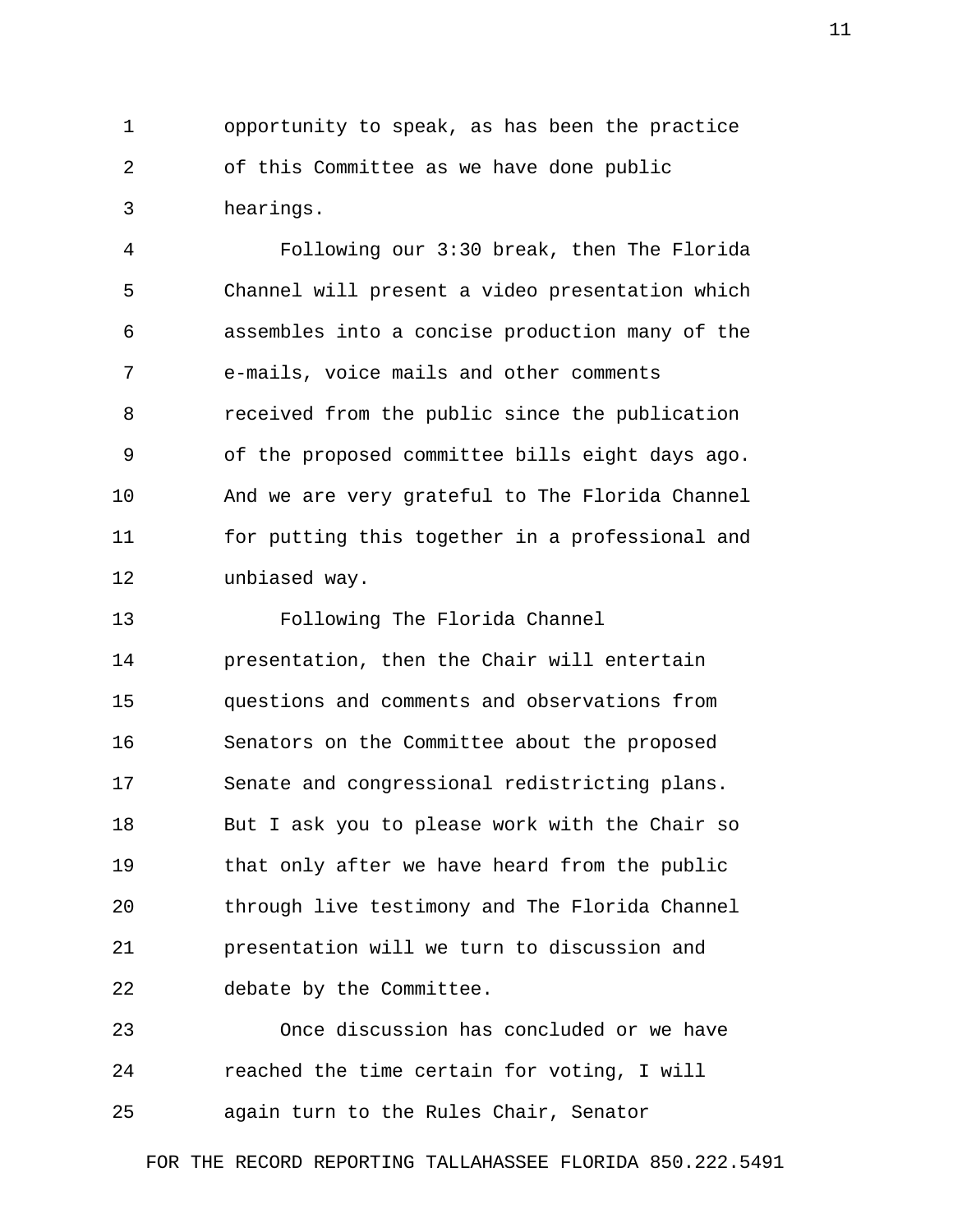opportunity to speak, as has been the practice of this Committee as we have done public hearings.

Following our 3:30 break, then The Florida Channel will present a video presentation which assembles into a concise production many of the e-mails, voice mails and other comments received from the public since the publication of the proposed committee bills eight days ago. And we are very grateful to The Florida Channel for putting this together in a professional and unbiased way.

Following The Florida Channel presentation, then the Chair will entertain questions and comments and observations from Senators on the Committee about the proposed Senate and congressional redistricting plans. But I ask you to please work with the Chair so that only after we have heard from the public through live testimony and The Florida Channel presentation will we turn to discussion and debate by the Committee.

Once discussion has concluded or we have reached the time certain for voting, I will again turn to the Rules Chair, Senator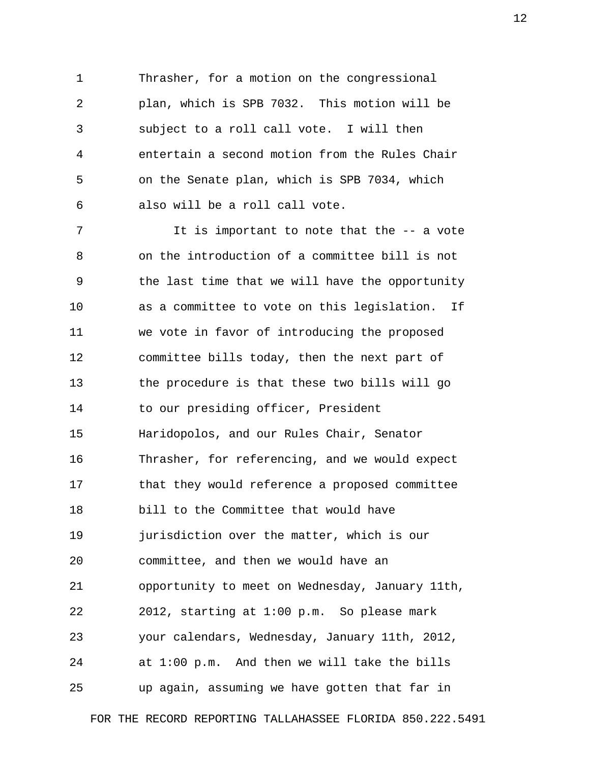Thrasher, for a motion on the congressional plan, which is SPB 7032. This motion will be subject to a roll call vote. I will then entertain a second motion from the Rules Chair on the Senate plan, which is SPB 7034, which also will be a roll call vote.

It is important to note that the -- a vote on the introduction of a committee bill is not the last time that we will have the opportunity as a committee to vote on this legislation. If we vote in favor of introducing the proposed committee bills today, then the next part of the procedure is that these two bills will go to our presiding officer, President Haridopolos, and our Rules Chair, Senator Thrasher, for referencing, and we would expect that they would reference a proposed committee bill to the Committee that would have jurisdiction over the matter, which is our committee, and then we would have an opportunity to meet on Wednesday, January 11th, 2012, starting at 1:00 p.m. So please mark your calendars, Wednesday, January 11th, 2012, at 1:00 p.m. And then we will take the bills up again, assuming we have gotten that far in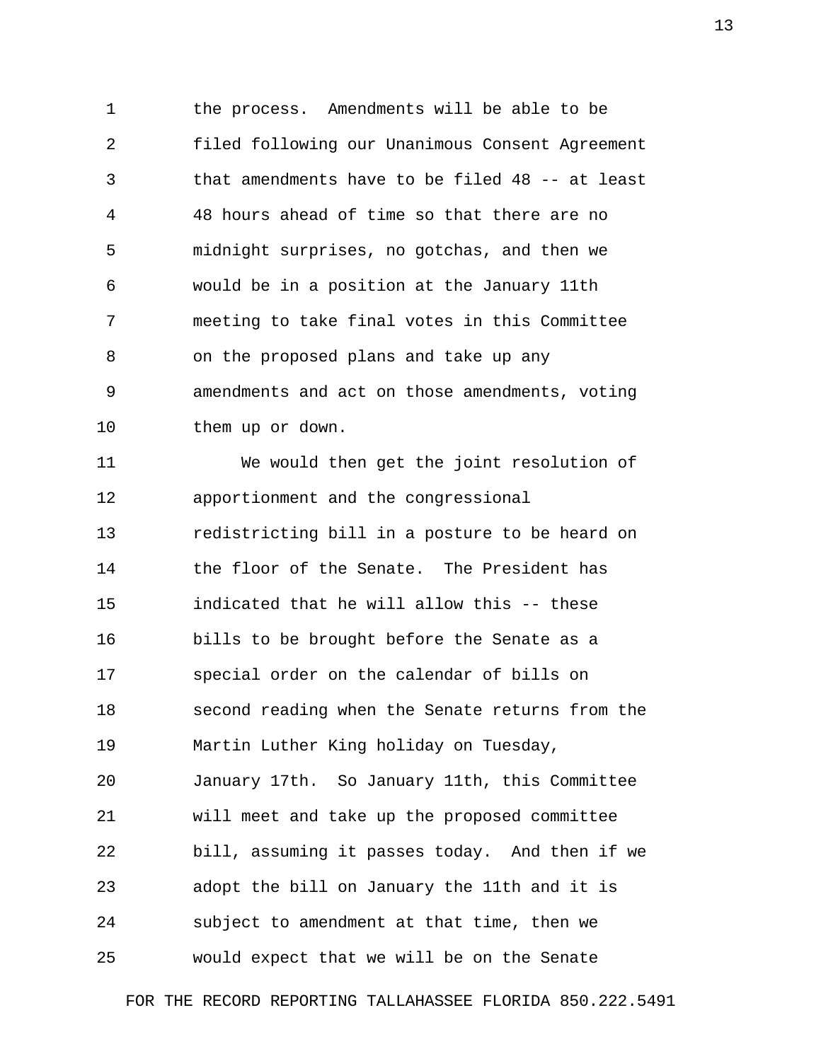the process. Amendments will be able to be filed following our Unanimous Consent Agreement that amendments have to be filed 48 -- at least 48 hours ahead of time so that there are no midnight surprises, no gotchas, and then we would be in a position at the January 11th meeting to take final votes in this Committee on the proposed plans and take up any amendments and act on those amendments, voting them up or down.

We would then get the joint resolution of apportionment and the congressional redistricting bill in a posture to be heard on the floor of the Senate. The President has indicated that he will allow this -- these bills to be brought before the Senate as a special order on the calendar of bills on second reading when the Senate returns from the Martin Luther King holiday on Tuesday, January 17th. So January 11th, this Committee will meet and take up the proposed committee bill, assuming it passes today. And then if we adopt the bill on January the 11th and it is subject to amendment at that time, then we would expect that we will be on the Senate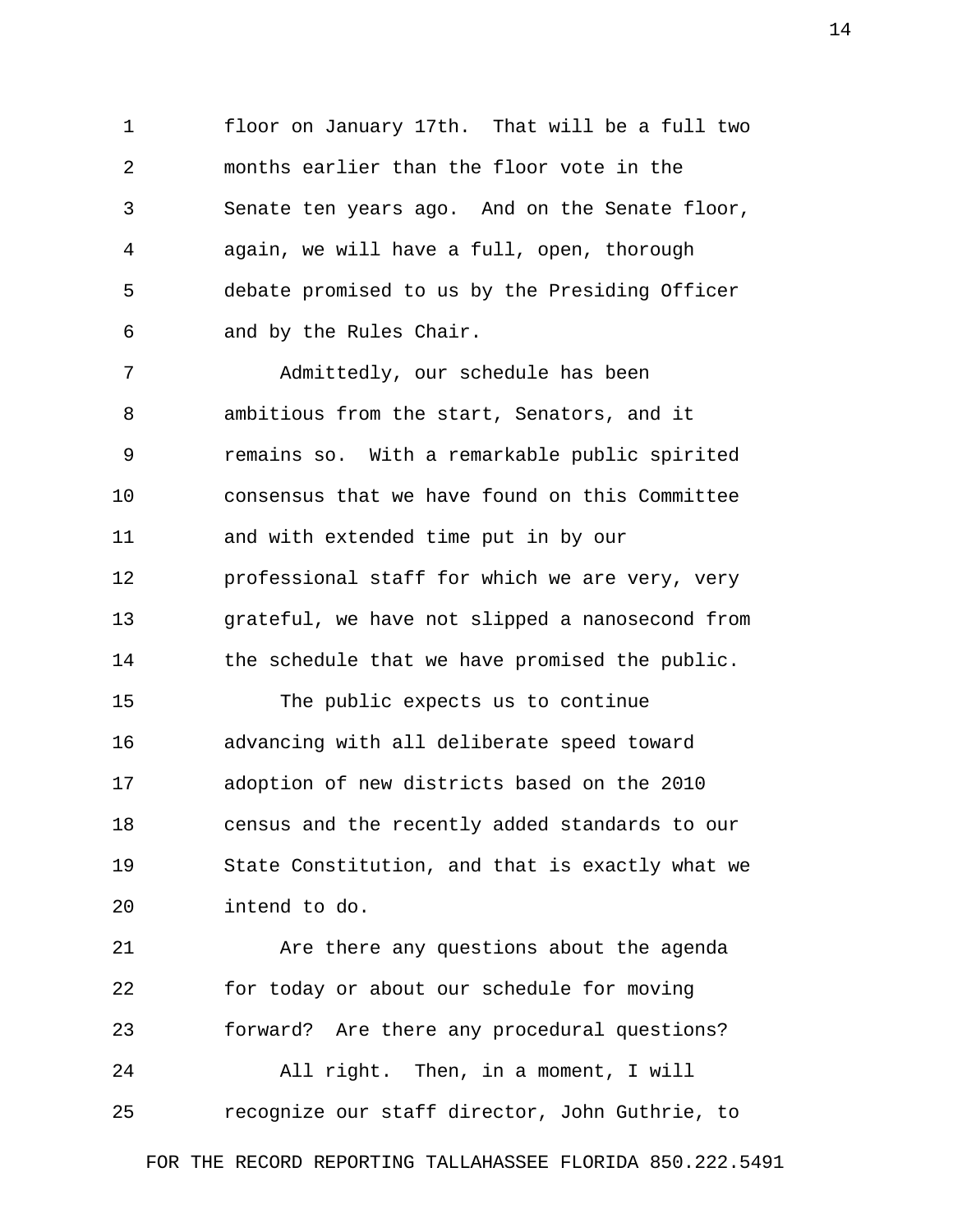floor on January 17th. That will be a full two months earlier than the floor vote in the Senate ten years ago. And on the Senate floor, again, we will have a full, open, thorough debate promised to us by the Presiding Officer and by the Rules Chair.

Admittedly, our schedule has been ambitious from the start, Senators, and it remains so. With a remarkable public spirited consensus that we have found on this Committee and with extended time put in by our professional staff for which we are very, very grateful, we have not slipped a nanosecond from the schedule that we have promised the public.

The public expects us to continue advancing with all deliberate speed toward adoption of new districts based on the 2010 census and the recently added standards to our State Constitution, and that is exactly what we intend to do.

Are there any questions about the agenda for today or about our schedule for moving forward? Are there any procedural questions?

All right. Then, in a moment, I will recognize our staff director, John Guthrie, to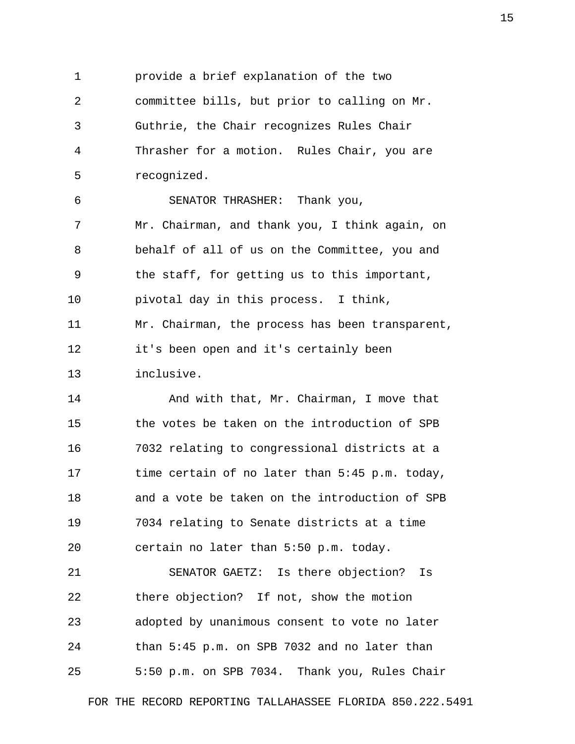provide a brief explanation of the two committee bills, but prior to calling on Mr. Guthrie, the Chair recognizes Rules Chair Thrasher for a motion. Rules Chair, you are recognized.

SENATOR THRASHER: Thank you, Mr. Chairman, and thank you, I think again, on behalf of all of us on the Committee, you and the staff, for getting us to this important, pivotal day in this process. I think, Mr. Chairman, the process has been transparent, it's been open and it's certainly been inclusive.

And with that, Mr. Chairman, I move that the votes be taken on the introduction of SPB 7032 relating to congressional districts at a time certain of no later than 5:45 p.m. today, and a vote be taken on the introduction of SPB 7034 relating to Senate districts at a time certain no later than 5:50 p.m. today.

SENATOR GAETZ: Is there objection? Is there objection? If not, show the motion adopted by unanimous consent to vote no later than 5:45 p.m. on SPB 7032 and no later than 5:50 p.m. on SPB 7034. Thank you, Rules Chair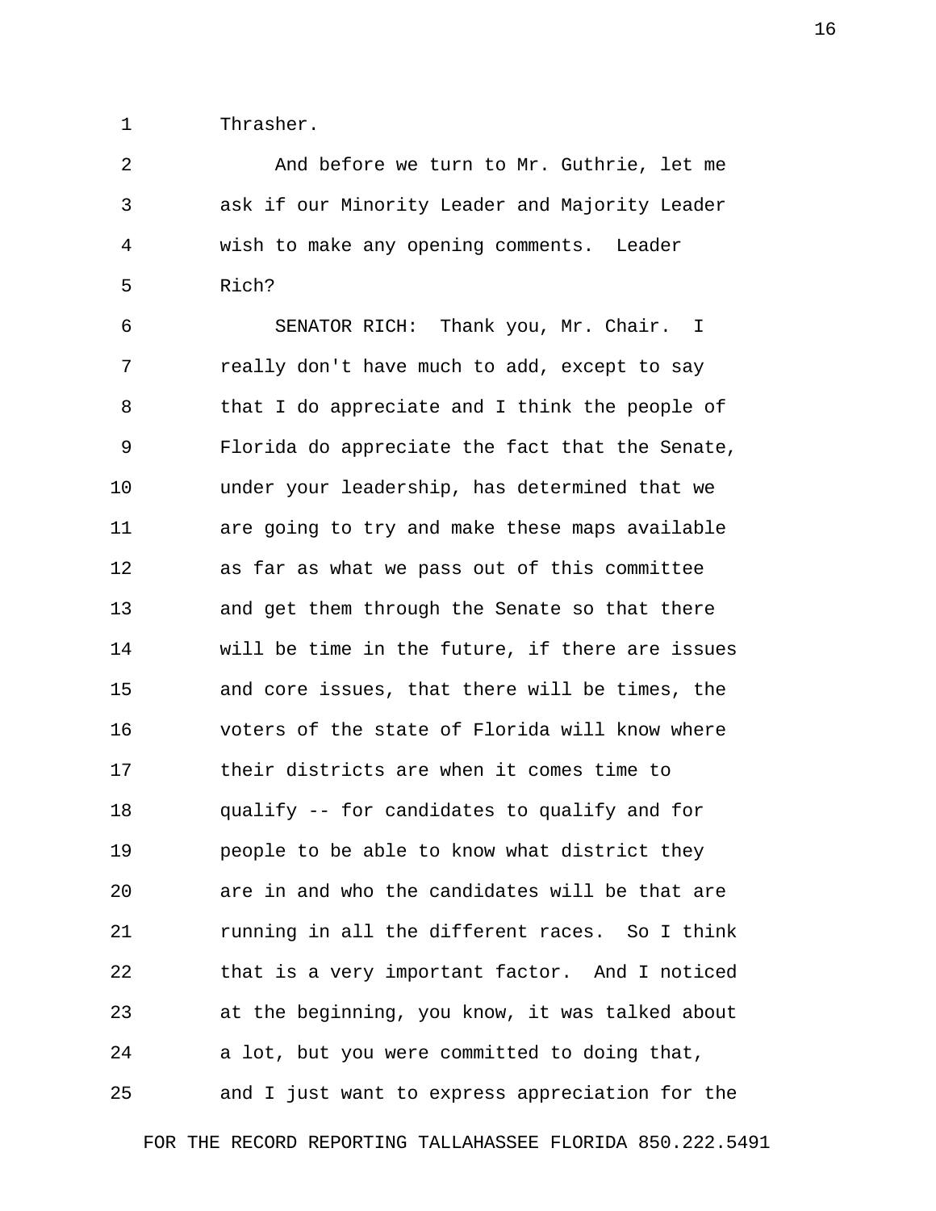Thrasher.

And before we turn to Mr. Guthrie, let me ask if our Minority Leader and Majority Leader wish to make any opening comments. Leader Rich?

SENATOR RICH: Thank you, Mr. Chair. I really don't have much to add, except to say that I do appreciate and I think the people of Florida do appreciate the fact that the Senate, under your leadership, has determined that we are going to try and make these maps available as far as what we pass out of this committee and get them through the Senate so that there will be time in the future, if there are issues and core issues, that there will be times, the voters of the state of Florida will know where their districts are when it comes time to qualify -- for candidates to qualify and for people to be able to know what district they are in and who the candidates will be that are running in all the different races. So I think that is a very important factor. And I noticed at the beginning, you know, it was talked about a lot, but you were committed to doing that, and I just want to express appreciation for the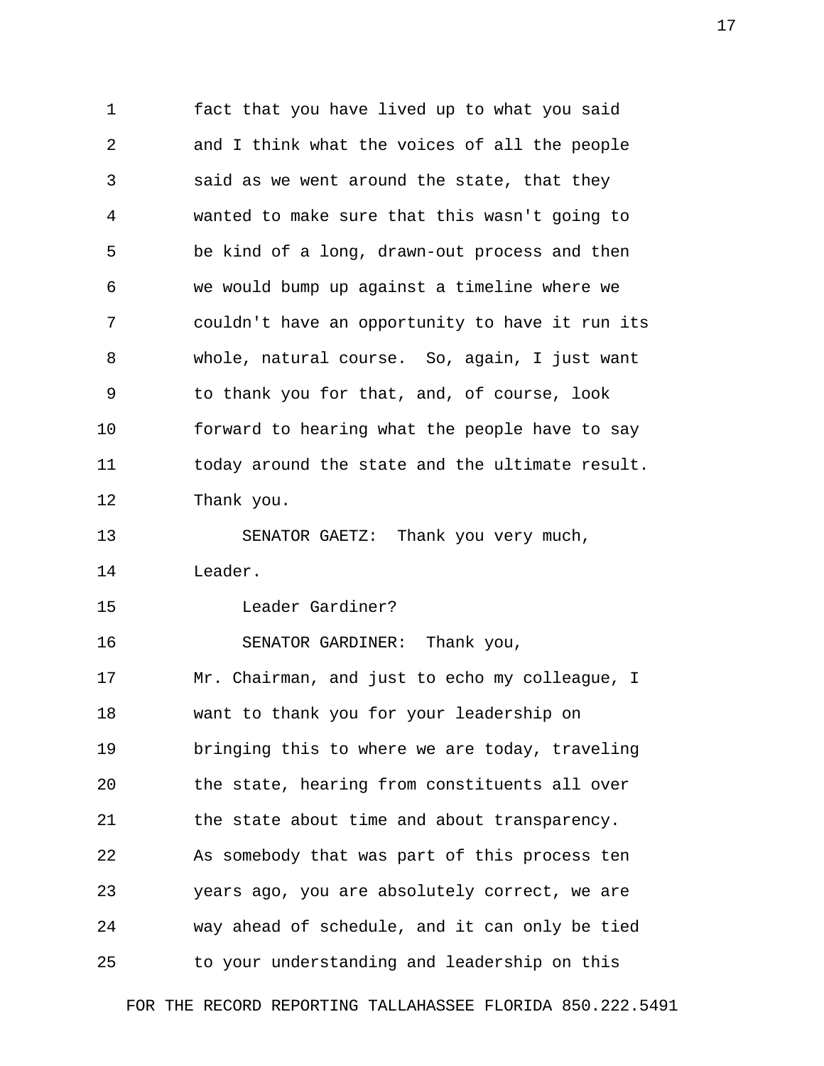fact that you have lived up to what you said and I think what the voices of all the people said as we went around the state, that they wanted to make sure that this wasn't going to be kind of a long, drawn-out process and then we would bump up against a timeline where we couldn't have an opportunity to have it run its whole, natural course. So, again, I just want to thank you for that, and, of course, look forward to hearing what the people have to say today around the state and the ultimate result. Thank you.

SENATOR GAETZ: Thank you very much, Leader.

Leader Gardiner?

SENATOR GARDINER: Thank you, Mr. Chairman, and just to echo my colleague, I want to thank you for your leadership on bringing this to where we are today, traveling the state, hearing from constituents all over the state about time and about transparency. As somebody that was part of this process ten years ago, you are absolutely correct, we are way ahead of schedule, and it can only be tied to your understanding and leadership on this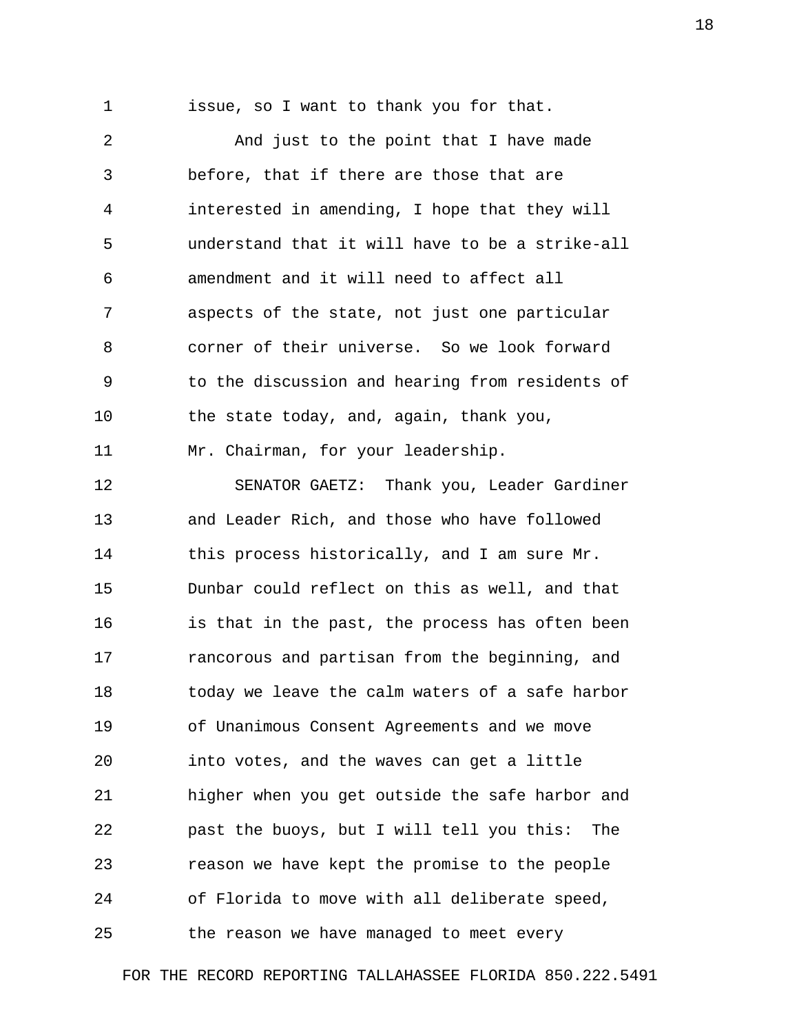issue, so I want to thank you for that.

And just to the point that I have made before, that if there are those that are interested in amending, I hope that they will understand that it will have to be a strike-all amendment and it will need to affect all aspects of the state, not just one particular corner of their universe. So we look forward to the discussion and hearing from residents of the state today, and, again, thank you, Mr. Chairman, for your leadership.

SENATOR GAETZ: Thank you, Leader Gardiner and Leader Rich, and those who have followed this process historically, and I am sure Mr. Dunbar could reflect on this as well, and that is that in the past, the process has often been rancorous and partisan from the beginning, and today we leave the calm waters of a safe harbor of Unanimous Consent Agreements and we move into votes, and the waves can get a little higher when you get outside the safe harbor and past the buoys, but I will tell you this: The reason we have kept the promise to the people of Florida to move with all deliberate speed, the reason we have managed to meet every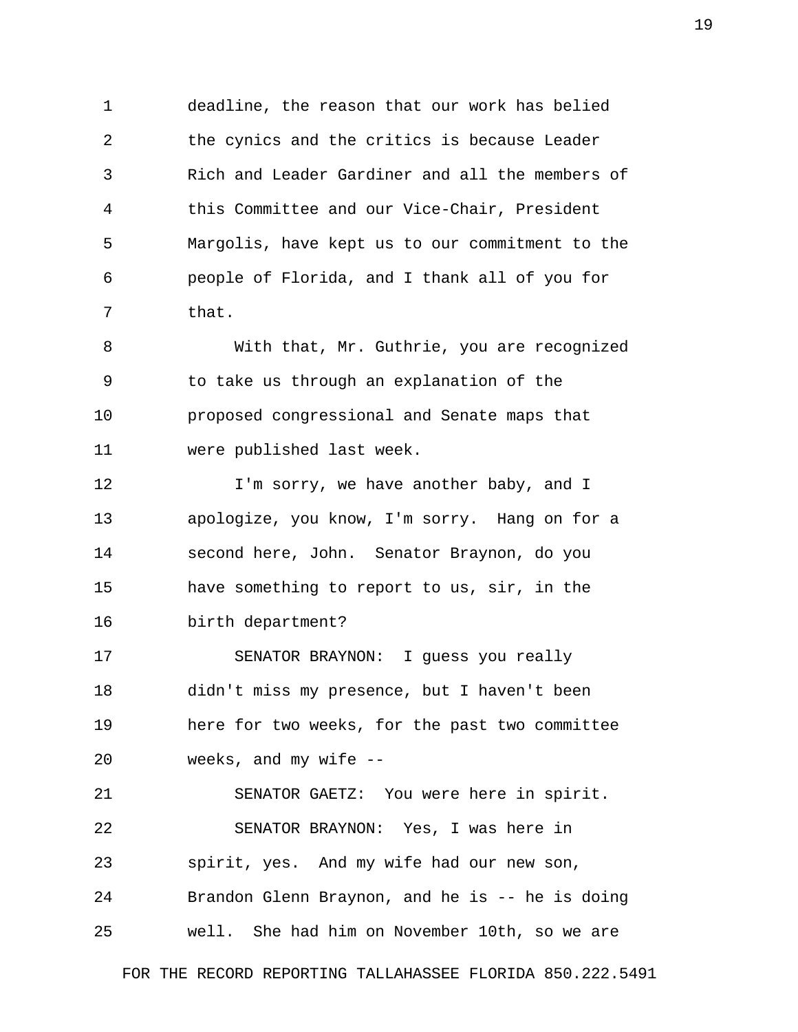deadline, the reason that our work has belied the cynics and the critics is because Leader Rich and Leader Gardiner and all the members of this Committee and our Vice-Chair, President Margolis, have kept us to our commitment to the people of Florida, and I thank all of you for that.

With that, Mr. Guthrie, you are recognized to take us through an explanation of the proposed congressional and Senate maps that were published last week.

I'm sorry, we have another baby, and I apologize, you know, I'm sorry. Hang on for a second here, John. Senator Braynon, do you have something to report to us, sir, in the birth department?

SENATOR BRAYNON: I guess you really didn't miss my presence, but I haven't been here for two weeks, for the past two committee weeks, and my wife --

SENATOR GAETZ: You were here in spirit.

SENATOR BRAYNON: Yes, I was here in spirit, yes. And my wife had our new son, Brandon Glenn Braynon, and he is -- he is doing well. She had him on November 10th, so we are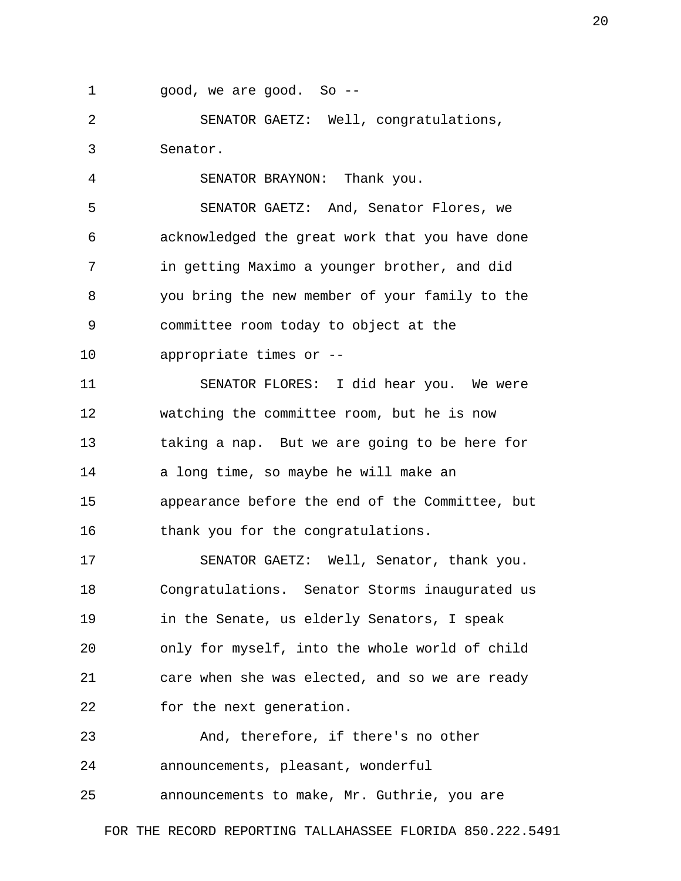good, we are good. So --

SENATOR GAETZ: Well, congratulations, Senator.

SENATOR BRAYNON: Thank you.

SENATOR GAETZ: And, Senator Flores, we acknowledged the great work that you have done in getting Maximo a younger brother, and did you bring the new member of your family to the committee room today to object at the appropriate times or --

SENATOR FLORES: I did hear you. We were watching the committee room, but he is now taking a nap. But we are going to be here for a long time, so maybe he will make an appearance before the end of the Committee, but thank you for the congratulations.

SENATOR GAETZ: Well, Senator, thank you. Congratulations. Senator Storms inaugurated us in the Senate, us elderly Senators, I speak only for myself, into the whole world of child care when she was elected, and so we are ready for the next generation.

And, therefore, if there's no other announcements, pleasant, wonderful announcements to make, Mr. Guthrie, you are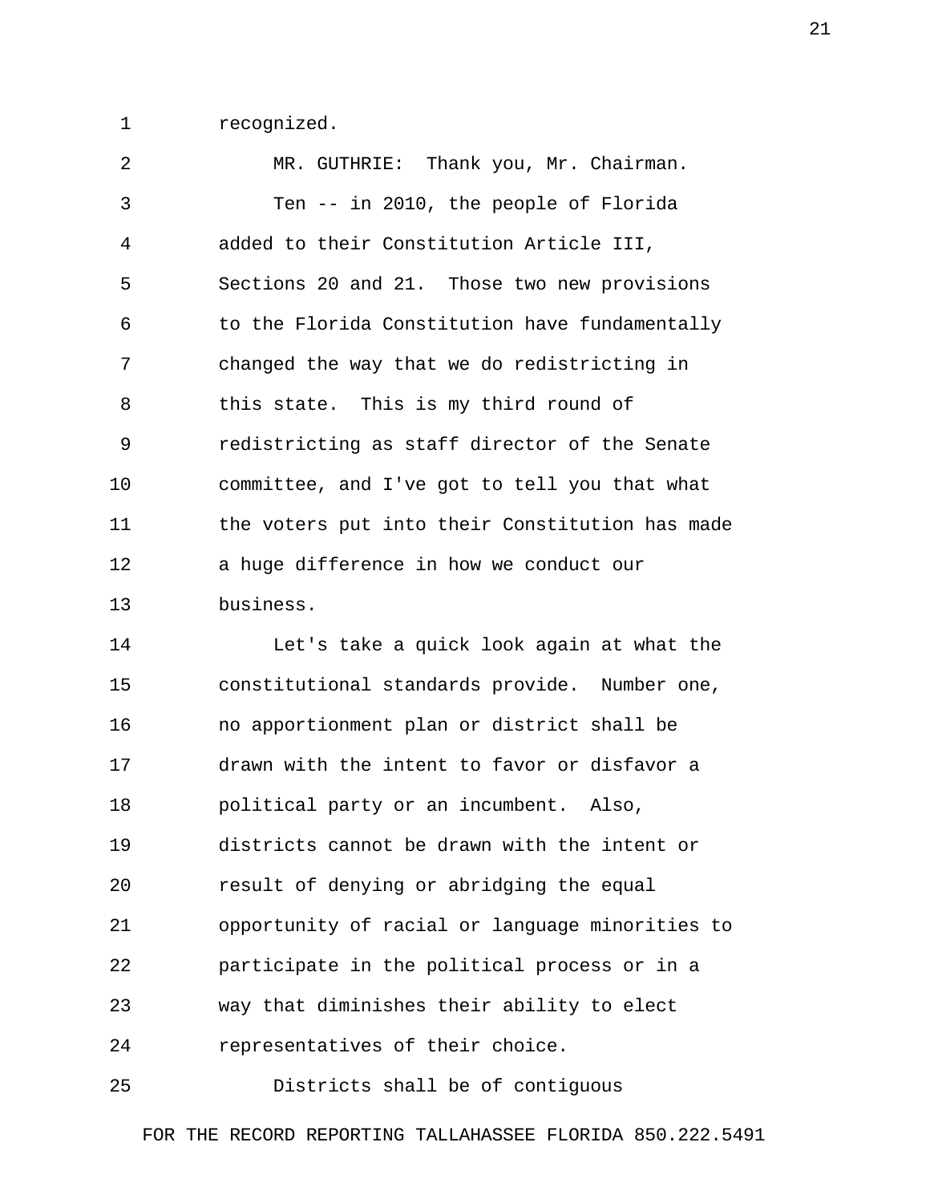recognized.

MR. GUTHRIE: Thank you, Mr. Chairman.

Ten -- in 2010, the people of Florida added to their Constitution Article III, Sections 20 and 21. Those two new provisions to the Florida Constitution have fundamentally changed the way that we do redistricting in this state. This is my third round of redistricting as staff director of the Senate committee, and I've got to tell you that what the voters put into their Constitution has made a huge difference in how we conduct our business.

Let's take a quick look again at what the constitutional standards provide. Number one, no apportionment plan or district shall be drawn with the intent to favor or disfavor a political party or an incumbent. Also, districts cannot be drawn with the intent or result of denying or abridging the equal opportunity of racial or language minorities to participate in the political process or in a way that diminishes their ability to elect representatives of their choice.

Districts shall be of contiguous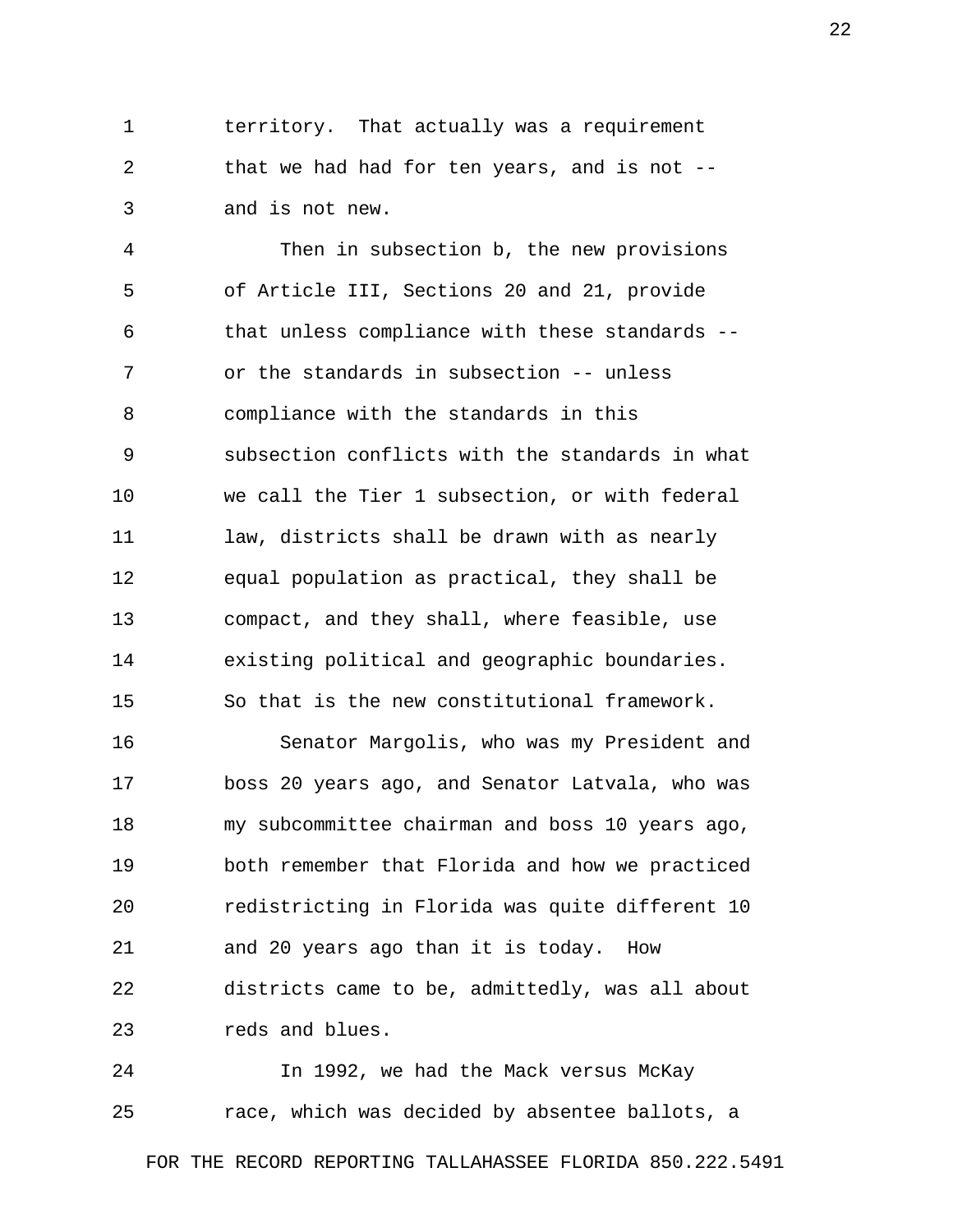territory. That actually was a requirement that we had had for ten years, and is not -- and is not new.

Then in subsection b, the new provisions of Article III, Sections 20 and 21, provide that unless compliance with these standards -- or the standards in subsection -- unless compliance with the standards in this subsection conflicts with the standards in what we call the Tier 1 subsection, or with federal law, districts shall be drawn with as nearly equal population as practical, they shall be compact, and they shall, where feasible, use existing political and geographic boundaries. So that is the new constitutional framework.

Senator Margolis, who was my President and boss 20 years ago, and Senator Latvala, who was my subcommittee chairman and boss 10 years ago, both remember that Florida and how we practiced redistricting in Florida was quite different 10 and 20 years ago than it is today. How districts came to be, admittedly, was all about reds and blues.

In 1992, we had the Mack versus McKay race, which was decided by absentee ballots, a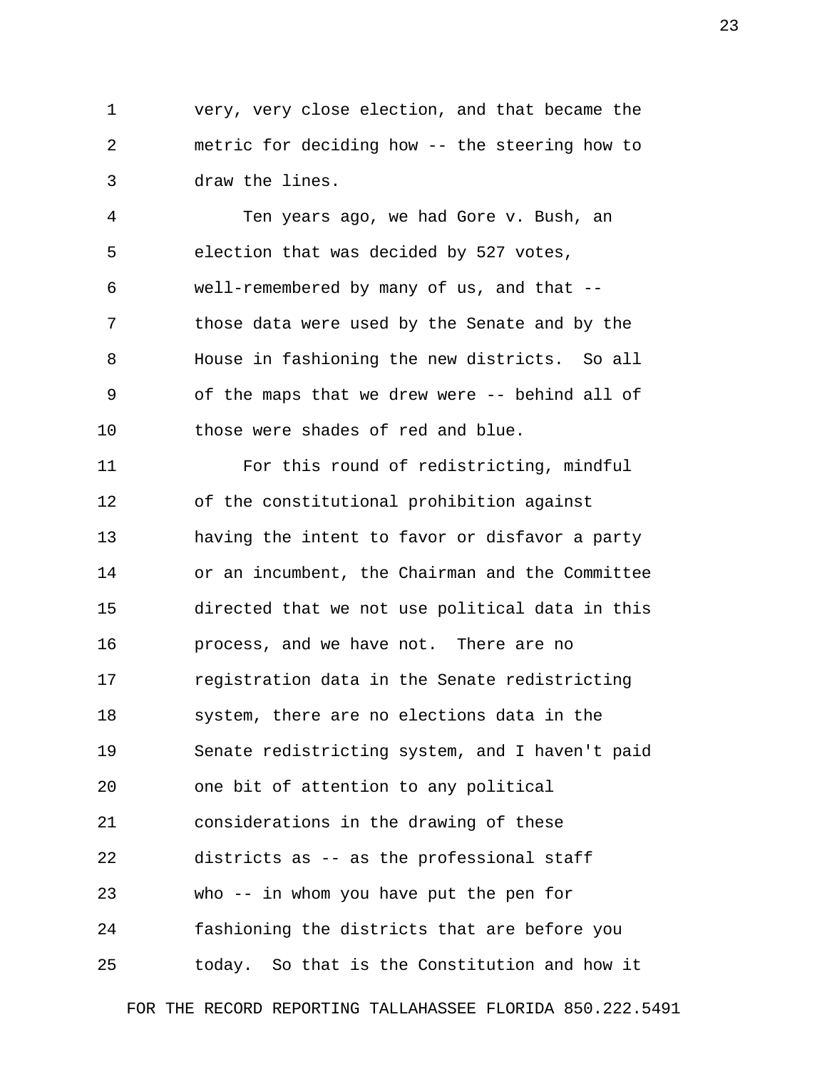very, very close election, and that became the metric for deciding how -- the steering how to draw the lines.

Ten years ago, we had Gore v. Bush, an election that was decided by 527 votes, well-remembered by many of us, and that -- those data were used by the Senate and by the House in fashioning the new districts. So all of the maps that we drew were -- behind all of those were shades of red and blue.

For this round of redistricting, mindful of the constitutional prohibition against having the intent to favor or disfavor a party or an incumbent, the Chairman and the Committee directed that we not use political data in this process, and we have not. There are no registration data in the Senate redistricting system, there are no elections data in the Senate redistricting system, and I haven't paid one bit of attention to any political considerations in the drawing of these districts as -- as the professional staff who -- in whom you have put the pen for fashioning the districts that are before you today. So that is the Constitution and how it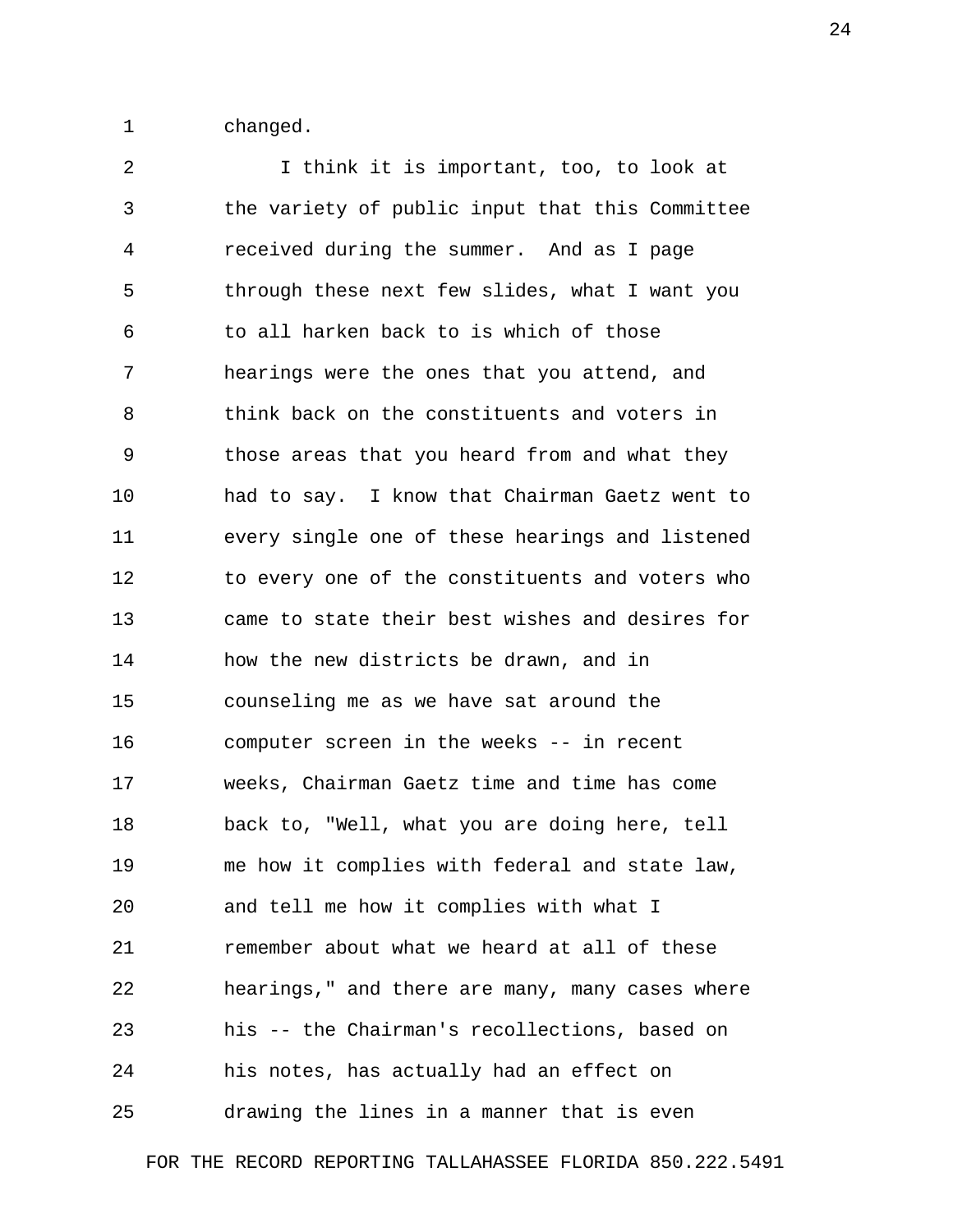changed.

I think it is important, too, to look at the variety of public input that this Committee received during the summer. And as I page through these next few slides, what I want you to all harken back to is which of those hearings were the ones that you attend, and think back on the constituents and voters in those areas that you heard from and what they had to say. I know that Chairman Gaetz went to every single one of these hearings and listened to every one of the constituents and voters who came to state their best wishes and desires for how the new districts be drawn, and in counseling me as we have sat around the computer screen in the weeks -- in recent weeks, Chairman Gaetz time and time has come back to, "Well, what you are doing here, tell me how it complies with federal and state law, and tell me how it complies with what I remember about what we heard at all of these hearings," and there are many, many cases where his -- the Chairman's recollections, based on his notes, has actually had an effect on drawing the lines in a manner that is even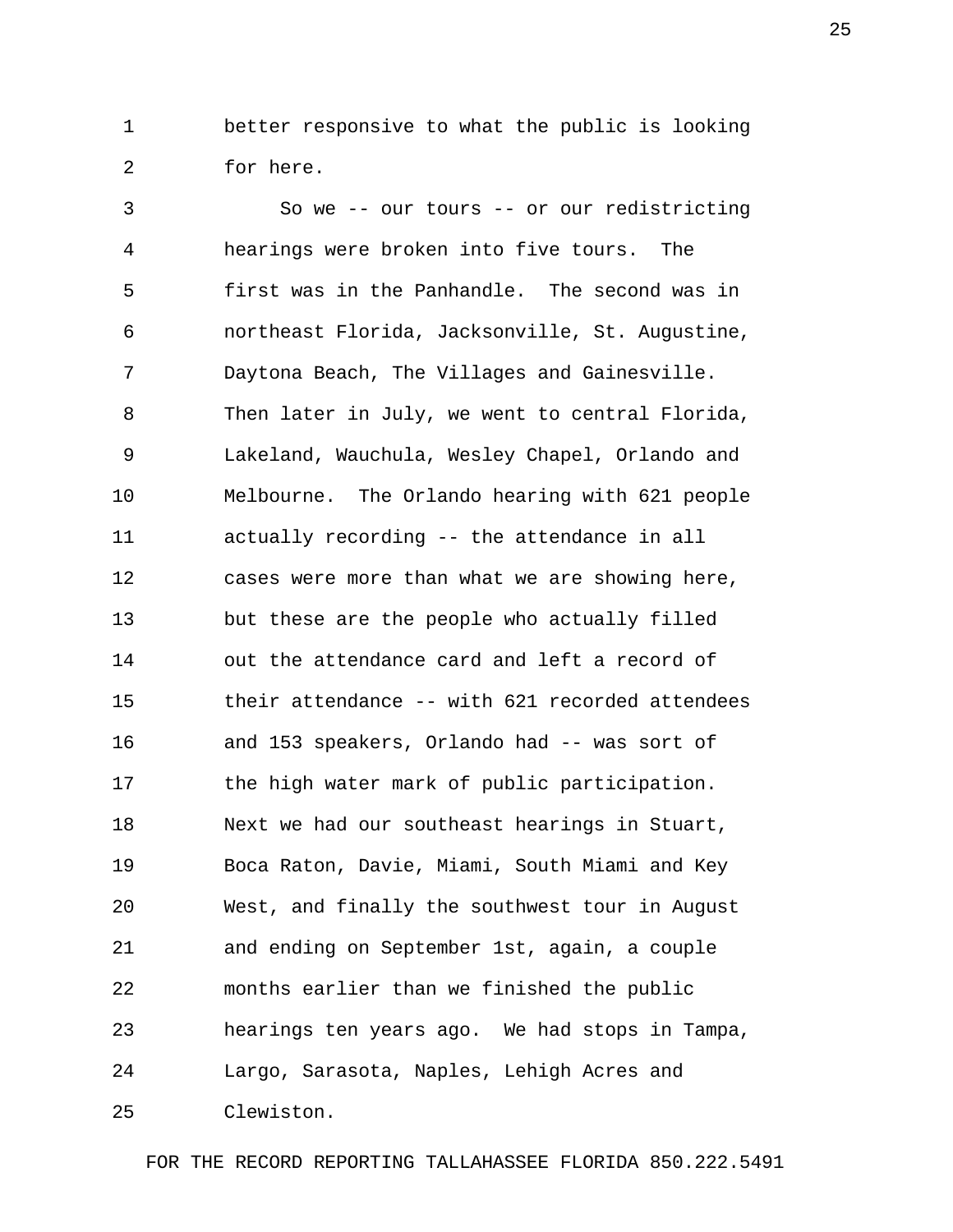better responsive to what the public is looking for here.

So we -- our tours -- or our redistricting hearings were broken into five tours. The first was in the Panhandle. The second was in northeast Florida, Jacksonville, St. Augustine, Daytona Beach, The Villages and Gainesville. Then later in July, we went to central Florida, Lakeland, Wauchula, Wesley Chapel, Orlando and Melbourne. The Orlando hearing with 621 people actually recording -- the attendance in all cases were more than what we are showing here, but these are the people who actually filled out the attendance card and left a record of their attendance -- with 621 recorded attendees and 153 speakers, Orlando had -- was sort of the high water mark of public participation. Next we had our southeast hearings in Stuart, Boca Raton, Davie, Miami, South Miami and Key West, and finally the southwest tour in August and ending on September 1st, again, a couple months earlier than we finished the public hearings ten years ago. We had stops in Tampa, Largo, Sarasota, Naples, Lehigh Acres and Clewiston.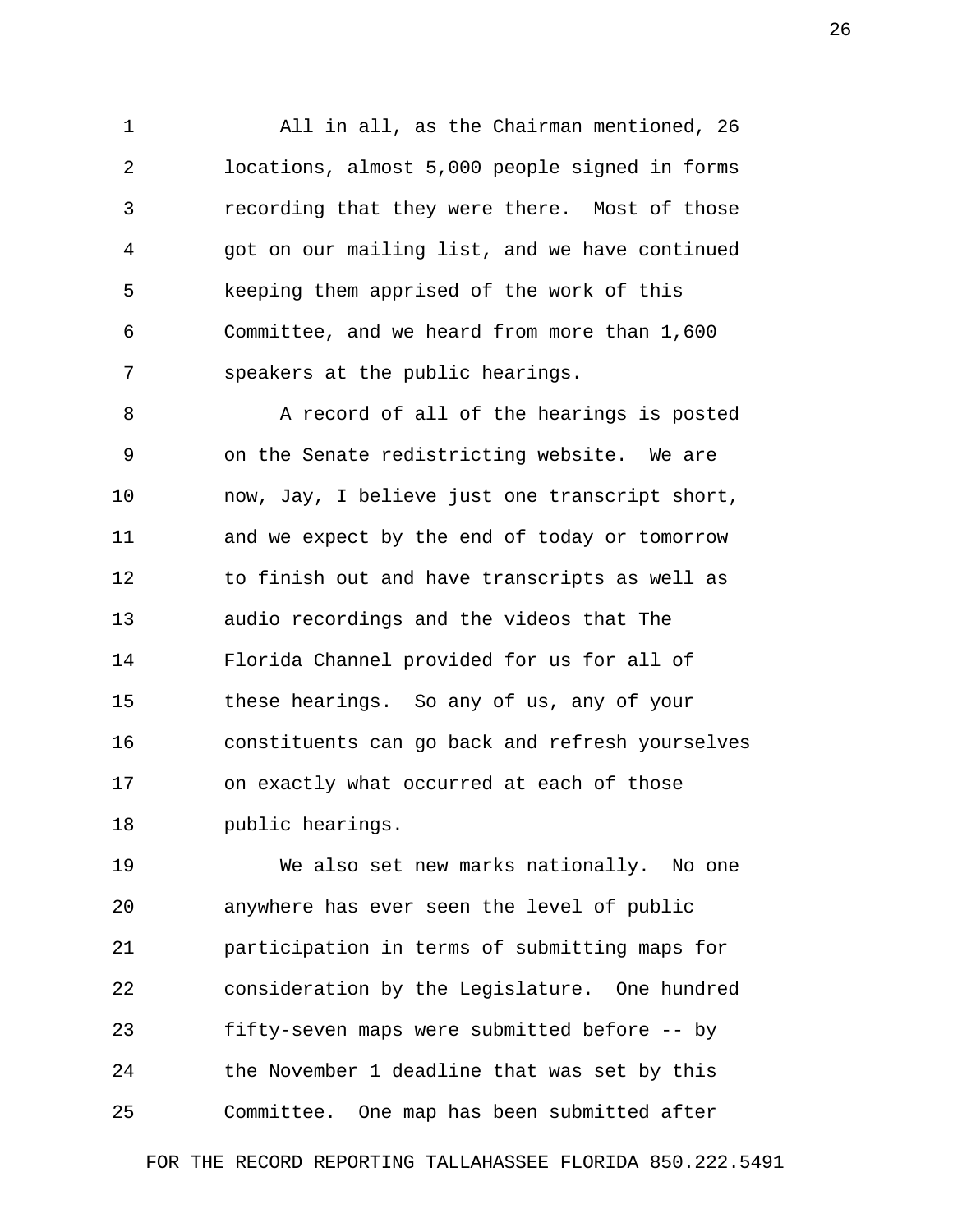All in all, as the Chairman mentioned, 26 locations, almost 5,000 people signed in forms recording that they were there. Most of those got on our mailing list, and we have continued keeping them apprised of the work of this Committee, and we heard from more than 1,600 speakers at the public hearings.

A record of all of the hearings is posted on the Senate redistricting website. We are now, Jay, I believe just one transcript short, and we expect by the end of today or tomorrow to finish out and have transcripts as well as audio recordings and the videos that The Florida Channel provided for us for all of these hearings. So any of us, any of your constituents can go back and refresh yourselves on exactly what occurred at each of those public hearings.

We also set new marks nationally. No one anywhere has ever seen the level of public participation in terms of submitting maps for consideration by the Legislature. One hundred fifty-seven maps were submitted before -- by the November 1 deadline that was set by this Committee. One map has been submitted after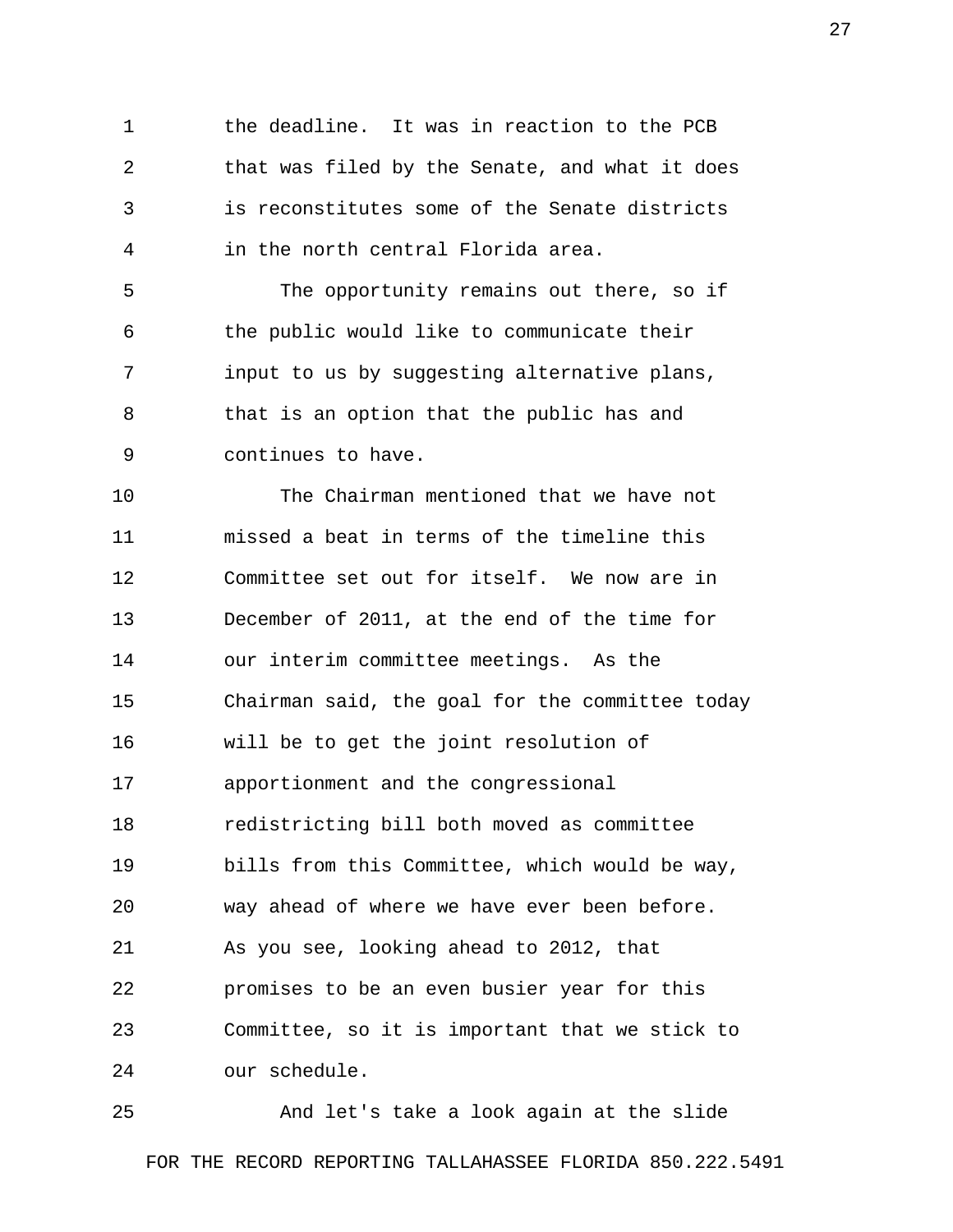the deadline. It was in reaction to the PCB that was filed by the Senate, and what it does is reconstitutes some of the Senate districts in the north central Florida area.

The opportunity remains out there, so if the public would like to communicate their input to us by suggesting alternative plans, that is an option that the public has and continues to have.

The Chairman mentioned that we have not missed a beat in terms of the timeline this Committee set out for itself. We now are in December of 2011, at the end of the time for our interim committee meetings. As the Chairman said, the goal for the committee today will be to get the joint resolution of apportionment and the congressional redistricting bill both moved as committee bills from this Committee, which would be way, way ahead of where we have ever been before. As you see, looking ahead to 2012, that promises to be an even busier year for this Committee, so it is important that we stick to our schedule.

And let's take a look again at the slide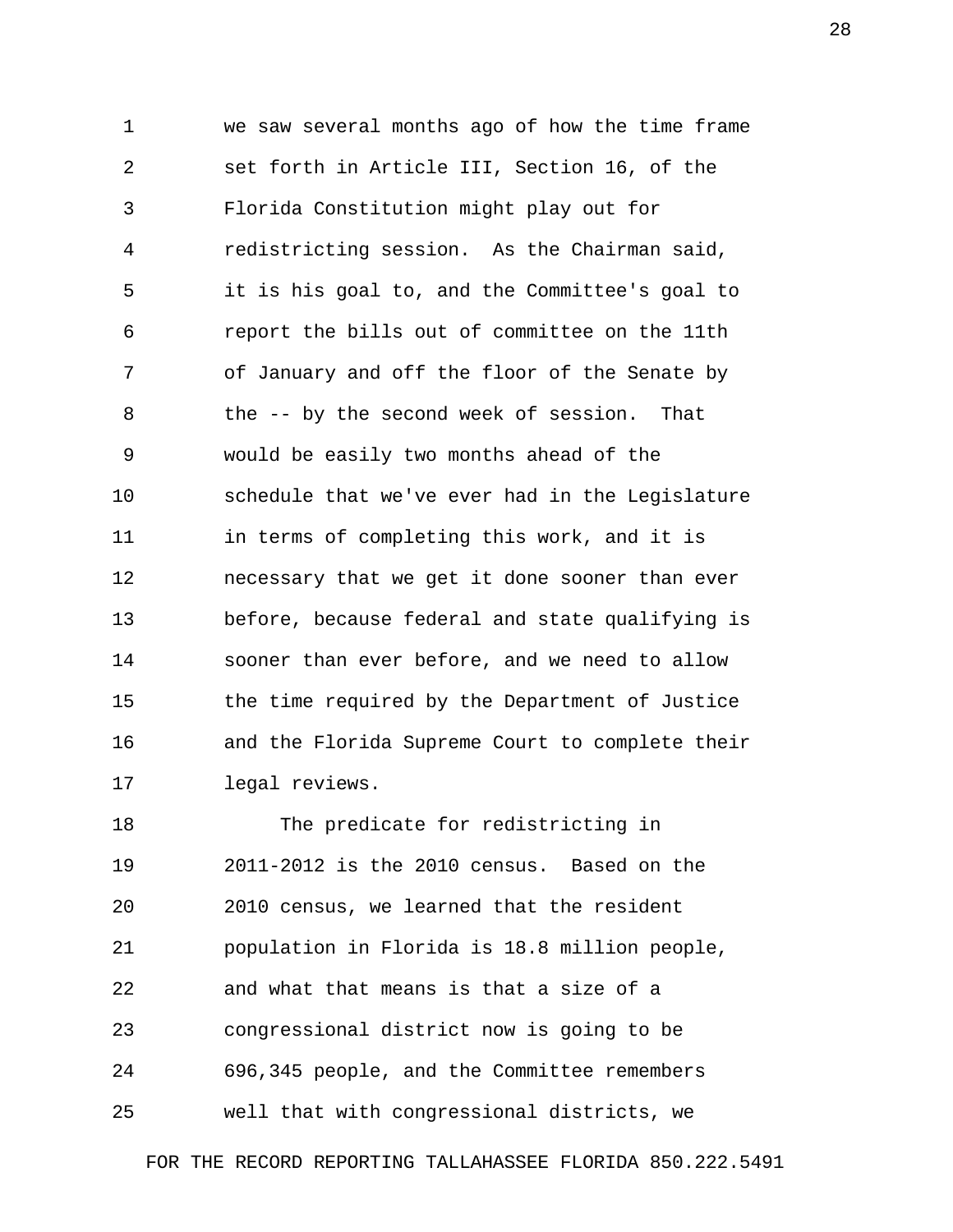we saw several months ago of how the time frame set forth in Article III, Section 16, of the Florida Constitution might play out for redistricting session. As the Chairman said, it is his goal to, and the Committee's goal to report the bills out of committee on the 11th of January and off the floor of the Senate by the -- by the second week of session. That would be easily two months ahead of the schedule that we've ever had in the Legislature in terms of completing this work, and it is necessary that we get it done sooner than ever before, because federal and state qualifying is sooner than ever before, and we need to allow the time required by the Department of Justice and the Florida Supreme Court to complete their legal reviews.

The predicate for redistricting in 2011-2012 is the 2010 census. Based on the 2010 census, we learned that the resident population in Florida is 18.8 million people, and what that means is that a size of a congressional district now is going to be 696,345 people, and the Committee remembers well that with congressional districts, we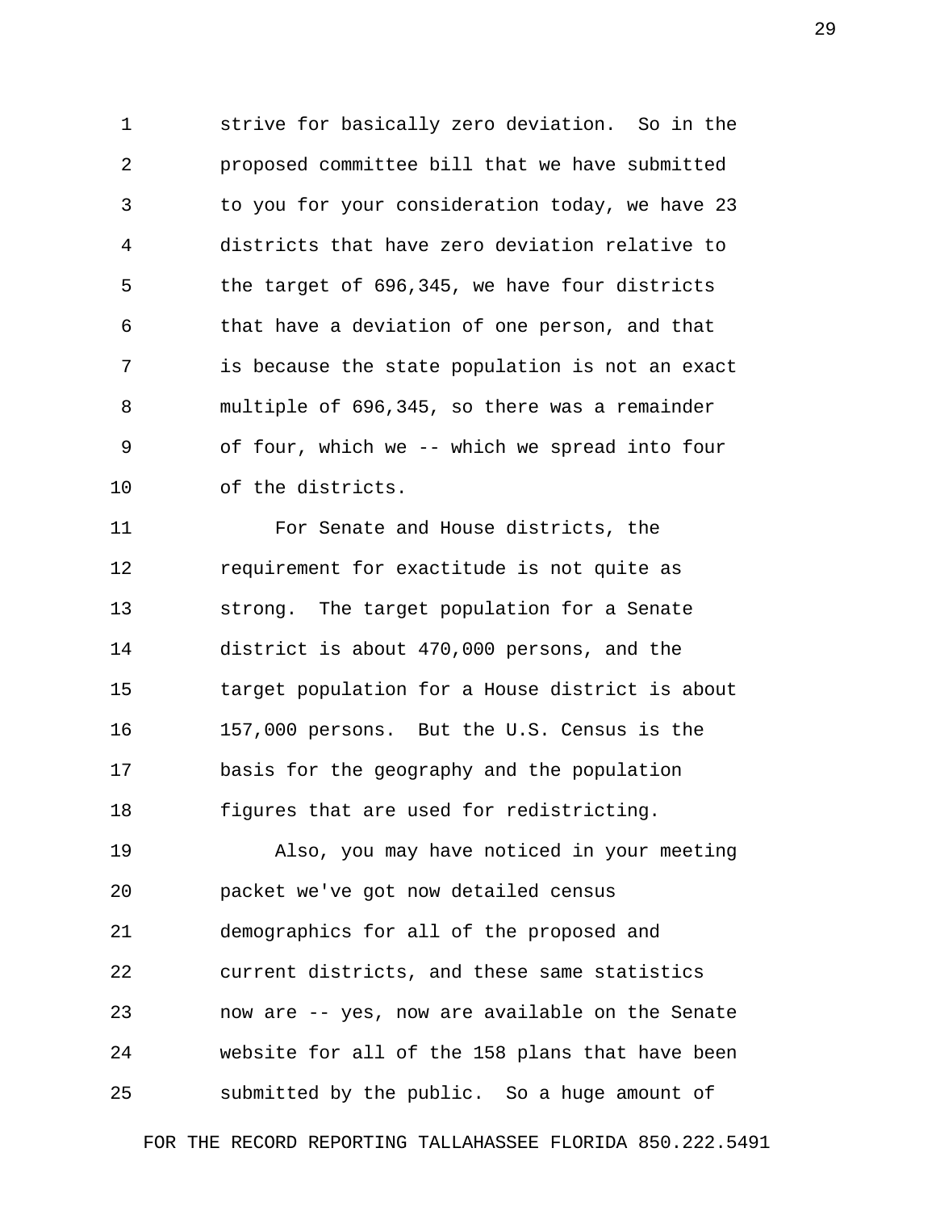strive for basically zero deviation. So in the proposed committee bill that we have submitted to you for your consideration today, we have 23 districts that have zero deviation relative to the target of 696,345, we have four districts that have a deviation of one person, and that is because the state population is not an exact multiple of 696,345, so there was a remainder of four, which we -- which we spread into four of the districts.

For Senate and House districts, the requirement for exactitude is not quite as strong. The target population for a Senate district is about 470,000 persons, and the target population for a House district is about 157,000 persons. But the U.S. Census is the basis for the geography and the population figures that are used for redistricting.

Also, you may have noticed in your meeting packet we've got now detailed census demographics for all of the proposed and current districts, and these same statistics now are -- yes, now are available on the Senate website for all of the 158 plans that have been submitted by the public. So a huge amount of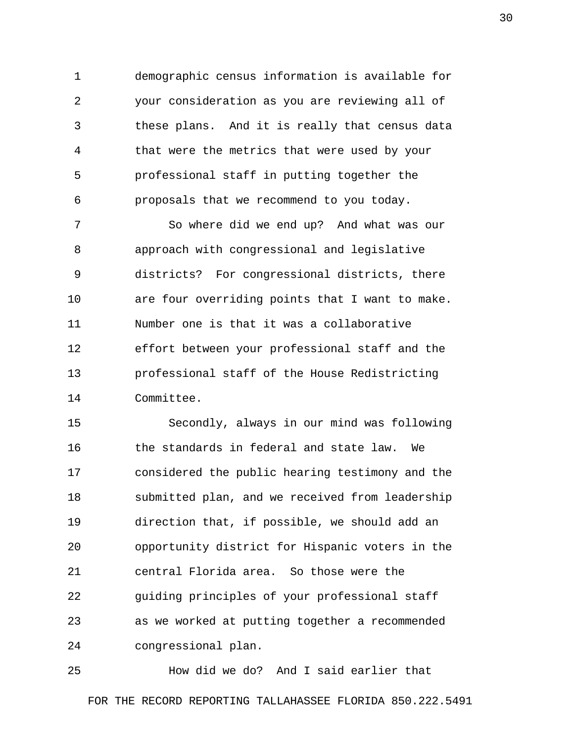demographic census information is available for your consideration as you are reviewing all of these plans. And it is really that census data that were the metrics that were used by your professional staff in putting together the proposals that we recommend to you today.

So where did we end up? And what was our approach with congressional and legislative districts? For congressional districts, there are four overriding points that I want to make. Number one is that it was a collaborative effort between your professional staff and the professional staff of the House Redistricting Committee.

Secondly, always in our mind was following the standards in federal and state law. We considered the public hearing testimony and the submitted plan, and we received from leadership direction that, if possible, we should add an opportunity district for Hispanic voters in the central Florida area. So those were the guiding principles of your professional staff as we worked at putting together a recommended congressional plan.

How did we do? And I said earlier that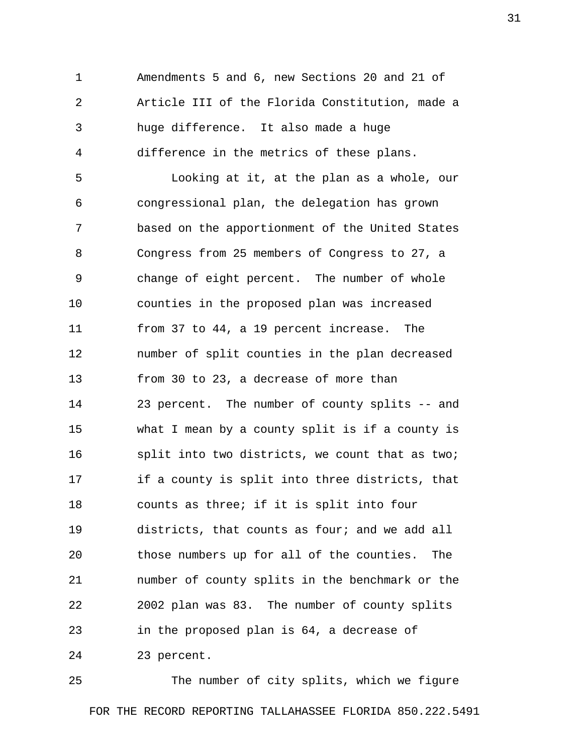Amendments 5 and 6, new Sections 20 and 21 of Article III of the Florida Constitution, made a huge difference. It also made a huge difference in the metrics of these plans.

Looking at it, at the plan as a whole, our congressional plan, the delegation has grown based on the apportionment of the United States Congress from 25 members of Congress to 27, a change of eight percent. The number of whole counties in the proposed plan was increased from 37 to 44, a 19 percent increase. The number of split counties in the plan decreased from 30 to 23, a decrease of more than 23 percent. The number of county splits -- and what I mean by a county split is if a county is split into two districts, we count that as two; if a county is split into three districts, that counts as three; if it is split into four districts, that counts as four; and we add all those numbers up for all of the counties. The number of county splits in the benchmark or the 2002 plan was 83. The number of county splits in the proposed plan is 64, a decrease of 23 percent.

The number of city splits, which we figure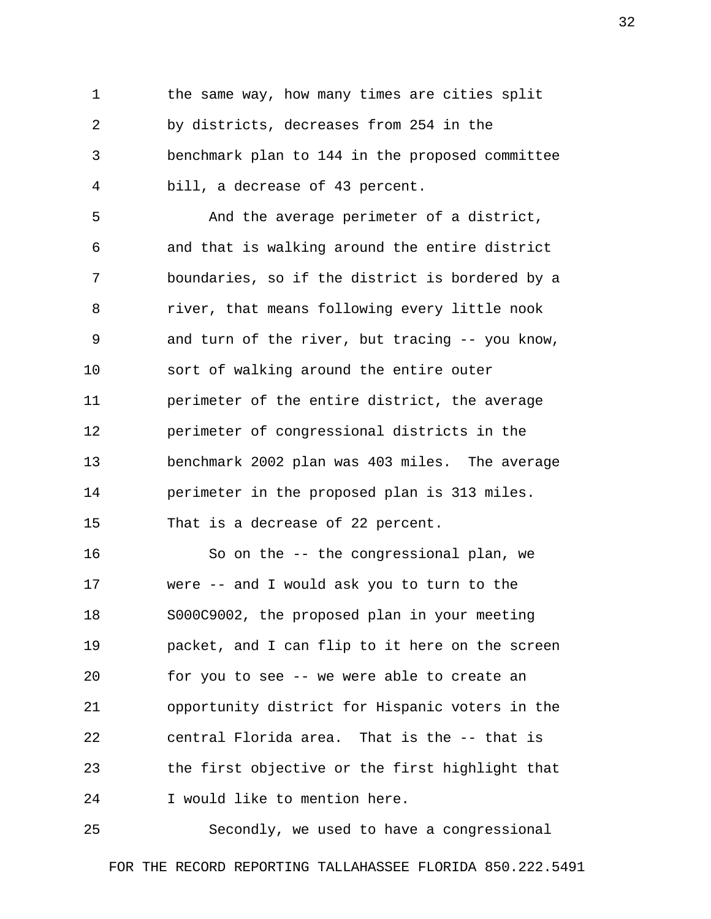the same way, how many times are cities split by districts, decreases from 254 in the benchmark plan to 144 in the proposed committee bill, a decrease of 43 percent.

And the average perimeter of a district, and that is walking around the entire district boundaries, so if the district is bordered by a river, that means following every little nook and turn of the river, but tracing -- you know, sort of walking around the entire outer perimeter of the entire district, the average perimeter of congressional districts in the benchmark 2002 plan was 403 miles. The average perimeter in the proposed plan is 313 miles. That is a decrease of 22 percent.

So on the -- the congressional plan, we were -- and I would ask you to turn to the S000C9002, the proposed plan in your meeting packet, and I can flip to it here on the screen for you to see -- we were able to create an opportunity district for Hispanic voters in the central Florida area. That is the -- that is the first objective or the first highlight that I would like to mention here.

Secondly, we used to have a congressional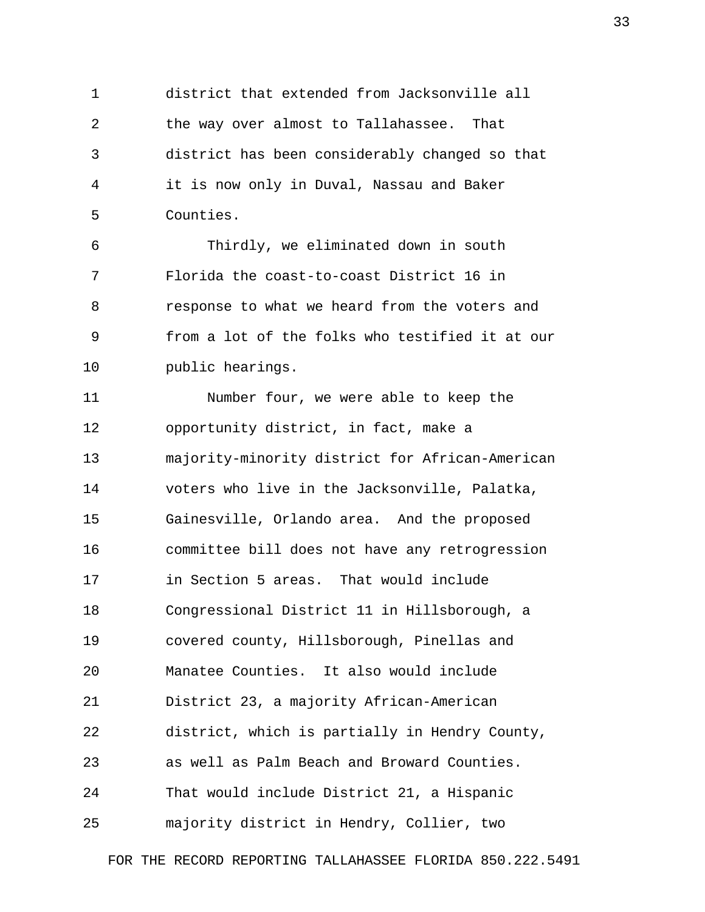district that extended from Jacksonville all the way over almost to Tallahassee. That district has been considerably changed so that it is now only in Duval, Nassau and Baker Counties.

Thirdly, we eliminated down in south Florida the coast-to-coast District 16 in response to what we heard from the voters and from a lot of the folks who testified it at our public hearings.

Number four, we were able to keep the opportunity district, in fact, make a majority-minority district for African-American voters who live in the Jacksonville, Palatka, Gainesville, Orlando area. And the proposed committee bill does not have any retrogression in Section 5 areas. That would include Congressional District 11 in Hillsborough, a covered county, Hillsborough, Pinellas and Manatee Counties. It also would include District 23, a majority African-American district, which is partially in Hendry County, as well as Palm Beach and Broward Counties. That would include District 21, a Hispanic majority district in Hendry, Collier, two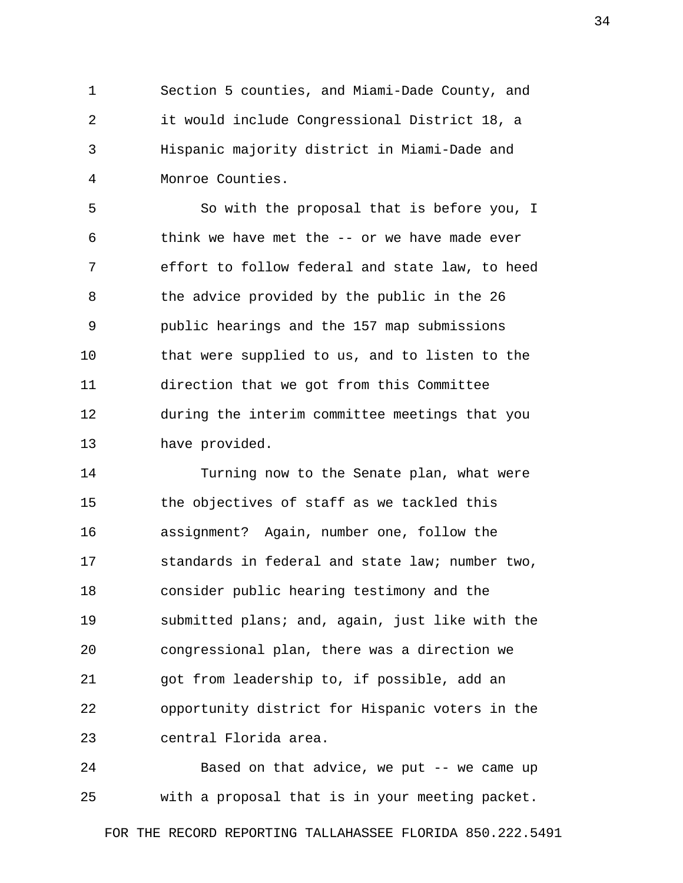Section 5 counties, and Miami-Dade County, and it would include Congressional District 18, a Hispanic majority district in Miami-Dade and Monroe Counties.

So with the proposal that is before you, I think we have met the -- or we have made ever effort to follow federal and state law, to heed the advice provided by the public in the 26 public hearings and the 157 map submissions that were supplied to us, and to listen to the direction that we got from this Committee during the interim committee meetings that you have provided.

Turning now to the Senate plan, what were the objectives of staff as we tackled this assignment? Again, number one, follow the standards in federal and state law; number two, consider public hearing testimony and the submitted plans; and, again, just like with the congressional plan, there was a direction we got from leadership to, if possible, add an opportunity district for Hispanic voters in the central Florida area.

Based on that advice, we put -- we came up with a proposal that is in your meeting packet.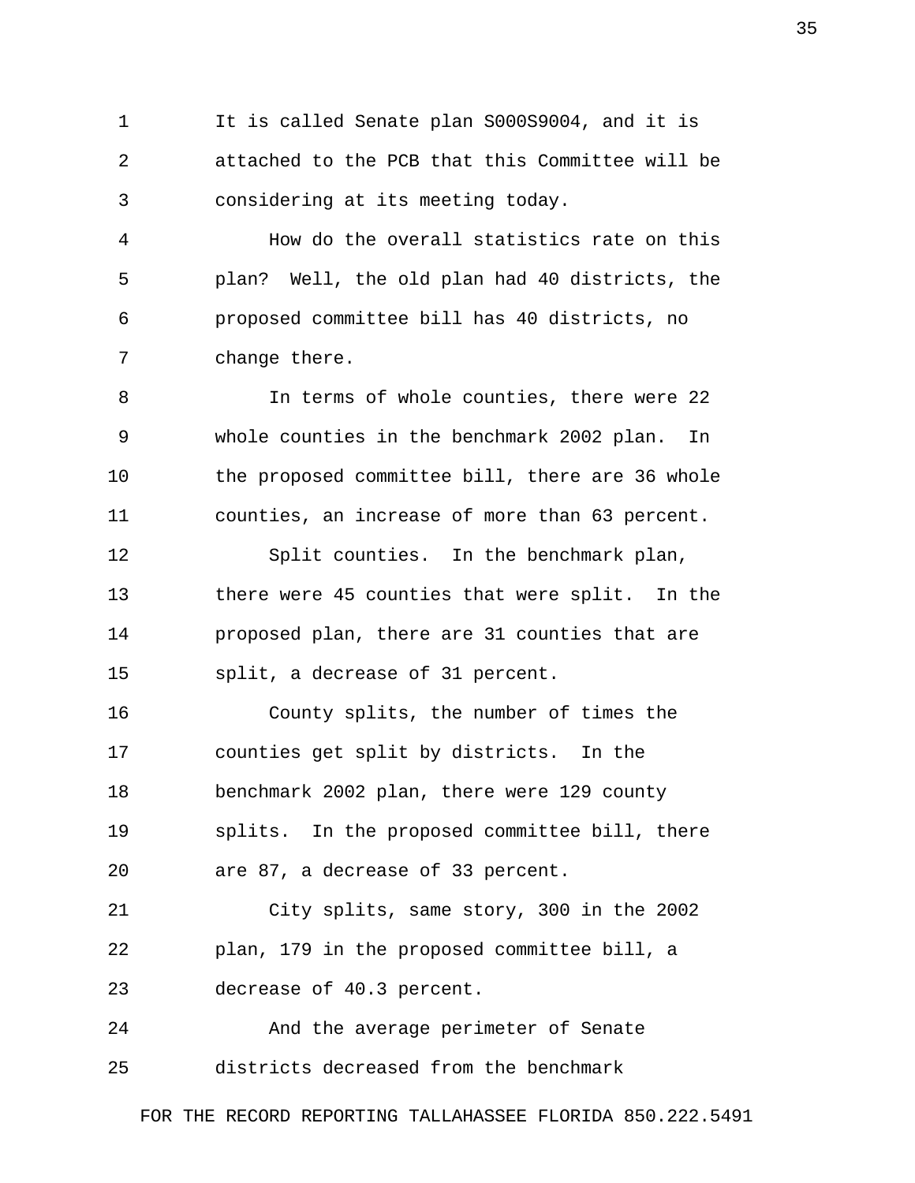It is called Senate plan S000S9004, and it is attached to the PCB that this Committee will be considering at its meeting today.

How do the overall statistics rate on this plan? Well, the old plan had 40 districts, the proposed committee bill has 40 districts, no change there.

In terms of whole counties, there were 22 whole counties in the benchmark 2002 plan. In the proposed committee bill, there are 36 whole counties, an increase of more than 63 percent.

Split counties. In the benchmark plan, there were 45 counties that were split. In the proposed plan, there are 31 counties that are split, a decrease of 31 percent.

County splits, the number of times the counties get split by districts. In the benchmark 2002 plan, there were 129 county splits. In the proposed committee bill, there are 87, a decrease of 33 percent.

City splits, same story, 300 in the 2002 plan, 179 in the proposed committee bill, a decrease of 40.3 percent.

And the average perimeter of Senate districts decreased from the benchmark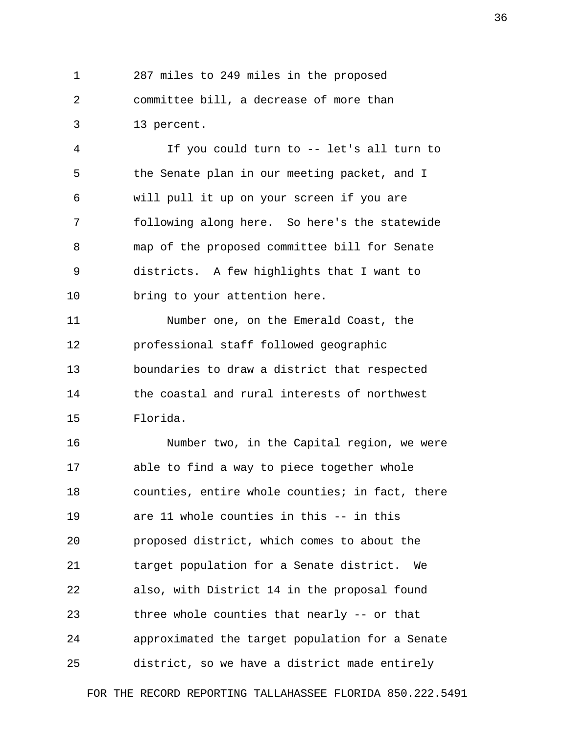287 miles to 249 miles in the proposed committee bill, a decrease of more than 13 percent.

If you could turn to -- let's all turn to the Senate plan in our meeting packet, and I will pull it up on your screen if you are following along here. So here's the statewide map of the proposed committee bill for Senate districts. A few highlights that I want to bring to your attention here.

Number one, on the Emerald Coast, the professional staff followed geographic boundaries to draw a district that respected the coastal and rural interests of northwest Florida.

Number two, in the Capital region, we were able to find a way to piece together whole counties, entire whole counties; in fact, there are 11 whole counties in this -- in this proposed district, which comes to about the target population for a Senate district. We also, with District 14 in the proposal found three whole counties that nearly -- or that approximated the target population for a Senate district, so we have a district made entirely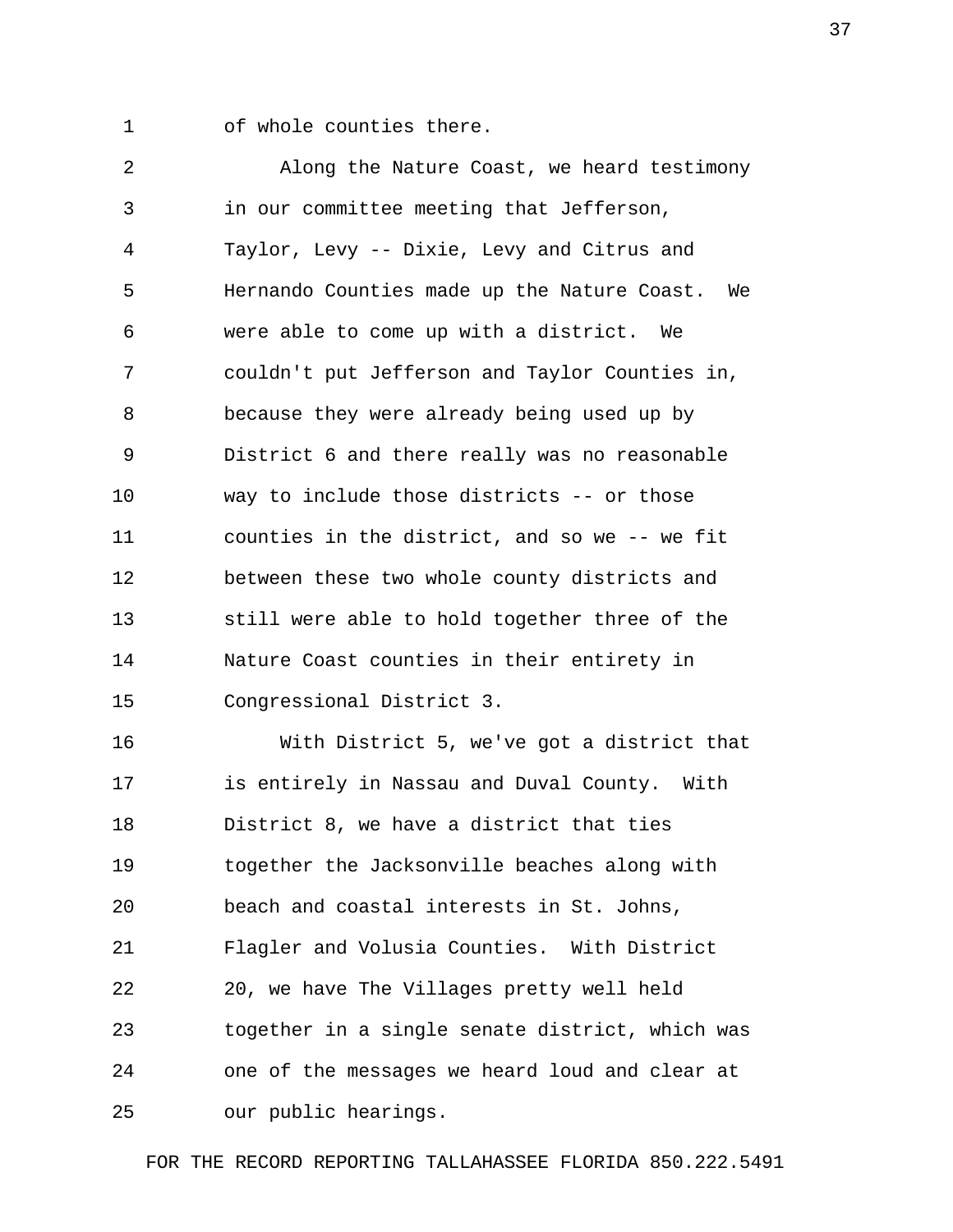of whole counties there.

Along the Nature Coast, we heard testimony in our committee meeting that Jefferson, Taylor, Levy -- Dixie, Levy and Citrus and Hernando Counties made up the Nature Coast. We were able to come up with a district. We couldn't put Jefferson and Taylor Counties in, because they were already being used up by District 6 and there really was no reasonable way to include those districts -- or those counties in the district, and so we -- we fit between these two whole county districts and still were able to hold together three of the Nature Coast counties in their entirety in Congressional District 3.

With District 5, we've got a district that is entirely in Nassau and Duval County. With District 8, we have a district that ties together the Jacksonville beaches along with beach and coastal interests in St. Johns, Flagler and Volusia Counties. With District 20, we have The Villages pretty well held together in a single senate district, which was one of the messages we heard loud and clear at our public hearings.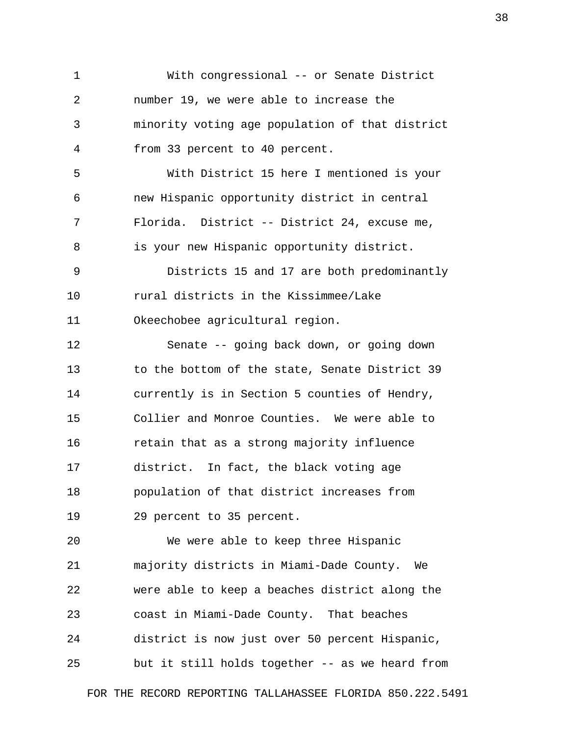With congressional -- or Senate District number 19, we were able to increase the minority voting age population of that district from 33 percent to 40 percent.

With District 15 here I mentioned is your new Hispanic opportunity district in central Florida. District -- District 24, excuse me, is your new Hispanic opportunity district.

Districts 15 and 17 are both predominantly rural districts in the Kissimmee/Lake Okeechobee agricultural region.

Senate -- going back down, or going down to the bottom of the state, Senate District 39 currently is in Section 5 counties of Hendry, Collier and Monroe Counties. We were able to retain that as a strong majority influence district. In fact, the black voting age population of that district increases from 29 percent to 35 percent.

We were able to keep three Hispanic majority districts in Miami-Dade County. We were able to keep a beaches district along the coast in Miami-Dade County. That beaches district is now just over 50 percent Hispanic, but it still holds together -- as we heard from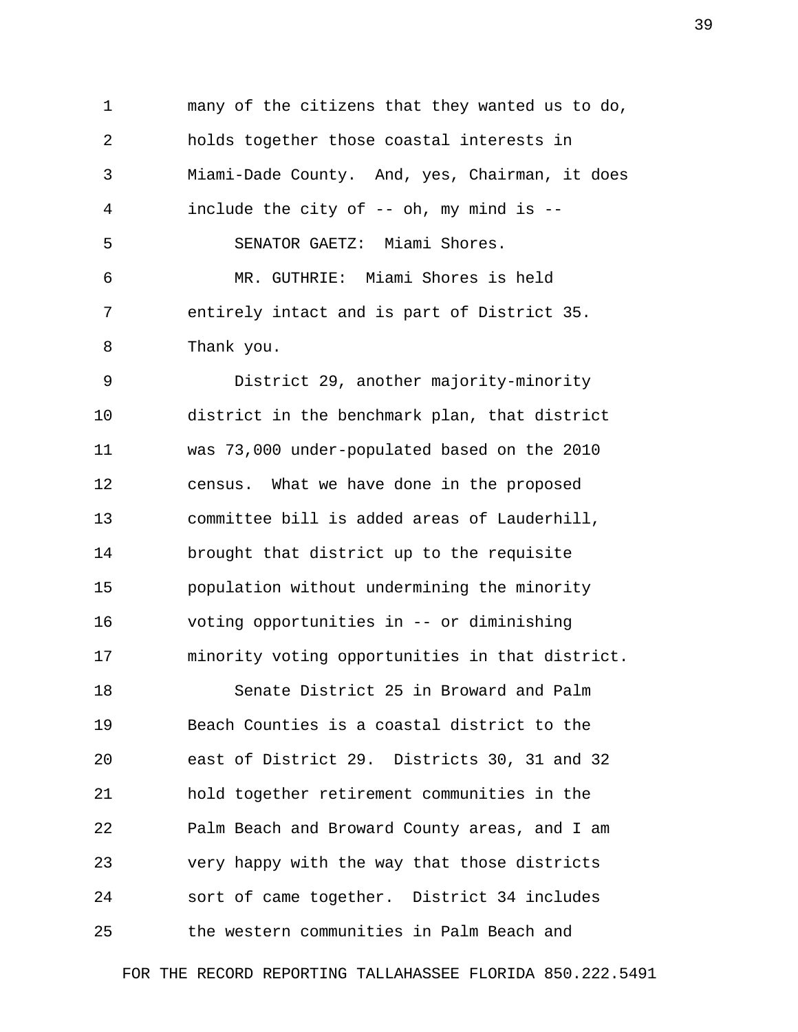many of the citizens that they wanted us to do, holds together those coastal interests in Miami-Dade County. And, yes, Chairman, it does include the city of -- oh, my mind is --

SENATOR GAETZ: Miami Shores.

MR. GUTHRIE: Miami Shores is held entirely intact and is part of District 35. Thank you.

District 29, another majority-minority district in the benchmark plan, that district was 73,000 under-populated based on the 2010 census. What we have done in the proposed committee bill is added areas of Lauderhill, brought that district up to the requisite population without undermining the minority voting opportunities in -- or diminishing minority voting opportunities in that district.

Senate District 25 in Broward and Palm Beach Counties is a coastal district to the east of District 29. Districts 30, 31 and 32 hold together retirement communities in the Palm Beach and Broward County areas, and I am very happy with the way that those districts sort of came together. District 34 includes the western communities in Palm Beach and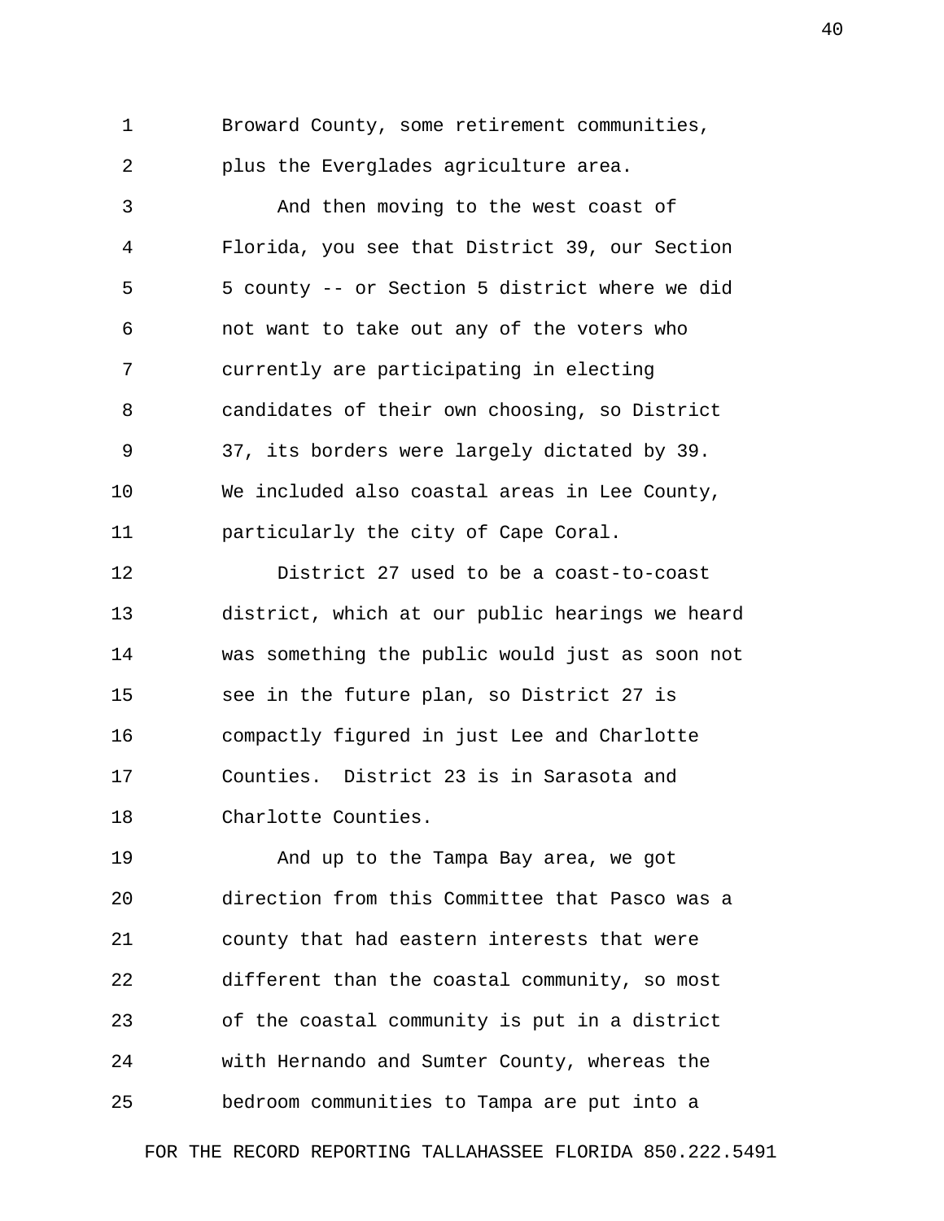Broward County, some retirement communities, plus the Everglades agriculture area.

And then moving to the west coast of Florida, you see that District 39, our Section 5 county -- or Section 5 district where we did not want to take out any of the voters who currently are participating in electing candidates of their own choosing, so District 37, its borders were largely dictated by 39. We included also coastal areas in Lee County, particularly the city of Cape Coral.

District 27 used to be a coast-to-coast district, which at our public hearings we heard was something the public would just as soon not see in the future plan, so District 27 is compactly figured in just Lee and Charlotte Counties. District 23 is in Sarasota and Charlotte Counties.

And up to the Tampa Bay area, we got direction from this Committee that Pasco was a county that had eastern interests that were different than the coastal community, so most of the coastal community is put in a district with Hernando and Sumter County, whereas the bedroom communities to Tampa are put into a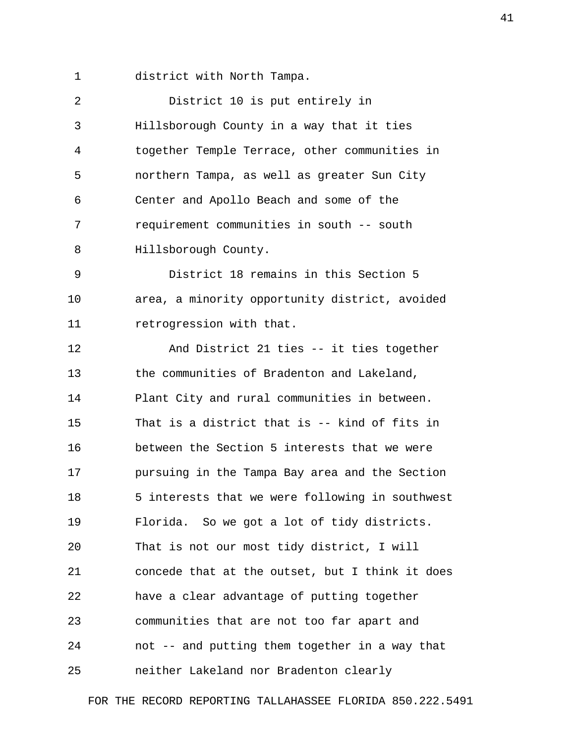district with North Tampa.

District 10 is put entirely in Hillsborough County in a way that it ties together Temple Terrace, other communities in northern Tampa, as well as greater Sun City Center and Apollo Beach and some of the requirement communities in south -- south Hillsborough County.

District 18 remains in this Section 5 area, a minority opportunity district, avoided retrogression with that.

And District 21 ties -- it ties together the communities of Bradenton and Lakeland, Plant City and rural communities in between. That is a district that is -- kind of fits in between the Section 5 interests that we were pursuing in the Tampa Bay area and the Section 5 interests that we were following in southwest Florida. So we got a lot of tidy districts. That is not our most tidy district, I will concede that at the outset, but I think it does have a clear advantage of putting together communities that are not too far apart and not -- and putting them together in a way that neither Lakeland nor Bradenton clearly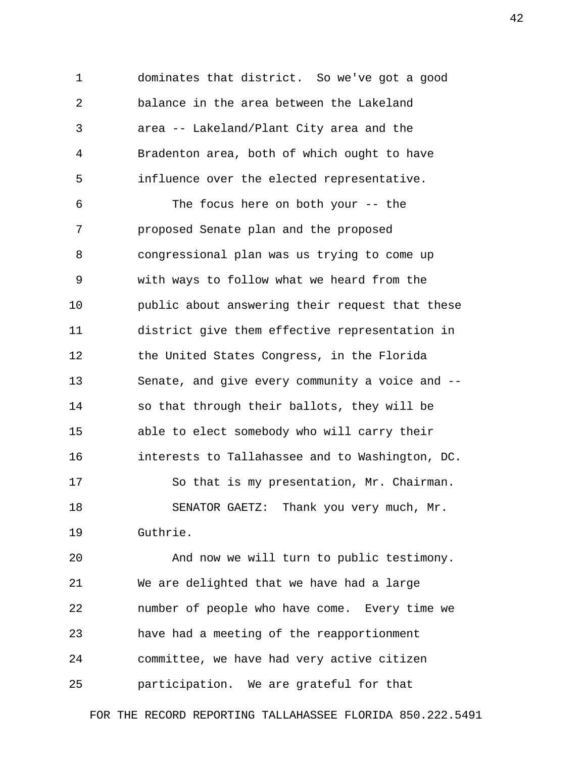dominates that district. So we've got a good balance in the area between the Lakeland area -- Lakeland/Plant City area and the Bradenton area, both of which ought to have influence over the elected representative.

The focus here on both your -- the proposed Senate plan and the proposed congressional plan was us trying to come up with ways to follow what we heard from the public about answering their request that these district give them effective representation in the United States Congress, in the Florida Senate, and give every community a voice and -- so that through their ballots, they will be able to elect somebody who will carry their interests to Tallahassee and to Washington, DC.

So that is my presentation, Mr. Chairman.

SENATOR GAETZ: Thank you very much, Mr. Guthrie.

And now we will turn to public testimony. We are delighted that we have had a large number of people who have come. Every time we have had a meeting of the reapportionment committee, we have had very active citizen participation. We are grateful for that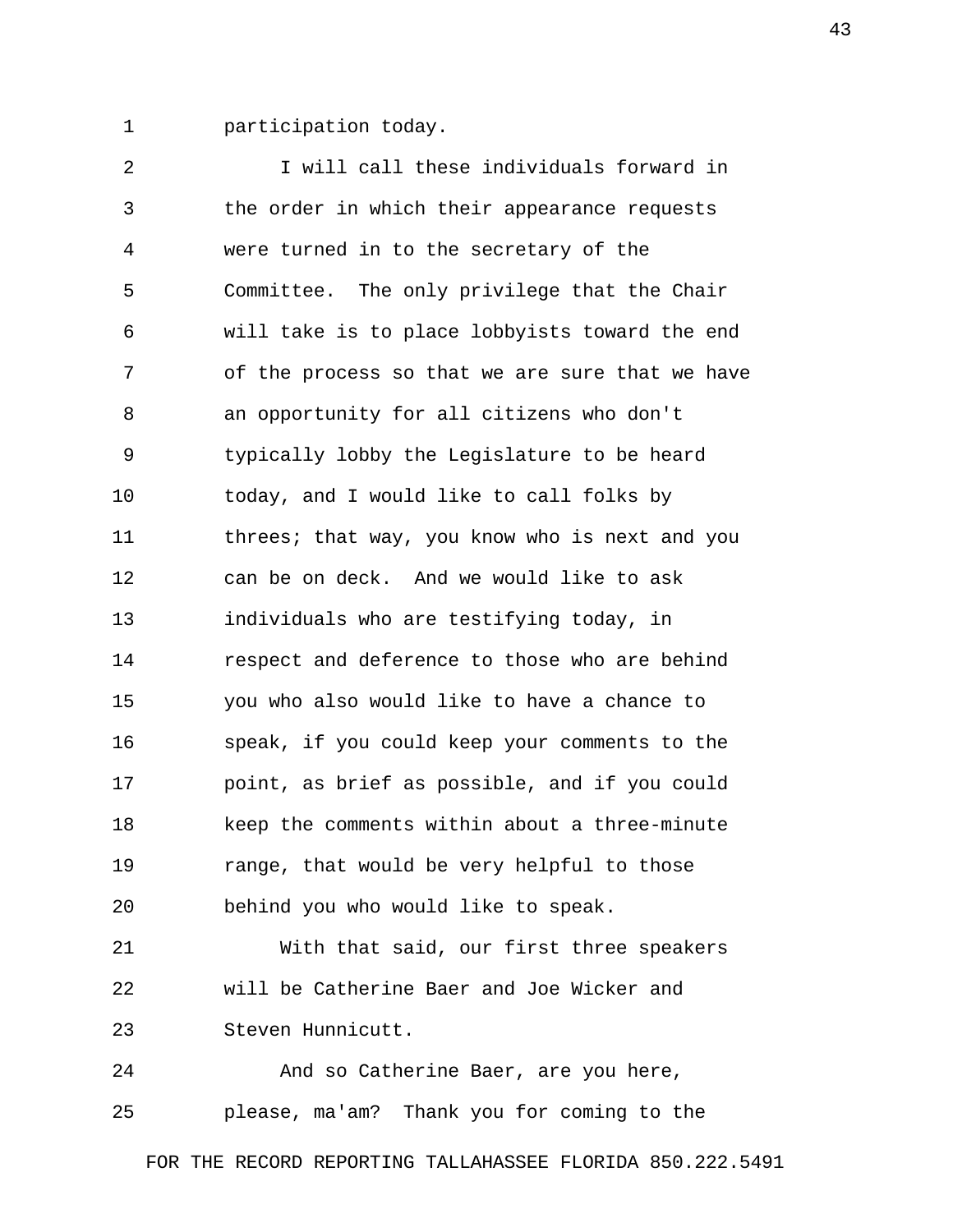participation today.

I will call these individuals forward in the order in which their appearance requests were turned in to the secretary of the Committee. The only privilege that the Chair will take is to place lobbyists toward the end of the process so that we are sure that we have an opportunity for all citizens who don't typically lobby the Legislature to be heard today, and I would like to call folks by threes; that way, you know who is next and you can be on deck. And we would like to ask individuals who are testifying today, in respect and deference to those who are behind you who also would like to have a chance to speak, if you could keep your comments to the point, as brief as possible, and if you could keep the comments within about a three-minute range, that would be very helpful to those behind you who would like to speak.

With that said, our first three speakers will be Catherine Baer and Joe Wicker and Steven Hunnicutt.

And so Catherine Baer, are you here, please, ma'am? Thank you for coming to the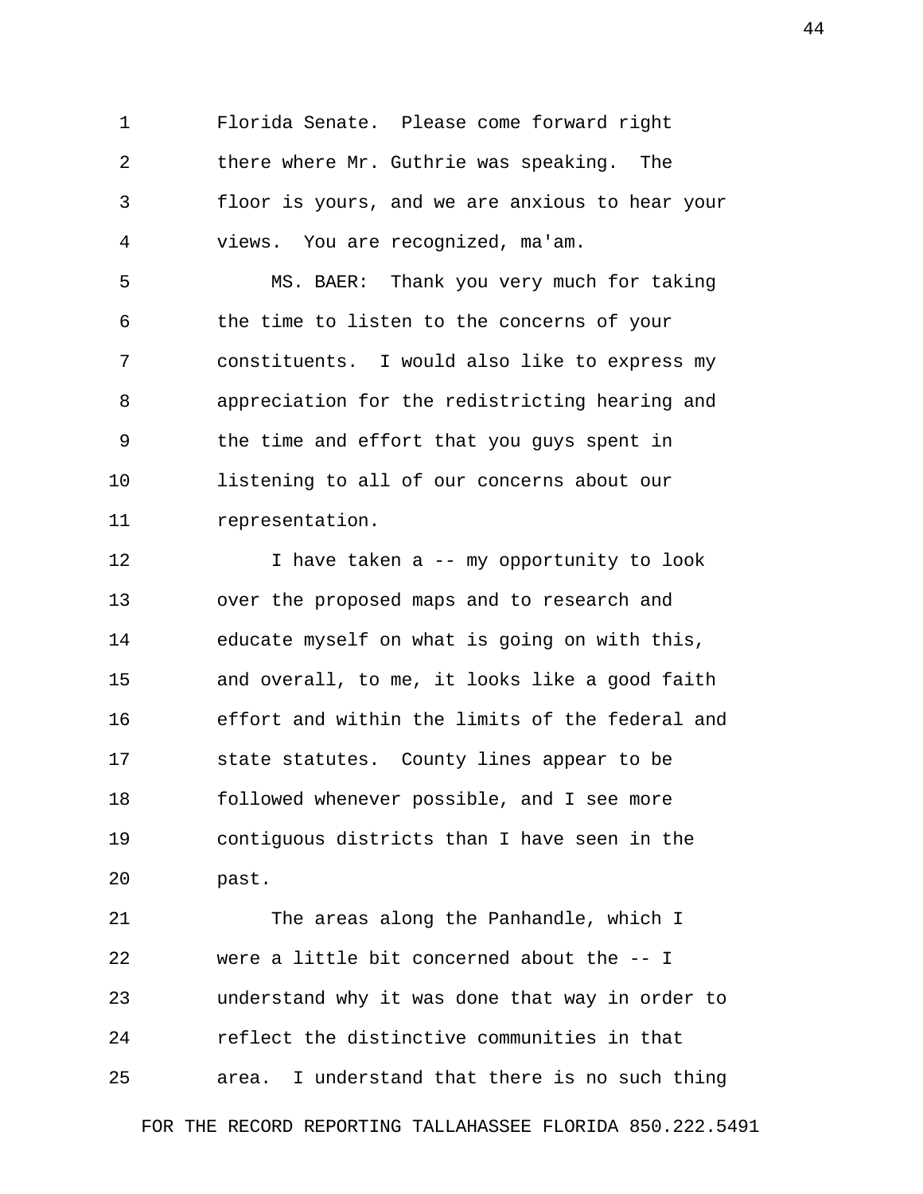Florida Senate. Please come forward right there where Mr. Guthrie was speaking. The floor is yours, and we are anxious to hear your views. You are recognized, ma'am.

MS. BAER: Thank you very much for taking the time to listen to the concerns of your constituents. I would also like to express my appreciation for the redistricting hearing and the time and effort that you guys spent in listening to all of our concerns about our representation.

I have taken a -- my opportunity to look over the proposed maps and to research and educate myself on what is going on with this, and overall, to me, it looks like a good faith effort and within the limits of the federal and state statutes. County lines appear to be followed whenever possible, and I see more contiguous districts than I have seen in the past.

The areas along the Panhandle, which I were a little bit concerned about the -- I understand why it was done that way in order to reflect the distinctive communities in that area. I understand that there is no such thing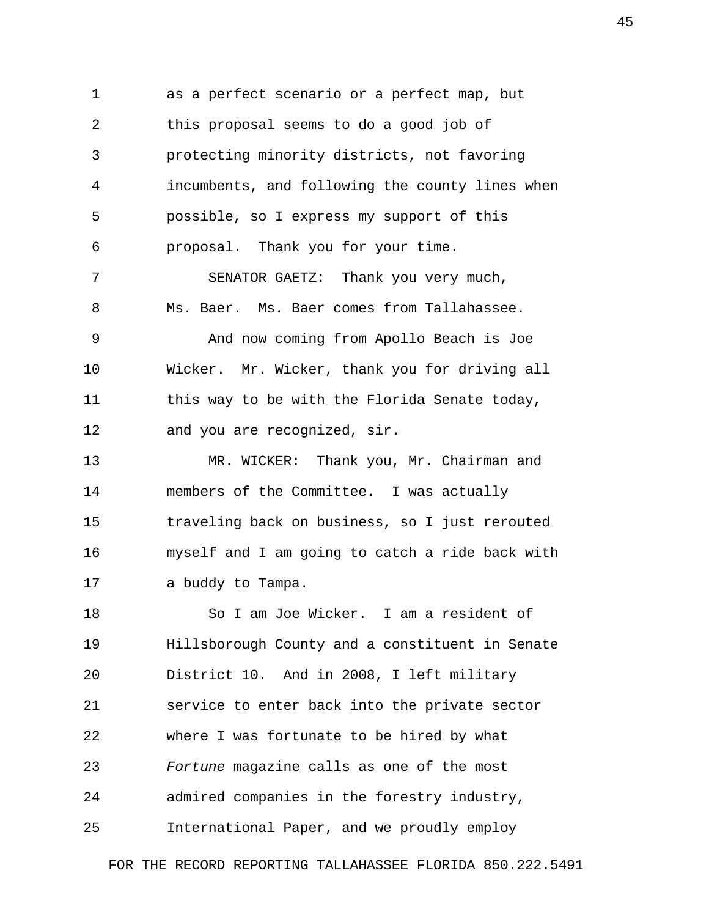as a perfect scenario or a perfect map, but this proposal seems to do a good job of protecting minority districts, not favoring incumbents, and following the county lines when possible, so I express my support of this proposal. Thank you for your time.

SENATOR GAETZ: Thank you very much, Ms. Baer. Ms. Baer comes from Tallahassee.

And now coming from Apollo Beach is Joe Wicker. Mr. Wicker, thank you for driving all this way to be with the Florida Senate today, and you are recognized, sir.

MR. WICKER: Thank you, Mr. Chairman and members of the Committee. I was actually traveling back on business, so I just rerouted myself and I am going to catch a ride back with a buddy to Tampa.

So I am Joe Wicker. I am a resident of Hillsborough County and a constituent in Senate District 10. And in 2008, I left military service to enter back into the private sector where I was fortunate to be hired by what *Fortune* magazine calls as one of the most admired companies in the forestry industry, International Paper, and we proudly employ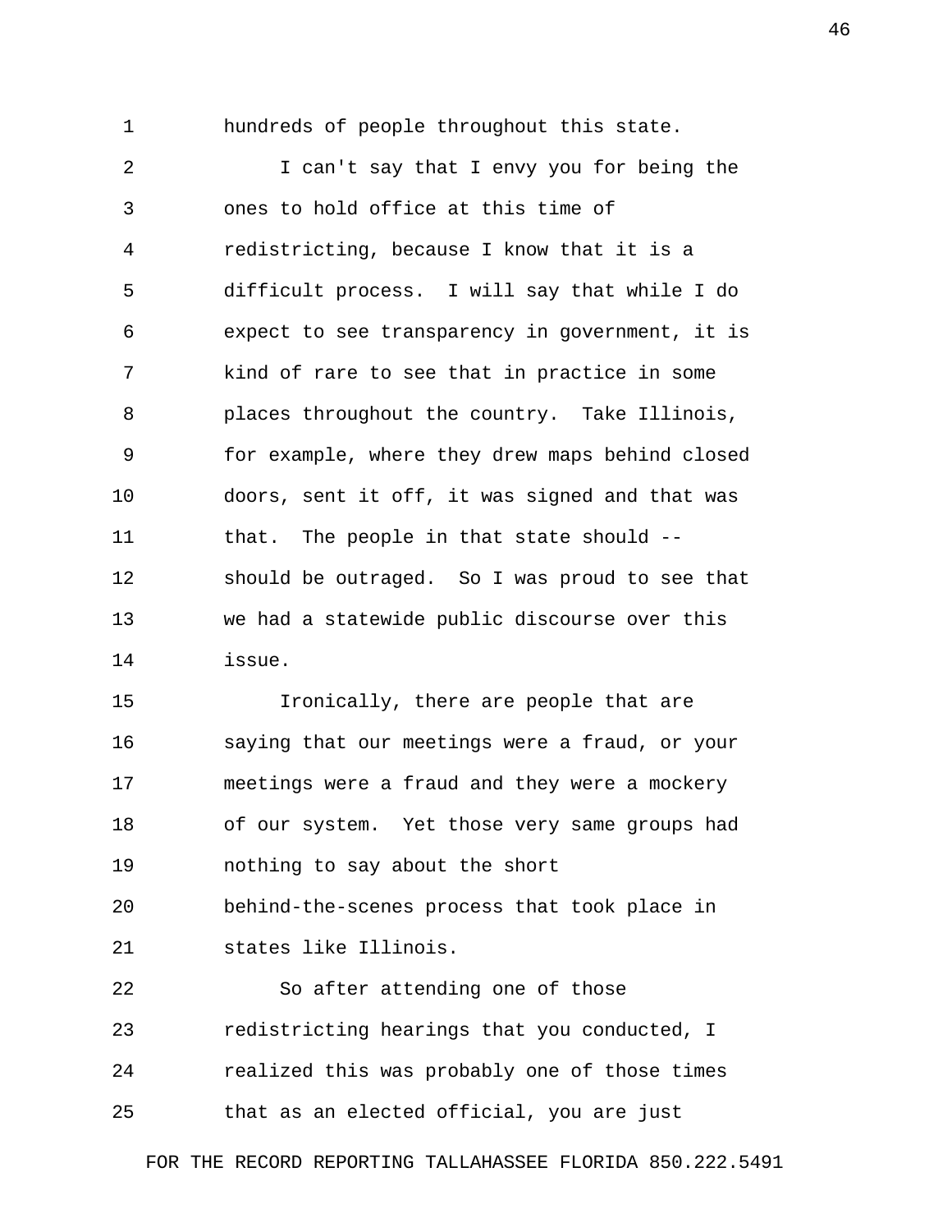hundreds of people throughout this state.

I can't say that I envy you for being the ones to hold office at this time of redistricting, because I know that it is a difficult process. I will say that while I do expect to see transparency in government, it is kind of rare to see that in practice in some places throughout the country. Take Illinois, for example, where they drew maps behind closed doors, sent it off, it was signed and that was that. The people in that state should -- should be outraged. So I was proud to see that we had a statewide public discourse over this issue.

Ironically, there are people that are saying that our meetings were a fraud, or your meetings were a fraud and they were a mockery of our system. Yet those very same groups had nothing to say about the short behind-the-scenes process that took place in states like Illinois.

So after attending one of those redistricting hearings that you conducted, I realized this was probably one of those times that as an elected official, you are just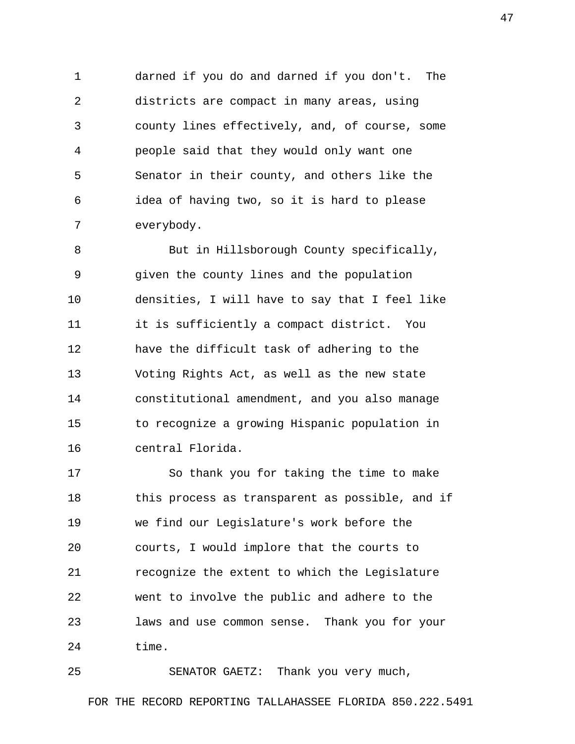darned if you do and darned if you don't. The districts are compact in many areas, using county lines effectively, and, of course, some people said that they would only want one Senator in their county, and others like the idea of having two, so it is hard to please everybody.

But in Hillsborough County specifically, given the county lines and the population densities, I will have to say that I feel like it is sufficiently a compact district. You have the difficult task of adhering to the Voting Rights Act, as well as the new state constitutional amendment, and you also manage to recognize a growing Hispanic population in central Florida.

So thank you for taking the time to make this process as transparent as possible, and if we find our Legislature's work before the courts, I would implore that the courts to recognize the extent to which the Legislature went to involve the public and adhere to the laws and use common sense. Thank you for your time.

SENATOR GAETZ: Thank you very much,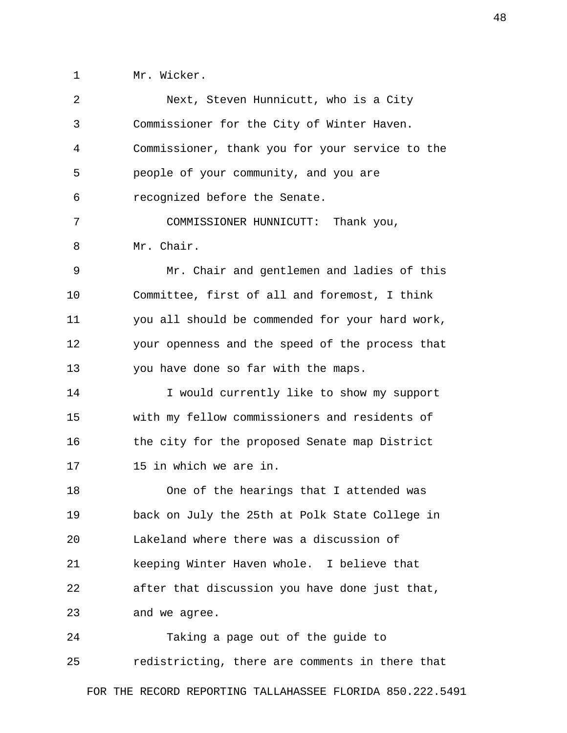Mr. Wicker.

Next, Steven Hunnicutt, who is a City Commissioner for the City of Winter Haven. Commissioner, thank you for your service to the people of your community, and you are recognized before the Senate.

COMMISSIONER HUNNICUTT: Thank you, Mr. Chair.

Mr. Chair and gentlemen and ladies of this Committee, first of all and foremost, I think you all should be commended for your hard work, your openness and the speed of the process that you have done so far with the maps.

I would currently like to show my support with my fellow commissioners and residents of the city for the proposed Senate map District 15 in which we are in.

One of the hearings that I attended was back on July the 25th at Polk State College in Lakeland where there was a discussion of keeping Winter Haven whole. I believe that after that discussion you have done just that, and we agree.

Taking a page out of the guide to redistricting, there are comments in there that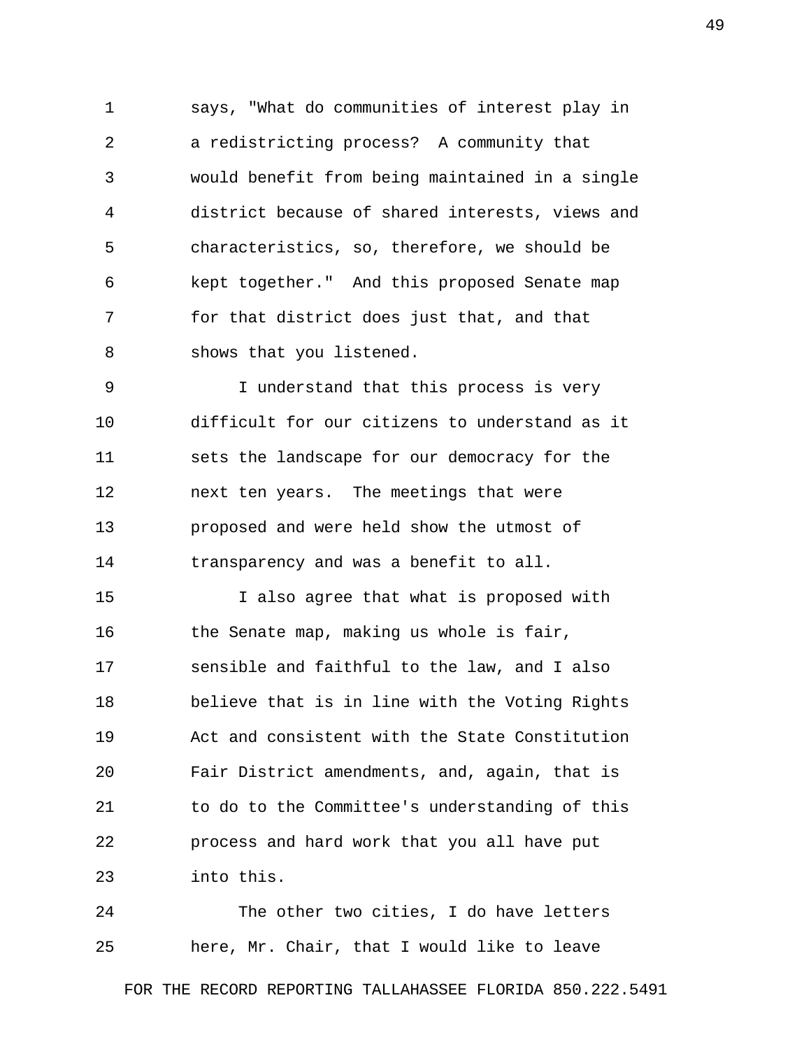says, "What do communities of interest play in a redistricting process? A community that would benefit from being maintained in a single district because of shared interests, views and characteristics, so, therefore, we should be kept together." And this proposed Senate map for that district does just that, and that shows that you listened.

I understand that this process is very difficult for our citizens to understand as it sets the landscape for our democracy for the next ten years. The meetings that were proposed and were held show the utmost of transparency and was a benefit to all.

I also agree that what is proposed with the Senate map, making us whole is fair, sensible and faithful to the law, and I also believe that is in line with the Voting Rights Act and consistent with the State Constitution Fair District amendments, and, again, that is to do to the Committee's understanding of this process and hard work that you all have put into this.

The other two cities, I do have letters here, Mr. Chair, that I would like to leave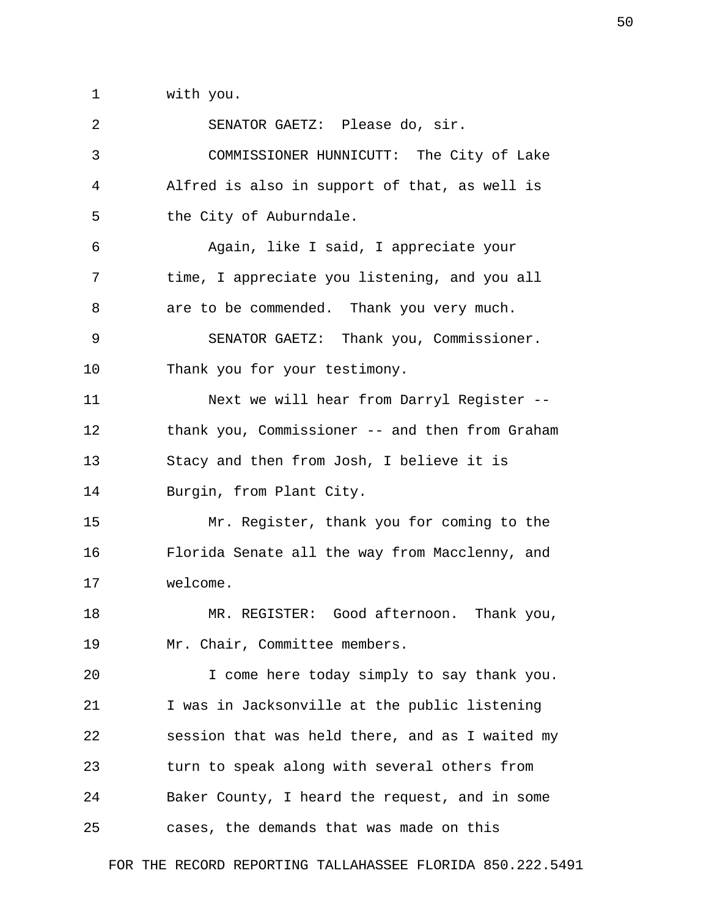with you.

SENATOR GAETZ: Please do, sir.

COMMISSIONER HUNNICUTT: The City of Lake Alfred is also in support of that, as well is the City of Auburndale.

Again, like I said, I appreciate your time, I appreciate you listening, and you all are to be commended. Thank you very much.

SENATOR GAETZ: Thank you, Commissioner. Thank you for your testimony.

Next we will hear from Darryl Register -- thank you, Commissioner -- and then from Graham Stacy and then from Josh, I believe it is Burgin, from Plant City.

Mr. Register, thank you for coming to the Florida Senate all the way from Macclenny, and welcome.

MR. REGISTER: Good afternoon. Thank you, Mr. Chair, Committee members.

I come here today simply to say thank you. I was in Jacksonville at the public listening session that was held there, and as I waited my turn to speak along with several others from Baker County, I heard the request, and in some cases, the demands that was made on this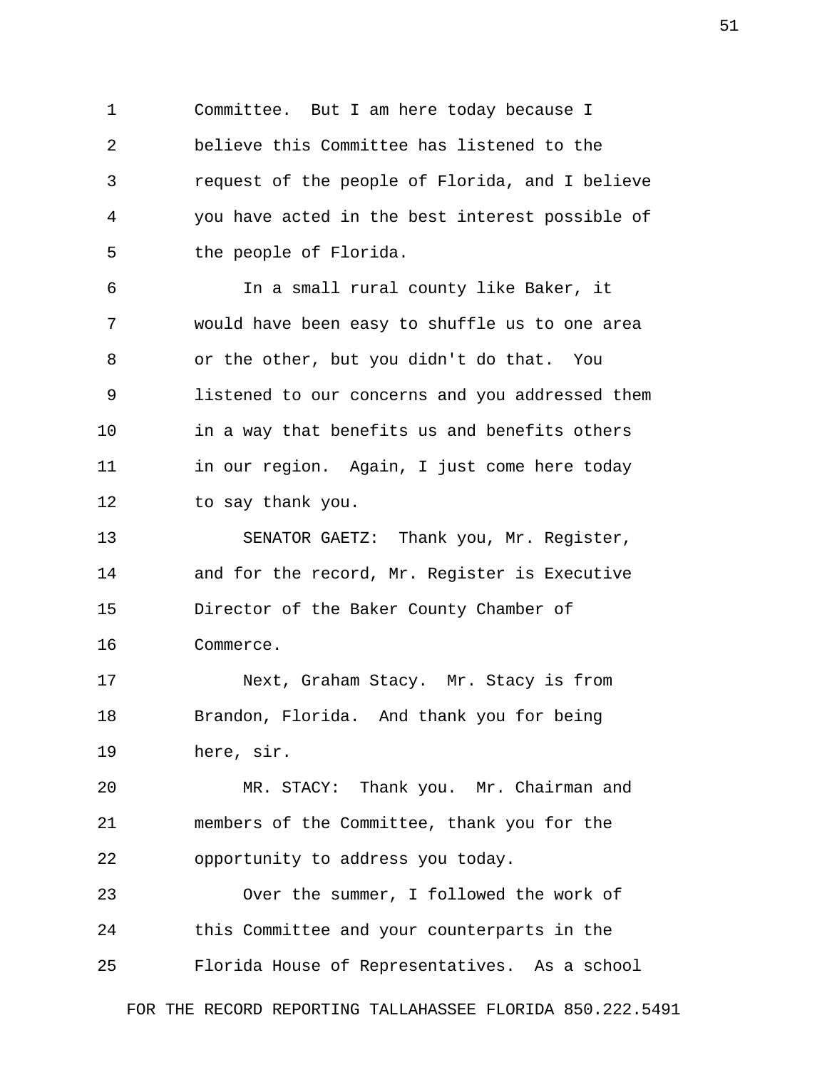Committee. But I am here today because I believe this Committee has listened to the request of the people of Florida, and I believe you have acted in the best interest possible of the people of Florida.

In a small rural county like Baker, it would have been easy to shuffle us to one area or the other, but you didn't do that. You listened to our concerns and you addressed them in a way that benefits us and benefits others in our region. Again, I just come here today to say thank you.

SENATOR GAETZ: Thank you, Mr. Register, and for the record, Mr. Register is Executive Director of the Baker County Chamber of Commerce.

Next, Graham Stacy. Mr. Stacy is from Brandon, Florida. And thank you for being here, sir.

MR. STACY: Thank you. Mr. Chairman and members of the Committee, thank you for the opportunity to address you today.

Over the summer, I followed the work of this Committee and your counterparts in the Florida House of Representatives. As a school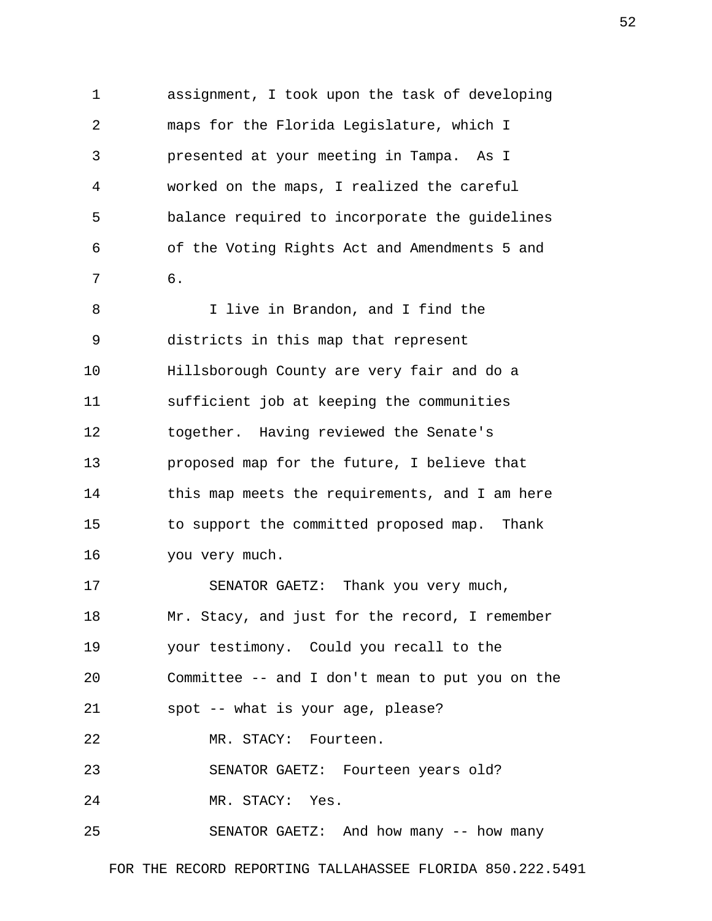assignment, I took upon the task of developing maps for the Florida Legislature, which I presented at your meeting in Tampa. As I worked on the maps, I realized the careful balance required to incorporate the guidelines of the Voting Rights Act and Amendments 5 and 6.

I live in Brandon, and I find the districts in this map that represent Hillsborough County are very fair and do a sufficient job at keeping the communities together. Having reviewed the Senate's proposed map for the future, I believe that this map meets the requirements, and I am here to support the committed proposed map. Thank you very much.

SENATOR GAETZ: Thank you very much, Mr. Stacy, and just for the record, I remember your testimony. Could you recall to the Committee -- and I don't mean to put you on the spot -- what is your age, please?

MR. STACY: Fourteen.

SENATOR GAETZ: Fourteen years old?

MR. STACY: Yes.

SENATOR GAETZ: And how many -- how many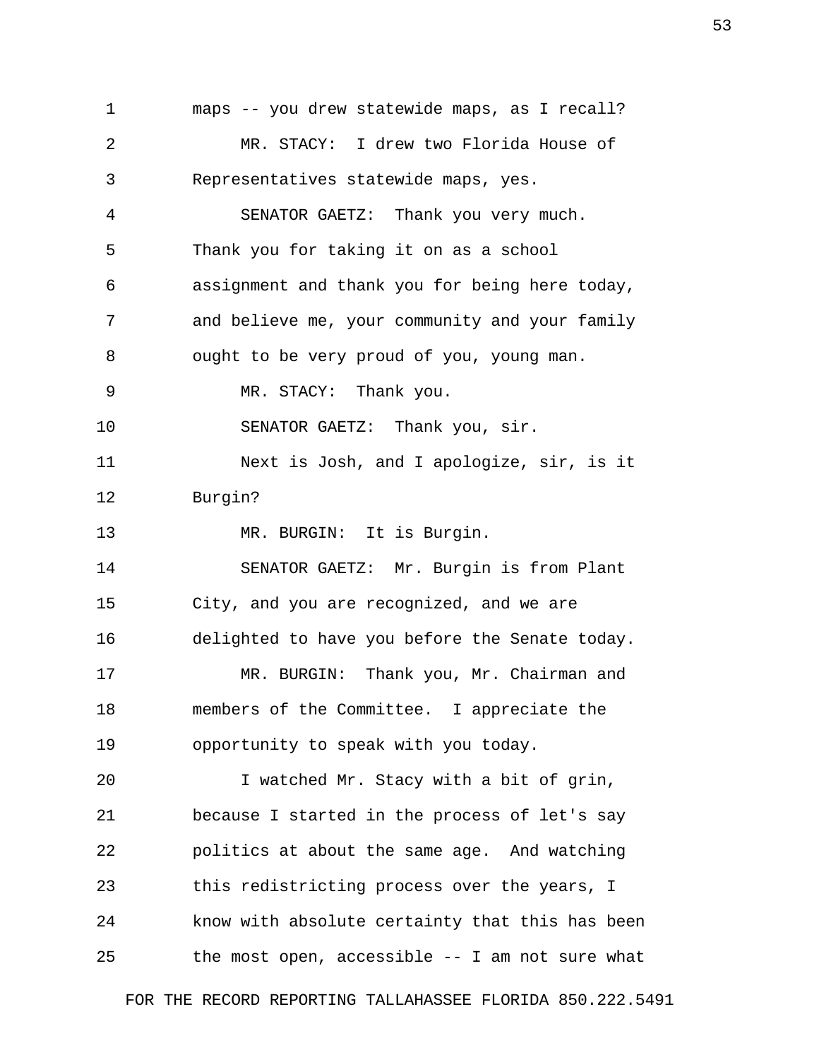maps -- you drew statewide maps, as I recall?

MR. STACY: I drew two Florida House of Representatives statewide maps, yes.

SENATOR GAETZ: Thank you very much. Thank you for taking it on as a school assignment and thank you for being here today, and believe me, your community and your family ought to be very proud of you, young man.

MR. STACY: Thank you.

SENATOR GAETZ: Thank you, sir.

Next is Josh, and I apologize, sir, is it Burgin?

MR. BURGIN: It is Burgin.

SENATOR GAETZ: Mr. Burgin is from Plant City, and you are recognized, and we are delighted to have you before the Senate today.

MR. BURGIN: Thank you, Mr. Chairman and members of the Committee. I appreciate the opportunity to speak with you today.

I watched Mr. Stacy with a bit of grin, because I started in the process of let's say politics at about the same age. And watching this redistricting process over the years, I know with absolute certainty that this has been the most open, accessible -- I am not sure what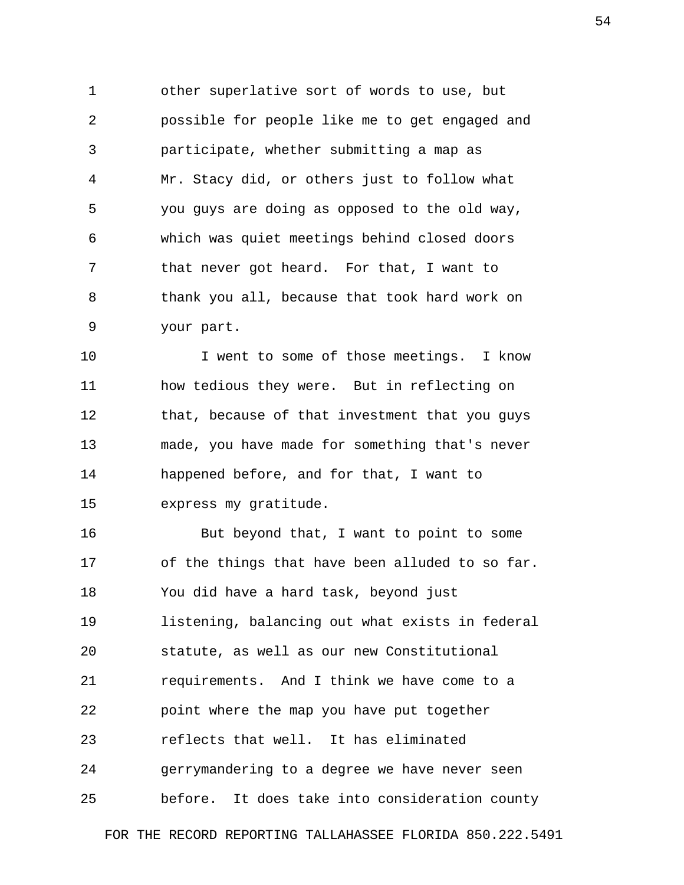other superlative sort of words to use, but possible for people like me to get engaged and participate, whether submitting a map as Mr. Stacy did, or others just to follow what you guys are doing as opposed to the old way, which was quiet meetings behind closed doors that never got heard. For that, I want to thank you all, because that took hard work on your part.

I went to some of those meetings. I know how tedious they were. But in reflecting on that, because of that investment that you guys made, you have made for something that's never happened before, and for that, I want to express my gratitude.

But beyond that, I want to point to some of the things that have been alluded to so far. You did have a hard task, beyond just listening, balancing out what exists in federal statute, as well as our new Constitutional requirements. And I think we have come to a point where the map you have put together reflects that well. It has eliminated gerrymandering to a degree we have never seen before. It does take into consideration county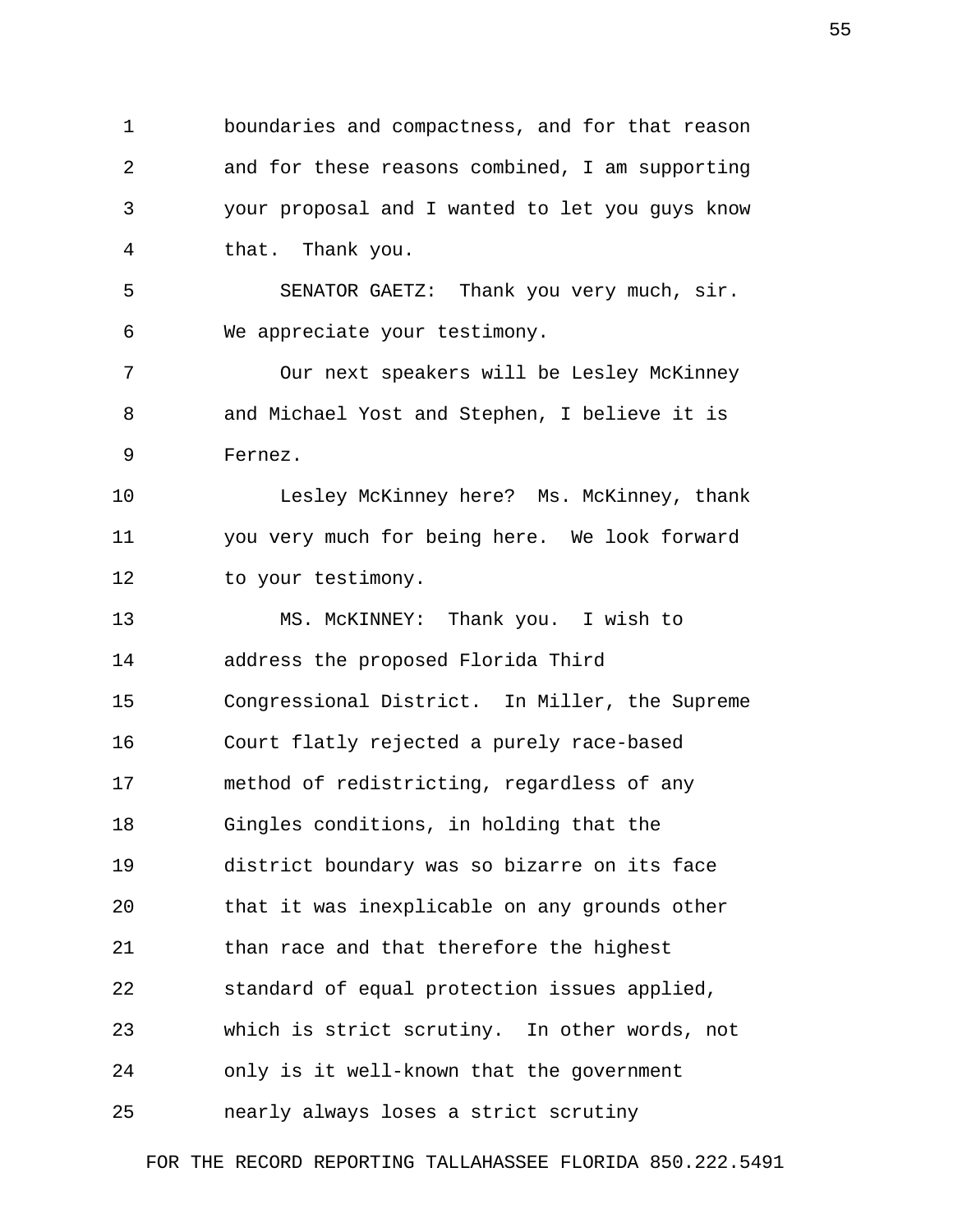boundaries and compactness, and for that reason and for these reasons combined, I am supporting your proposal and I wanted to let you guys know that. Thank you.

SENATOR GAETZ: Thank you very much, sir. We appreciate your testimony.

Our next speakers will be Lesley McKinney and Michael Yost and Stephen, I believe it is Fernez.

Lesley McKinney here? Ms. McKinney, thank you very much for being here. We look forward to your testimony.

MS. McKINNEY: Thank you. I wish to address the proposed Florida Third Congressional District. In Miller, the Supreme Court flatly rejected a purely race-based method of redistricting, regardless of any Gingles conditions, in holding that the district boundary was so bizarre on its face that it was inexplicable on any grounds other than race and that therefore the highest standard of equal protection issues applied, which is strict scrutiny. In other words, not only is it well-known that the government nearly always loses a strict scrutiny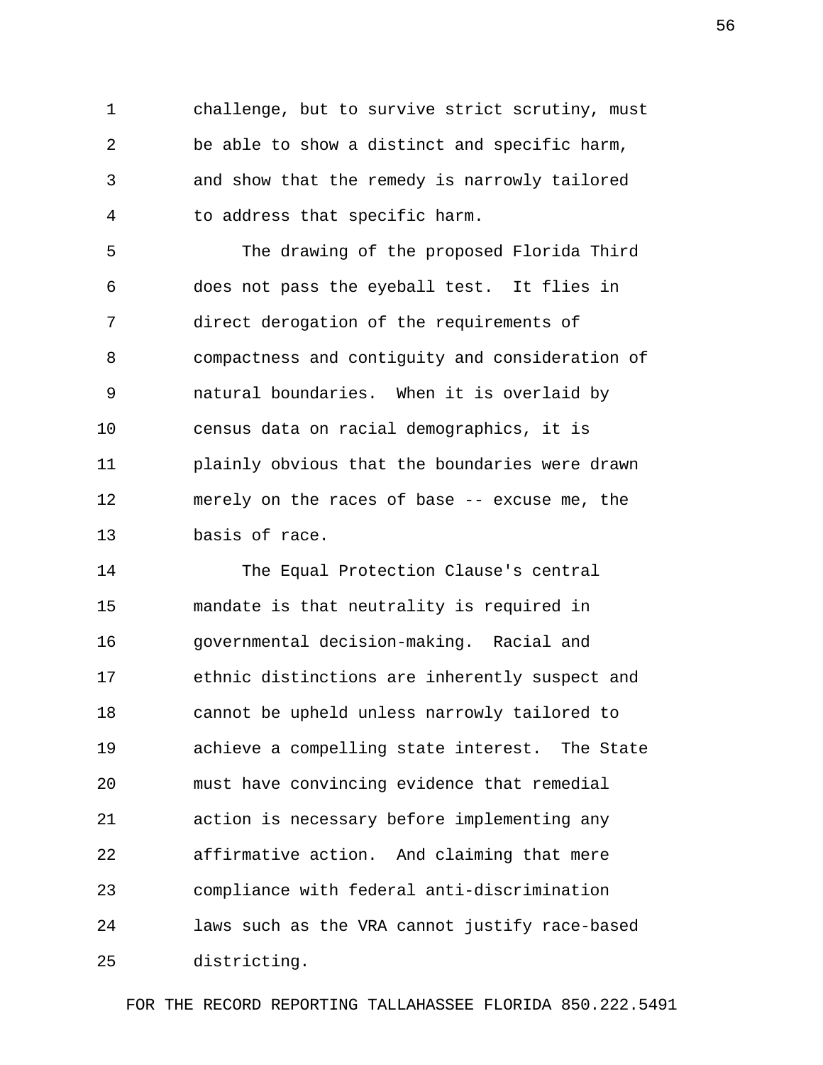challenge, but to survive strict scrutiny, must be able to show a distinct and specific harm, and show that the remedy is narrowly tailored to address that specific harm.

The drawing of the proposed Florida Third does not pass the eyeball test. It flies in direct derogation of the requirements of compactness and contiguity and consideration of natural boundaries. When it is overlaid by census data on racial demographics, it is plainly obvious that the boundaries were drawn merely on the races of base -- excuse me, the basis of race.

The Equal Protection Clause's central mandate is that neutrality is required in governmental decision-making. Racial and ethnic distinctions are inherently suspect and cannot be upheld unless narrowly tailored to achieve a compelling state interest. The State must have convincing evidence that remedial action is necessary before implementing any affirmative action. And claiming that mere compliance with federal anti-discrimination laws such as the VRA cannot justify race-based districting.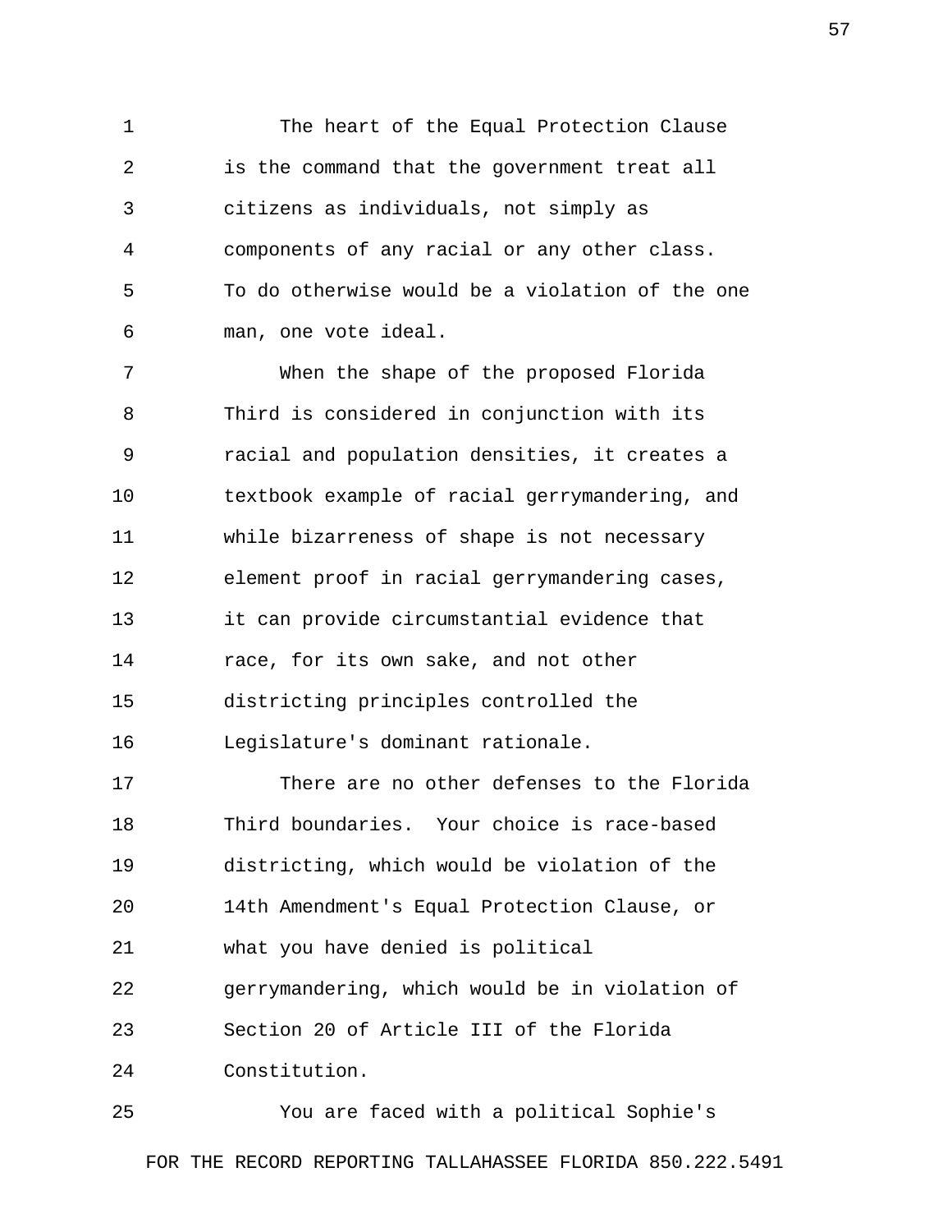The heart of the Equal Protection Clause is the command that the government treat all citizens as individuals, not simply as components of any racial or any other class. To do otherwise would be a violation of the one man, one vote ideal.

When the shape of the proposed Florida Third is considered in conjunction with its racial and population densities, it creates a textbook example of racial gerrymandering, and while bizarreness of shape is not necessary element proof in racial gerrymandering cases, it can provide circumstantial evidence that race, for its own sake, and not other districting principles controlled the Legislature's dominant rationale.

There are no other defenses to the Florida Third boundaries. Your choice is race-based districting, which would be violation of the 14th Amendment's Equal Protection Clause, or what you have denied is political gerrymandering, which would be in violation of Section 20 of Article III of the Florida Constitution.

You are faced with a political Sophie's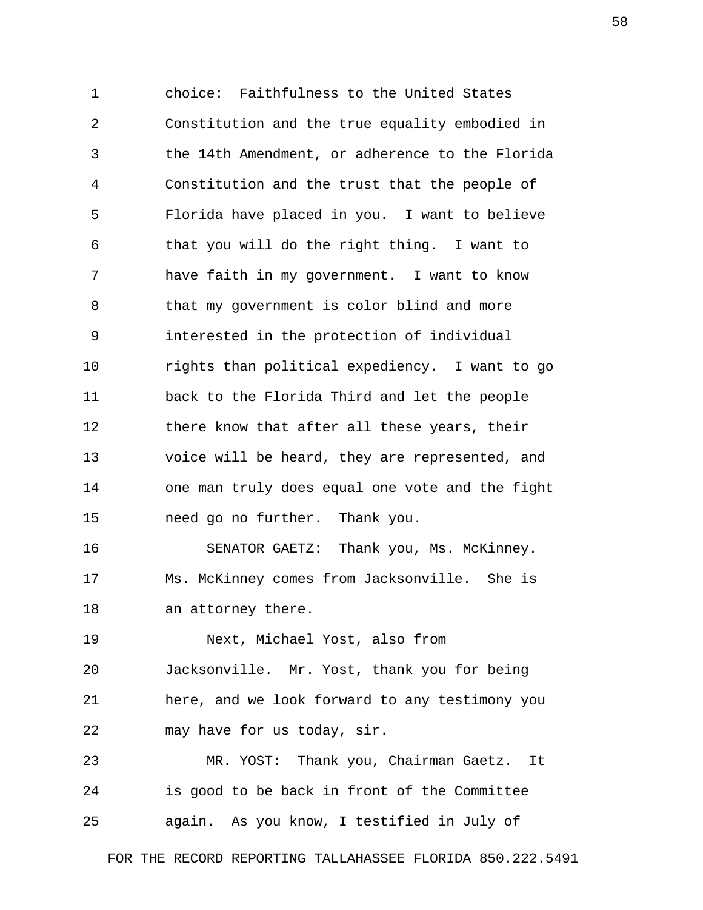choice: Faithfulness to the United States Constitution and the true equality embodied in the 14th Amendment, or adherence to the Florida Constitution and the trust that the people of Florida have placed in you. I want to believe that you will do the right thing. I want to have faith in my government. I want to know that my government is color blind and more interested in the protection of individual rights than political expediency. I want to go back to the Florida Third and let the people there know that after all these years, their voice will be heard, they are represented, and one man truly does equal one vote and the fight need go no further. Thank you.

SENATOR GAETZ: Thank you, Ms. McKinney. Ms. McKinney comes from Jacksonville. She is an attorney there.

Next, Michael Yost, also from Jacksonville. Mr. Yost, thank you for being here, and we look forward to any testimony you may have for us today, sir.

MR. YOST: Thank you, Chairman Gaetz. It is good to be back in front of the Committee again. As you know, I testified in July of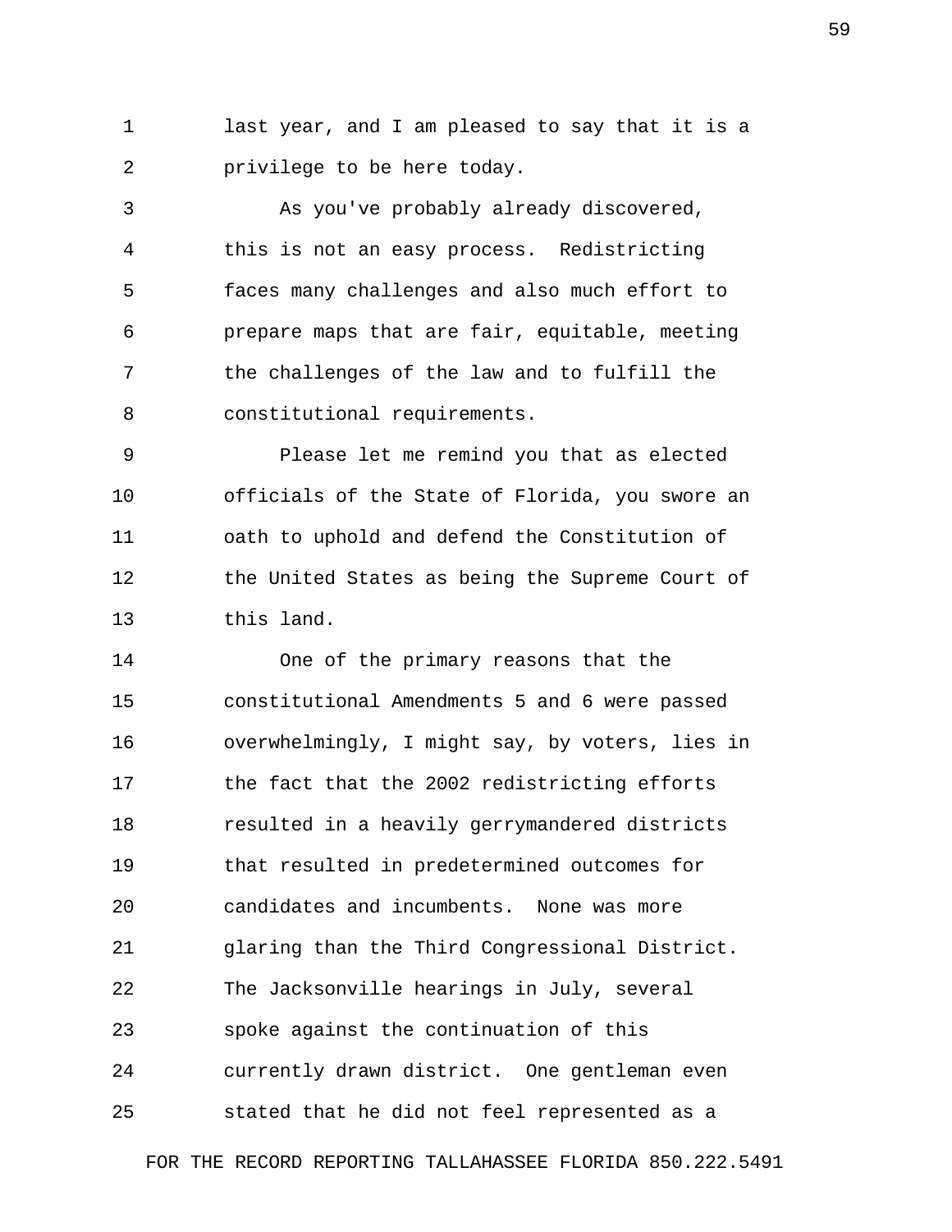last year, and I am pleased to say that it is a privilege to be here today.

As you've probably already discovered, this is not an easy process. Redistricting faces many challenges and also much effort to prepare maps that are fair, equitable, meeting the challenges of the law and to fulfill the constitutional requirements.

Please let me remind you that as elected officials of the State of Florida, you swore an oath to uphold and defend the Constitution of the United States as being the Supreme Court of this land.

One of the primary reasons that the constitutional Amendments 5 and 6 were passed overwhelmingly, I might say, by voters, lies in the fact that the 2002 redistricting efforts resulted in a heavily gerrymandered districts that resulted in predetermined outcomes for candidates and incumbents. None was more glaring than the Third Congressional District. The Jacksonville hearings in July, several spoke against the continuation of this currently drawn district. One gentleman even stated that he did not feel represented as a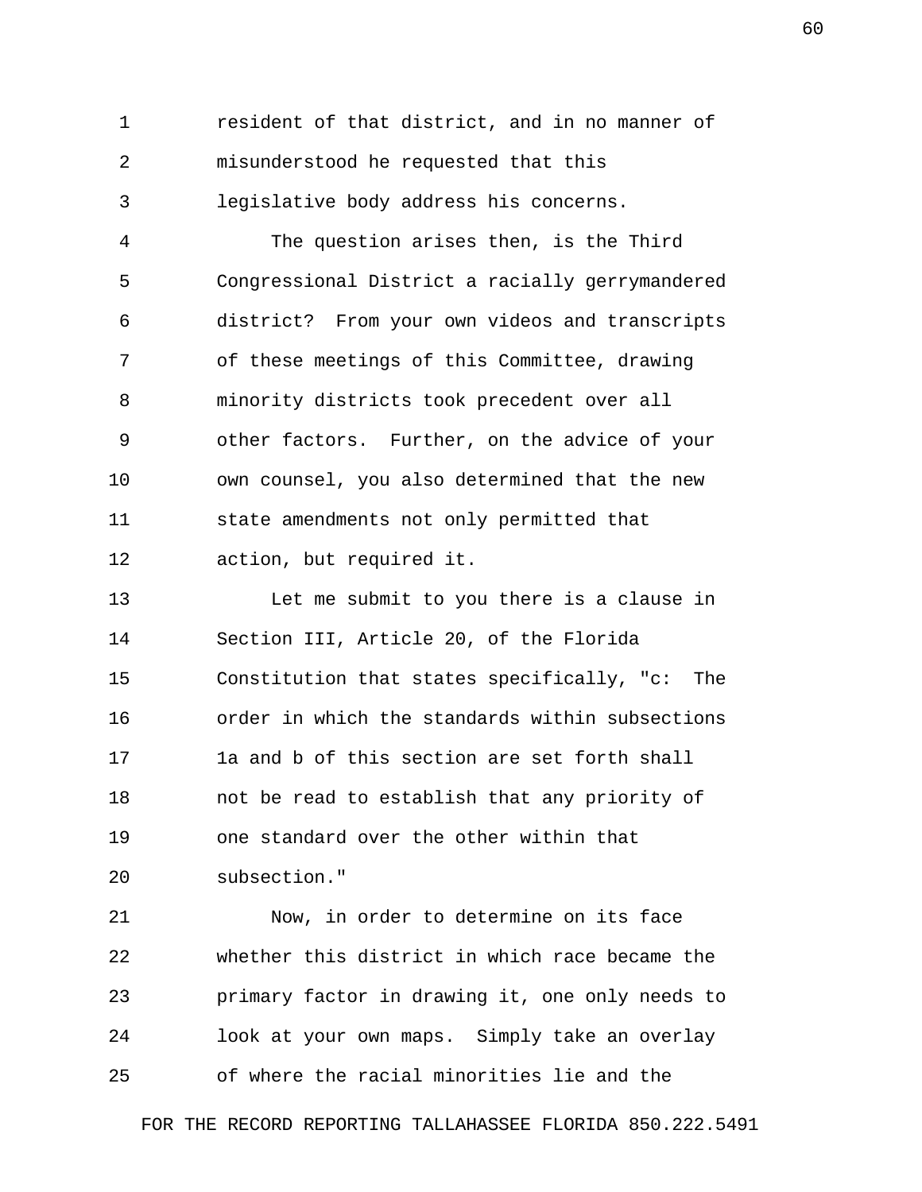resident of that district, and in no manner of misunderstood he requested that this legislative body address his concerns.

The question arises then, is the Third Congressional District a racially gerrymandered district? From your own videos and transcripts of these meetings of this Committee, drawing minority districts took precedent over all other factors. Further, on the advice of your own counsel, you also determined that the new state amendments not only permitted that action, but required it.

Let me submit to you there is a clause in Section III, Article 20, of the Florida Constitution that states specifically, "c: The order in which the standards within subsections 1a and b of this section are set forth shall not be read to establish that any priority of one standard over the other within that subsection."

Now, in order to determine on its face whether this district in which race became the primary factor in drawing it, one only needs to look at your own maps. Simply take an overlay of where the racial minorities lie and the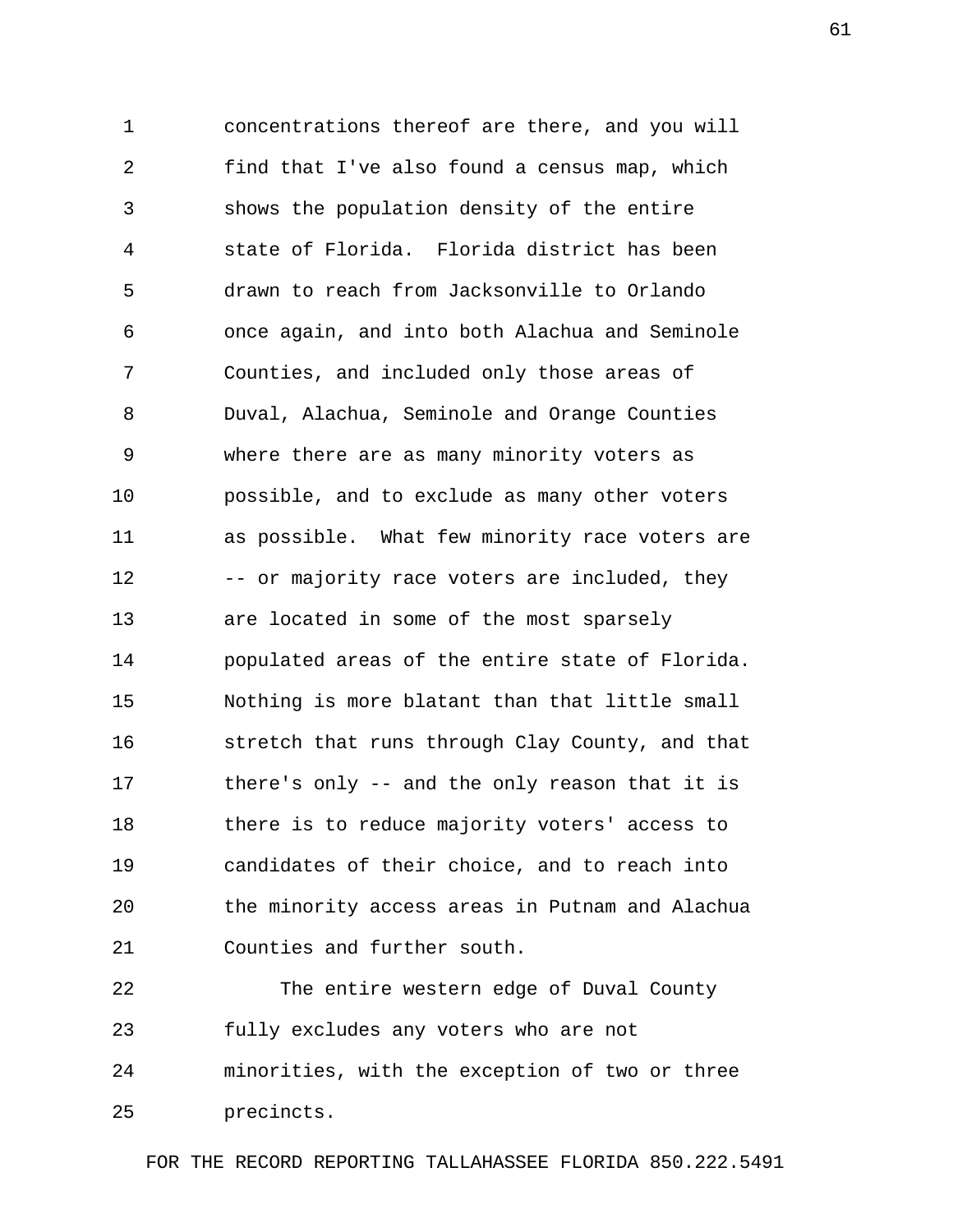concentrations thereof are there, and you will find that I've also found a census map, which shows the population density of the entire state of Florida. Florida district has been drawn to reach from Jacksonville to Orlando once again, and into both Alachua and Seminole Counties, and included only those areas of Duval, Alachua, Seminole and Orange Counties where there are as many minority voters as possible, and to exclude as many other voters as possible. What few minority race voters are -- or majority race voters are included, they are located in some of the most sparsely populated areas of the entire state of Florida. Nothing is more blatant than that little small stretch that runs through Clay County, and that there's only -- and the only reason that it is there is to reduce majority voters' access to candidates of their choice, and to reach into the minority access areas in Putnam and Alachua Counties and further south.

The entire western edge of Duval County fully excludes any voters who are not minorities, with the exception of two or three precincts.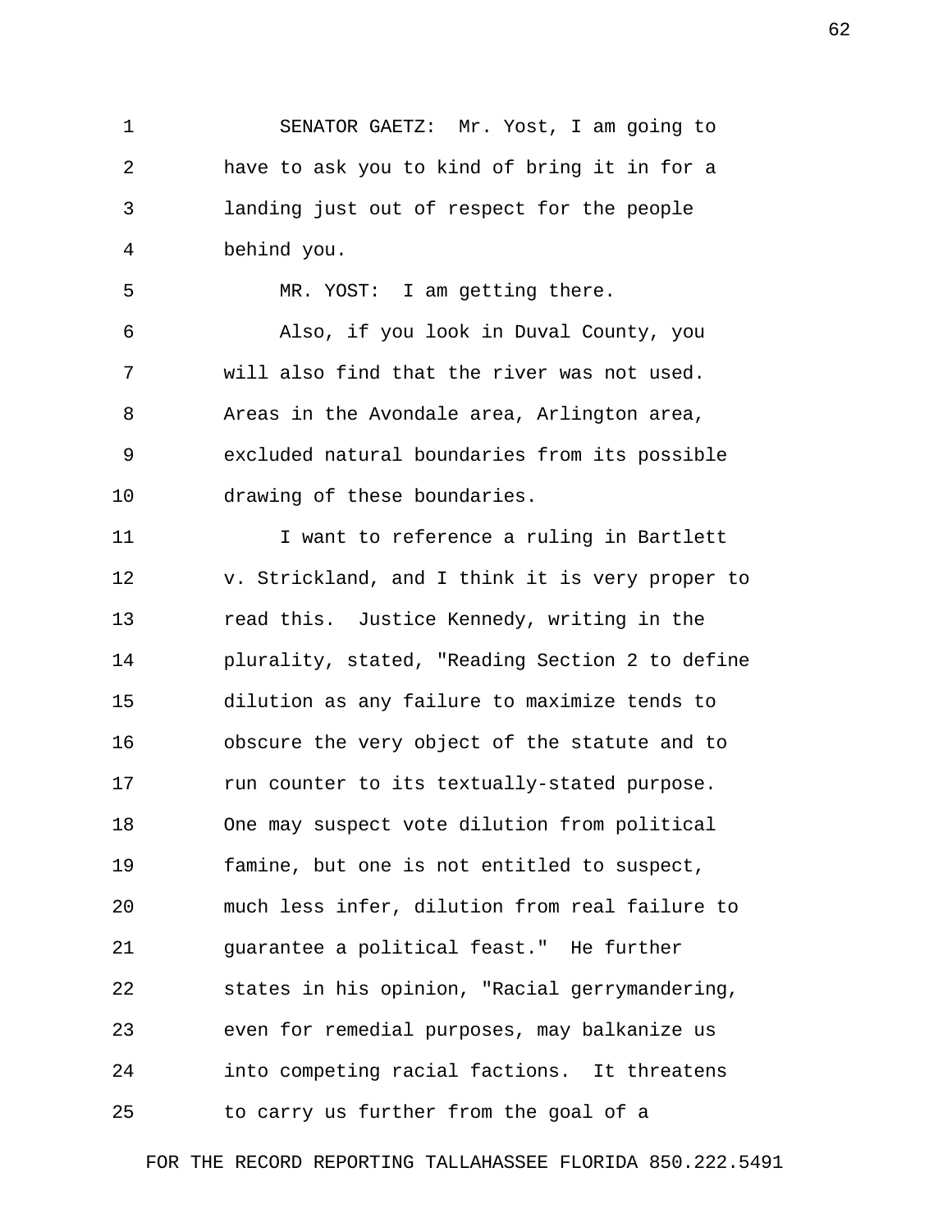SENATOR GAETZ: Mr. Yost, I am going to have to ask you to kind of bring it in for a landing just out of respect for the people behind you.

MR. YOST: I am getting there.

Also, if you look in Duval County, you will also find that the river was not used. Areas in the Avondale area, Arlington area, excluded natural boundaries from its possible drawing of these boundaries.

I want to reference a ruling in Bartlett v. Strickland, and I think it is very proper to read this. Justice Kennedy, writing in the plurality, stated, "Reading Section 2 to define dilution as any failure to maximize tends to obscure the very object of the statute and to run counter to its textually-stated purpose. One may suspect vote dilution from political famine, but one is not entitled to suspect, much less infer, dilution from real failure to guarantee a political feast." He further states in his opinion, "Racial gerrymandering, even for remedial purposes, may balkanize us into competing racial factions. It threatens to carry us further from the goal of a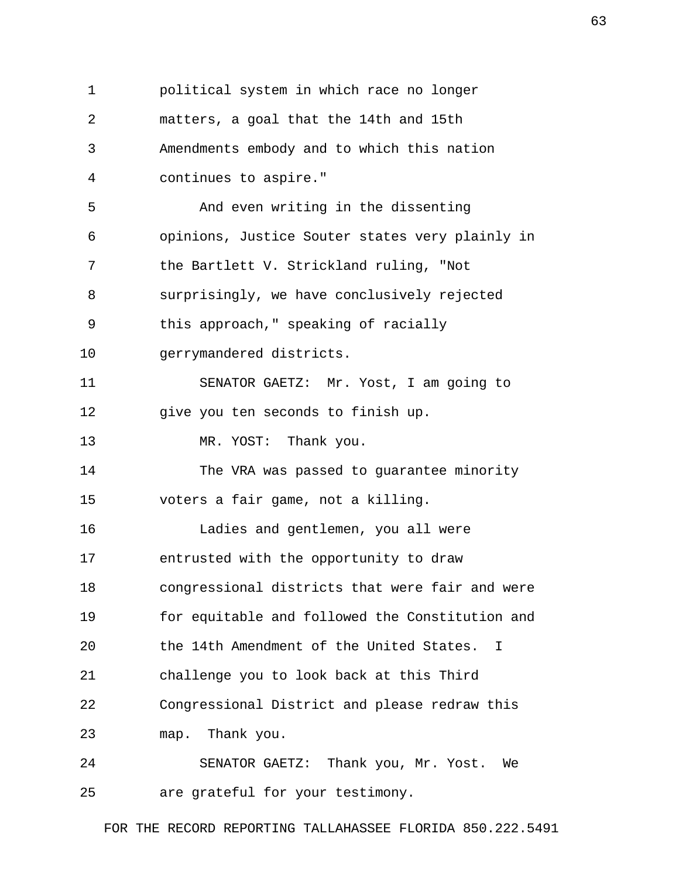political system in which race no longer matters, a goal that the 14th and 15th Amendments embody and to which this nation continues to aspire."

And even writing in the dissenting opinions, Justice Souter states very plainly in the Bartlett V. Strickland ruling, "Not surprisingly, we have conclusively rejected this approach," speaking of racially gerrymandered districts.

SENATOR GAETZ: Mr. Yost, I am going to give you ten seconds to finish up.

MR. YOST: Thank you.

The VRA was passed to guarantee minority voters a fair game, not a killing.

Ladies and gentlemen, you all were entrusted with the opportunity to draw congressional districts that were fair and were for equitable and followed the Constitution and the 14th Amendment of the United States. I challenge you to look back at this Third Congressional District and please redraw this map. Thank you.

SENATOR GAETZ: Thank you, Mr. Yost. We are grateful for your testimony.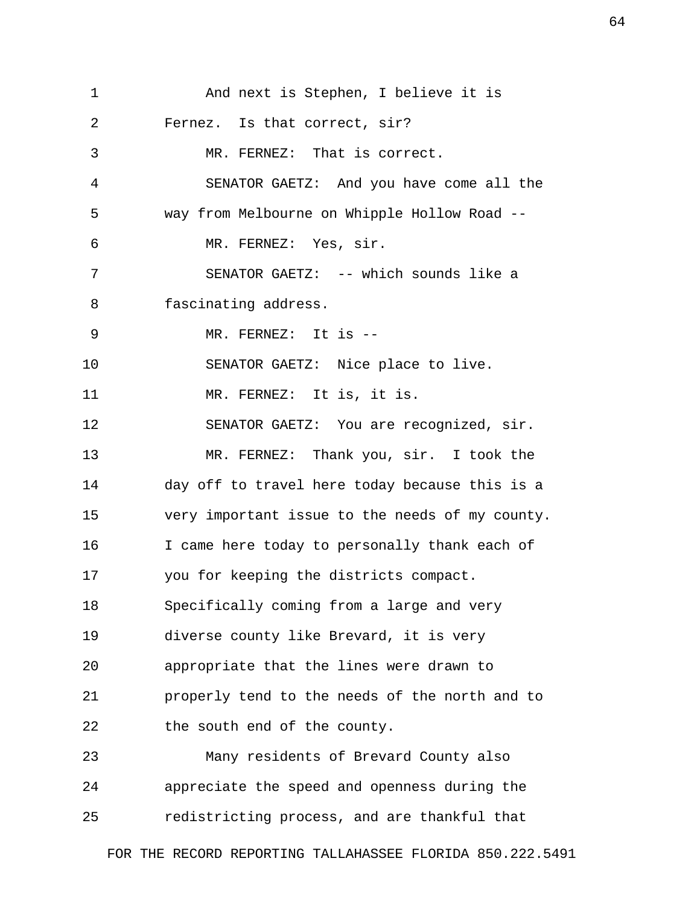And next is Stephen, I believe it is Fernez. Is that correct, sir?

MR. FERNEZ: That is correct.

SENATOR GAETZ: And you have come all the way from Melbourne on Whipple Hollow Road --

MR. FERNEZ: Yes, sir.

SENATOR GAETZ: -- which sounds like a fascinating address.

MR. FERNEZ: It is --

SENATOR GAETZ: Nice place to live.

MR. FERNEZ: It is, it is.

SENATOR GAETZ: You are recognized, sir.

MR. FERNEZ: Thank you, sir. I took the day off to travel here today because this is a very important issue to the needs of my county. I came here today to personally thank each of you for keeping the districts compact. Specifically coming from a large and very diverse county like Brevard, it is very appropriate that the lines were drawn to properly tend to the needs of the north and to the south end of the county.

Many residents of Brevard County also appreciate the speed and openness during the redistricting process, and are thankful that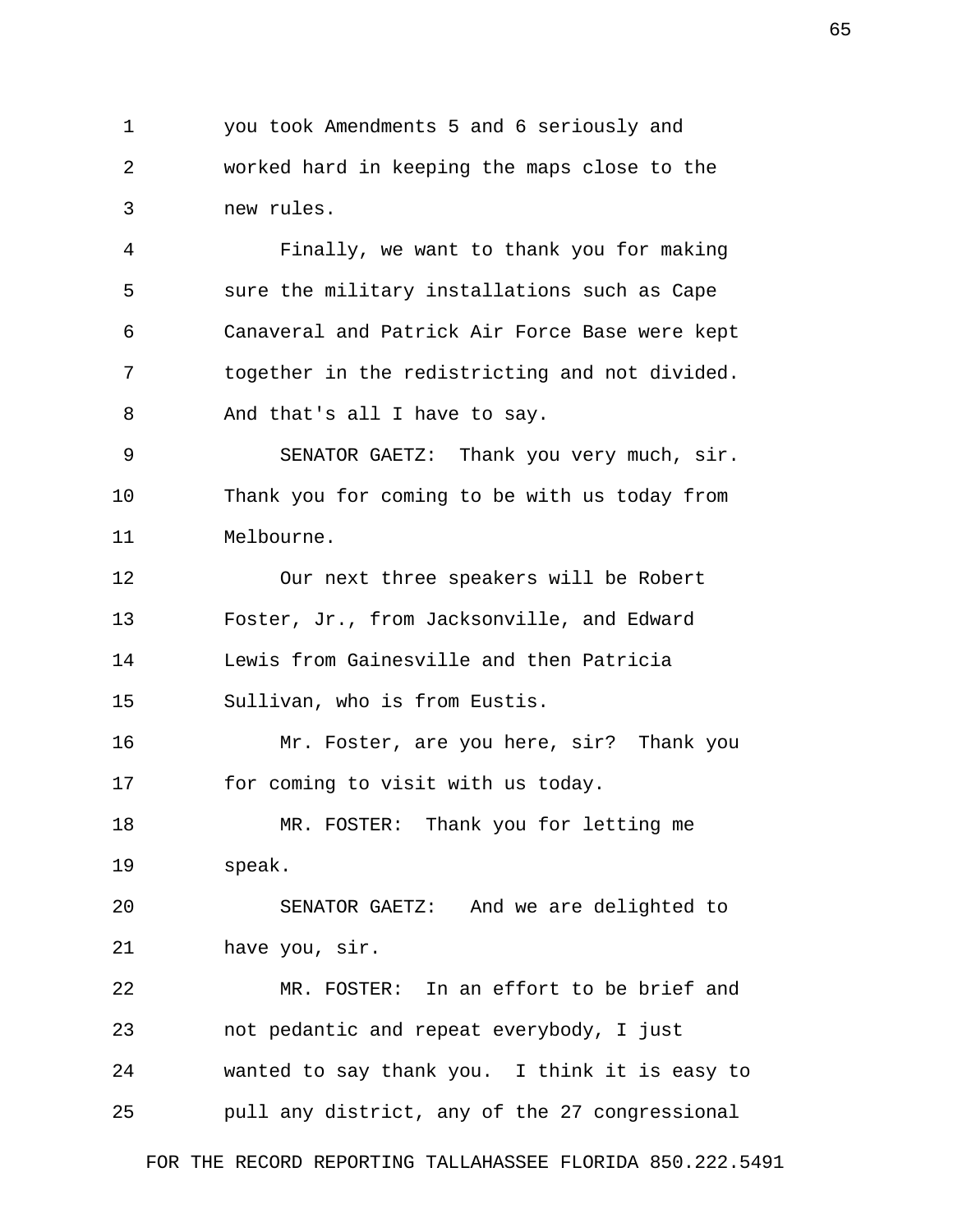you took Amendments 5 and 6 seriously and worked hard in keeping the maps close to the new rules.

Finally, we want to thank you for making sure the military installations such as Cape Canaveral and Patrick Air Force Base were kept together in the redistricting and not divided. And that's all I have to say.

SENATOR GAETZ: Thank you very much, sir. Thank you for coming to be with us today from Melbourne.

Our next three speakers will be Robert Foster, Jr., from Jacksonville, and Edward Lewis from Gainesville and then Patricia Sullivan, who is from Eustis.

Mr. Foster, are you here, sir? Thank you for coming to visit with us today.

MR. FOSTER: Thank you for letting me speak.

SENATOR GAETZ: And we are delighted to have you, sir.

MR. FOSTER: In an effort to be brief and not pedantic and repeat everybody, I just wanted to say thank you. I think it is easy to pull any district, any of the 27 congressional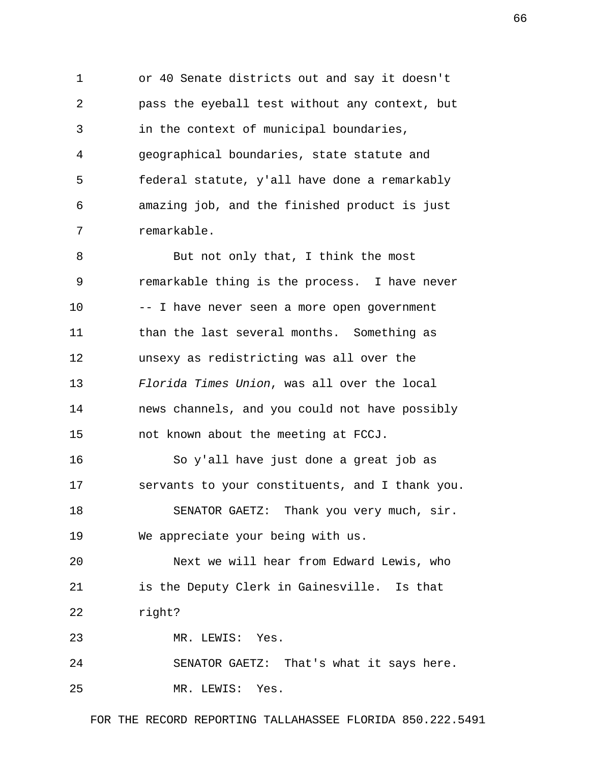or 40 Senate districts out and say it doesn't pass the eyeball test without any context, but in the context of municipal boundaries, geographical boundaries, state statute and federal statute, y'all have done a remarkably amazing job, and the finished product is just remarkable.

But not only that, I think the most remarkable thing is the process. I have never -- I have never seen a more open government than the last several months. Something as unsexy as redistricting was all over the *Florida Times Union*, was all over the local news channels, and you could not have possibly not known about the meeting at FCCJ.

So y'all have just done a great job as servants to your constituents, and I thank you.

SENATOR GAETZ: Thank you very much, sir. We appreciate your being with us.

Next we will hear from Edward Lewis, who is the Deputy Clerk in Gainesville. Is that right?

MR. LEWIS: Yes.

SENATOR GAETZ: That's what it says here.

MR. LEWIS: Yes.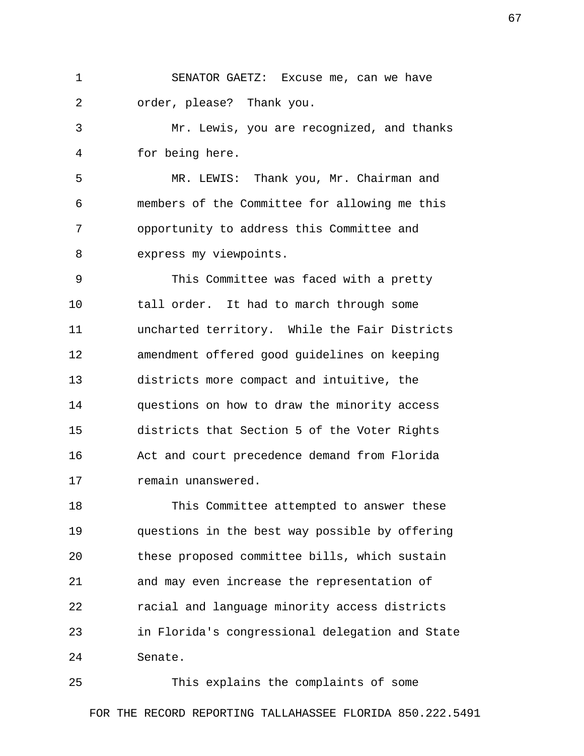SENATOR GAETZ: Excuse me, can we have order, please? Thank you.

Mr. Lewis, you are recognized, and thanks for being here.

MR. LEWIS: Thank you, Mr. Chairman and members of the Committee for allowing me this opportunity to address this Committee and express my viewpoints.

This Committee was faced with a pretty tall order. It had to march through some uncharted territory. While the Fair Districts amendment offered good guidelines on keeping districts more compact and intuitive, the questions on how to draw the minority access districts that Section 5 of the Voter Rights Act and court precedence demand from Florida remain unanswered.

This Committee attempted to answer these questions in the best way possible by offering these proposed committee bills, which sustain and may even increase the representation of racial and language minority access districts in Florida's congressional delegation and State Senate.

This explains the complaints of some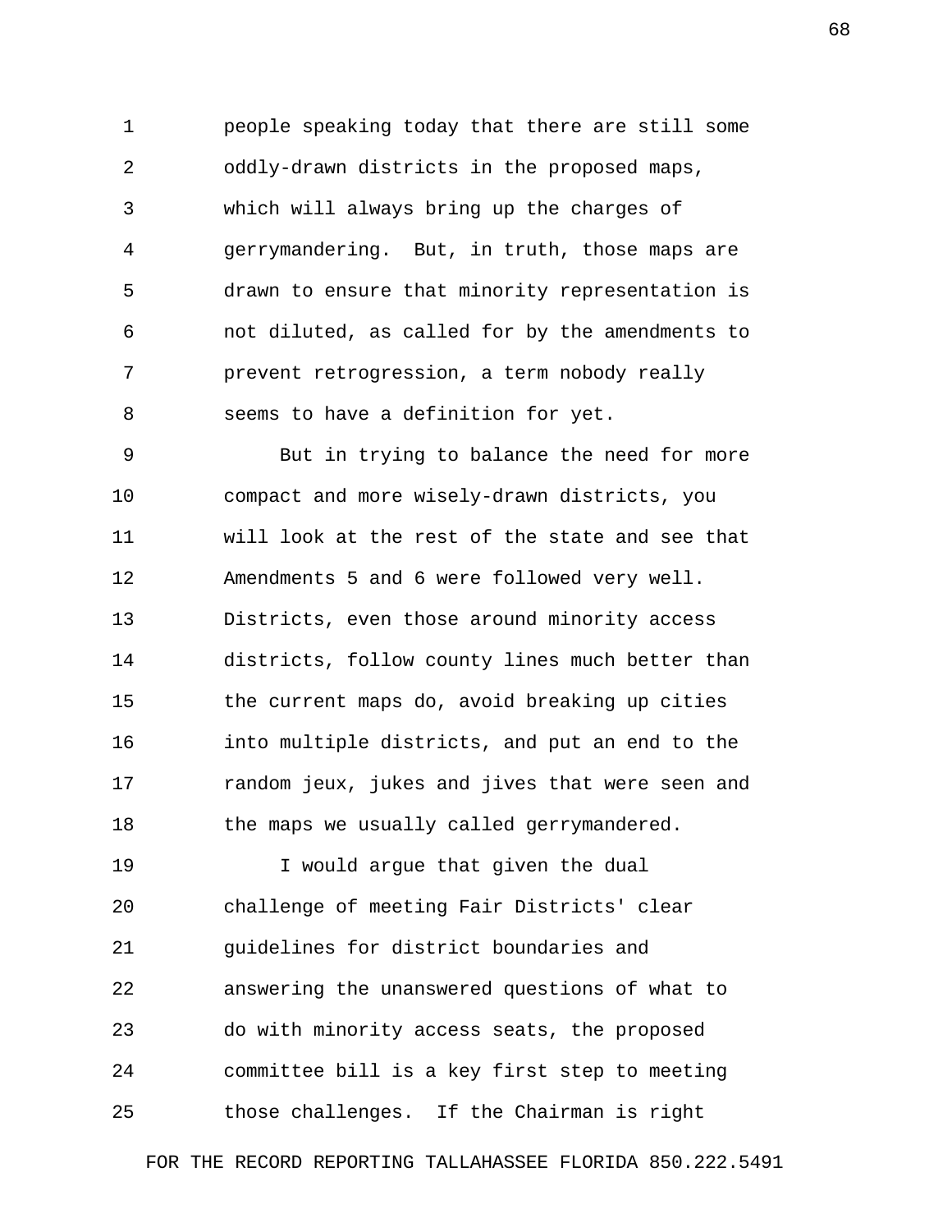people speaking today that there are still some oddly-drawn districts in the proposed maps, which will always bring up the charges of gerrymandering. But, in truth, those maps are drawn to ensure that minority representation is not diluted, as called for by the amendments to prevent retrogression, a term nobody really seems to have a definition for yet.

But in trying to balance the need for more compact and more wisely-drawn districts, you will look at the rest of the state and see that Amendments 5 and 6 were followed very well. Districts, even those around minority access districts, follow county lines much better than the current maps do, avoid breaking up cities into multiple districts, and put an end to the random jeux, jukes and jives that were seen and the maps we usually called gerrymandered.

I would argue that given the dual challenge of meeting Fair Districts' clear guidelines for district boundaries and answering the unanswered questions of what to do with minority access seats, the proposed committee bill is a key first step to meeting those challenges. If the Chairman is right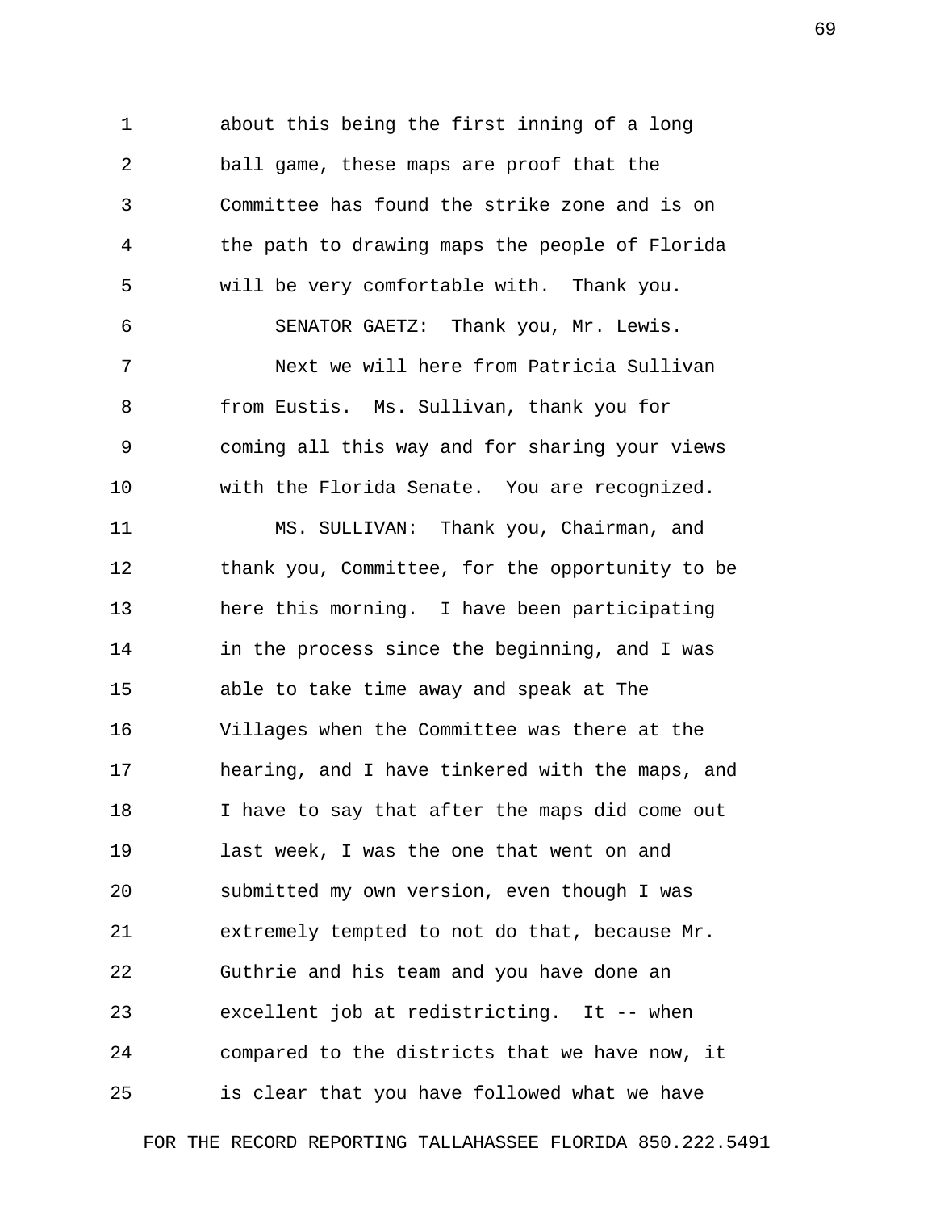about this being the first inning of a long ball game, these maps are proof that the Committee has found the strike zone and is on the path to drawing maps the people of Florida will be very comfortable with. Thank you.

SENATOR GAETZ: Thank you, Mr. Lewis.

Next we will here from Patricia Sullivan from Eustis. Ms. Sullivan, thank you for coming all this way and for sharing your views with the Florida Senate. You are recognized.

MS. SULLIVAN: Thank you, Chairman, and thank you, Committee, for the opportunity to be here this morning. I have been participating in the process since the beginning, and I was able to take time away and speak at The Villages when the Committee was there at the hearing, and I have tinkered with the maps, and I have to say that after the maps did come out last week, I was the one that went on and submitted my own version, even though I was extremely tempted to not do that, because Mr. Guthrie and his team and you have done an excellent job at redistricting. It -- when compared to the districts that we have now, it is clear that you have followed what we have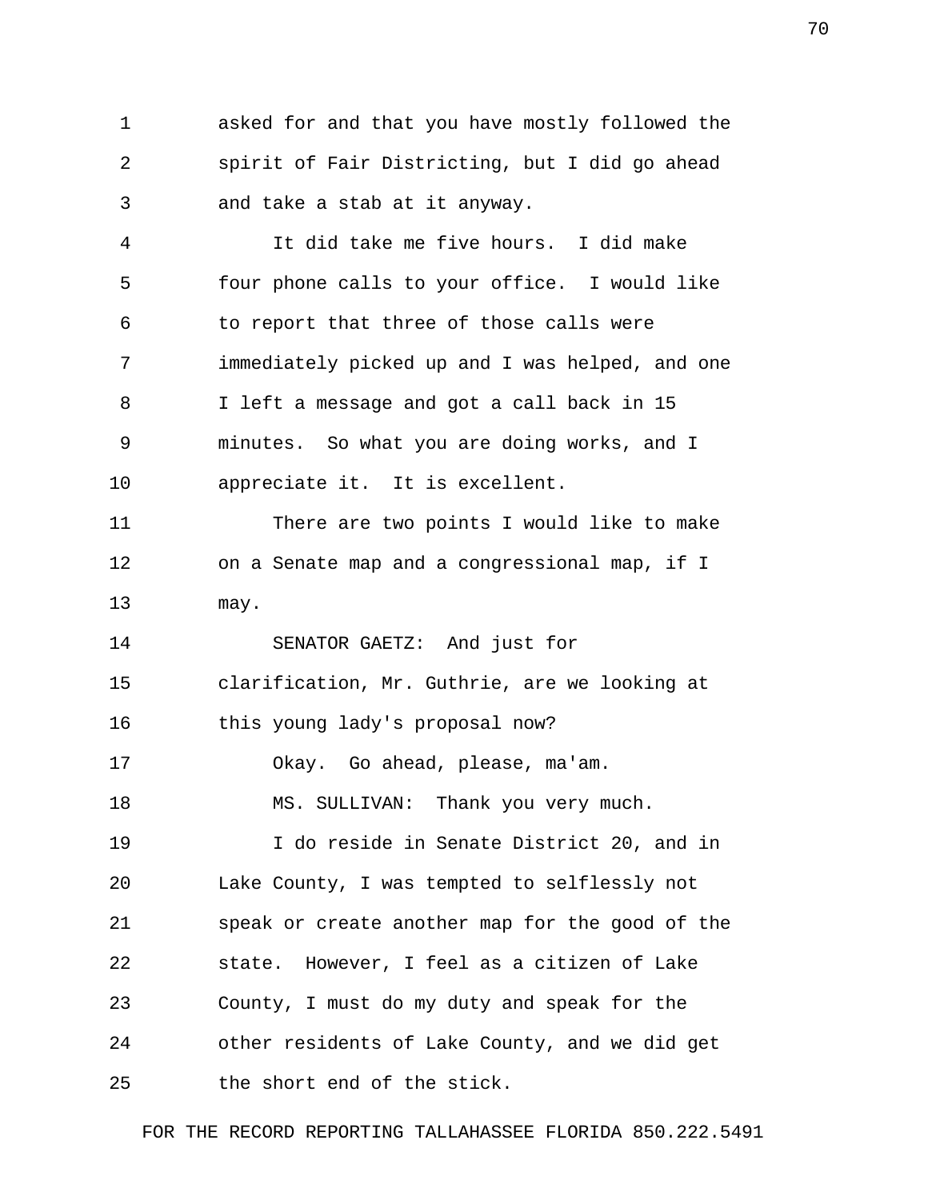asked for and that you have mostly followed the spirit of Fair Districting, but I did go ahead and take a stab at it anyway.

It did take me five hours. I did make four phone calls to your office. I would like to report that three of those calls were immediately picked up and I was helped, and one I left a message and got a call back in 15 minutes. So what you are doing works, and I appreciate it. It is excellent.

There are two points I would like to make on a Senate map and a congressional map, if I may.

SENATOR GAETZ: And just for clarification, Mr. Guthrie, are we looking at this young lady's proposal now?

Okay. Go ahead, please, ma'am.

MS. SULLIVAN: Thank you very much.

I do reside in Senate District 20, and in Lake County, I was tempted to selflessly not speak or create another map for the good of the state. However, I feel as a citizen of Lake County, I must do my duty and speak for the other residents of Lake County, and we did get the short end of the stick.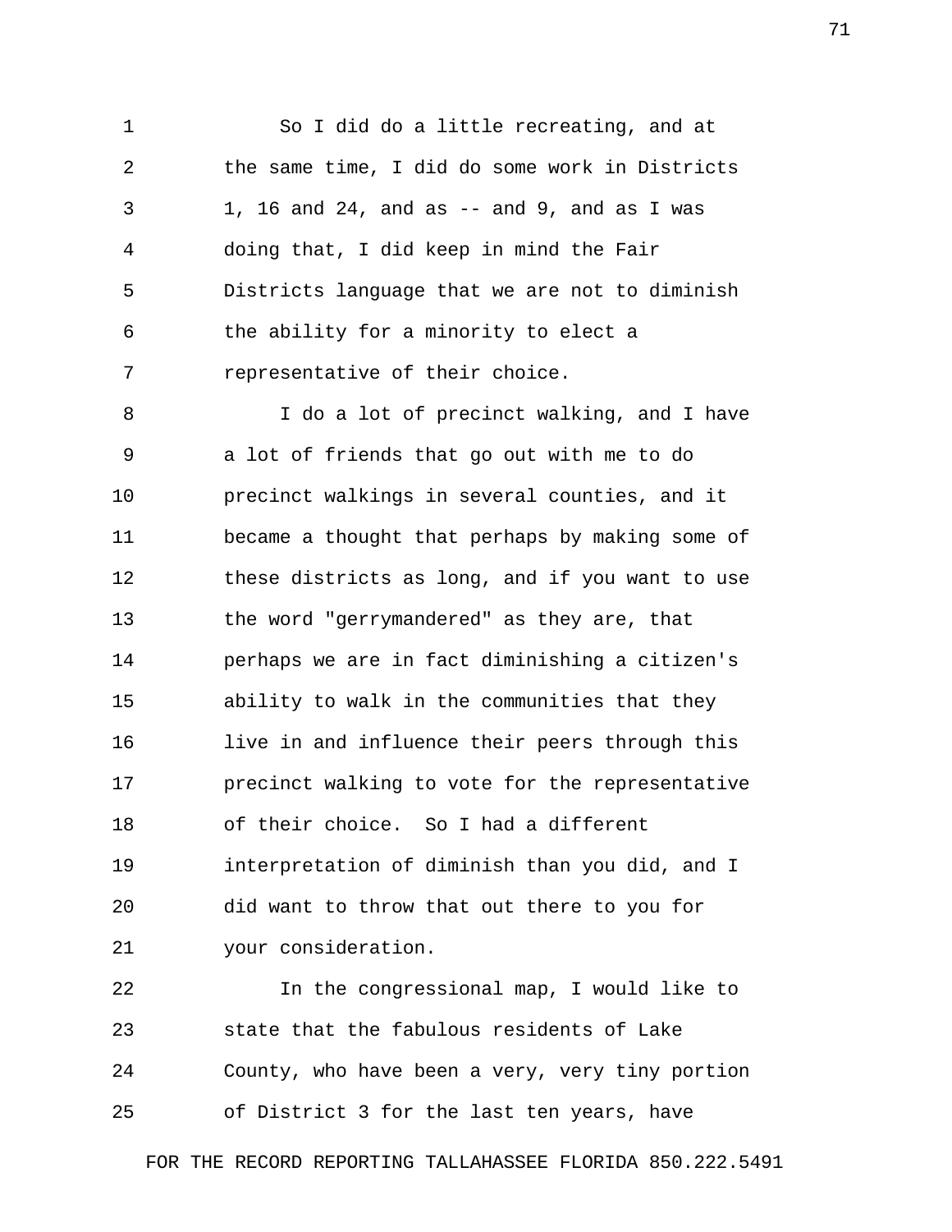So I did do a little recreating, and at the same time, I did do some work in Districts 1, 16 and 24, and as -- and 9, and as I was doing that, I did keep in mind the Fair Districts language that we are not to diminish the ability for a minority to elect a representative of their choice.

I do a lot of precinct walking, and I have a lot of friends that go out with me to do precinct walkings in several counties, and it became a thought that perhaps by making some of these districts as long, and if you want to use the word "gerrymandered" as they are, that perhaps we are in fact diminishing a citizen's ability to walk in the communities that they live in and influence their peers through this precinct walking to vote for the representative of their choice. So I had a different interpretation of diminish than you did, and I did want to throw that out there to you for your consideration.

In the congressional map, I would like to state that the fabulous residents of Lake County, who have been a very, very tiny portion of District 3 for the last ten years, have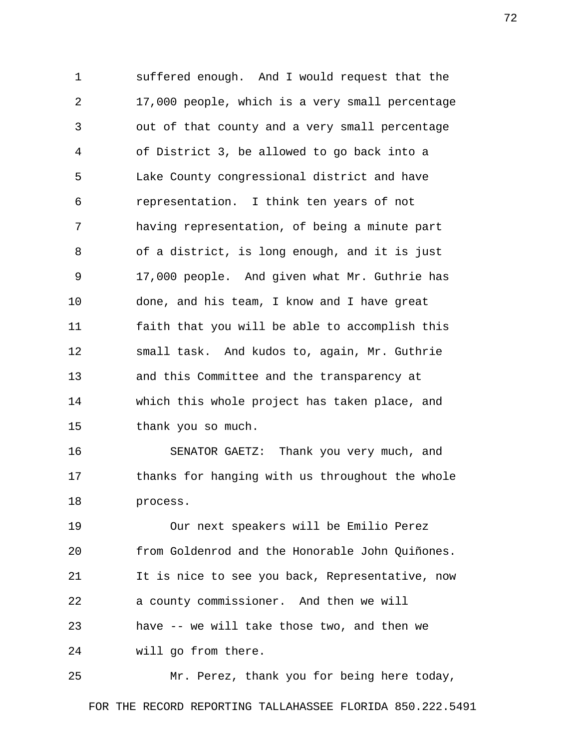suffered enough. And I would request that the 17,000 people, which is a very small percentage out of that county and a very small percentage of District 3, be allowed to go back into a Lake County congressional district and have representation. I think ten years of not having representation, of being a minute part of a district, is long enough, and it is just 17,000 people. And given what Mr. Guthrie has done, and his team, I know and I have great faith that you will be able to accomplish this small task. And kudos to, again, Mr. Guthrie and this Committee and the transparency at which this whole project has taken place, and thank you so much.

SENATOR GAETZ: Thank you very much, and thanks for hanging with us throughout the whole process.

Our next speakers will be Emilio Perez from Goldenrod and the Honorable John Quiñones. It is nice to see you back, Representative, now a county commissioner. And then we will have -- we will take those two, and then we will go from there.

Mr. Perez, thank you for being here today,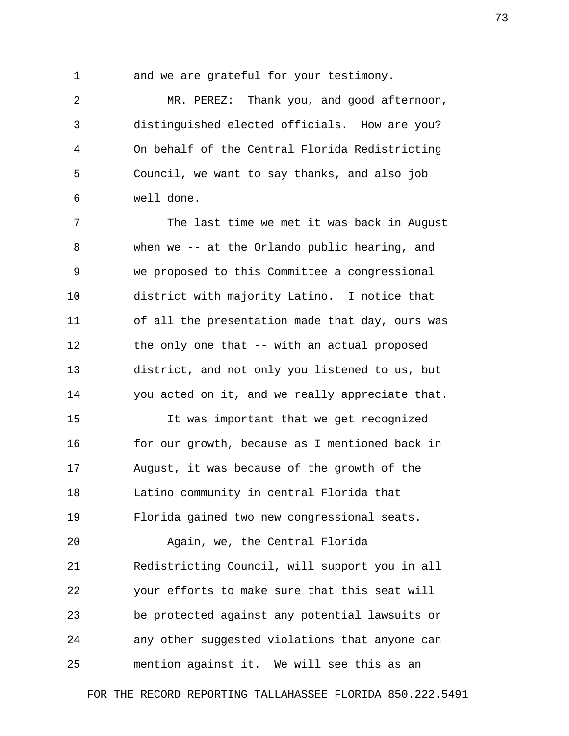and we are grateful for your testimony.

MR. PEREZ: Thank you, and good afternoon, distinguished elected officials. How are you? On behalf of the Central Florida Redistricting Council, we want to say thanks, and also job well done.

The last time we met it was back in August when we -- at the Orlando public hearing, and we proposed to this Committee a congressional district with majority Latino. I notice that of all the presentation made that day, ours was the only one that -- with an actual proposed district, and not only you listened to us, but you acted on it, and we really appreciate that.

It was important that we get recognized for our growth, because as I mentioned back in August, it was because of the growth of the Latino community in central Florida that Florida gained two new congressional seats.

Again, we, the Central Florida Redistricting Council, will support you in all your efforts to make sure that this seat will be protected against any potential lawsuits or any other suggested violations that anyone can mention against it. We will see this as an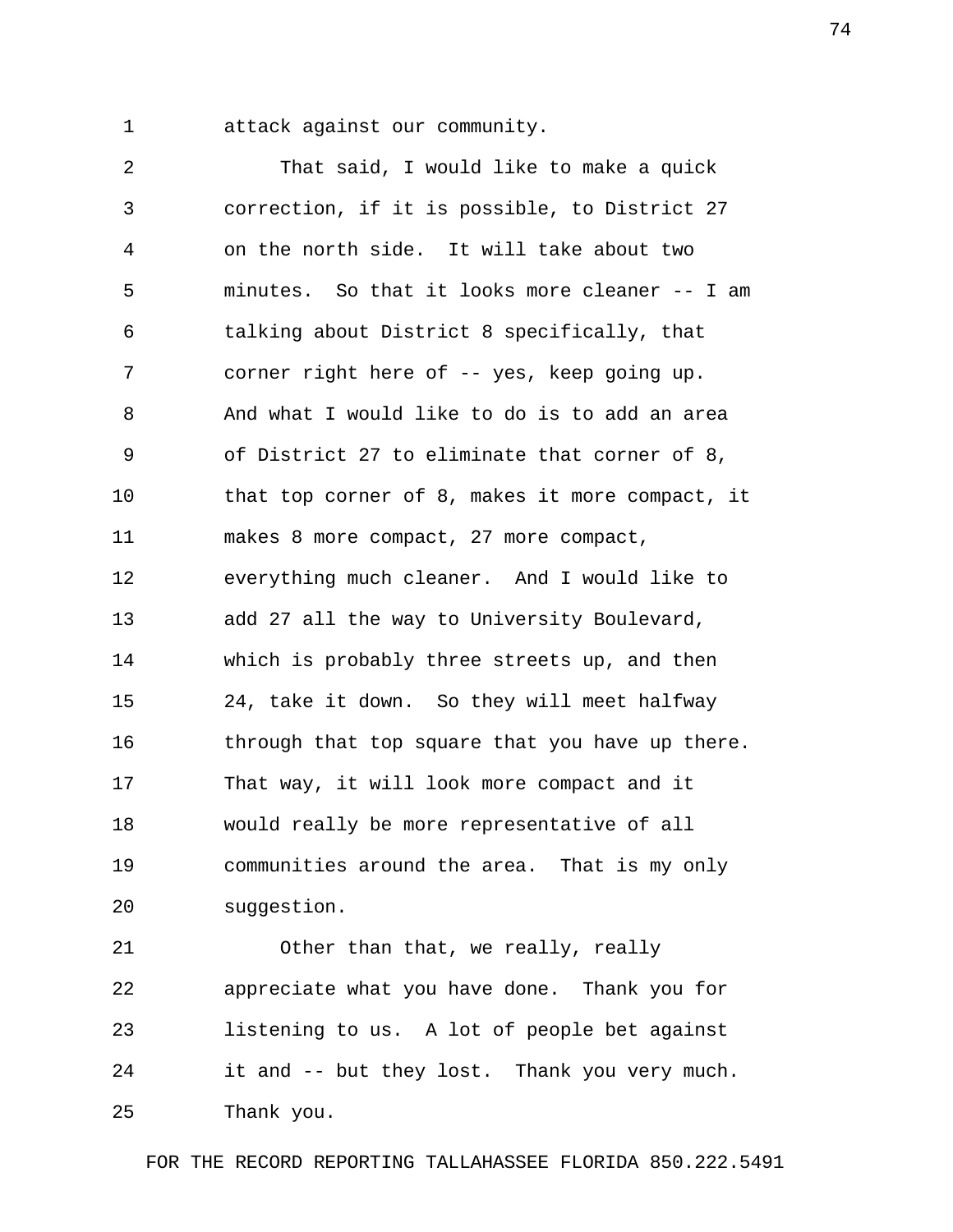attack against our community.

That said, I would like to make a quick correction, if it is possible, to District 27 on the north side. It will take about two minutes. So that it looks more cleaner -- I am talking about District 8 specifically, that corner right here of -- yes, keep going up. And what I would like to do is to add an area of District 27 to eliminate that corner of 8, that top corner of 8, makes it more compact, it makes 8 more compact, 27 more compact, everything much cleaner. And I would like to add 27 all the way to University Boulevard, which is probably three streets up, and then 24, take it down. So they will meet halfway through that top square that you have up there. That way, it will look more compact and it would really be more representative of all communities around the area. That is my only suggestion.

Other than that, we really, really appreciate what you have done. Thank you for listening to us. A lot of people bet against it and -- but they lost. Thank you very much. Thank you.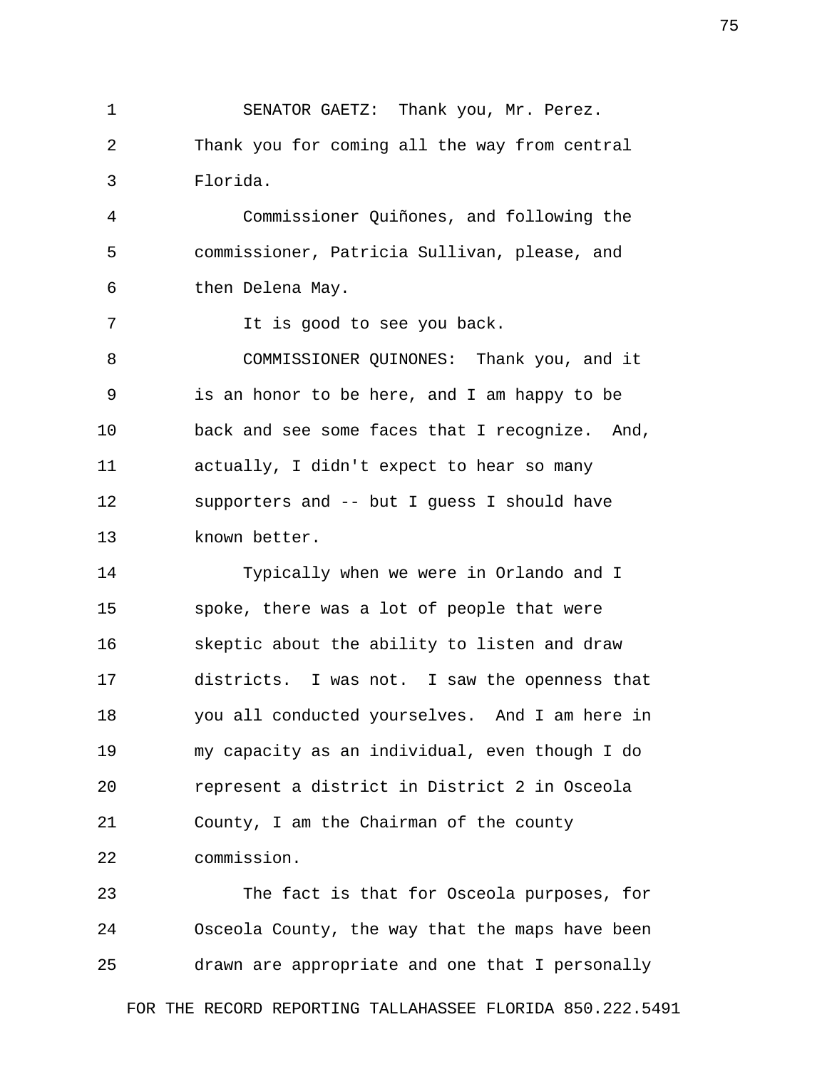SENATOR GAETZ: Thank you, Mr. Perez. Thank you for coming all the way from central Florida.

Commissioner Quiñones, and following the commissioner, Patricia Sullivan, please, and then Delena May.

It is good to see you back.

COMMISSIONER QUINONES: Thank you, and it is an honor to be here, and I am happy to be back and see some faces that I recognize. And, actually, I didn't expect to hear so many supporters and -- but I guess I should have known better.

Typically when we were in Orlando and I spoke, there was a lot of people that were skeptic about the ability to listen and draw districts. I was not. I saw the openness that you all conducted yourselves. And I am here in my capacity as an individual, even though I do represent a district in District 2 in Osceola County, I am the Chairman of the county commission.

The fact is that for Osceola purposes, for Osceola County, the way that the maps have been drawn are appropriate and one that I personally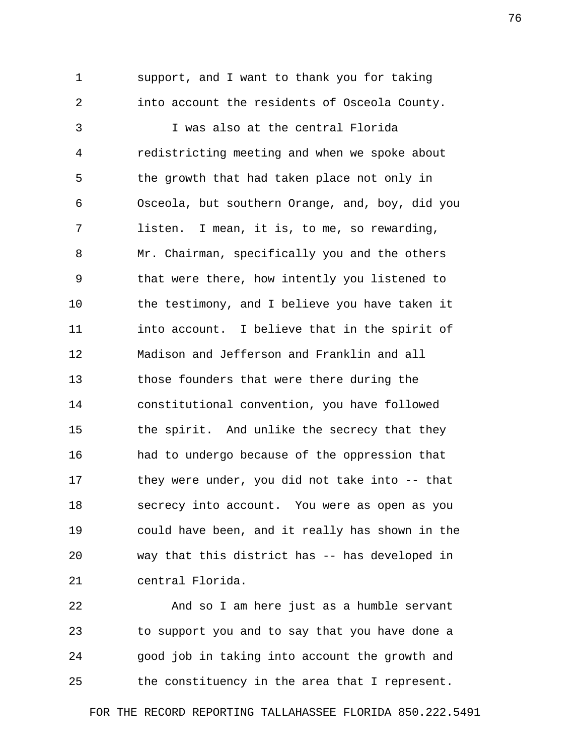support, and I want to thank you for taking into account the residents of Osceola County.

I was also at the central Florida redistricting meeting and when we spoke about the growth that had taken place not only in Osceola, but southern Orange, and, boy, did you listen. I mean, it is, to me, so rewarding, Mr. Chairman, specifically you and the others that were there, how intently you listened to the testimony, and I believe you have taken it into account. I believe that in the spirit of Madison and Jefferson and Franklin and all those founders that were there during the constitutional convention, you have followed the spirit. And unlike the secrecy that they had to undergo because of the oppression that they were under, you did not take into -- that secrecy into account. You were as open as you could have been, and it really has shown in the way that this district has -- has developed in central Florida.

And so I am here just as a humble servant to support you and to say that you have done a good job in taking into account the growth and the constituency in the area that I represent.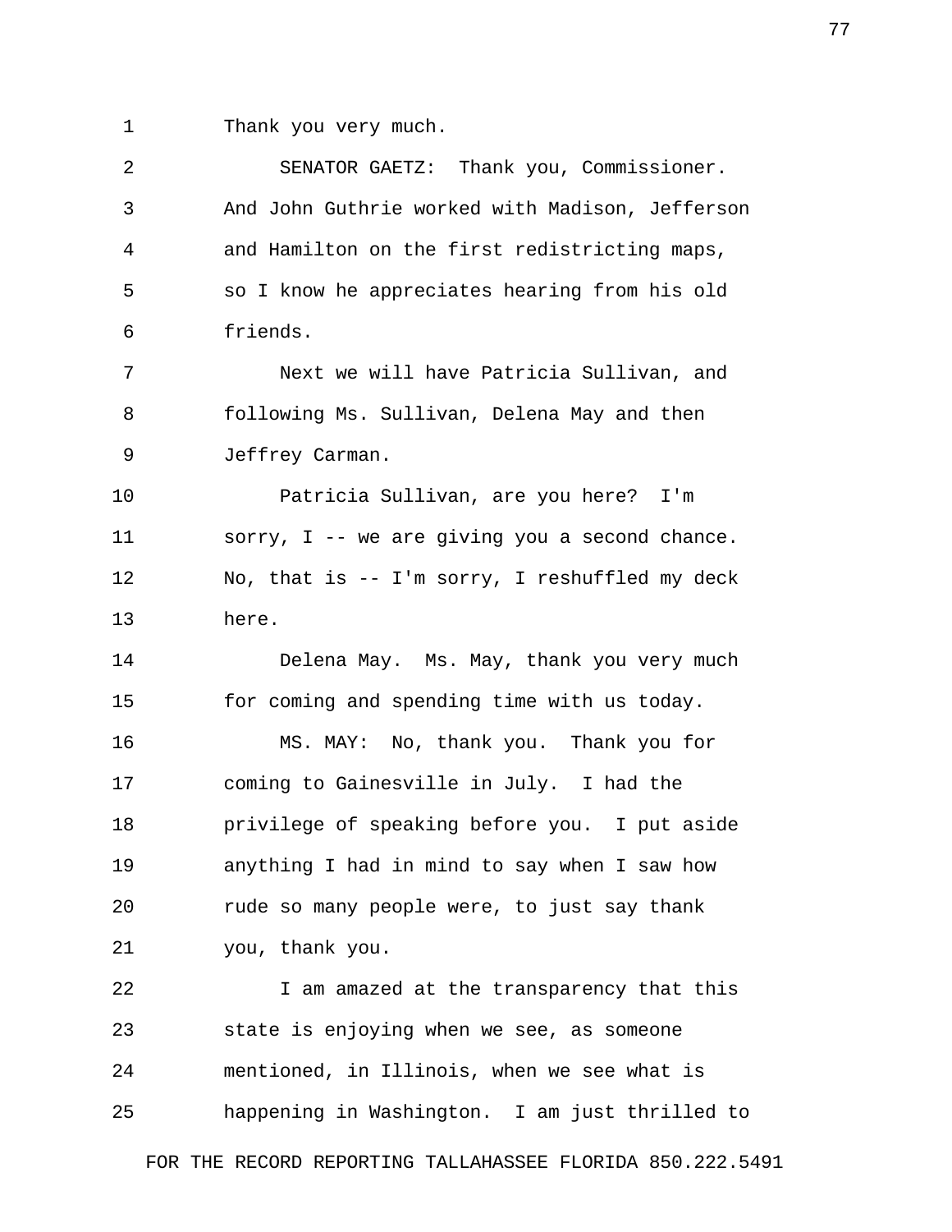Thank you very much.

SENATOR GAETZ: Thank you, Commissioner. And John Guthrie worked with Madison, Jefferson and Hamilton on the first redistricting maps, so I know he appreciates hearing from his old friends.

Next we will have Patricia Sullivan, and following Ms. Sullivan, Delena May and then Jeffrey Carman.

Patricia Sullivan, are you here? I'm sorry, I -- we are giving you a second chance. No, that is -- I'm sorry, I reshuffled my deck here.

Delena May. Ms. May, thank you very much for coming and spending time with us today.

MS. MAY: No, thank you. Thank you for coming to Gainesville in July. I had the privilege of speaking before you. I put aside anything I had in mind to say when I saw how rude so many people were, to just say thank you, thank you.

I am amazed at the transparency that this state is enjoying when we see, as someone mentioned, in Illinois, when we see what is happening in Washington. I am just thrilled to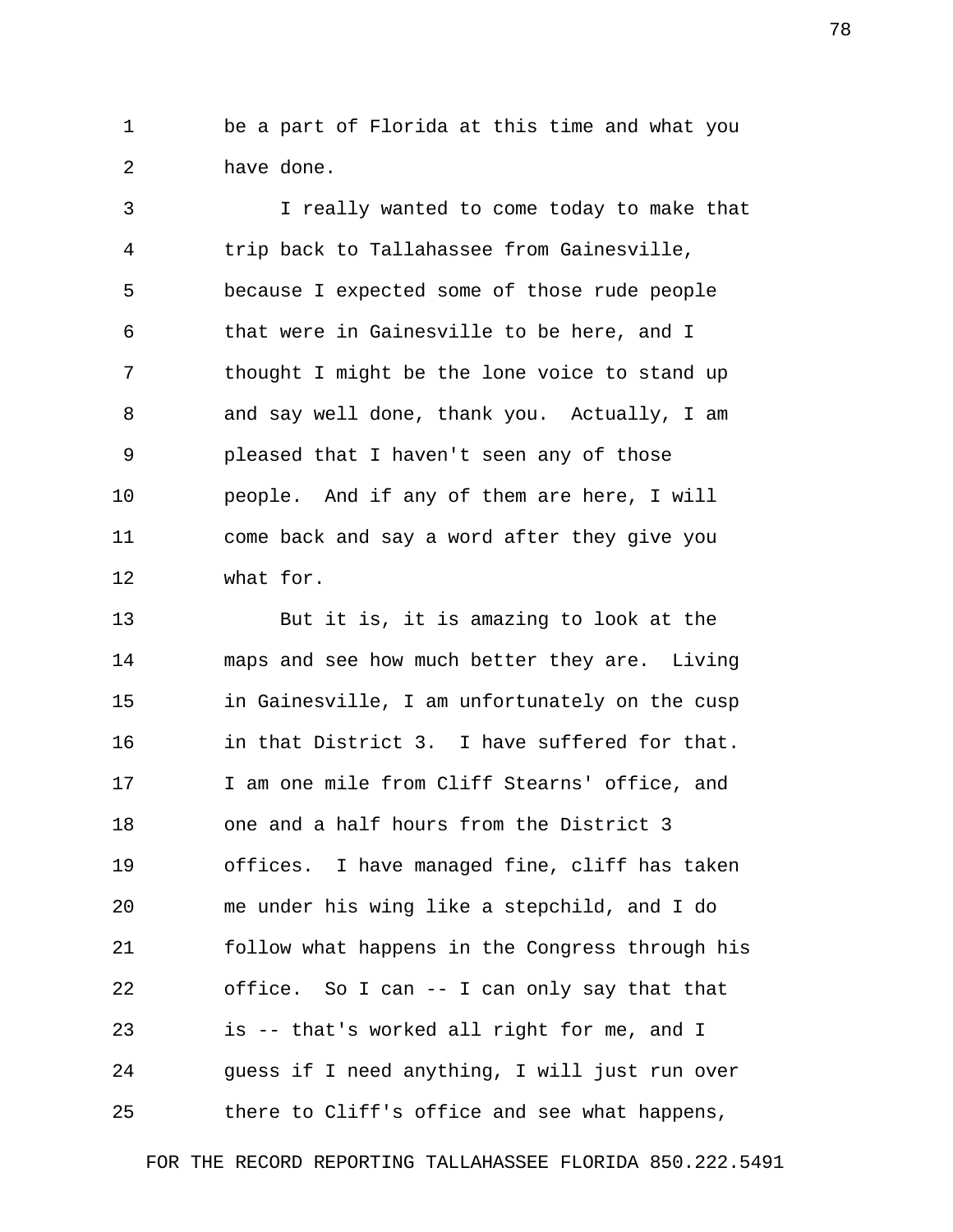be a part of Florida at this time and what you have done.

I really wanted to come today to make that trip back to Tallahassee from Gainesville, because I expected some of those rude people that were in Gainesville to be here, and I thought I might be the lone voice to stand up and say well done, thank you. Actually, I am pleased that I haven't seen any of those people. And if any of them are here, I will come back and say a word after they give you what for.

But it is, it is amazing to look at the maps and see how much better they are. Living in Gainesville, I am unfortunately on the cusp in that District 3. I have suffered for that. I am one mile from Cliff Stearns' office, and one and a half hours from the District 3 offices. I have managed fine, cliff has taken me under his wing like a stepchild, and I do follow what happens in the Congress through his office. So I can -- I can only say that that is -- that's worked all right for me, and I guess if I need anything, I will just run over there to Cliff's office and see what happens,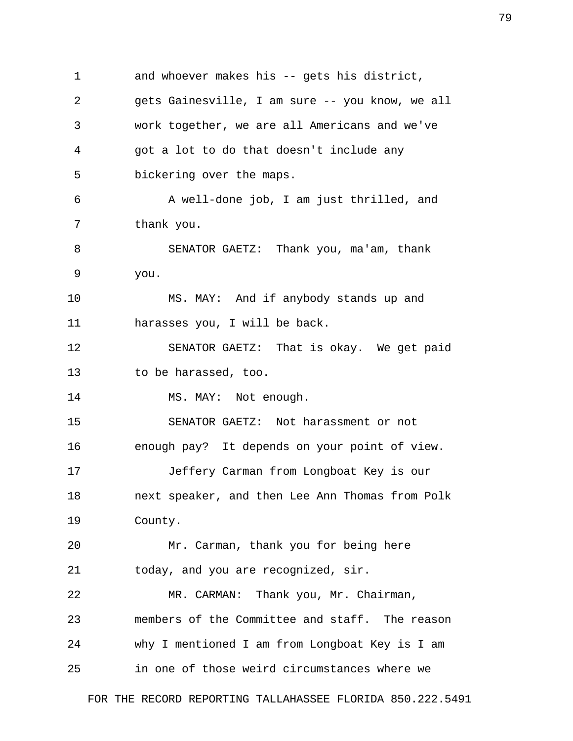and whoever makes his -- gets his district, gets Gainesville, I am sure -- you know, we all work together, we are all Americans and we've got a lot to do that doesn't include any bickering over the maps.

A well-done job, I am just thrilled, and thank you.

SENATOR GAETZ: Thank you, ma'am, thank you.

MS. MAY: And if anybody stands up and harasses you, I will be back.

SENATOR GAETZ: That is okay. We get paid to be harassed, too.

MS. MAY: Not enough.

SENATOR GAETZ: Not harassment or not enough pay? It depends on your point of view.

Jeffery Carman from Longboat Key is our next speaker, and then Lee Ann Thomas from Polk County.

Mr. Carman, thank you for being here today, and you are recognized, sir.

MR. CARMAN: Thank you, Mr. Chairman, members of the Committee and staff. The reason why I mentioned I am from Longboat Key is I am in one of those weird circumstances where we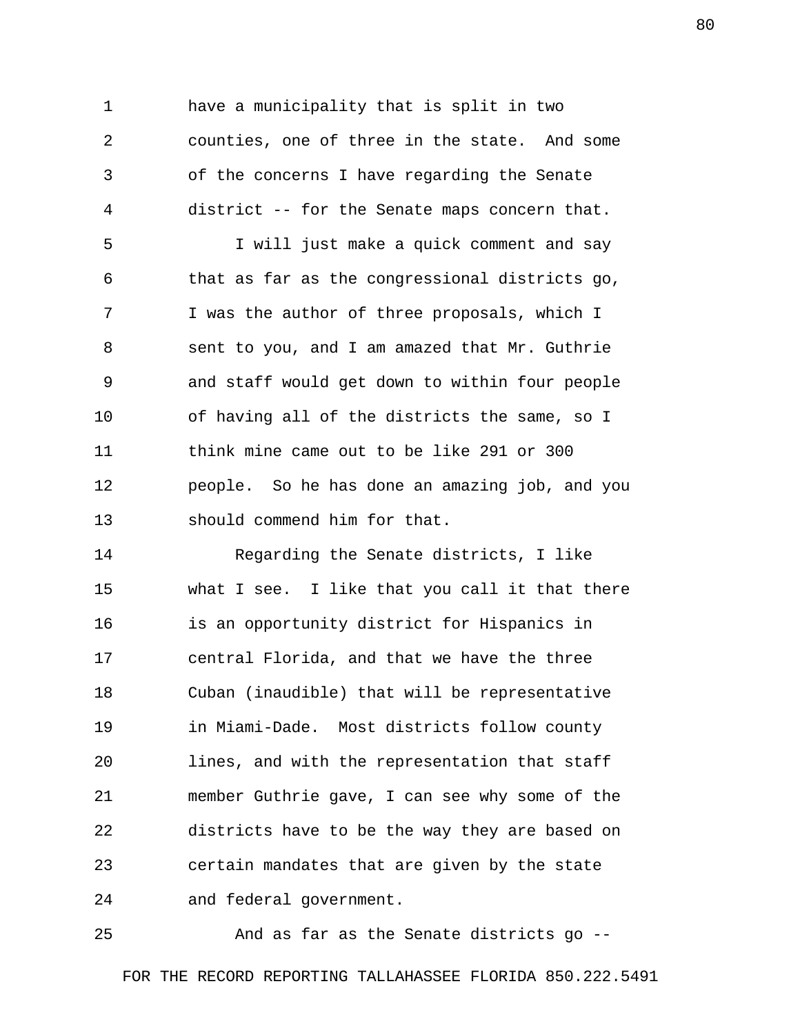have a municipality that is split in two counties, one of three in the state. And some of the concerns I have regarding the Senate district -- for the Senate maps concern that.

I will just make a quick comment and say that as far as the congressional districts go, I was the author of three proposals, which I sent to you, and I am amazed that Mr. Guthrie and staff would get down to within four people of having all of the districts the same, so I think mine came out to be like 291 or 300 people. So he has done an amazing job, and you should commend him for that.

Regarding the Senate districts, I like what I see. I like that you call it that there is an opportunity district for Hispanics in central Florida, and that we have the three Cuban (inaudible) that will be representative in Miami-Dade. Most districts follow county lines, and with the representation that staff member Guthrie gave, I can see why some of the districts have to be the way they are based on certain mandates that are given by the state and federal government.

And as far as the Senate districts go --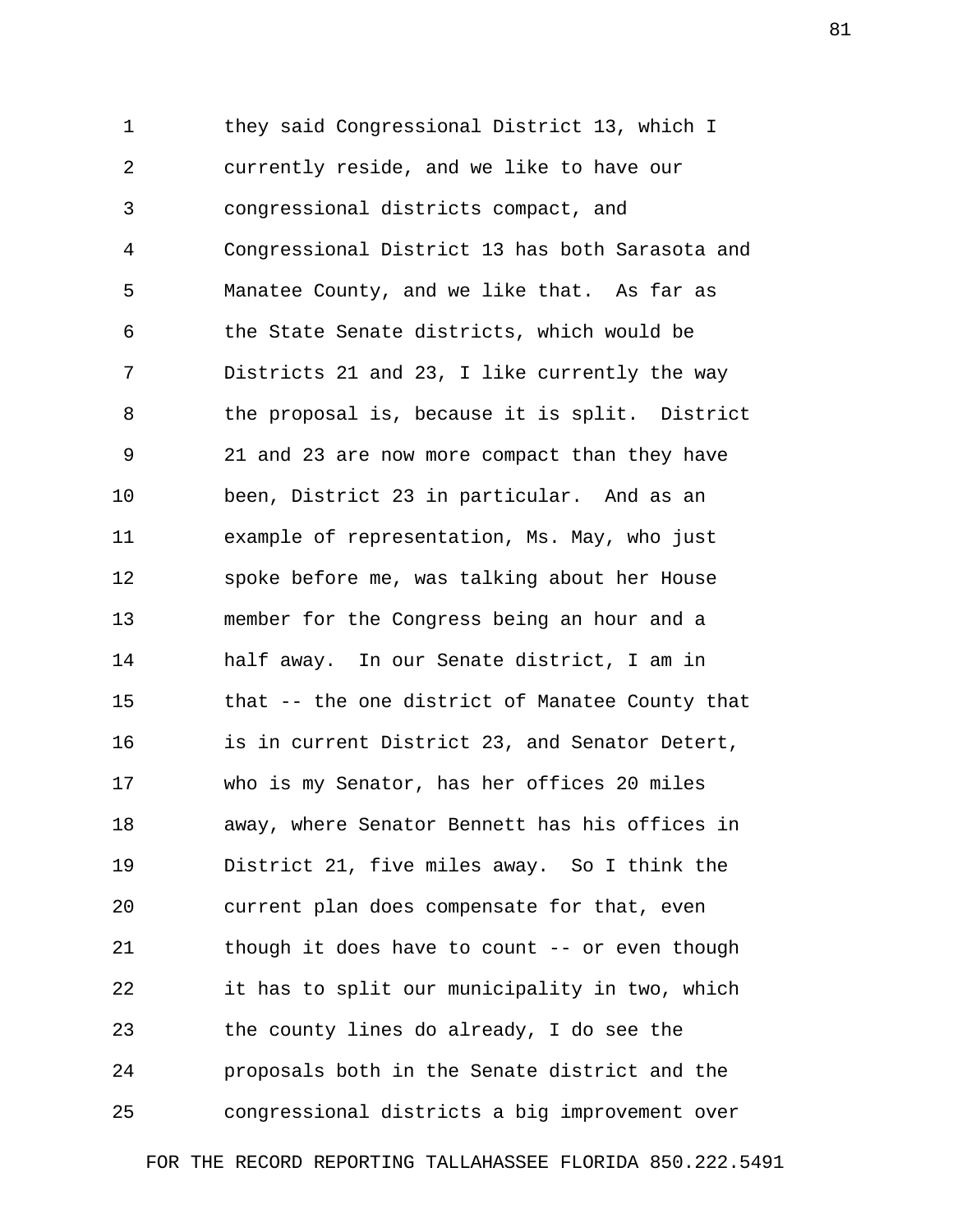they said Congressional District 13, which I currently reside, and we like to have our congressional districts compact, and Congressional District 13 has both Sarasota and Manatee County, and we like that. As far as the State Senate districts, which would be Districts 21 and 23, I like currently the way the proposal is, because it is split. District 21 and 23 are now more compact than they have been, District 23 in particular. And as an example of representation, Ms. May, who just spoke before me, was talking about her House member for the Congress being an hour and a half away. In our Senate district, I am in that -- the one district of Manatee County that is in current District 23, and Senator Detert, who is my Senator, has her offices 20 miles away, where Senator Bennett has his offices in District 21, five miles away. So I think the current plan does compensate for that, even though it does have to count -- or even though it has to split our municipality in two, which the county lines do already, I do see the proposals both in the Senate district and the congressional districts a big improvement over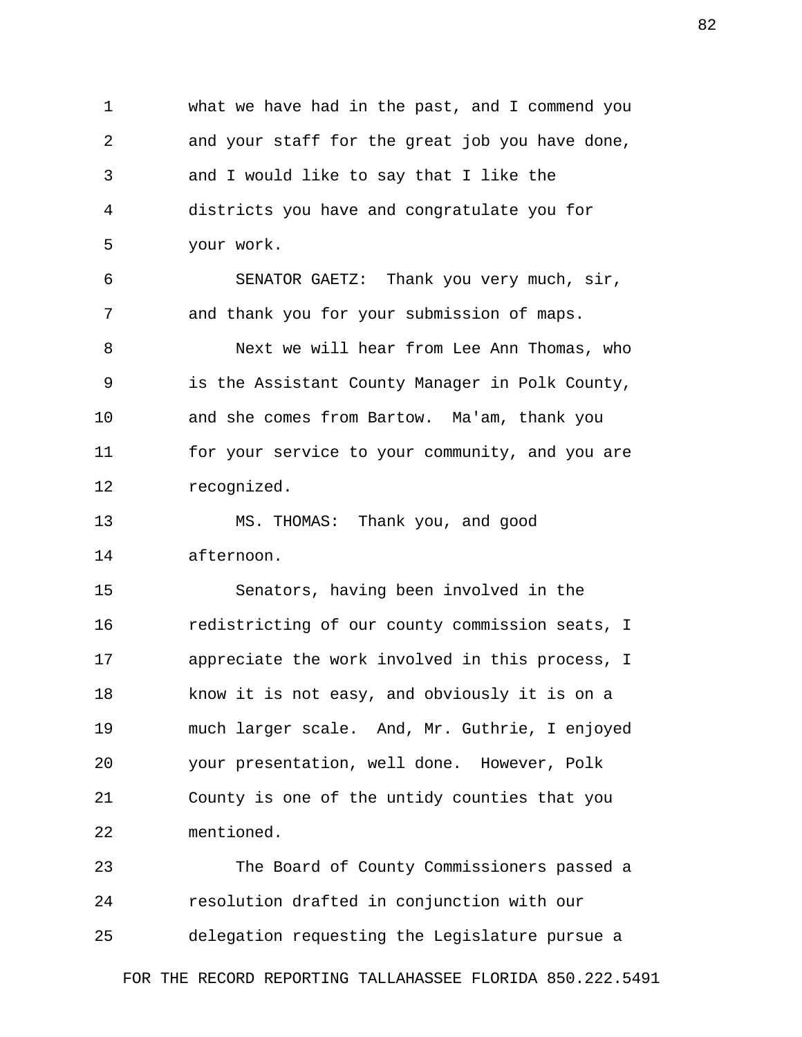what we have had in the past, and I commend you and your staff for the great job you have done, and I would like to say that I like the districts you have and congratulate you for your work.

SENATOR GAETZ: Thank you very much, sir, and thank you for your submission of maps.

Next we will hear from Lee Ann Thomas, who is the Assistant County Manager in Polk County, and she comes from Bartow. Ma'am, thank you for your service to your community, and you are recognized.

MS. THOMAS: Thank you, and good afternoon.

Senators, having been involved in the redistricting of our county commission seats, I appreciate the work involved in this process, I know it is not easy, and obviously it is on a much larger scale. And, Mr. Guthrie, I enjoyed your presentation, well done. However, Polk County is one of the untidy counties that you mentioned.

The Board of County Commissioners passed a resolution drafted in conjunction with our delegation requesting the Legislature pursue a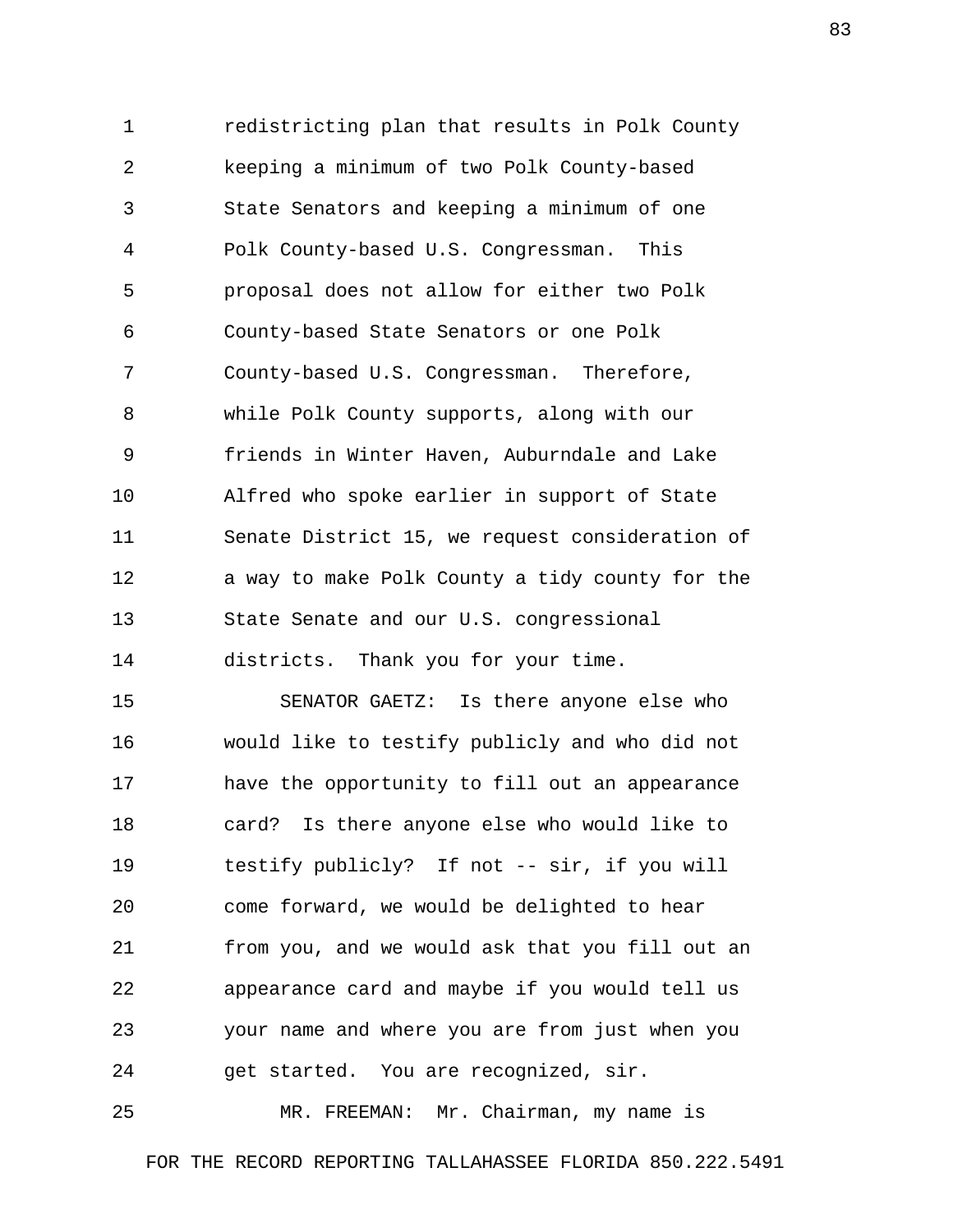redistricting plan that results in Polk County keeping a minimum of two Polk County-based State Senators and keeping a minimum of one Polk County-based U.S. Congressman. This proposal does not allow for either two Polk County-based State Senators or one Polk County-based U.S. Congressman. Therefore, while Polk County supports, along with our friends in Winter Haven, Auburndale and Lake Alfred who spoke earlier in support of State Senate District 15, we request consideration of a way to make Polk County a tidy county for the State Senate and our U.S. congressional districts. Thank you for your time.

SENATOR GAETZ: Is there anyone else who would like to testify publicly and who did not have the opportunity to fill out an appearance card? Is there anyone else who would like to testify publicly? If not -- sir, if you will come forward, we would be delighted to hear from you, and we would ask that you fill out an appearance card and maybe if you would tell us your name and where you are from just when you get started. You are recognized, sir.

MR. FREEMAN: Mr. Chairman, my name is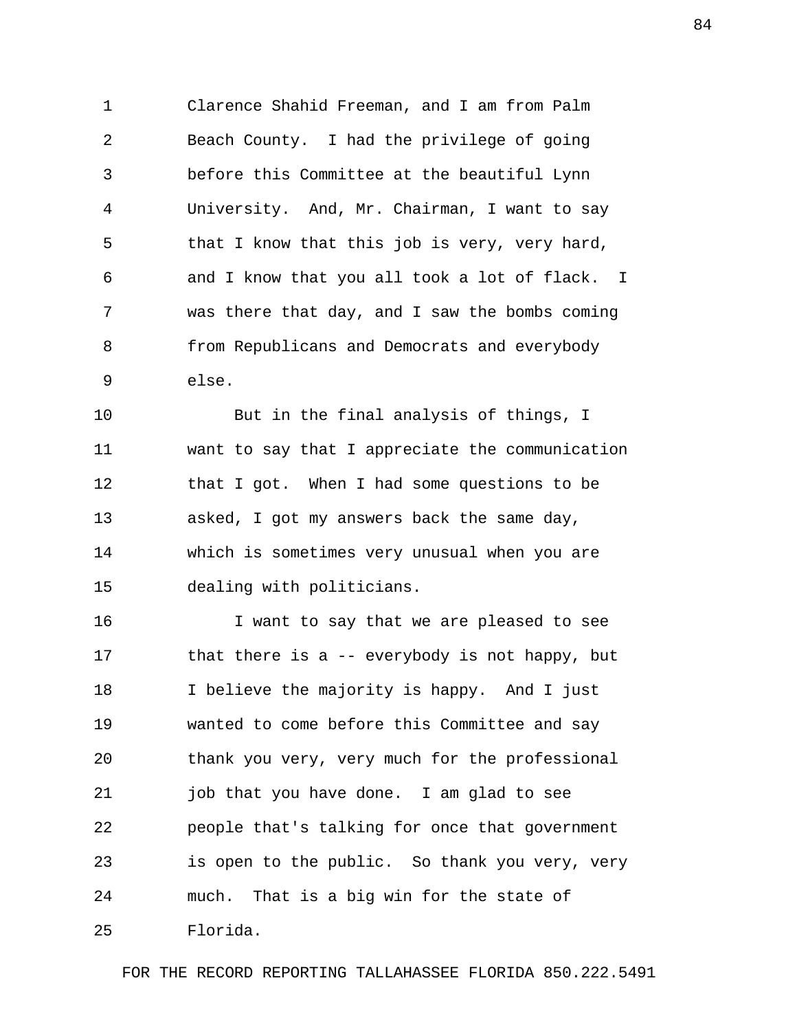Clarence Shahid Freeman, and I am from Palm Beach County. I had the privilege of going before this Committee at the beautiful Lynn University. And, Mr. Chairman, I want to say that I know that this job is very, very hard, and I know that you all took a lot of flack. I was there that day, and I saw the bombs coming from Republicans and Democrats and everybody else.

But in the final analysis of things, I want to say that I appreciate the communication that I got. When I had some questions to be asked, I got my answers back the same day, which is sometimes very unusual when you are dealing with politicians.

I want to say that we are pleased to see that there is a -- everybody is not happy, but I believe the majority is happy. And I just wanted to come before this Committee and say thank you very, very much for the professional job that you have done. I am glad to see people that's talking for once that government is open to the public. So thank you very, very much. That is a big win for the state of Florida.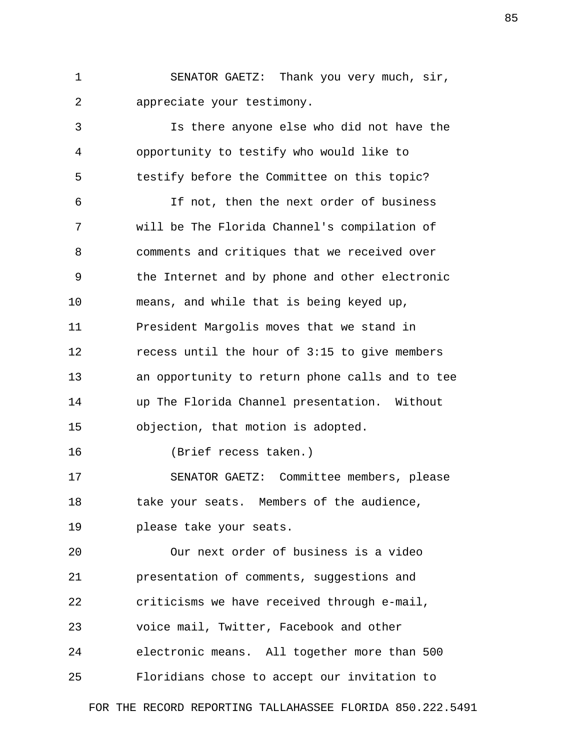SENATOR GAETZ: Thank you very much, sir, appreciate your testimony.

Is there anyone else who did not have the opportunity to testify who would like to testify before the Committee on this topic?

If not, then the next order of business will be The Florida Channel's compilation of comments and critiques that we received over the Internet and by phone and other electronic means, and while that is being keyed up, President Margolis moves that we stand in recess until the hour of 3:15 to give members an opportunity to return phone calls and to tee up The Florida Channel presentation. Without objection, that motion is adopted.

(Brief recess taken.)

SENATOR GAETZ: Committee members, please take your seats. Members of the audience, please take your seats.

Our next order of business is a video presentation of comments, suggestions and criticisms we have received through e-mail, voice mail, Twitter, Facebook and other electronic means. All together more than 500 Floridians chose to accept our invitation to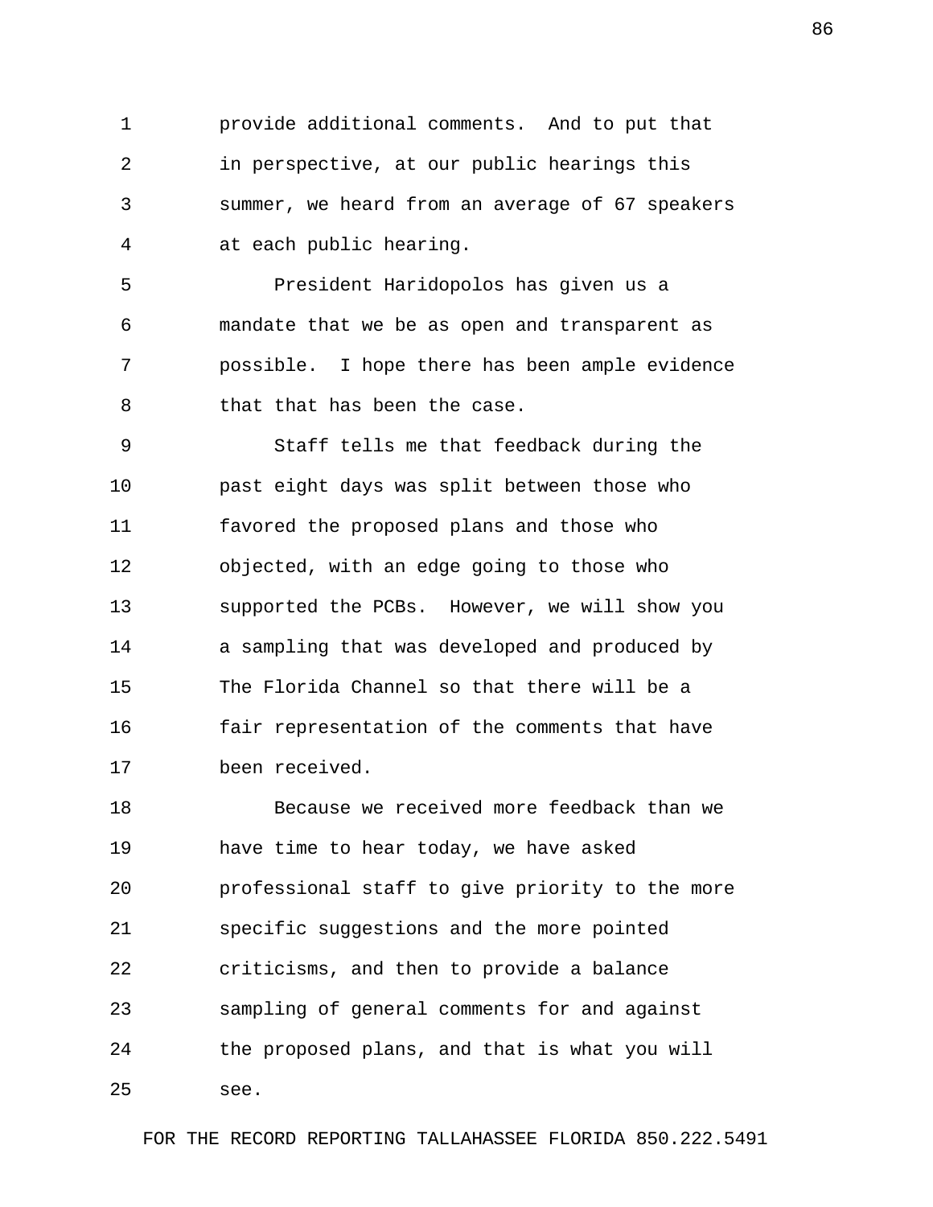provide additional comments. And to put that in perspective, at our public hearings this summer, we heard from an average of 67 speakers at each public hearing.

President Haridopolos has given us a mandate that we be as open and transparent as possible. I hope there has been ample evidence that that has been the case.

Staff tells me that feedback during the past eight days was split between those who favored the proposed plans and those who objected, with an edge going to those who supported the PCBs. However, we will show you a sampling that was developed and produced by The Florida Channel so that there will be a fair representation of the comments that have been received.

Because we received more feedback than we have time to hear today, we have asked professional staff to give priority to the more specific suggestions and the more pointed criticisms, and then to provide a balance sampling of general comments for and against the proposed plans, and that is what you will see.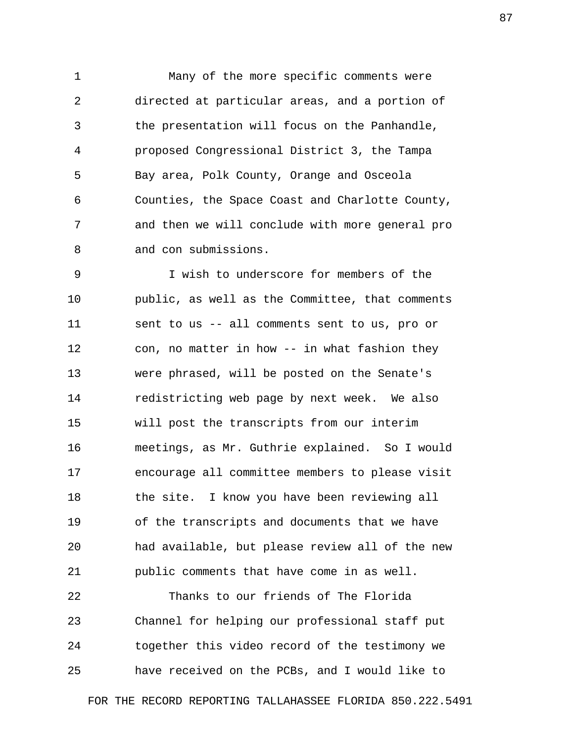Many of the more specific comments were directed at particular areas, and a portion of the presentation will focus on the Panhandle, proposed Congressional District 3, the Tampa Bay area, Polk County, Orange and Osceola Counties, the Space Coast and Charlotte County, and then we will conclude with more general pro and con submissions.

I wish to underscore for members of the public, as well as the Committee, that comments sent to us -- all comments sent to us, pro or con, no matter in how -- in what fashion they were phrased, will be posted on the Senate's redistricting web page by next week. We also will post the transcripts from our interim meetings, as Mr. Guthrie explained. So I would encourage all committee members to please visit the site. I know you have been reviewing all of the transcripts and documents that we have had available, but please review all of the new public comments that have come in as well.

Thanks to our friends of The Florida Channel for helping our professional staff put together this video record of the testimony we have received on the PCBs, and I would like to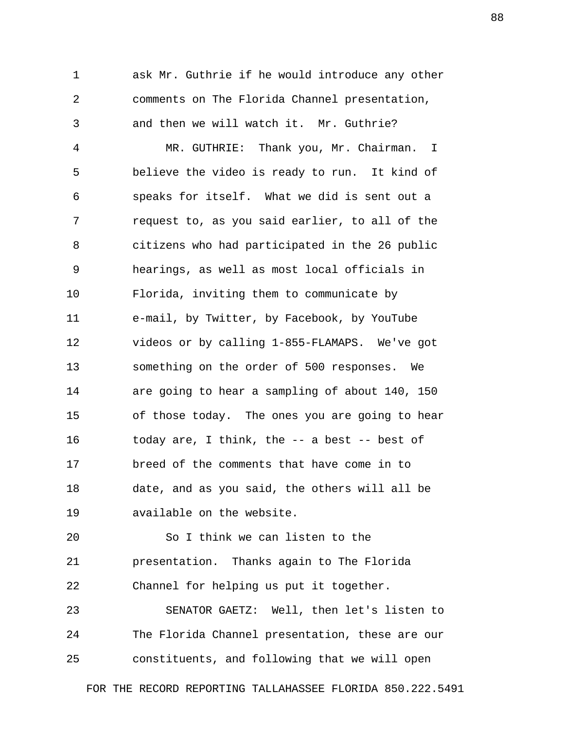ask Mr. Guthrie if he would introduce any other comments on The Florida Channel presentation, and then we will watch it. Mr. Guthrie?

MR. GUTHRIE: Thank you, Mr. Chairman. I believe the video is ready to run. It kind of speaks for itself. What we did is sent out a request to, as you said earlier, to all of the citizens who had participated in the 26 public hearings, as well as most local officials in Florida, inviting them to communicate by e-mail, by Twitter, by Facebook, by YouTube videos or by calling 1-855-FLAMAPS. We've got something on the order of 500 responses. We are going to hear a sampling of about 140, 150 of those today. The ones you are going to hear today are, I think, the -- a best -- best of breed of the comments that have come in to date, and as you said, the others will all be available on the website.

So I think we can listen to the presentation. Thanks again to The Florida Channel for helping us put it together.

SENATOR GAETZ: Well, then let's listen to The Florida Channel presentation, these are our constituents, and following that we will open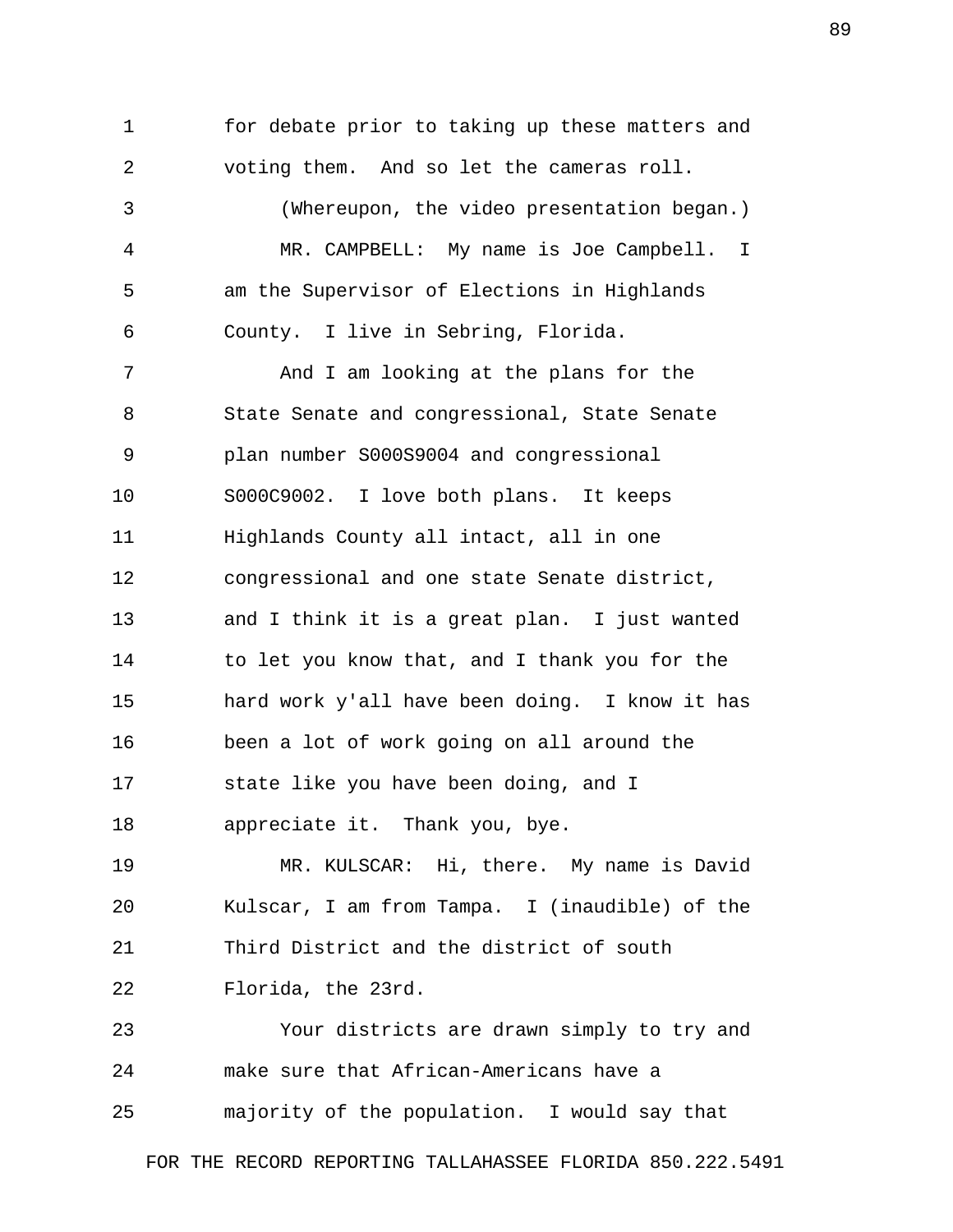for debate prior to taking up these matters and voting them. And so let the cameras roll.

(Whereupon, the video presentation began.)

MR. CAMPBELL: My name is Joe Campbell. I am the Supervisor of Elections in Highlands County. I live in Sebring, Florida.

And I am looking at the plans for the State Senate and congressional, State Senate plan number S000S9004 and congressional S000C9002. I love both plans. It keeps Highlands County all intact, all in one congressional and one state Senate district, and I think it is a great plan. I just wanted to let you know that, and I thank you for the hard work y'all have been doing. I know it has been a lot of work going on all around the state like you have been doing, and I appreciate it. Thank you, bye.

MR. KULSCAR: Hi, there. My name is David Kulscar, I am from Tampa. I (inaudible) of the Third District and the district of south Florida, the 23rd.

Your districts are drawn simply to try and make sure that African-Americans have a majority of the population. I would say that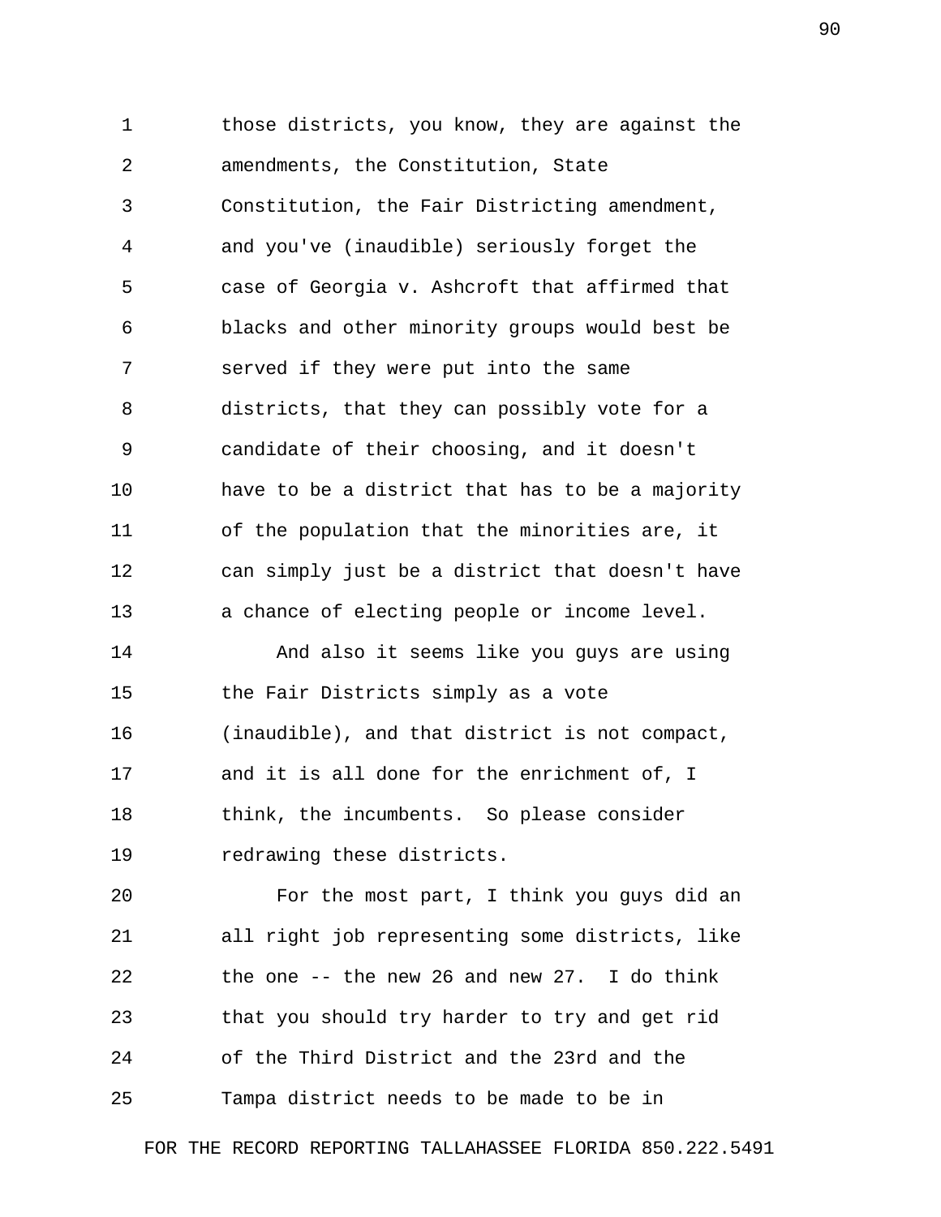those districts, you know, they are against the amendments, the Constitution, State Constitution, the Fair Districting amendment, and you've (inaudible) seriously forget the case of Georgia v. Ashcroft that affirmed that blacks and other minority groups would best be served if they were put into the same districts, that they can possibly vote for a candidate of their choosing, and it doesn't have to be a district that has to be a majority of the population that the minorities are, it can simply just be a district that doesn't have a chance of electing people or income level.

And also it seems like you guys are using the Fair Districts simply as a vote (inaudible), and that district is not compact, and it is all done for the enrichment of, I think, the incumbents. So please consider redrawing these districts.

For the most part, I think you guys did an all right job representing some districts, like the one -- the new 26 and new 27. I do think that you should try harder to try and get rid of the Third District and the 23rd and the Tampa district needs to be made to be in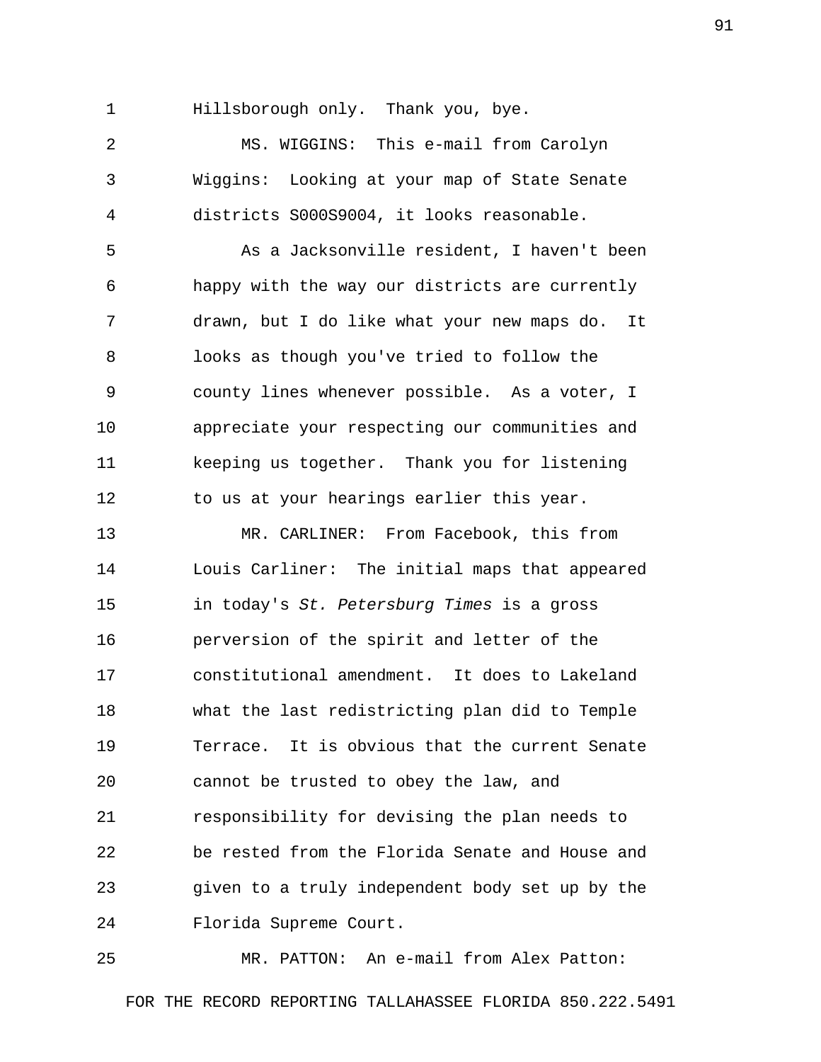Hillsborough only. Thank you, bye.

MS. WIGGINS: This e-mail from Carolyn Wiggins: Looking at your map of State Senate districts S000S9004, it looks reasonable.

As a Jacksonville resident, I haven't been happy with the way our districts are currently drawn, but I do like what your new maps do. It looks as though you've tried to follow the county lines whenever possible. As a voter, I appreciate your respecting our communities and keeping us together. Thank you for listening to us at your hearings earlier this year.

MR. CARLINER: From Facebook, this from Louis Carliner: The initial maps that appeared in today's *St. Petersburg Times* is a gross perversion of the spirit and letter of the constitutional amendment. It does to Lakeland what the last redistricting plan did to Temple Terrace. It is obvious that the current Senate cannot be trusted to obey the law, and responsibility for devising the plan needs to be rested from the Florida Senate and House and given to a truly independent body set up by the Florida Supreme Court.

MR. PATTON: An e-mail from Alex Patton: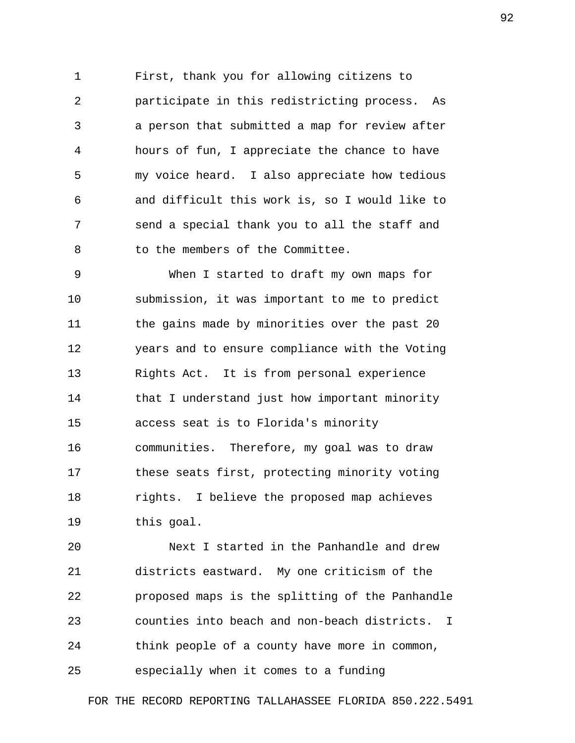First, thank you for allowing citizens to participate in this redistricting process. As a person that submitted a map for review after hours of fun, I appreciate the chance to have my voice heard. I also appreciate how tedious and difficult this work is, so I would like to send a special thank you to all the staff and to the members of the Committee.

When I started to draft my own maps for submission, it was important to me to predict the gains made by minorities over the past 20 years and to ensure compliance with the Voting Rights Act. It is from personal experience that I understand just how important minority access seat is to Florida's minority communities. Therefore, my goal was to draw these seats first, protecting minority voting rights. I believe the proposed map achieves this goal.

Next I started in the Panhandle and drew districts eastward. My one criticism of the proposed maps is the splitting of the Panhandle counties into beach and non-beach districts. I think people of a county have more in common, especially when it comes to a funding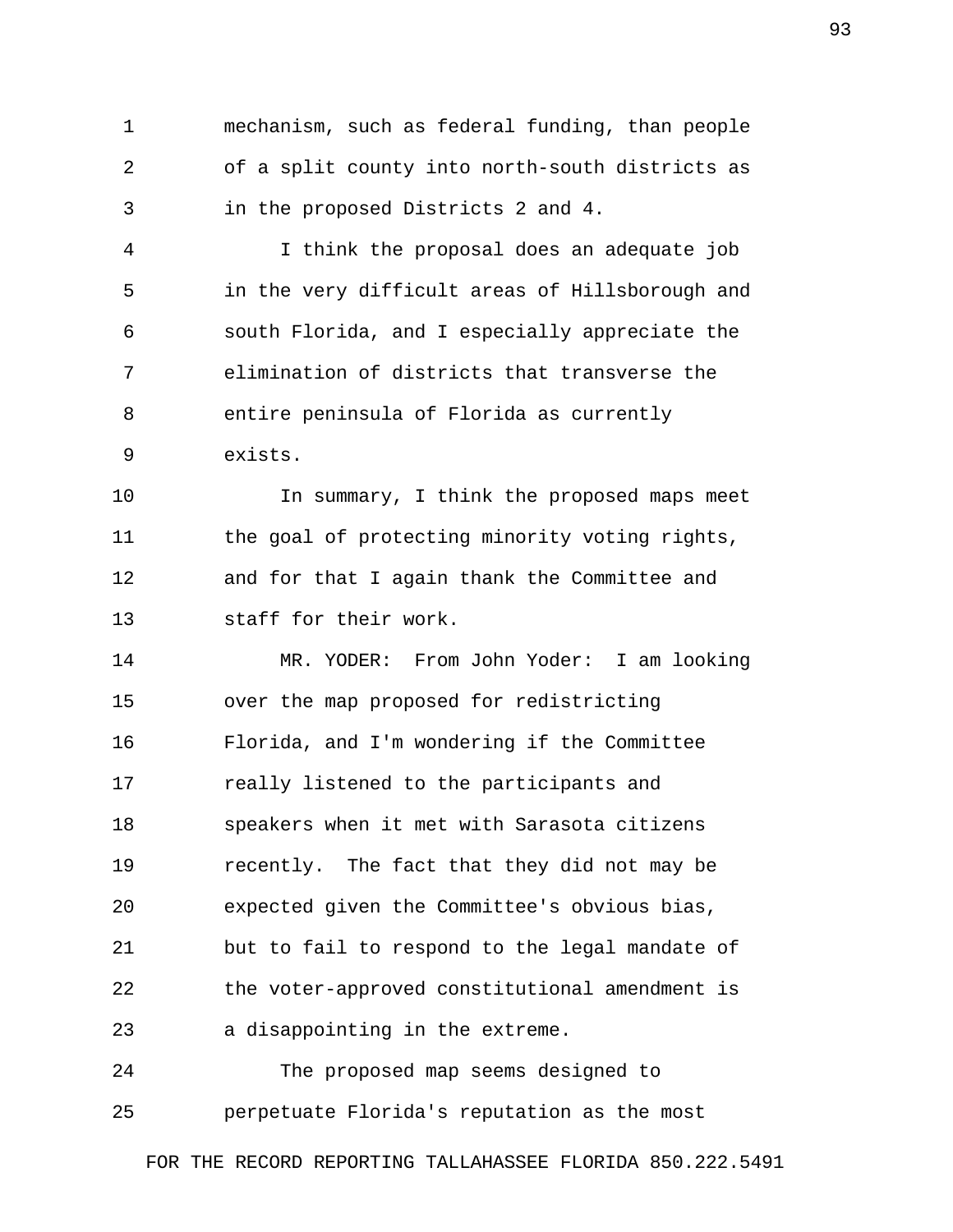mechanism, such as federal funding, than people of a split county into north-south districts as in the proposed Districts 2 and 4.

I think the proposal does an adequate job in the very difficult areas of Hillsborough and south Florida, and I especially appreciate the elimination of districts that transverse the entire peninsula of Florida as currently exists.

In summary, I think the proposed maps meet the goal of protecting minority voting rights, and for that I again thank the Committee and staff for their work.

MR. YODER: From John Yoder: I am looking over the map proposed for redistricting Florida, and I'm wondering if the Committee really listened to the participants and speakers when it met with Sarasota citizens recently. The fact that they did not may be expected given the Committee's obvious bias, but to fail to respond to the legal mandate of the voter-approved constitutional amendment is a disappointing in the extreme.

The proposed map seems designed to perpetuate Florida's reputation as the most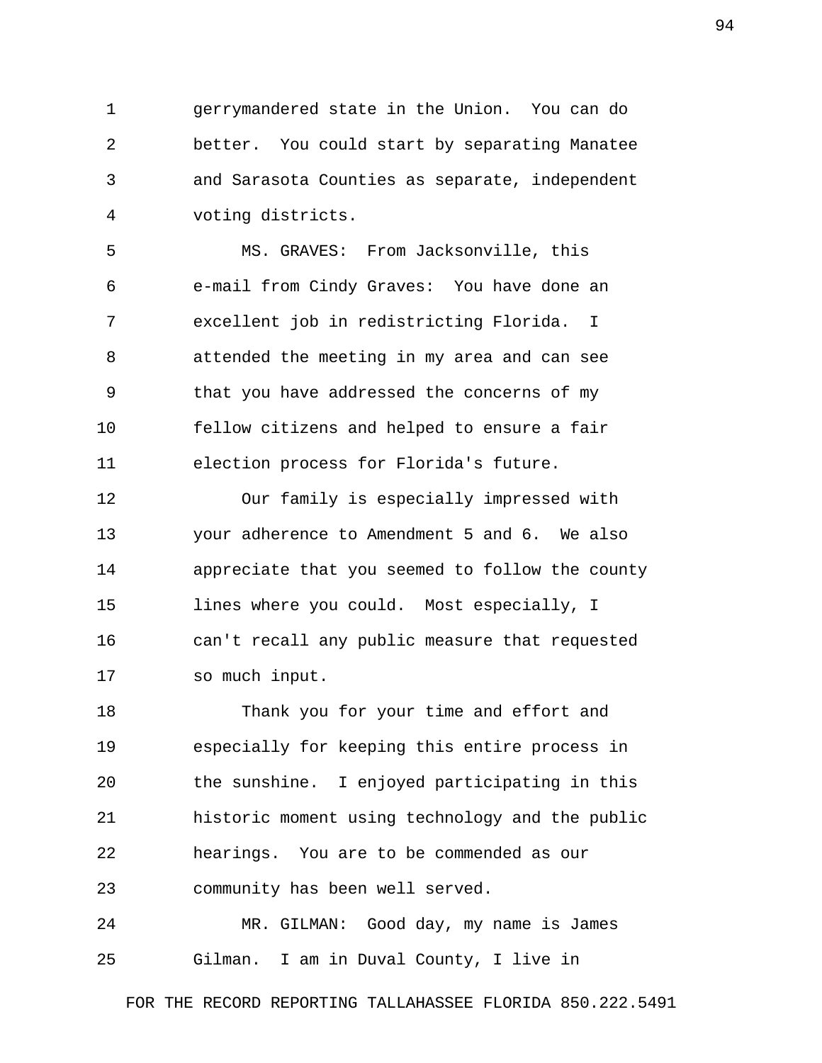gerrymandered state in the Union. You can do better. You could start by separating Manatee and Sarasota Counties as separate, independent voting districts.

MS. GRAVES: From Jacksonville, this e-mail from Cindy Graves: You have done an excellent job in redistricting Florida. I attended the meeting in my area and can see that you have addressed the concerns of my fellow citizens and helped to ensure a fair election process for Florida's future.

Our family is especially impressed with your adherence to Amendment 5 and 6. We also appreciate that you seemed to follow the county lines where you could. Most especially, I can't recall any public measure that requested so much input.

Thank you for your time and effort and especially for keeping this entire process in the sunshine. I enjoyed participating in this historic moment using technology and the public hearings. You are to be commended as our community has been well served.

MR. GILMAN: Good day, my name is James Gilman. I am in Duval County, I live in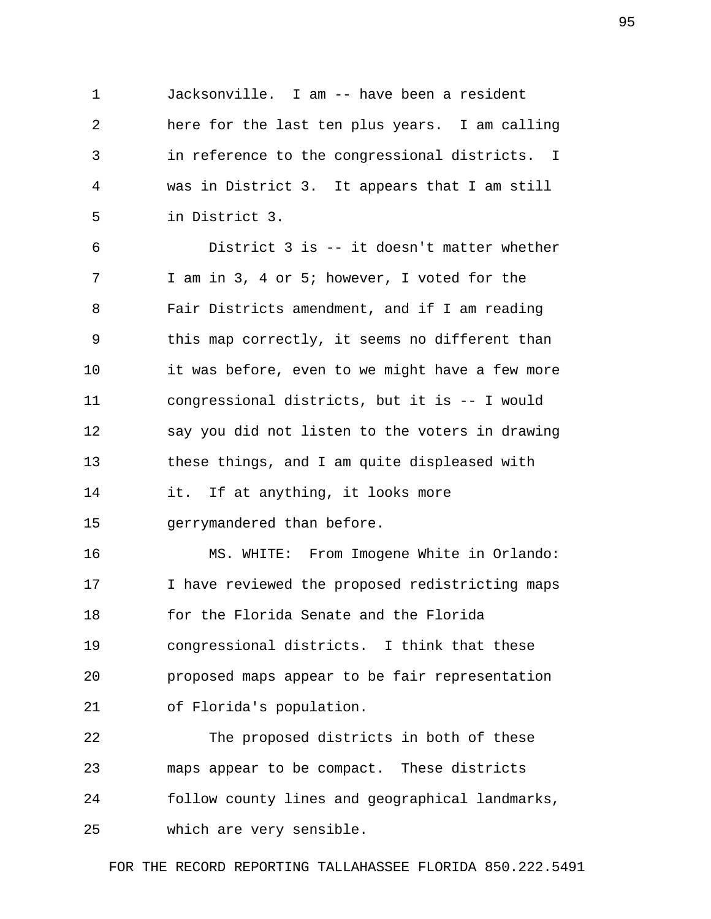Jacksonville. I am -- have been a resident here for the last ten plus years. I am calling in reference to the congressional districts. I was in District 3. It appears that I am still in District 3.

District 3 is -- it doesn't matter whether I am in 3, 4 or 5; however, I voted for the Fair Districts amendment, and if I am reading this map correctly, it seems no different than it was before, even to we might have a few more congressional districts, but it is -- I would say you did not listen to the voters in drawing these things, and I am quite displeased with it. If at anything, it looks more gerrymandered than before.

MS. WHITE: From Imogene White in Orlando: I have reviewed the proposed redistricting maps for the Florida Senate and the Florida congressional districts. I think that these proposed maps appear to be fair representation of Florida's population.

The proposed districts in both of these maps appear to be compact. These districts follow county lines and geographical landmarks, which are very sensible.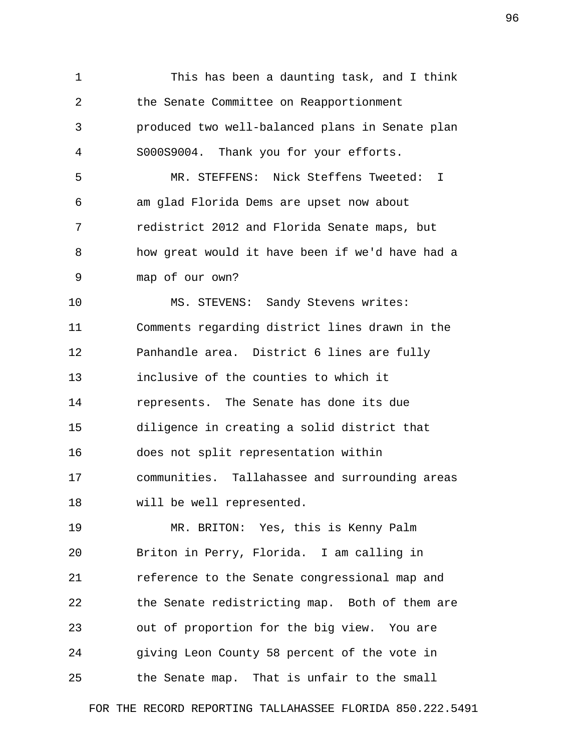This has been a daunting task, and I think the Senate Committee on Reapportionment produced two well-balanced plans in Senate plan S000S9004. Thank you for your efforts.

MR. STEFFENS: Nick Steffens Tweeted: I am glad Florida Dems are upset now about redistrict 2012 and Florida Senate maps, but how great would it have been if we'd have had a map of our own?

MS. STEVENS: Sandy Stevens writes: Comments regarding district lines drawn in the Panhandle area. District 6 lines are fully inclusive of the counties to which it represents. The Senate has done its due diligence in creating a solid district that does not split representation within communities. Tallahassee and surrounding areas will be well represented.

MR. BRITON: Yes, this is Kenny Palm Briton in Perry, Florida. I am calling in reference to the Senate congressional map and the Senate redistricting map. Both of them are out of proportion for the big view. You are giving Leon County 58 percent of the vote in the Senate map. That is unfair to the small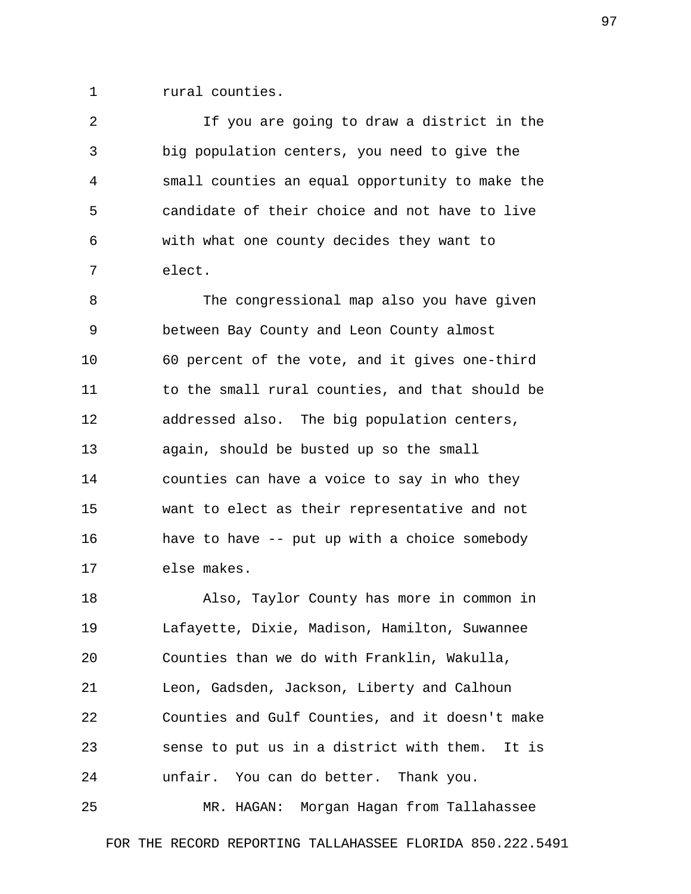rural counties.

If you are going to draw a district in the big population centers, you need to give the small counties an equal opportunity to make the candidate of their choice and not have to live with what one county decides they want to elect.

The congressional map also you have given between Bay County and Leon County almost 60 percent of the vote, and it gives one-third to the small rural counties, and that should be addressed also. The big population centers, again, should be busted up so the small counties can have a voice to say in who they want to elect as their representative and not have to have -- put up with a choice somebody else makes.

Also, Taylor County has more in common in Lafayette, Dixie, Madison, Hamilton, Suwannee Counties than we do with Franklin, Wakulla, Leon, Gadsden, Jackson, Liberty and Calhoun Counties and Gulf Counties, and it doesn't make sense to put us in a district with them. It is unfair. You can do better. Thank you.

MR. HAGAN: Morgan Hagan from Tallahassee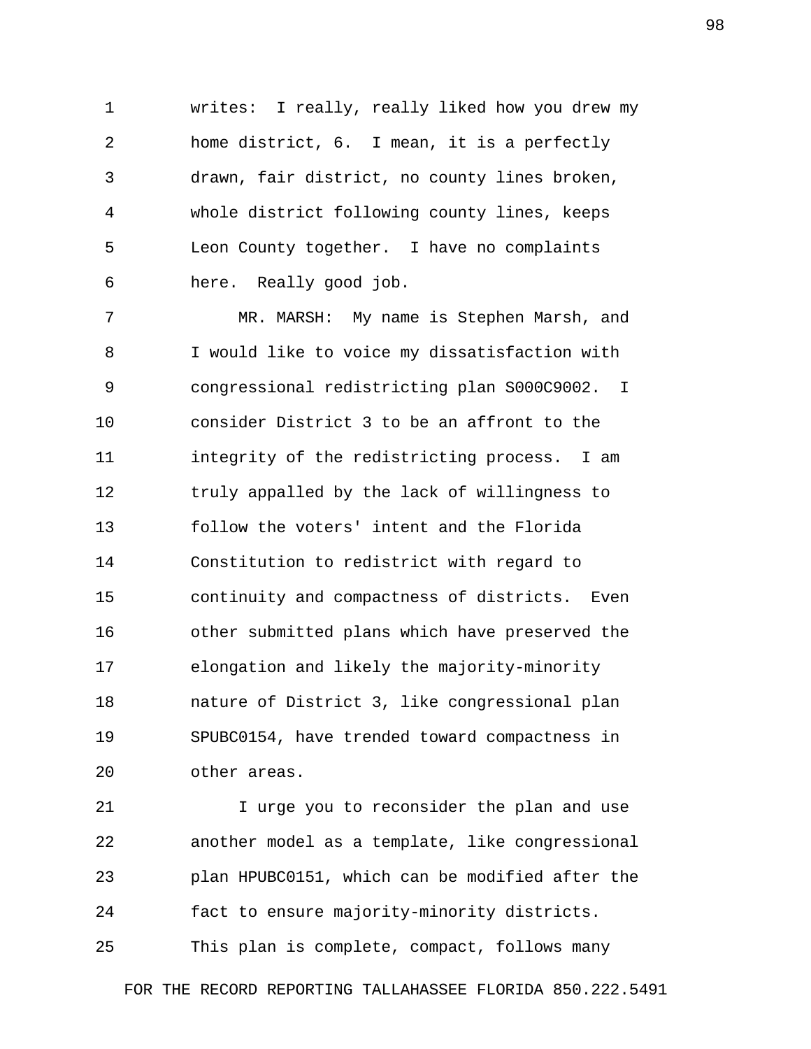writes: I really, really liked how you drew my home district, 6. I mean, it is a perfectly drawn, fair district, no county lines broken, whole district following county lines, keeps Leon County together. I have no complaints here. Really good job.

MR. MARSH: My name is Stephen Marsh, and I would like to voice my dissatisfaction with congressional redistricting plan S000C9002. I consider District 3 to be an affront to the integrity of the redistricting process. I am truly appalled by the lack of willingness to follow the voters' intent and the Florida Constitution to redistrict with regard to continuity and compactness of districts. Even other submitted plans which have preserved the elongation and likely the majority-minority nature of District 3, like congressional plan SPUBC0154, have trended toward compactness in other areas.

I urge you to reconsider the plan and use another model as a template, like congressional plan HPUBC0151, which can be modified after the fact to ensure majority-minority districts. This plan is complete, compact, follows many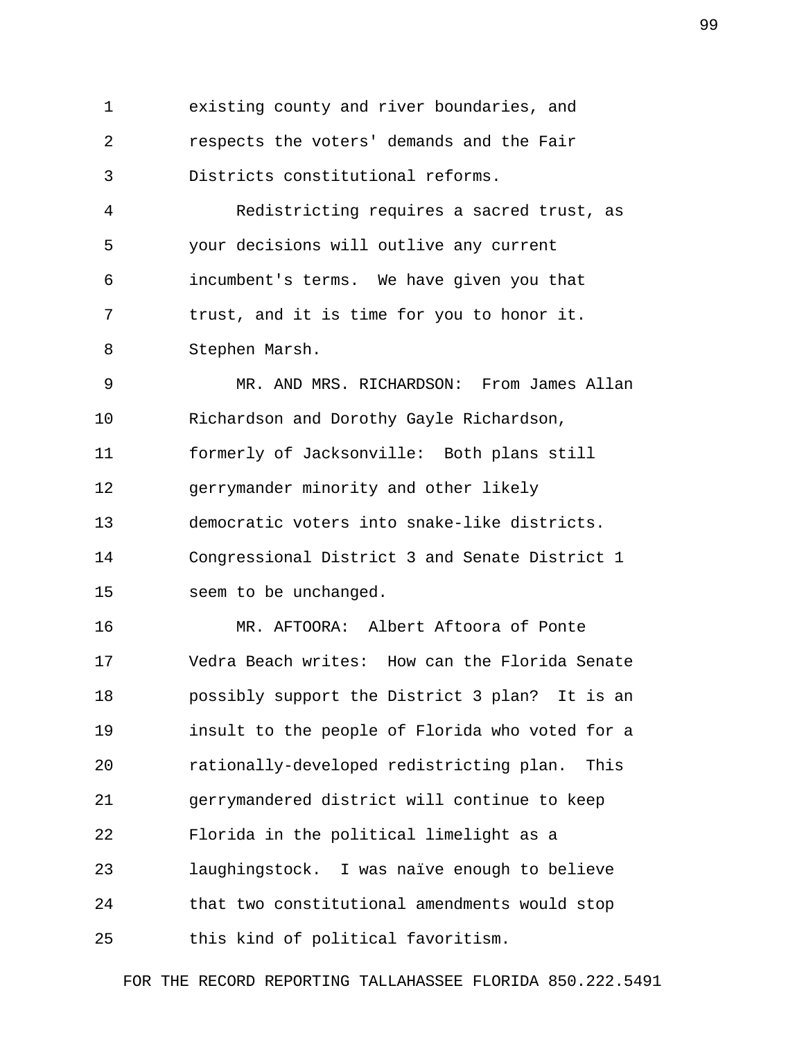existing county and river boundaries, and respects the voters' demands and the Fair Districts constitutional reforms.

Redistricting requires a sacred trust, as your decisions will outlive any current incumbent's terms. We have given you that trust, and it is time for you to honor it. Stephen Marsh.

MR. AND MRS. RICHARDSON: From James Allan Richardson and Dorothy Gayle Richardson, formerly of Jacksonville: Both plans still gerrymander minority and other likely democratic voters into snake-like districts. Congressional District 3 and Senate District 1 seem to be unchanged.

MR. AFTOORA: Albert Aftoora of Ponte Vedra Beach writes: How can the Florida Senate possibly support the District 3 plan? It is an insult to the people of Florida who voted for a rationally-developed redistricting plan. This gerrymandered district will continue to keep Florida in the political limelight as a laughingstock. I was naïve enough to believe that two constitutional amendments would stop this kind of political favoritism.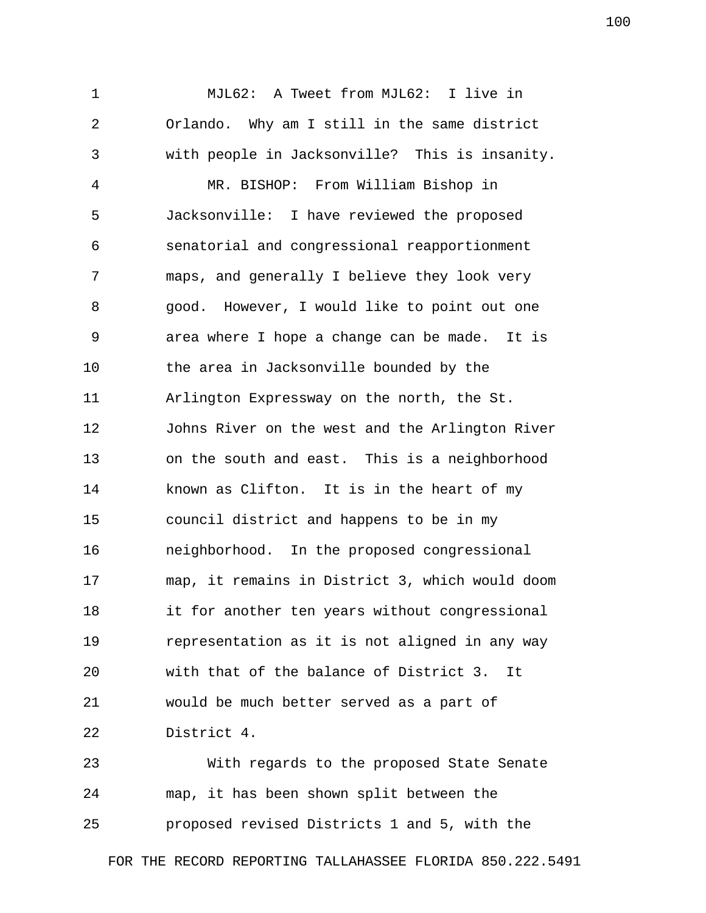MJL62: A Tweet from MJL62: I live in Orlando. Why am I still in the same district with people in Jacksonville? This is insanity.

MR. BISHOP: From William Bishop in Jacksonville: I have reviewed the proposed senatorial and congressional reapportionment maps, and generally I believe they look very good. However, I would like to point out one area where I hope a change can be made. It is the area in Jacksonville bounded by the Arlington Expressway on the north, the St. Johns River on the west and the Arlington River on the south and east. This is a neighborhood known as Clifton. It is in the heart of my council district and happens to be in my neighborhood. In the proposed congressional map, it remains in District 3, which would doom it for another ten years without congressional representation as it is not aligned in any way with that of the balance of District 3. It would be much better served as a part of District 4.

With regards to the proposed State Senate map, it has been shown split between the proposed revised Districts 1 and 5, with the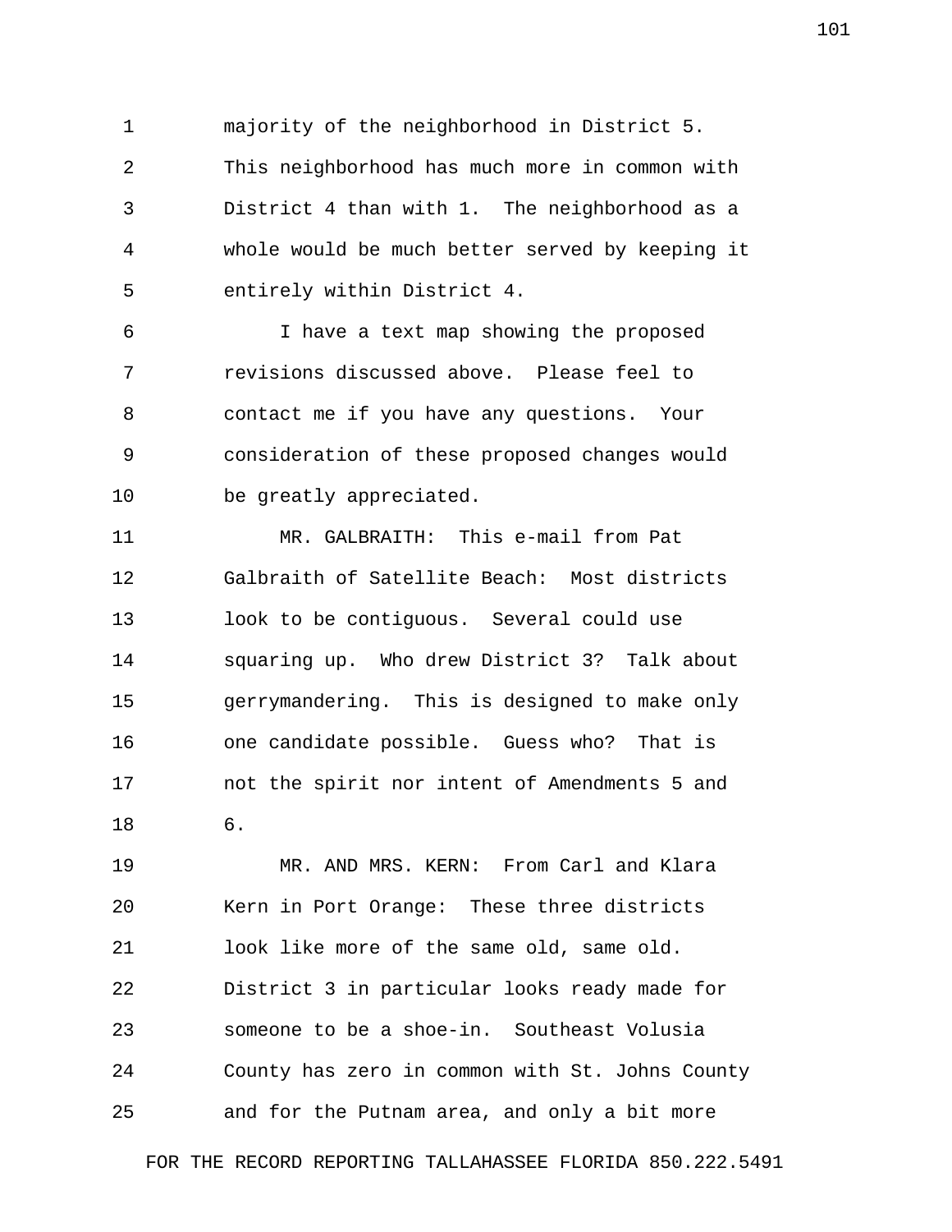majority of the neighborhood in District 5. This neighborhood has much more in common with District 4 than with 1. The neighborhood as a whole would be much better served by keeping it entirely within District 4.

I have a text map showing the proposed revisions discussed above. Please feel to contact me if you have any questions. Your consideration of these proposed changes would be greatly appreciated.

MR. GALBRAITH: This e-mail from Pat Galbraith of Satellite Beach: Most districts look to be contiguous. Several could use squaring up. Who drew District 3? Talk about gerrymandering. This is designed to make only one candidate possible. Guess who? That is not the spirit nor intent of Amendments 5 and 6.

MR. AND MRS. KERN: From Carl and Klara Kern in Port Orange: These three districts look like more of the same old, same old. District 3 in particular looks ready made for someone to be a shoe-in. Southeast Volusia County has zero in common with St. Johns County and for the Putnam area, and only a bit more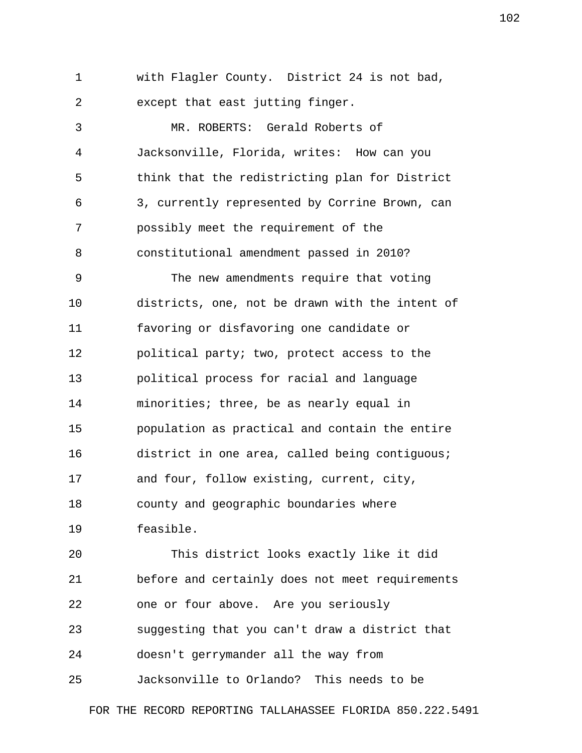with Flagler County. District 24 is not bad, except that east jutting finger.

MR. ROBERTS: Gerald Roberts of Jacksonville, Florida, writes: How can you think that the redistricting plan for District 3, currently represented by Corrine Brown, can possibly meet the requirement of the constitutional amendment passed in 2010?

The new amendments require that voting districts, one, not be drawn with the intent of favoring or disfavoring one candidate or political party; two, protect access to the political process for racial and language minorities; three, be as nearly equal in population as practical and contain the entire district in one area, called being contiguous; and four, follow existing, current, city, county and geographic boundaries where feasible.

This district looks exactly like it did before and certainly does not meet requirements one or four above. Are you seriously suggesting that you can't draw a district that doesn't gerrymander all the way from Jacksonville to Orlando? This needs to be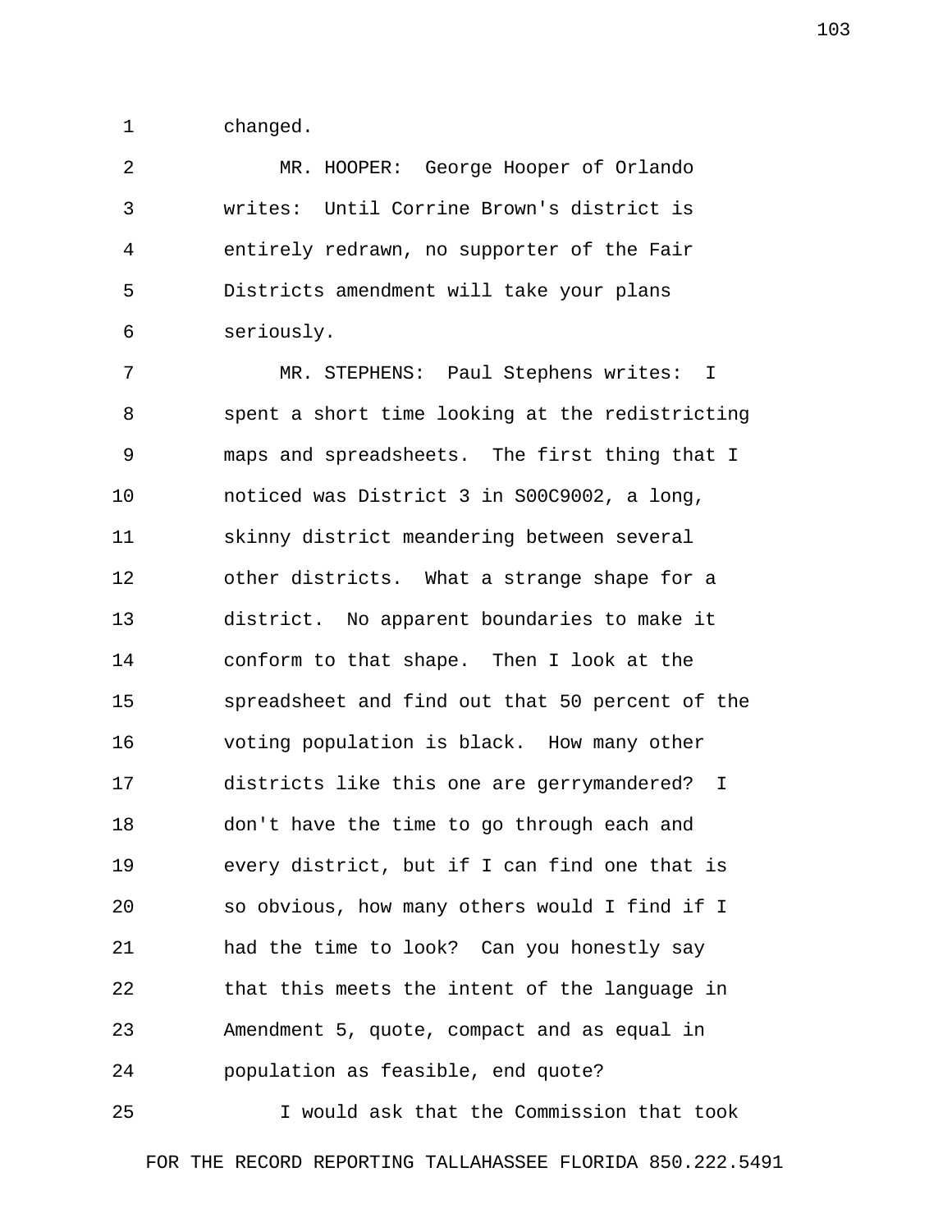changed.

MR. HOOPER: George Hooper of Orlando writes: Until Corrine Brown's district is entirely redrawn, no supporter of the Fair Districts amendment will take your plans seriously.

MR. STEPHENS: Paul Stephens writes: I spent a short time looking at the redistricting maps and spreadsheets. The first thing that I noticed was District 3 in S00C9002, a long, skinny district meandering between several other districts. What a strange shape for a district. No apparent boundaries to make it conform to that shape. Then I look at the spreadsheet and find out that 50 percent of the voting population is black. How many other districts like this one are gerrymandered? I don't have the time to go through each and every district, but if I can find one that is so obvious, how many others would I find if I had the time to look? Can you honestly say that this meets the intent of the language in Amendment 5, quote, compact and as equal in population as feasible, end quote?

I would ask that the Commission that took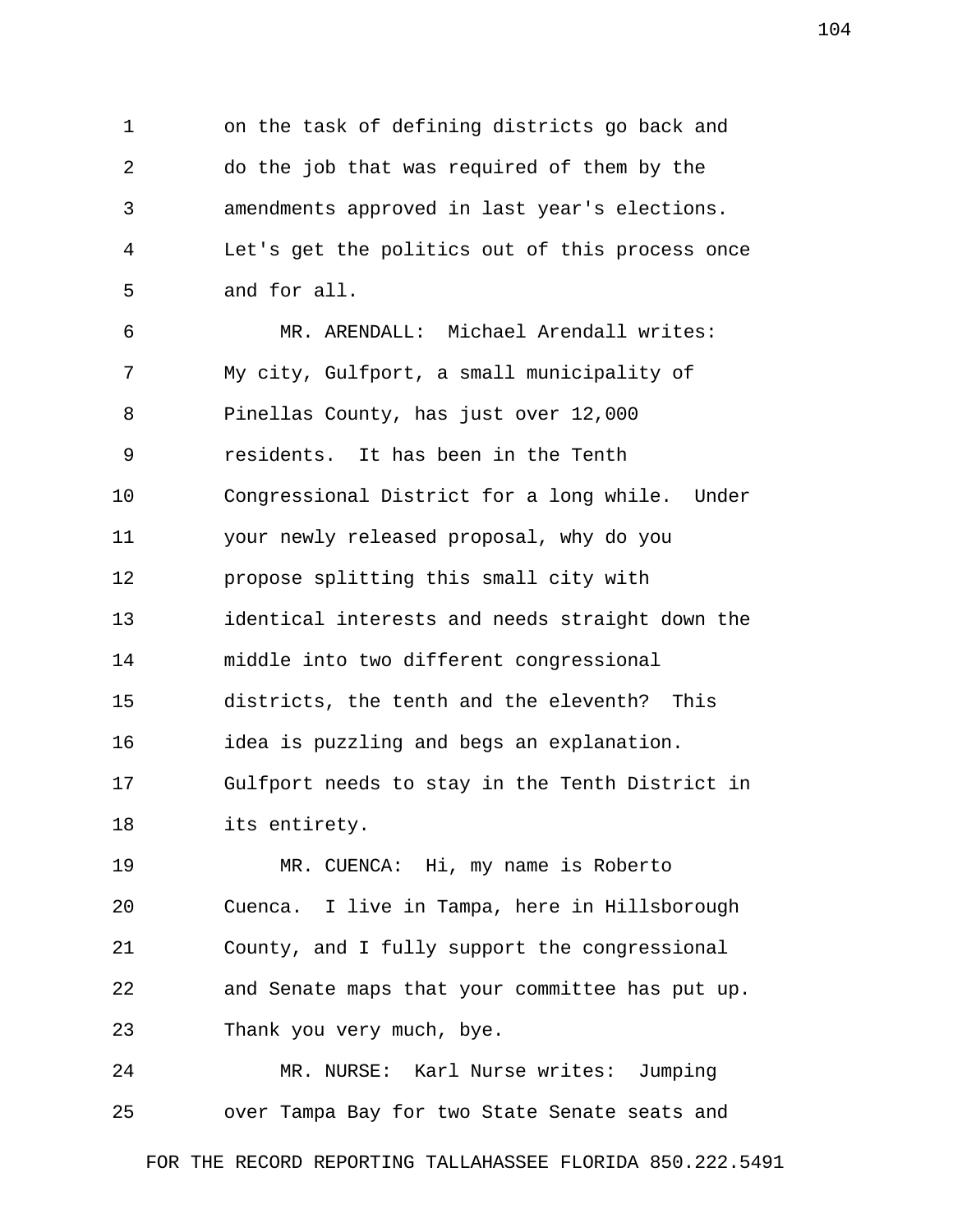on the task of defining districts go back and do the job that was required of them by the amendments approved in last year's elections. Let's get the politics out of this process once and for all.

MR. ARENDALL: Michael Arendall writes: My city, Gulfport, a small municipality of Pinellas County, has just over 12,000 residents. It has been in the Tenth Congressional District for a long while. Under your newly released proposal, why do you propose splitting this small city with identical interests and needs straight down the middle into two different congressional districts, the tenth and the eleventh? This idea is puzzling and begs an explanation. Gulfport needs to stay in the Tenth District in its entirety.

MR. CUENCA: Hi, my name is Roberto Cuenca. I live in Tampa, here in Hillsborough County, and I fully support the congressional and Senate maps that your committee has put up. Thank you very much, bye.

MR. NURSE: Karl Nurse writes: Jumping over Tampa Bay for two State Senate seats and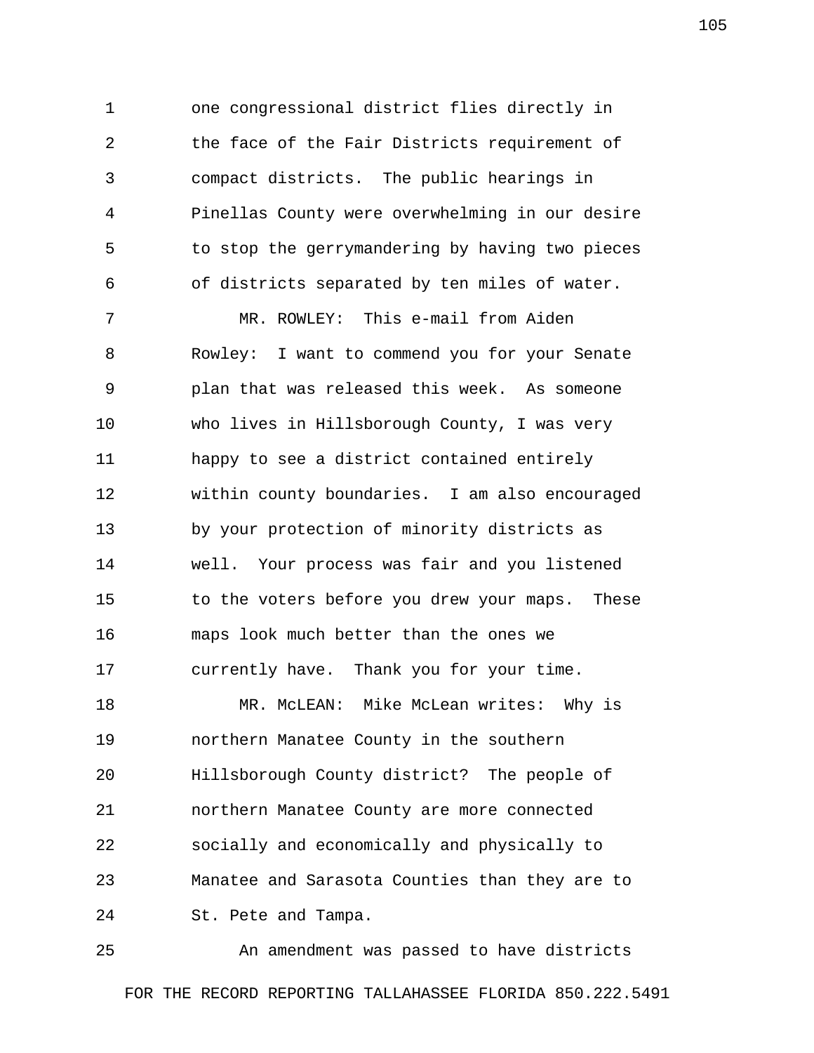one congressional district flies directly in the face of the Fair Districts requirement of compact districts. The public hearings in Pinellas County were overwhelming in our desire to stop the gerrymandering by having two pieces of districts separated by ten miles of water.

MR. ROWLEY: This e-mail from Aiden Rowley: I want to commend you for your Senate plan that was released this week. As someone who lives in Hillsborough County, I was very happy to see a district contained entirely within county boundaries. I am also encouraged by your protection of minority districts as well. Your process was fair and you listened to the voters before you drew your maps. These maps look much better than the ones we currently have. Thank you for your time.

MR. McLEAN: Mike McLean writes: Why is northern Manatee County in the southern Hillsborough County district? The people of northern Manatee County are more connected socially and economically and physically to Manatee and Sarasota Counties than they are to St. Pete and Tampa.

An amendment was passed to have districts

FOR THE RECORD REPORTING TALLAHASSEE FLORIDA 850.222.5491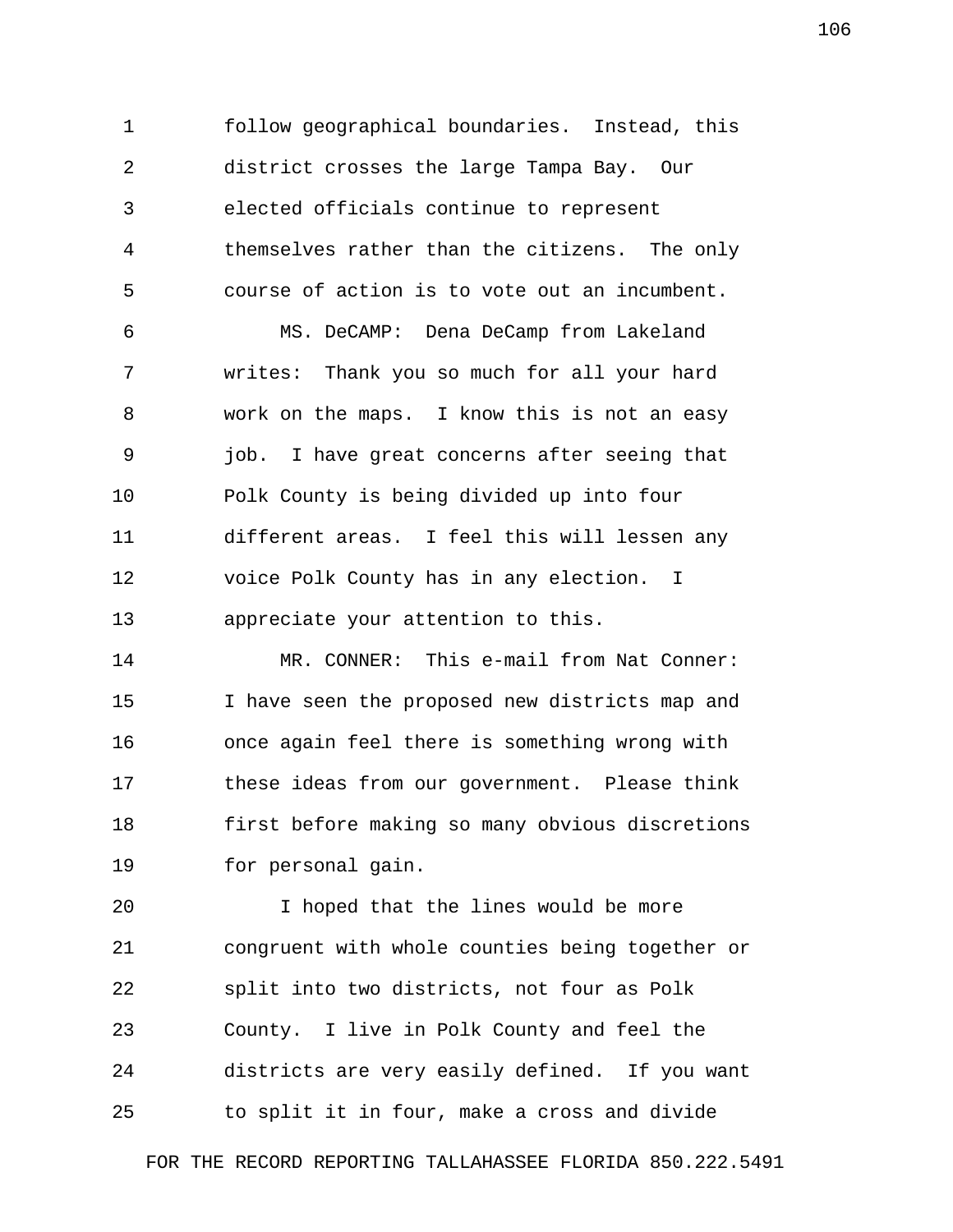follow geographical boundaries. Instead, this district crosses the large Tampa Bay. Our elected officials continue to represent themselves rather than the citizens. The only course of action is to vote out an incumbent.

MS. DeCAMP: Dena DeCamp from Lakeland writes: Thank you so much for all your hard work on the maps. I know this is not an easy job. I have great concerns after seeing that Polk County is being divided up into four different areas. I feel this will lessen any voice Polk County has in any election. I appreciate your attention to this.

MR. CONNER: This e-mail from Nat Conner: I have seen the proposed new districts map and once again feel there is something wrong with these ideas from our government. Please think first before making so many obvious discretions for personal gain.

I hoped that the lines would be more congruent with whole counties being together or split into two districts, not four as Polk County. I live in Polk County and feel the districts are very easily defined. If you want to split it in four, make a cross and divide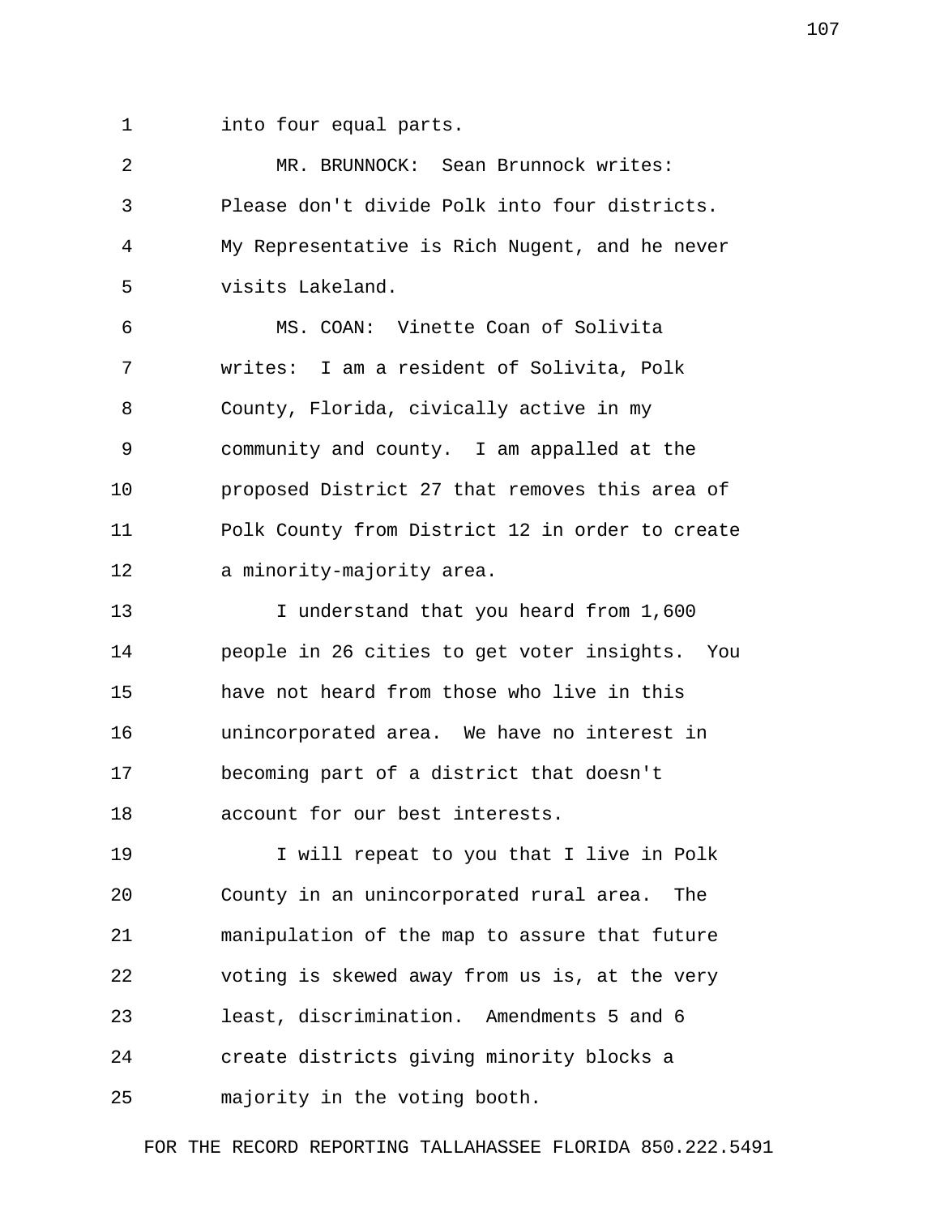into four equal parts.

MR. BRUNNOCK: Sean Brunnock writes: Please don't divide Polk into four districts. My Representative is Rich Nugent, and he never visits Lakeland.

MS. COAN: Vinette Coan of Solivita writes: I am a resident of Solivita, Polk County, Florida, civically active in my community and county. I am appalled at the proposed District 27 that removes this area of Polk County from District 12 in order to create a minority-majority area.

I understand that you heard from 1,600 people in 26 cities to get voter insights. You have not heard from those who live in this unincorporated area. We have no interest in becoming part of a district that doesn't account for our best interests.

I will repeat to you that I live in Polk County in an unincorporated rural area. The manipulation of the map to assure that future voting is skewed away from us is, at the very least, discrimination. Amendments 5 and 6 create districts giving minority blocks a majority in the voting booth.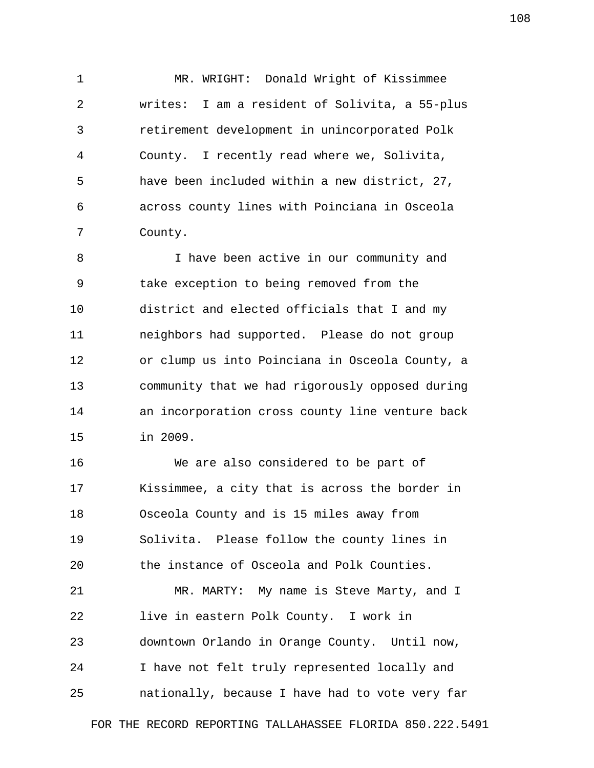MR. WRIGHT: Donald Wright of Kissimmee writes: I am a resident of Solivita, a 55-plus retirement development in unincorporated Polk County. I recently read where we, Solivita, have been included within a new district, 27, across county lines with Poinciana in Osceola County.

I have been active in our community and take exception to being removed from the district and elected officials that I and my neighbors had supported. Please do not group or clump us into Poinciana in Osceola County, a community that we had rigorously opposed during an incorporation cross county line venture back in 2009.

We are also considered to be part of Kissimmee, a city that is across the border in Osceola County and is 15 miles away from Solivita. Please follow the county lines in the instance of Osceola and Polk Counties.

MR. MARTY: My name is Steve Marty, and I live in eastern Polk County. I work in downtown Orlando in Orange County. Until now, I have not felt truly represented locally and nationally, because I have had to vote very far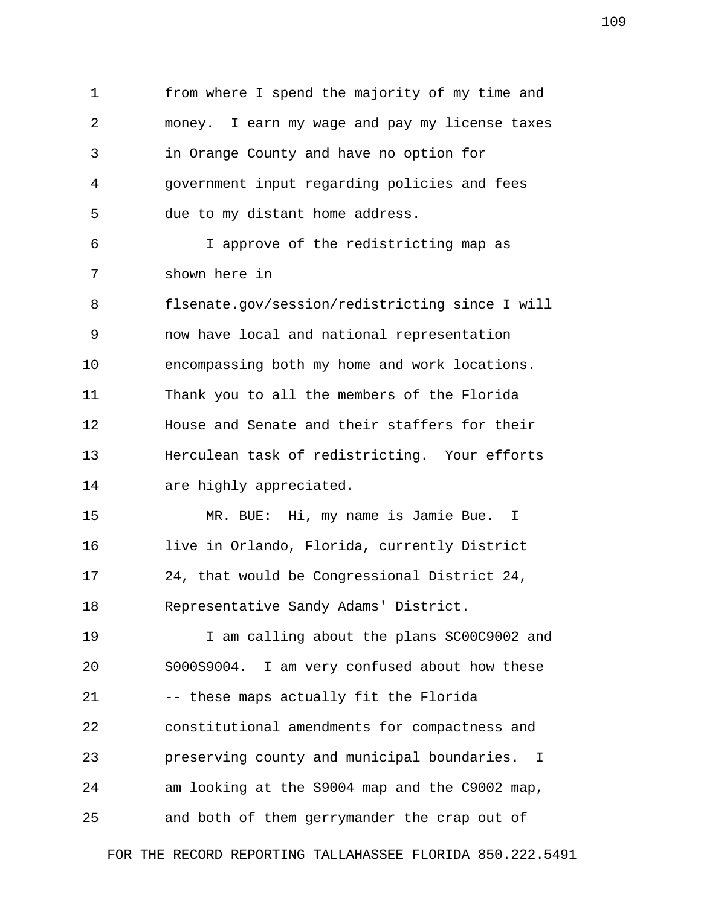from where I spend the majority of my time and money. I earn my wage and pay my license taxes in Orange County and have no option for government input regarding policies and fees due to my distant home address.

I approve of the redistricting map as shown here in flsenate.gov/session/redistricting since I will now have local and national representation encompassing both my home and work locations. Thank you to all the members of the Florida House and Senate and their staffers for their Herculean task of redistricting. Your efforts are highly appreciated.

MR. BUE: Hi, my name is Jamie Bue. I live in Orlando, Florida, currently District 24, that would be Congressional District 24, Representative Sandy Adams' District.

I am calling about the plans SC00C9002 and S000S9004. I am very confused about how these -- these maps actually fit the Florida constitutional amendments for compactness and preserving county and municipal boundaries. I am looking at the S9004 map and the C9002 map, and both of them gerrymander the crap out of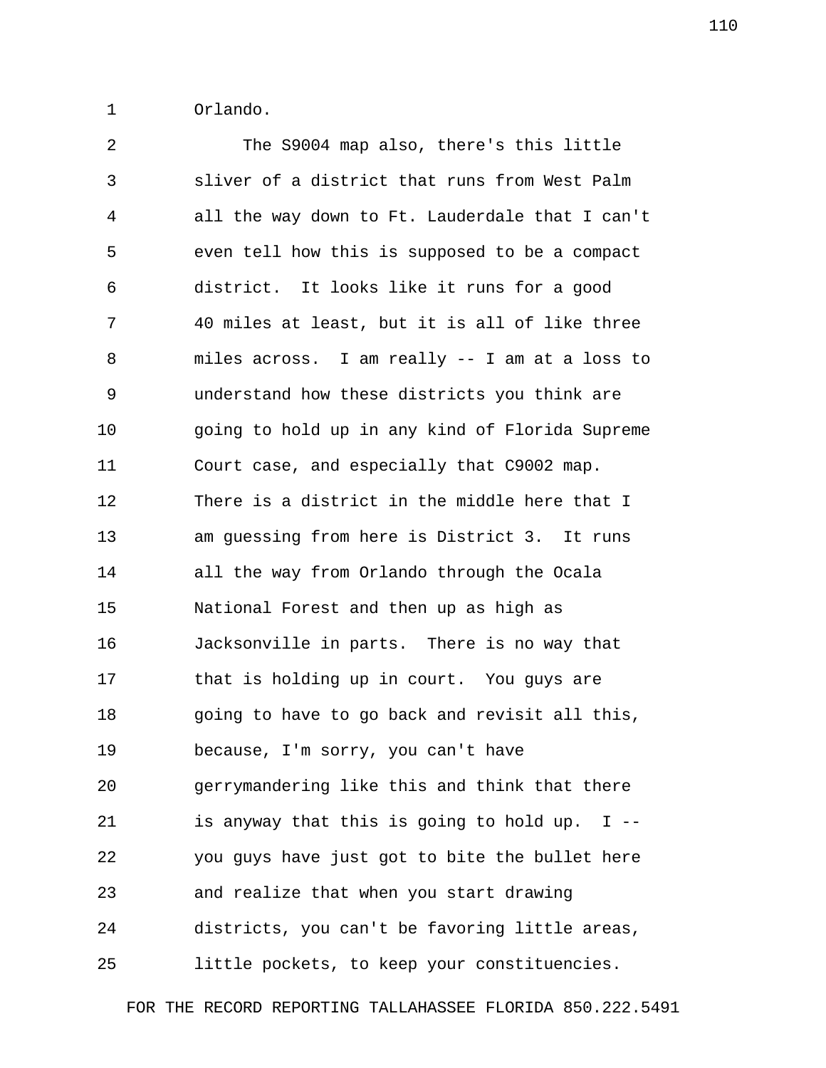Orlando.

The S9004 map also, there's this little sliver of a district that runs from West Palm all the way down to Ft. Lauderdale that I can't even tell how this is supposed to be a compact district. It looks like it runs for a good 40 miles at least, but it is all of like three miles across. I am really -- I am at a loss to understand how these districts you think are going to hold up in any kind of Florida Supreme Court case, and especially that C9002 map. There is a district in the middle here that I am guessing from here is District 3. It runs all the way from Orlando through the Ocala National Forest and then up as high as Jacksonville in parts. There is no way that that is holding up in court. You guys are going to have to go back and revisit all this, because, I'm sorry, you can't have gerrymandering like this and think that there is anyway that this is going to hold up. I -- you guys have just got to bite the bullet here and realize that when you start drawing districts, you can't be favoring little areas, little pockets, to keep your constituencies.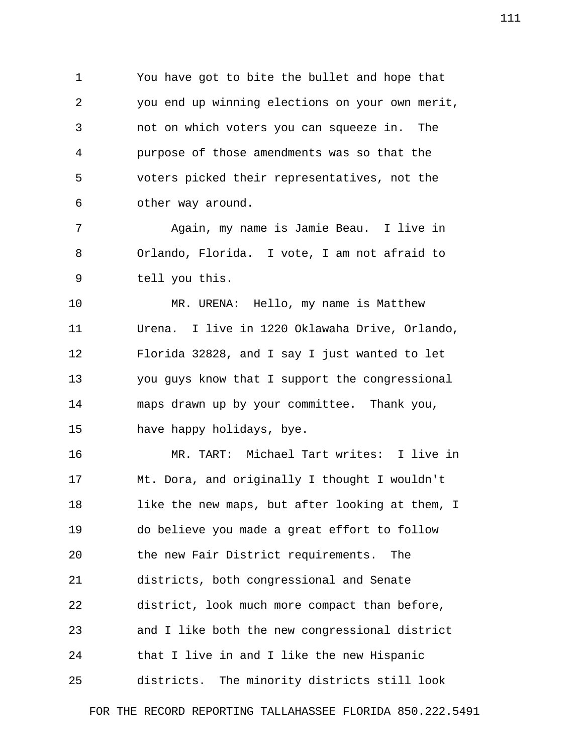You have got to bite the bullet and hope that you end up winning elections on your own merit, not on which voters you can squeeze in. The purpose of those amendments was so that the voters picked their representatives, not the other way around.

Again, my name is Jamie Beau. I live in Orlando, Florida. I vote, I am not afraid to tell you this.

MR. URENA: Hello, my name is Matthew Urena. I live in 1220 Oklawaha Drive, Orlando, Florida 32828, and I say I just wanted to let you guys know that I support the congressional maps drawn up by your committee. Thank you, have happy holidays, bye.

MR. TART: Michael Tart writes: I live in Mt. Dora, and originally I thought I wouldn't like the new maps, but after looking at them, I do believe you made a great effort to follow the new Fair District requirements. The districts, both congressional and Senate district, look much more compact than before, and I like both the new congressional district that I live in and I like the new Hispanic districts. The minority districts still look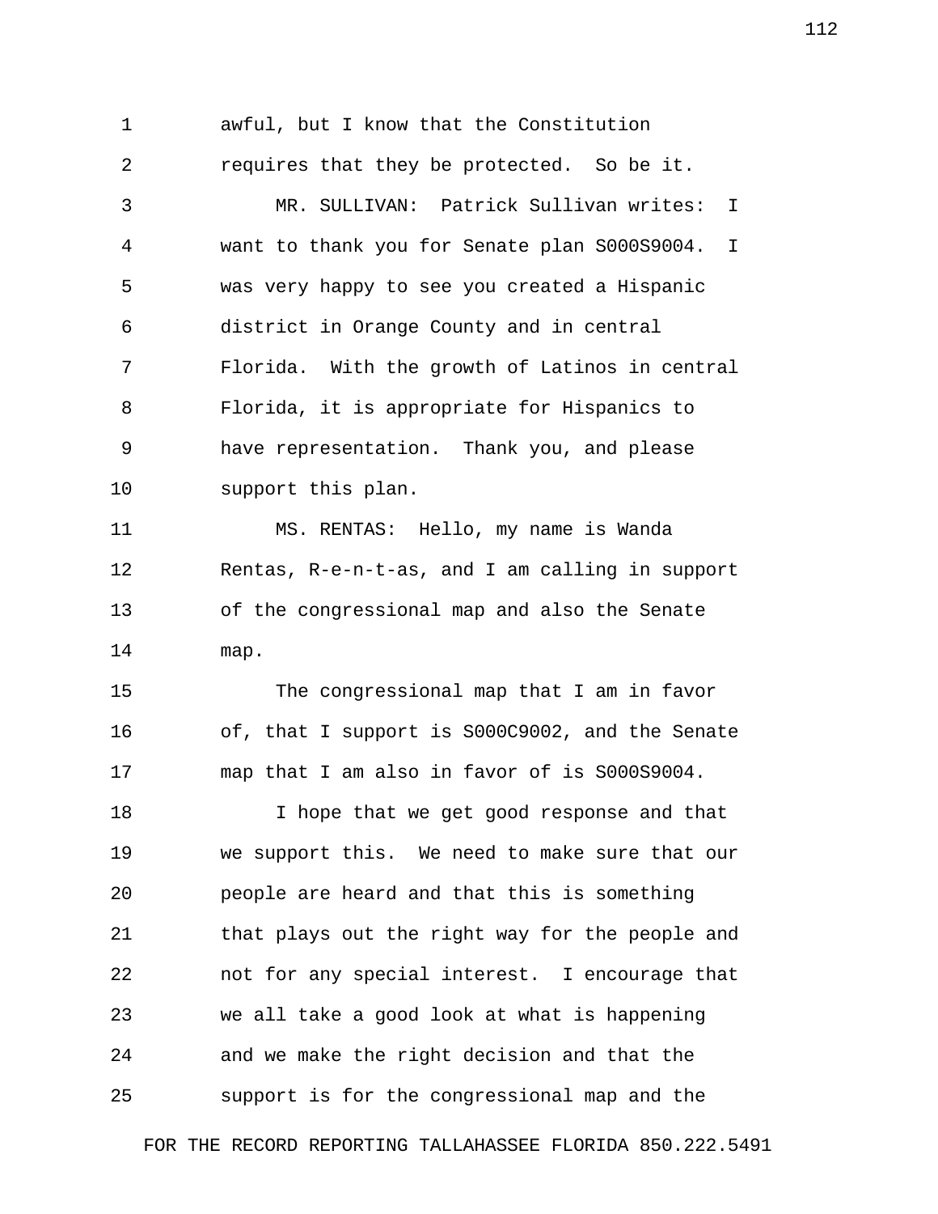awful, but I know that the Constitution requires that they be protected. So be it.

MR. SULLIVAN: Patrick Sullivan writes: I want to thank you for Senate plan S000S9004. I was very happy to see you created a Hispanic district in Orange County and in central Florida. With the growth of Latinos in central Florida, it is appropriate for Hispanics to have representation. Thank you, and please support this plan.

MS. RENTAS: Hello, my name is Wanda Rentas, R-e-n-t-as, and I am calling in support of the congressional map and also the Senate map.

The congressional map that I am in favor of, that I support is S000C9002, and the Senate map that I am also in favor of is S000S9004.

I hope that we get good response and that we support this. We need to make sure that our people are heard and that this is something that plays out the right way for the people and not for any special interest. I encourage that we all take a good look at what is happening and we make the right decision and that the support is for the congressional map and the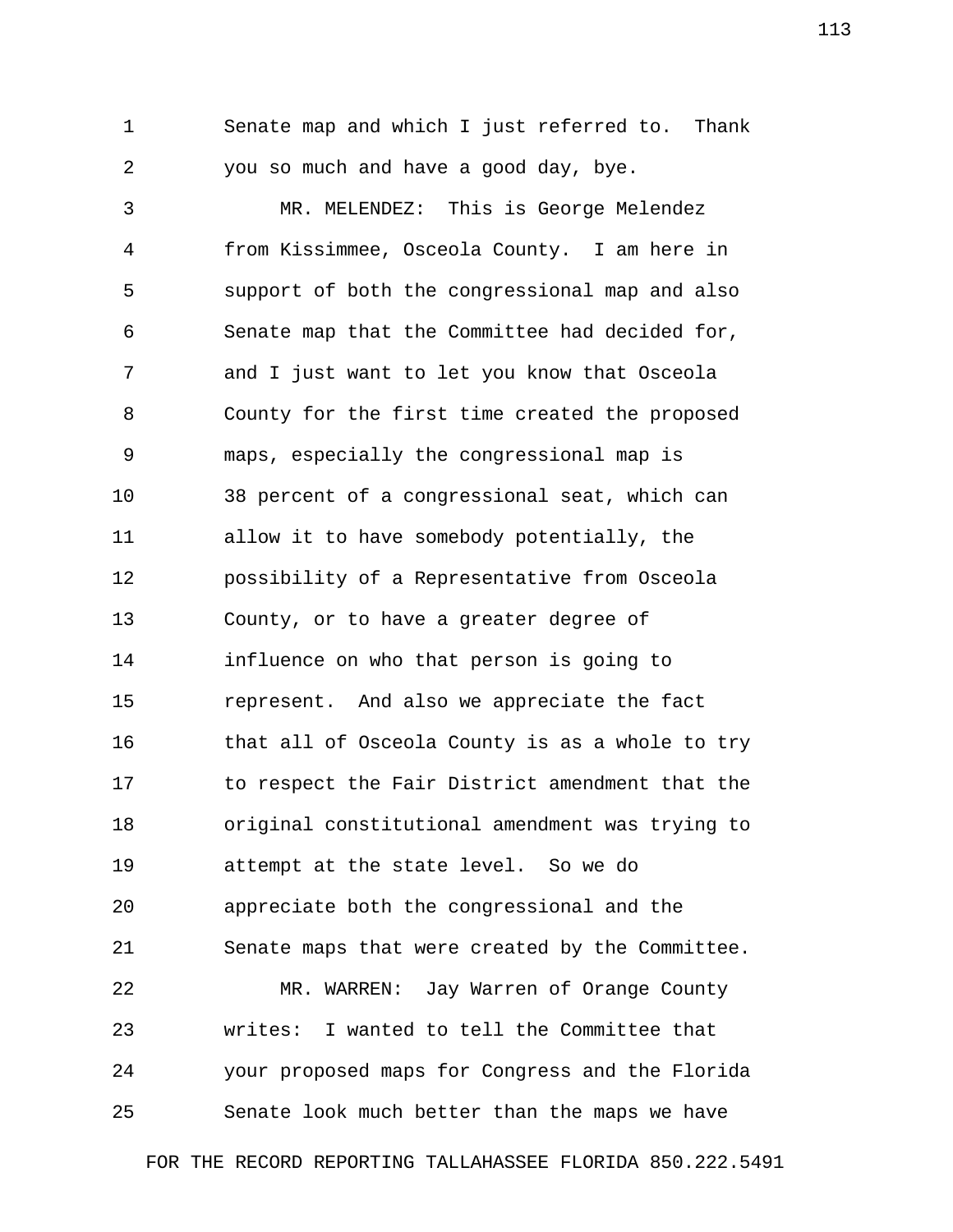Senate map and which I just referred to. Thank you so much and have a good day, bye.

MR. MELENDEZ: This is George Melendez from Kissimmee, Osceola County. I am here in support of both the congressional map and also Senate map that the Committee had decided for, and I just want to let you know that Osceola County for the first time created the proposed maps, especially the congressional map is 38 percent of a congressional seat, which can allow it to have somebody potentially, the possibility of a Representative from Osceola County, or to have a greater degree of influence on who that person is going to represent. And also we appreciate the fact that all of Osceola County is as a whole to try to respect the Fair District amendment that the original constitutional amendment was trying to attempt at the state level. So we do appreciate both the congressional and the Senate maps that were created by the Committee.

MR. WARREN: Jay Warren of Orange County writes: I wanted to tell the Committee that your proposed maps for Congress and the Florida Senate look much better than the maps we have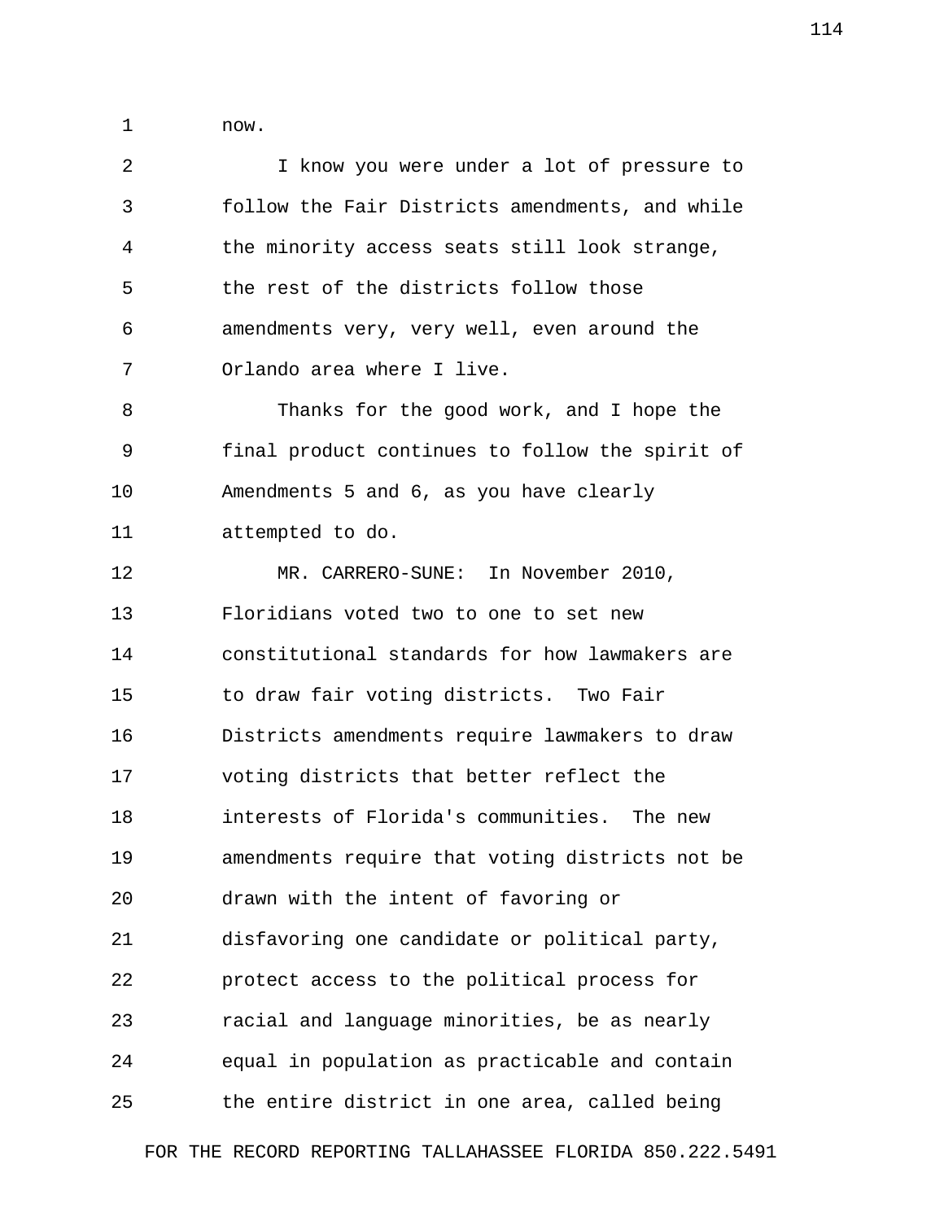now.

I know you were under a lot of pressure to follow the Fair Districts amendments, and while the minority access seats still look strange, the rest of the districts follow those amendments very, very well, even around the Orlando area where I live.

Thanks for the good work, and I hope the final product continues to follow the spirit of Amendments 5 and 6, as you have clearly attempted to do.

MR. CARRERO-SUNE: In November 2010, Floridians voted two to one to set new constitutional standards for how lawmakers are to draw fair voting districts. Two Fair Districts amendments require lawmakers to draw voting districts that better reflect the interests of Florida's communities. The new amendments require that voting districts not be drawn with the intent of favoring or disfavoring one candidate or political party, protect access to the political process for racial and language minorities, be as nearly equal in population as practicable and contain the entire district in one area, called being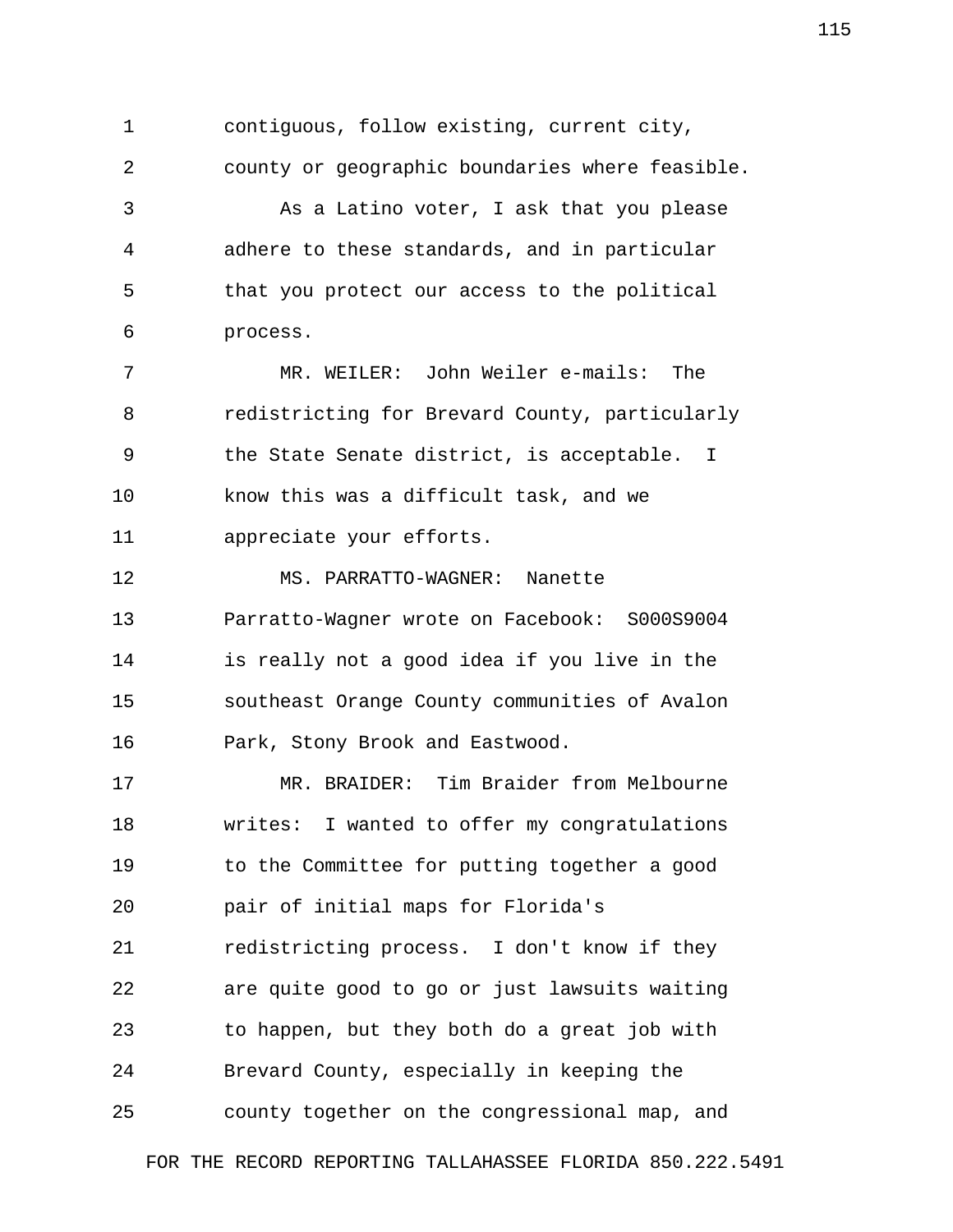contiguous, follow existing, current city, county or geographic boundaries where feasible.

As a Latino voter, I ask that you please adhere to these standards, and in particular that you protect our access to the political process.

MR. WEILER: John Weiler e-mails: The redistricting for Brevard County, particularly the State Senate district, is acceptable. I know this was a difficult task, and we appreciate your efforts.

MS. PARRATTO-WAGNER: Nanette Parratto-Wagner wrote on Facebook: S000S9004 is really not a good idea if you live in the southeast Orange County communities of Avalon Park, Stony Brook and Eastwood.

MR. BRAIDER: Tim Braider from Melbourne writes: I wanted to offer my congratulations to the Committee for putting together a good pair of initial maps for Florida's redistricting process. I don't know if they are quite good to go or just lawsuits waiting to happen, but they both do a great job with Brevard County, especially in keeping the county together on the congressional map, and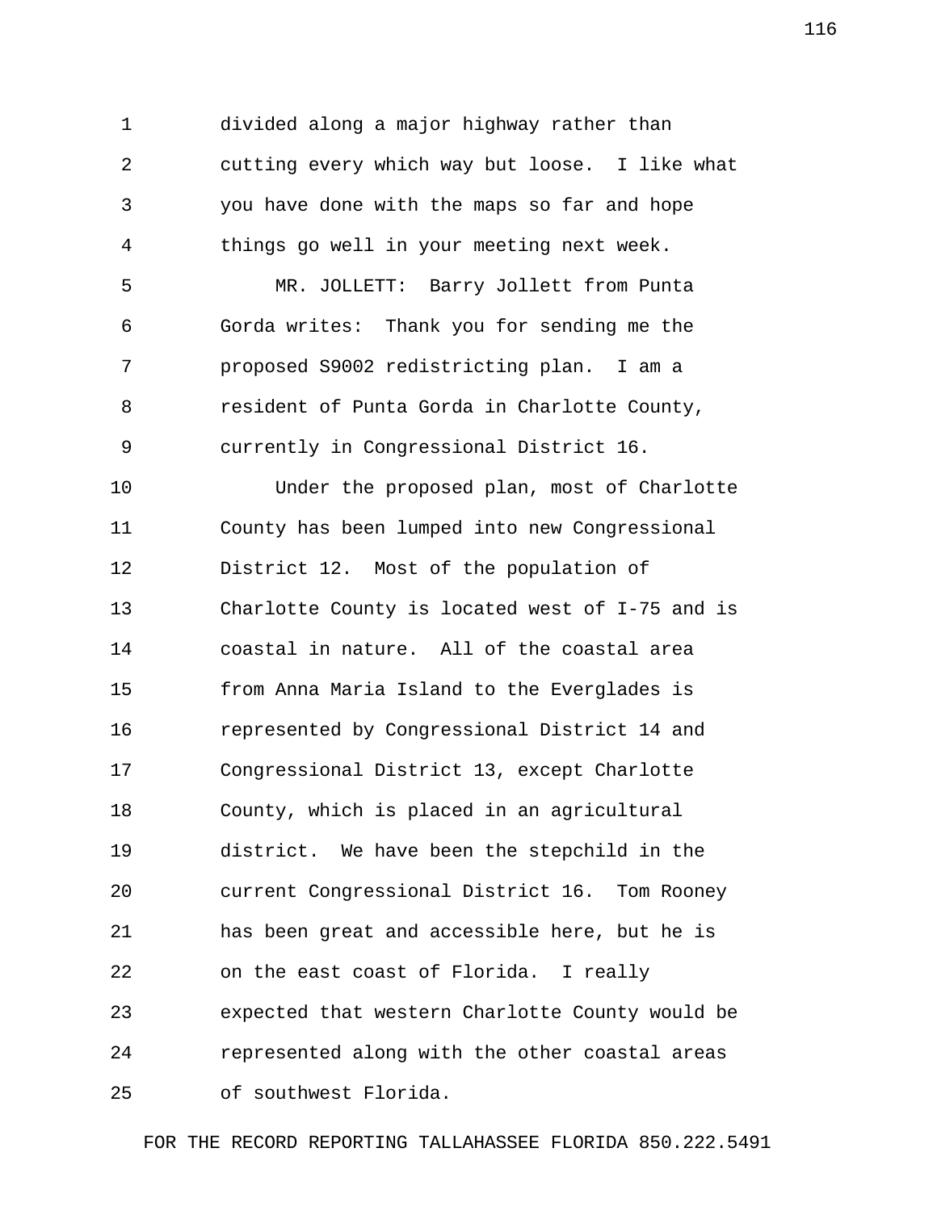divided along a major highway rather than cutting every which way but loose. I like what you have done with the maps so far and hope things go well in your meeting next week.

MR. JOLLETT: Barry Jollett from Punta Gorda writes: Thank you for sending me the proposed S9002 redistricting plan. I am a resident of Punta Gorda in Charlotte County, currently in Congressional District 16.

Under the proposed plan, most of Charlotte County has been lumped into new Congressional District 12. Most of the population of Charlotte County is located west of I-75 and is coastal in nature. All of the coastal area from Anna Maria Island to the Everglades is represented by Congressional District 14 and Congressional District 13, except Charlotte County, which is placed in an agricultural district. We have been the stepchild in the current Congressional District 16. Tom Rooney has been great and accessible here, but he is on the east coast of Florida. I really expected that western Charlotte County would be represented along with the other coastal areas of southwest Florida.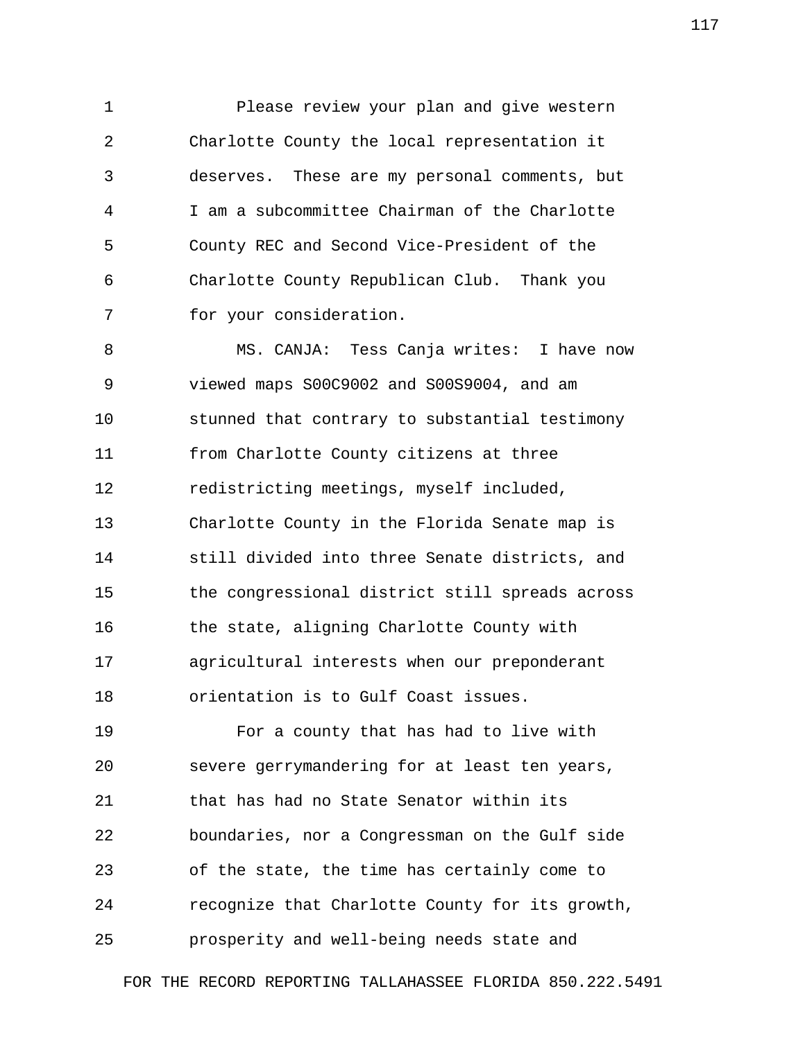Please review your plan and give western Charlotte County the local representation it deserves. These are my personal comments, but I am a subcommittee Chairman of the Charlotte County REC and Second Vice-President of the Charlotte County Republican Club. Thank you for your consideration.

MS. CANJA: Tess Canja writes: I have now viewed maps S00C9002 and S00S9004, and am stunned that contrary to substantial testimony from Charlotte County citizens at three redistricting meetings, myself included, Charlotte County in the Florida Senate map is still divided into three Senate districts, and the congressional district still spreads across the state, aligning Charlotte County with agricultural interests when our preponderant orientation is to Gulf Coast issues.

For a county that has had to live with severe gerrymandering for at least ten years, that has had no State Senator within its boundaries, nor a Congressman on the Gulf side of the state, the time has certainly come to recognize that Charlotte County for its growth, prosperity and well-being needs state and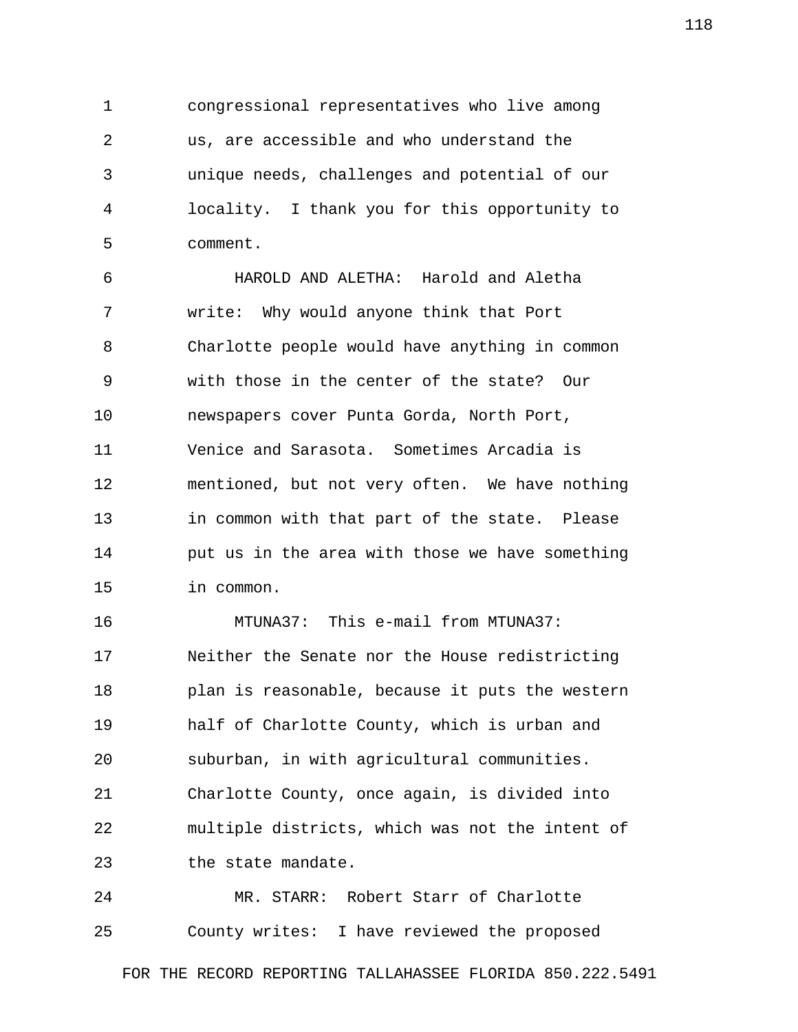congressional representatives who live among us, are accessible and who understand the unique needs, challenges and potential of our locality. I thank you for this opportunity to comment.

HAROLD AND ALETHA: Harold and Aletha write: Why would anyone think that Port Charlotte people would have anything in common with those in the center of the state? Our newspapers cover Punta Gorda, North Port, Venice and Sarasota. Sometimes Arcadia is mentioned, but not very often. We have nothing in common with that part of the state. Please put us in the area with those we have something in common.

MTUNA37: This e-mail from MTUNA37: Neither the Senate nor the House redistricting plan is reasonable, because it puts the western half of Charlotte County, which is urban and suburban, in with agricultural communities. Charlotte County, once again, is divided into multiple districts, which was not the intent of the state mandate.

MR. STARR: Robert Starr of Charlotte County writes: I have reviewed the proposed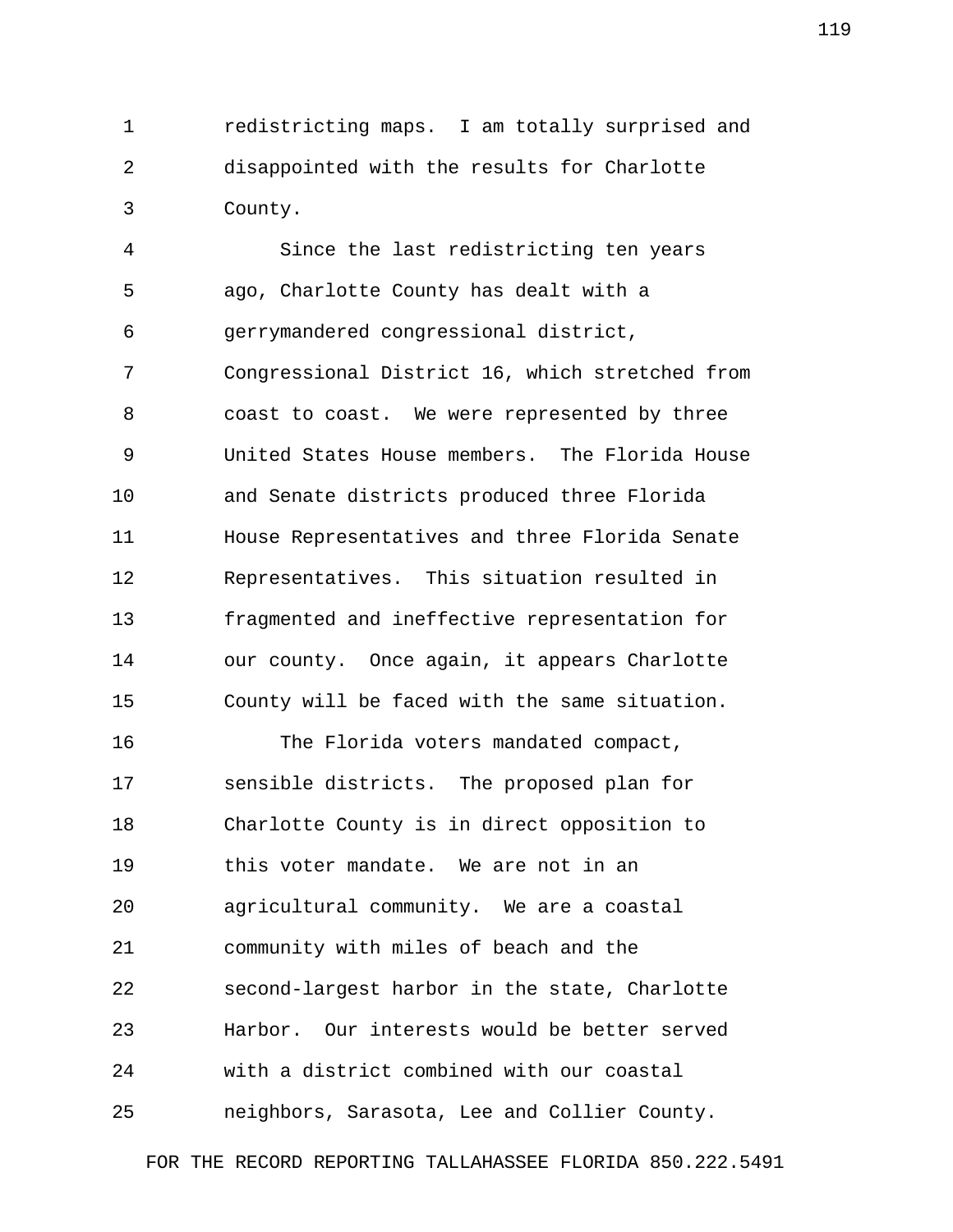redistricting maps. I am totally surprised and disappointed with the results for Charlotte County.

Since the last redistricting ten years ago, Charlotte County has dealt with a gerrymandered congressional district, Congressional District 16, which stretched from coast to coast. We were represented by three United States House members. The Florida House and Senate districts produced three Florida House Representatives and three Florida Senate Representatives. This situation resulted in fragmented and ineffective representation for our county. Once again, it appears Charlotte County will be faced with the same situation.

The Florida voters mandated compact, sensible districts. The proposed plan for Charlotte County is in direct opposition to this voter mandate. We are not in an agricultural community. We are a coastal community with miles of beach and the second-largest harbor in the state, Charlotte Harbor. Our interests would be better served with a district combined with our coastal neighbors, Sarasota, Lee and Collier County.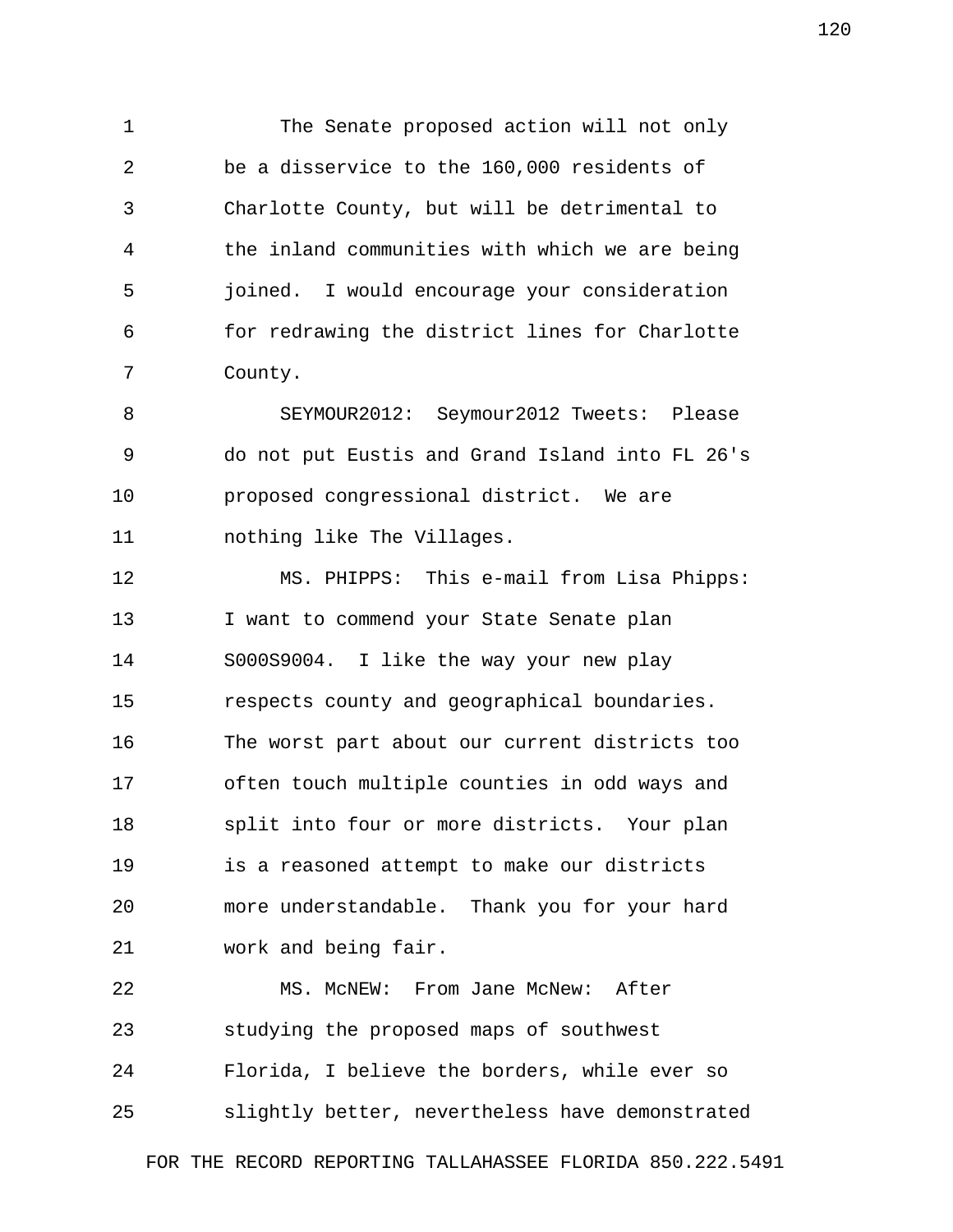The Senate proposed action will not only be a disservice to the 160,000 residents of Charlotte County, but will be detrimental to the inland communities with which we are being joined. I would encourage your consideration for redrawing the district lines for Charlotte County.

SEYMOUR2012: Seymour2012 Tweets: Please do not put Eustis and Grand Island into FL 26's proposed congressional district. We are nothing like The Villages.

MS. PHIPPS: This e-mail from Lisa Phipps: I want to commend your State Senate plan S000S9004. I like the way your new play respects county and geographical boundaries. The worst part about our current districts too often touch multiple counties in odd ways and split into four or more districts. Your plan is a reasoned attempt to make our districts more understandable. Thank you for your hard work and being fair.

MS. McNEW: From Jane McNew: After studying the proposed maps of southwest Florida, I believe the borders, while ever so slightly better, nevertheless have demonstrated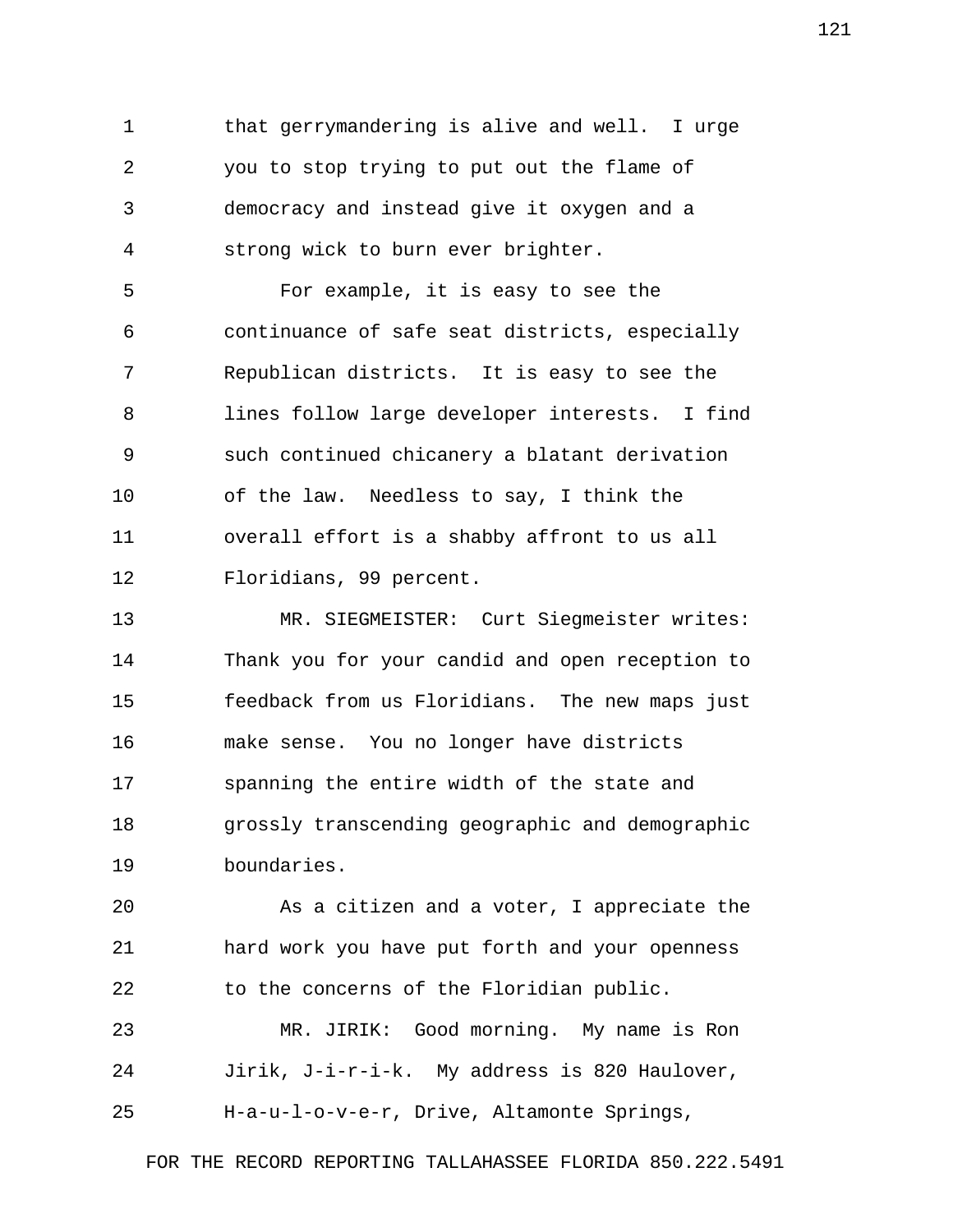that gerrymandering is alive and well. I urge you to stop trying to put out the flame of democracy and instead give it oxygen and a strong wick to burn ever brighter.

For example, it is easy to see the continuance of safe seat districts, especially Republican districts. It is easy to see the lines follow large developer interests. I find such continued chicanery a blatant derivation of the law. Needless to say, I think the overall effort is a shabby affront to us all Floridians, 99 percent.

MR. SIEGMEISTER: Curt Siegmeister writes: Thank you for your candid and open reception to feedback from us Floridians. The new maps just make sense. You no longer have districts spanning the entire width of the state and grossly transcending geographic and demographic boundaries.

As a citizen and a voter, I appreciate the hard work you have put forth and your openness to the concerns of the Floridian public.

MR. JIRIK: Good morning. My name is Ron Jirik, J-i-r-i-k. My address is 820 Haulover, H-a-u-l-o-v-e-r, Drive, Altamonte Springs,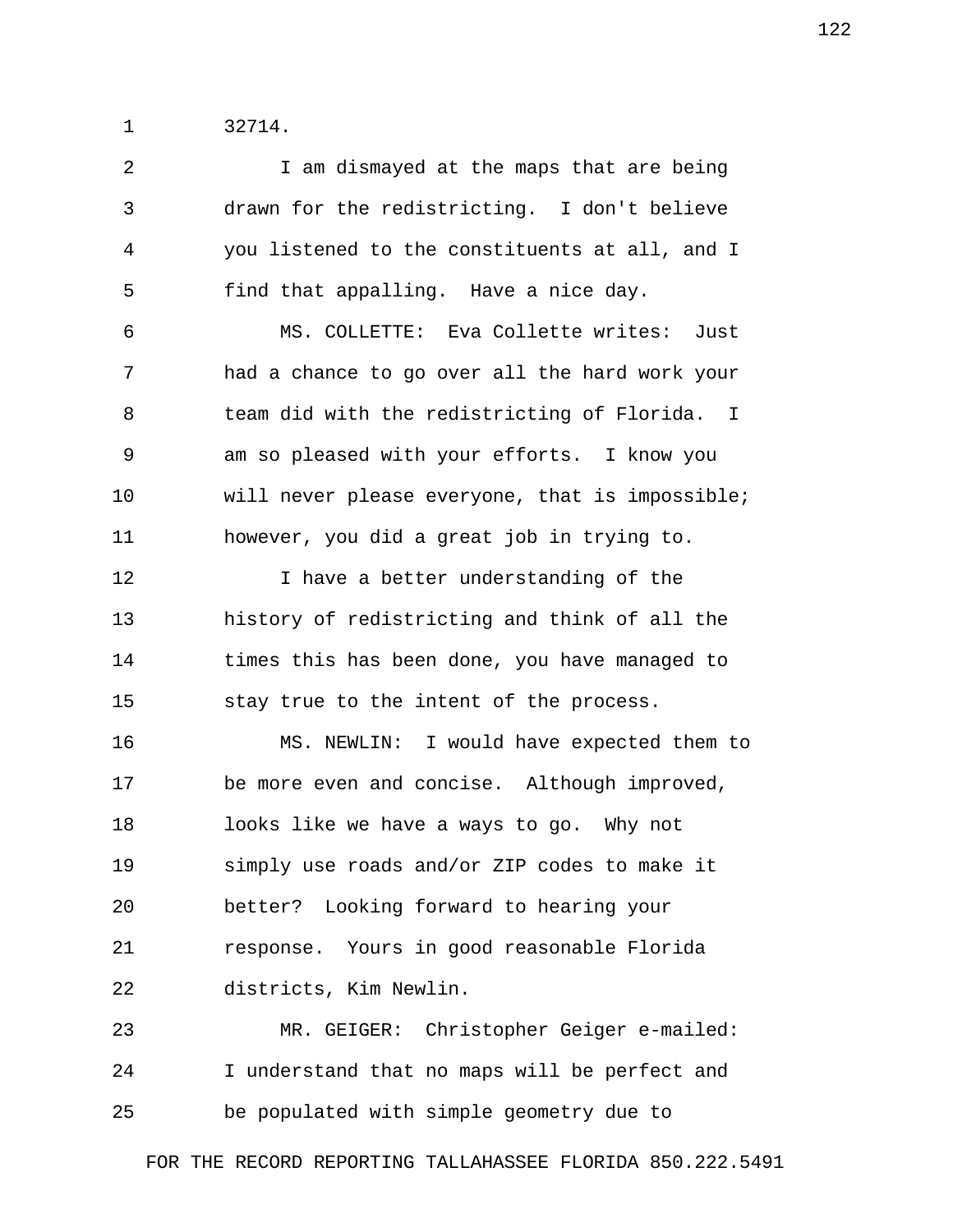32714.

I am dismayed at the maps that are being drawn for the redistricting. I don't believe you listened to the constituents at all, and I find that appalling. Have a nice day.

MS. COLLETTE: Eva Collette writes: Just had a chance to go over all the hard work your team did with the redistricting of Florida. I am so pleased with your efforts. I know you will never please everyone, that is impossible; however, you did a great job in trying to.

I have a better understanding of the history of redistricting and think of all the times this has been done, you have managed to stay true to the intent of the process.

MS. NEWLIN: I would have expected them to be more even and concise. Although improved, looks like we have a ways to go. Why not simply use roads and/or ZIP codes to make it better? Looking forward to hearing your response. Yours in good reasonable Florida districts, Kim Newlin.

MR. GEIGER: Christopher Geiger e-mailed: I understand that no maps will be perfect and be populated with simple geometry due to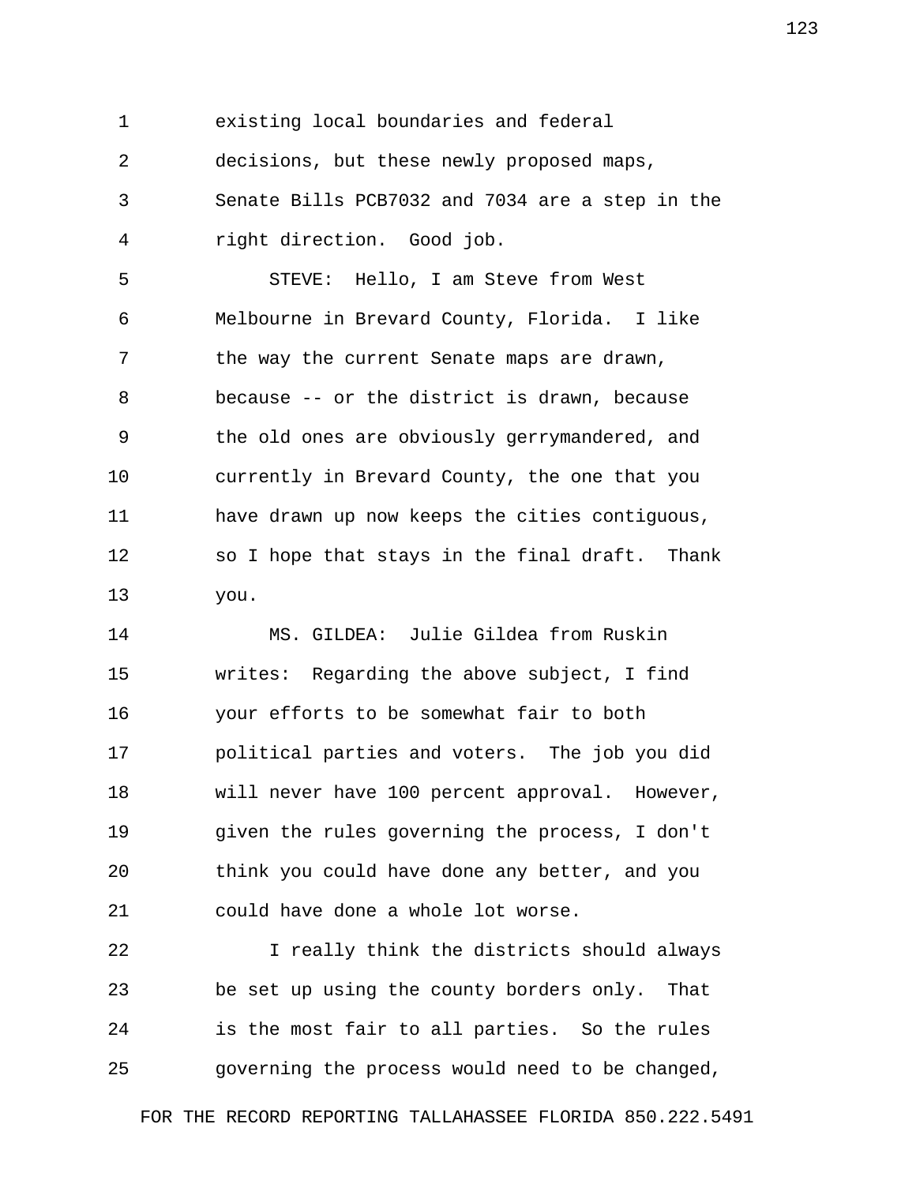existing local boundaries and federal decisions, but these newly proposed maps, Senate Bills PCB7032 and 7034 are a step in the right direction. Good job.

STEVE: Hello, I am Steve from West Melbourne in Brevard County, Florida. I like the way the current Senate maps are drawn, because -- or the district is drawn, because the old ones are obviously gerrymandered, and currently in Brevard County, the one that you have drawn up now keeps the cities contiguous, so I hope that stays in the final draft. Thank you.

MS. GILDEA: Julie Gildea from Ruskin writes: Regarding the above subject, I find your efforts to be somewhat fair to both political parties and voters. The job you did will never have 100 percent approval. However, given the rules governing the process, I don't think you could have done any better, and you could have done a whole lot worse.

I really think the districts should always be set up using the county borders only. That is the most fair to all parties. So the rules governing the process would need to be changed,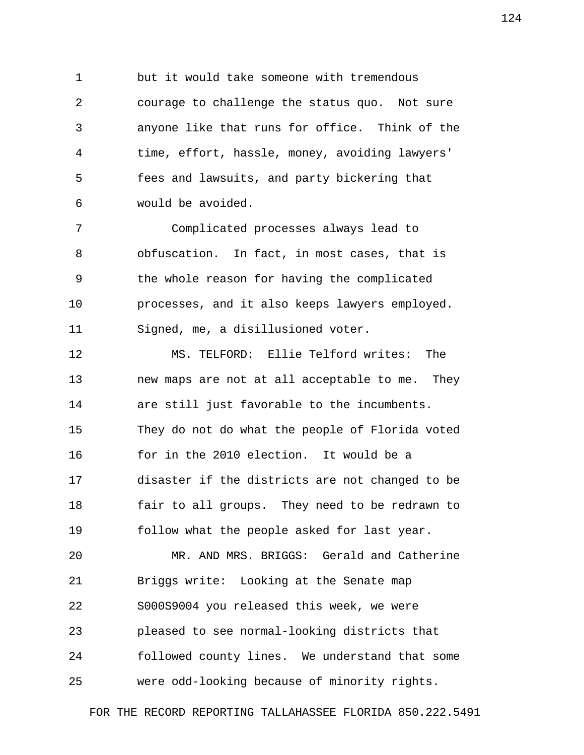but it would take someone with tremendous courage to challenge the status quo. Not sure anyone like that runs for office. Think of the time, effort, hassle, money, avoiding lawyers' fees and lawsuits, and party bickering that would be avoided.

Complicated processes always lead to obfuscation. In fact, in most cases, that is the whole reason for having the complicated processes, and it also keeps lawyers employed. Signed, me, a disillusioned voter.

MS. TELFORD: Ellie Telford writes: The new maps are not at all acceptable to me. They are still just favorable to the incumbents. They do not do what the people of Florida voted for in the 2010 election. It would be a disaster if the districts are not changed to be fair to all groups. They need to be redrawn to follow what the people asked for last year.

MR. AND MRS. BRIGGS: Gerald and Catherine Briggs write: Looking at the Senate map S000S9004 you released this week, we were pleased to see normal-looking districts that followed county lines. We understand that some were odd-looking because of minority rights.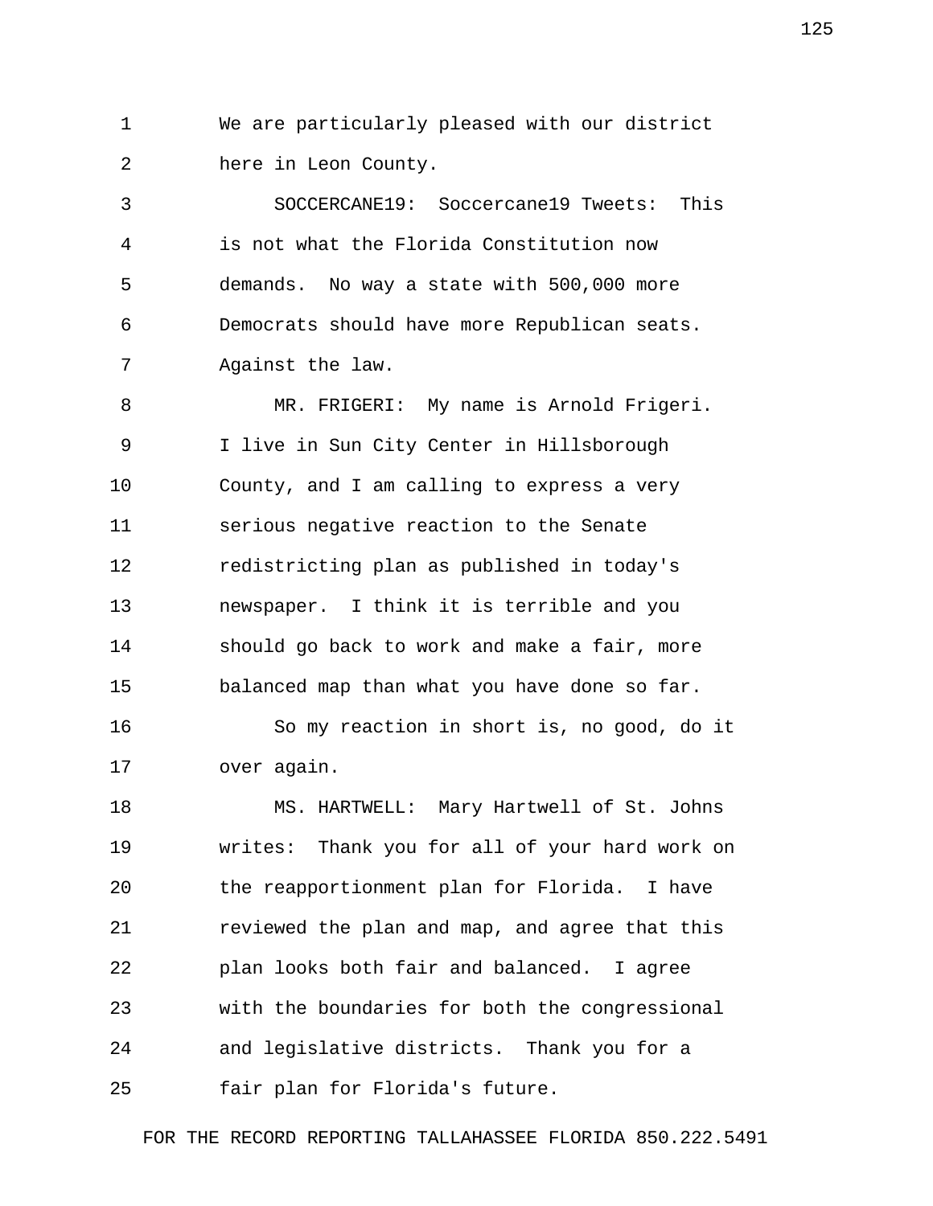We are particularly pleased with our district here in Leon County.

SOCCERCANE19: Soccercane19 Tweets: This is not what the Florida Constitution now demands. No way a state with 500,000 more Democrats should have more Republican seats. Against the law.

MR. FRIGERI: My name is Arnold Frigeri. I live in Sun City Center in Hillsborough County, and I am calling to express a very serious negative reaction to the Senate redistricting plan as published in today's newspaper. I think it is terrible and you should go back to work and make a fair, more balanced map than what you have done so far.

So my reaction in short is, no good, do it over again.

MS. HARTWELL: Mary Hartwell of St. Johns writes: Thank you for all of your hard work on the reapportionment plan for Florida. I have reviewed the plan and map, and agree that this plan looks both fair and balanced. I agree with the boundaries for both the congressional and legislative districts. Thank you for a fair plan for Florida's future.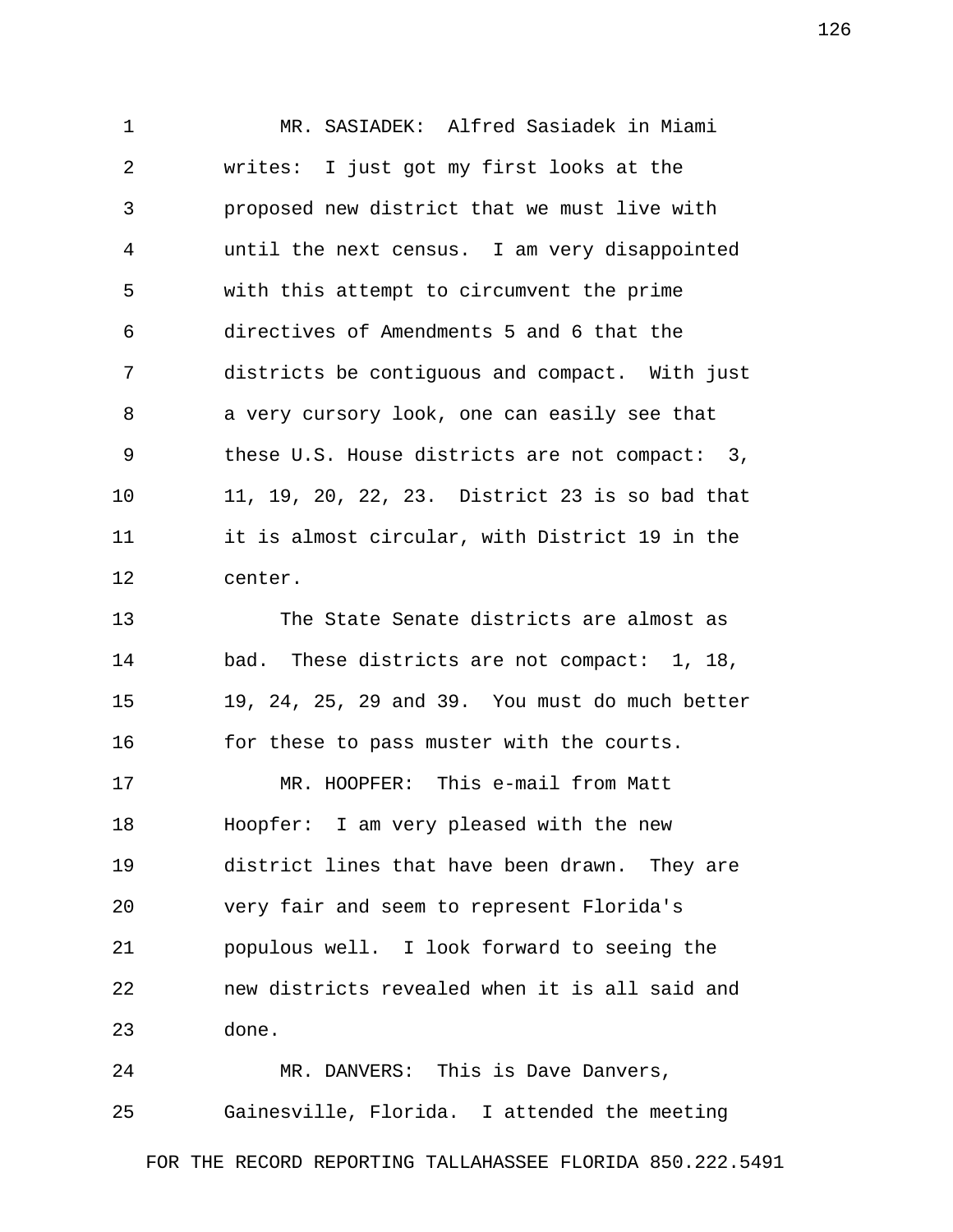MR. SASIADEK: Alfred Sasiadek in Miami writes: I just got my first looks at the proposed new district that we must live with until the next census. I am very disappointed with this attempt to circumvent the prime directives of Amendments 5 and 6 that the districts be contiguous and compact. With just a very cursory look, one can easily see that these U.S. House districts are not compact: 3, 11, 19, 20, 22, 23. District 23 is so bad that it is almost circular, with District 19 in the center.

The State Senate districts are almost as bad. These districts are not compact: 1, 18, 19, 24, 25, 29 and 39. You must do much better for these to pass muster with the courts.

MR. HOOPFER: This e-mail from Matt Hoopfer: I am very pleased with the new district lines that have been drawn. They are very fair and seem to represent Florida's populous well. I look forward to seeing the new districts revealed when it is all said and done.

MR. DANVERS: This is Dave Danvers, Gainesville, Florida. I attended the meeting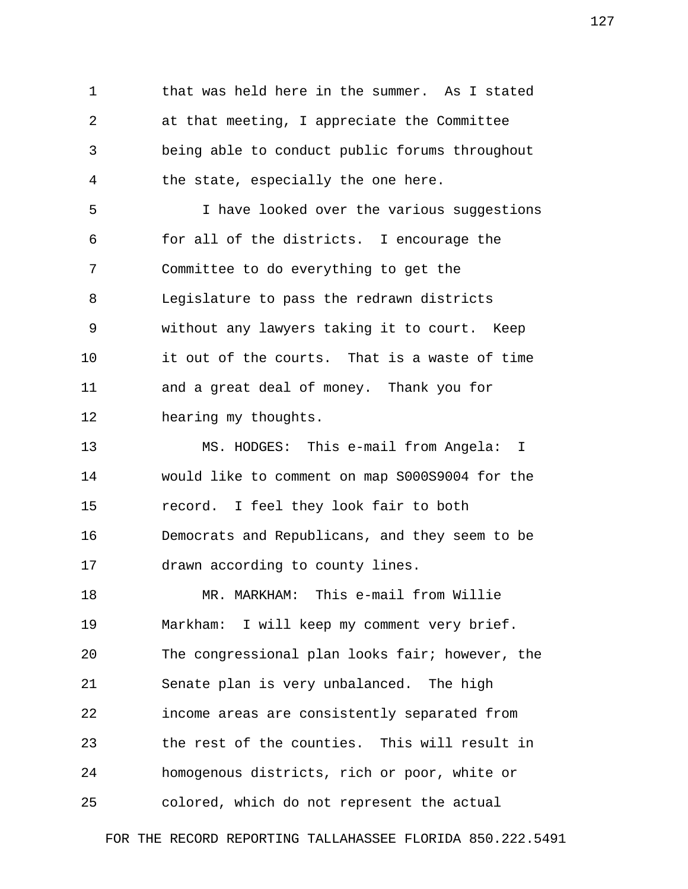that was held here in the summer. As I stated at that meeting, I appreciate the Committee being able to conduct public forums throughout the state, especially the one here.

I have looked over the various suggestions for all of the districts. I encourage the Committee to do everything to get the Legislature to pass the redrawn districts without any lawyers taking it to court. Keep it out of the courts. That is a waste of time and a great deal of money. Thank you for hearing my thoughts.

MS. HODGES: This e-mail from Angela: I would like to comment on map S000S9004 for the record. I feel they look fair to both Democrats and Republicans, and they seem to be drawn according to county lines.

MR. MARKHAM: This e-mail from Willie Markham: I will keep my comment very brief. The congressional plan looks fair; however, the Senate plan is very unbalanced. The high income areas are consistently separated from the rest of the counties. This will result in homogenous districts, rich or poor, white or colored, which do not represent the actual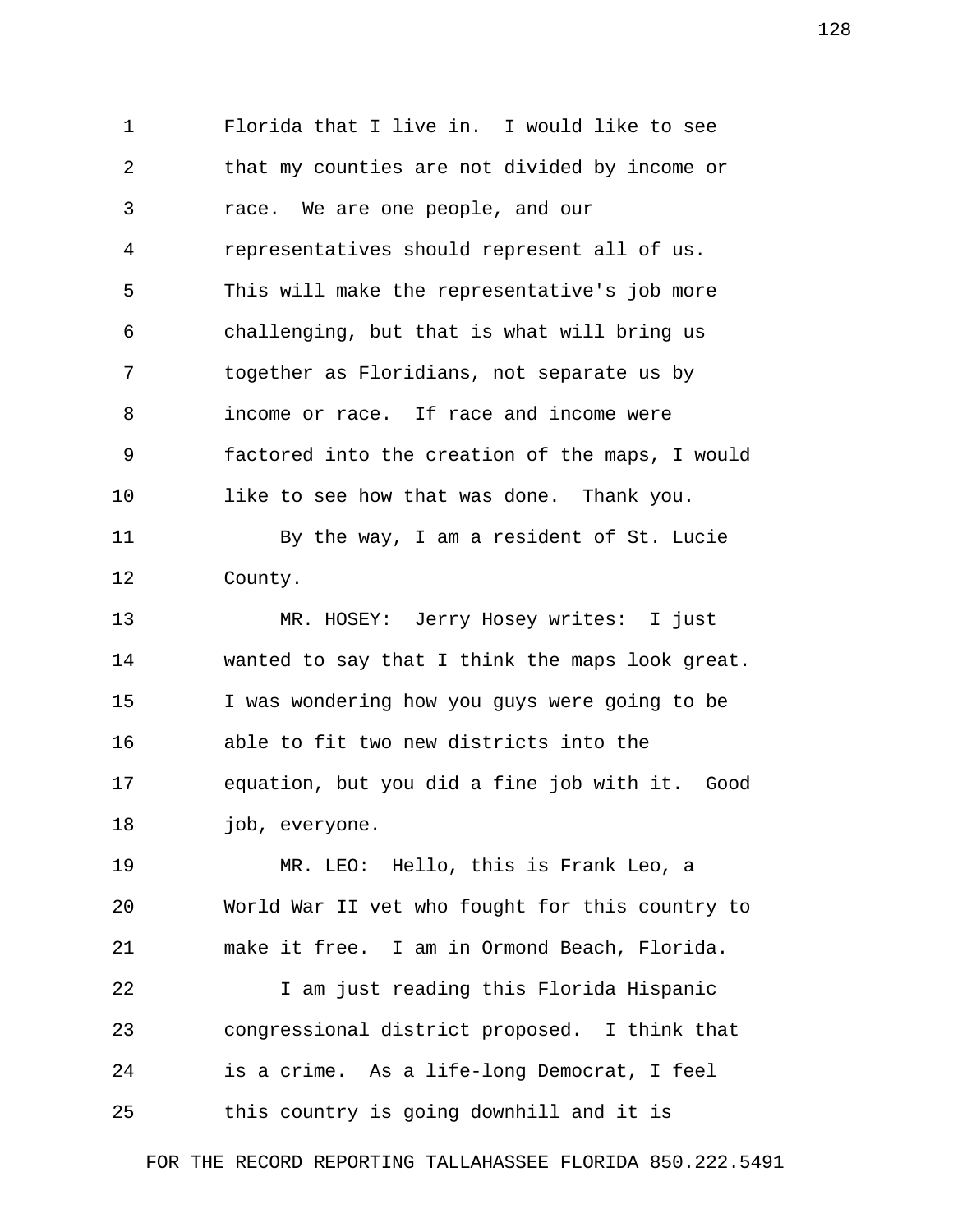Florida that I live in. I would like to see that my counties are not divided by income or race. We are one people, and our representatives should represent all of us. This will make the representative's job more challenging, but that is what will bring us together as Floridians, not separate us by income or race. If race and income were factored into the creation of the maps, I would like to see how that was done. Thank you.

By the way, I am a resident of St. Lucie County.

MR. HOSEY: Jerry Hosey writes: I just wanted to say that I think the maps look great. I was wondering how you guys were going to be able to fit two new districts into the equation, but you did a fine job with it. Good job, everyone.

MR. LEO: Hello, this is Frank Leo, a World War II vet who fought for this country to make it free. I am in Ormond Beach, Florida.

I am just reading this Florida Hispanic congressional district proposed. I think that is a crime. As a life-long Democrat, I feel this country is going downhill and it is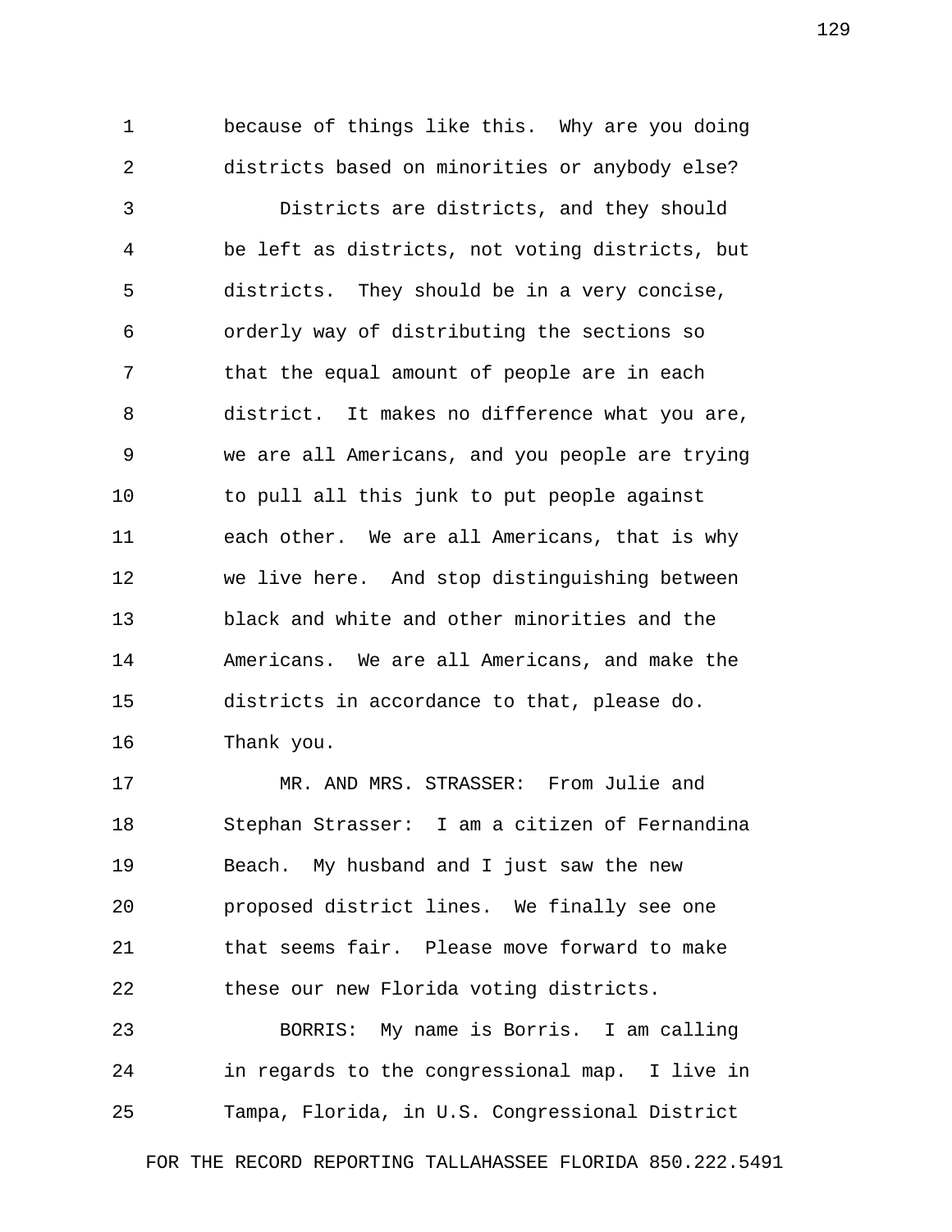because of things like this. Why are you doing districts based on minorities or anybody else?

Districts are districts, and they should be left as districts, not voting districts, but districts. They should be in a very concise, orderly way of distributing the sections so that the equal amount of people are in each district. It makes no difference what you are, we are all Americans, and you people are trying to pull all this junk to put people against each other. We are all Americans, that is why we live here. And stop distinguishing between black and white and other minorities and the Americans. We are all Americans, and make the districts in accordance to that, please do. Thank you.

MR. AND MRS. STRASSER: From Julie and Stephan Strasser: I am a citizen of Fernandina Beach. My husband and I just saw the new proposed district lines. We finally see one that seems fair. Please move forward to make these our new Florida voting districts.

BORRIS: My name is Borris. I am calling in regards to the congressional map. I live in Tampa, Florida, in U.S. Congressional District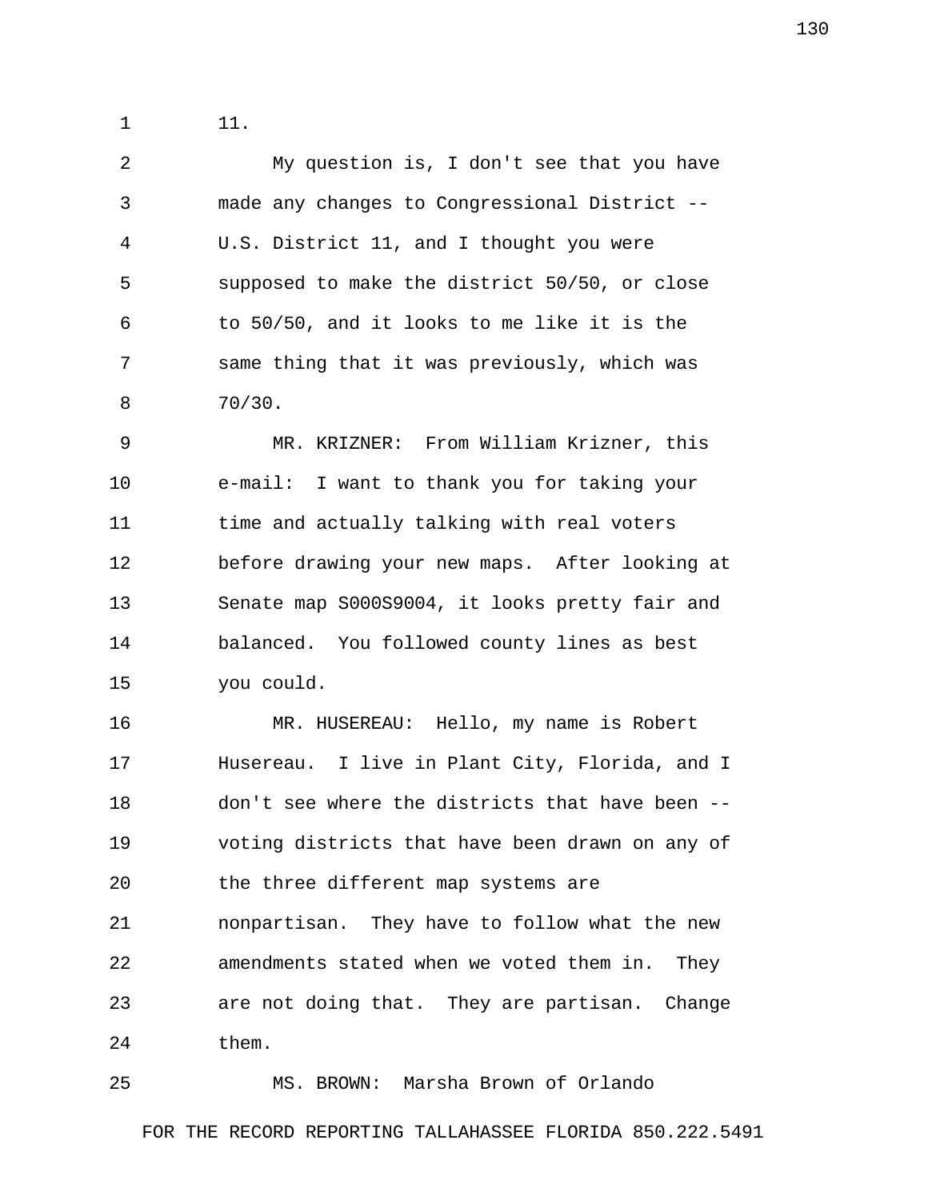11.

My question is, I don't see that you have made any changes to Congressional District -- U.S. District 11, and I thought you were supposed to make the district 50/50, or close to 50/50, and it looks to me like it is the same thing that it was previously, which was 70/30.

MR. KRIZNER: From William Krizner, this e-mail: I want to thank you for taking your time and actually talking with real voters before drawing your new maps. After looking at Senate map S000S9004, it looks pretty fair and balanced. You followed county lines as best you could.

MR. HUSEREAU: Hello, my name is Robert Husereau. I live in Plant City, Florida, and I don't see where the districts that have been -- voting districts that have been drawn on any of the three different map systems are nonpartisan. They have to follow what the new amendments stated when we voted them in. They are not doing that. They are partisan. Change them.

MS. BROWN: Marsha Brown of Orlando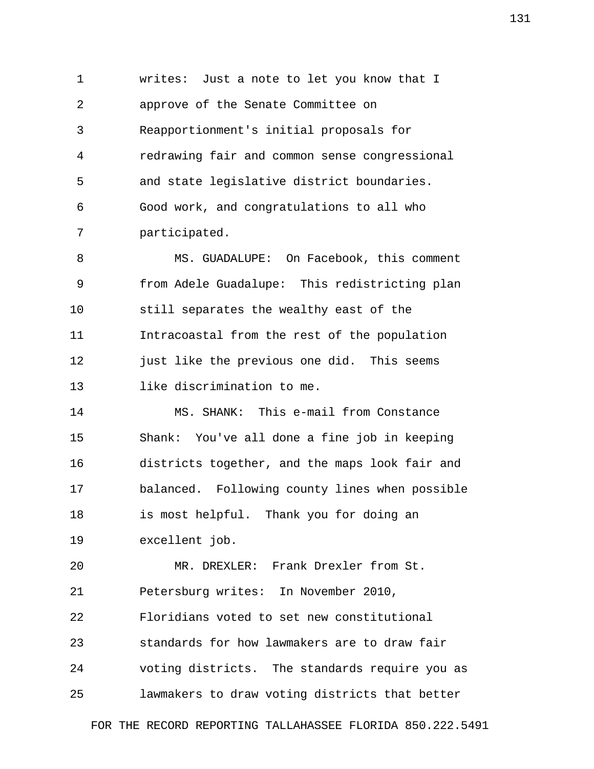writes: Just a note to let you know that I approve of the Senate Committee on Reapportionment's initial proposals for redrawing fair and common sense congressional and state legislative district boundaries. Good work, and congratulations to all who participated.

MS. GUADALUPE: On Facebook, this comment from Adele Guadalupe: This redistricting plan still separates the wealthy east of the Intracoastal from the rest of the population just like the previous one did. This seems like discrimination to me.

MS. SHANK: This e-mail from Constance Shank: You've all done a fine job in keeping districts together, and the maps look fair and balanced. Following county lines when possible is most helpful. Thank you for doing an excellent job.

MR. DREXLER: Frank Drexler from St. Petersburg writes: In November 2010, Floridians voted to set new constitutional standards for how lawmakers are to draw fair voting districts. The standards require you as lawmakers to draw voting districts that better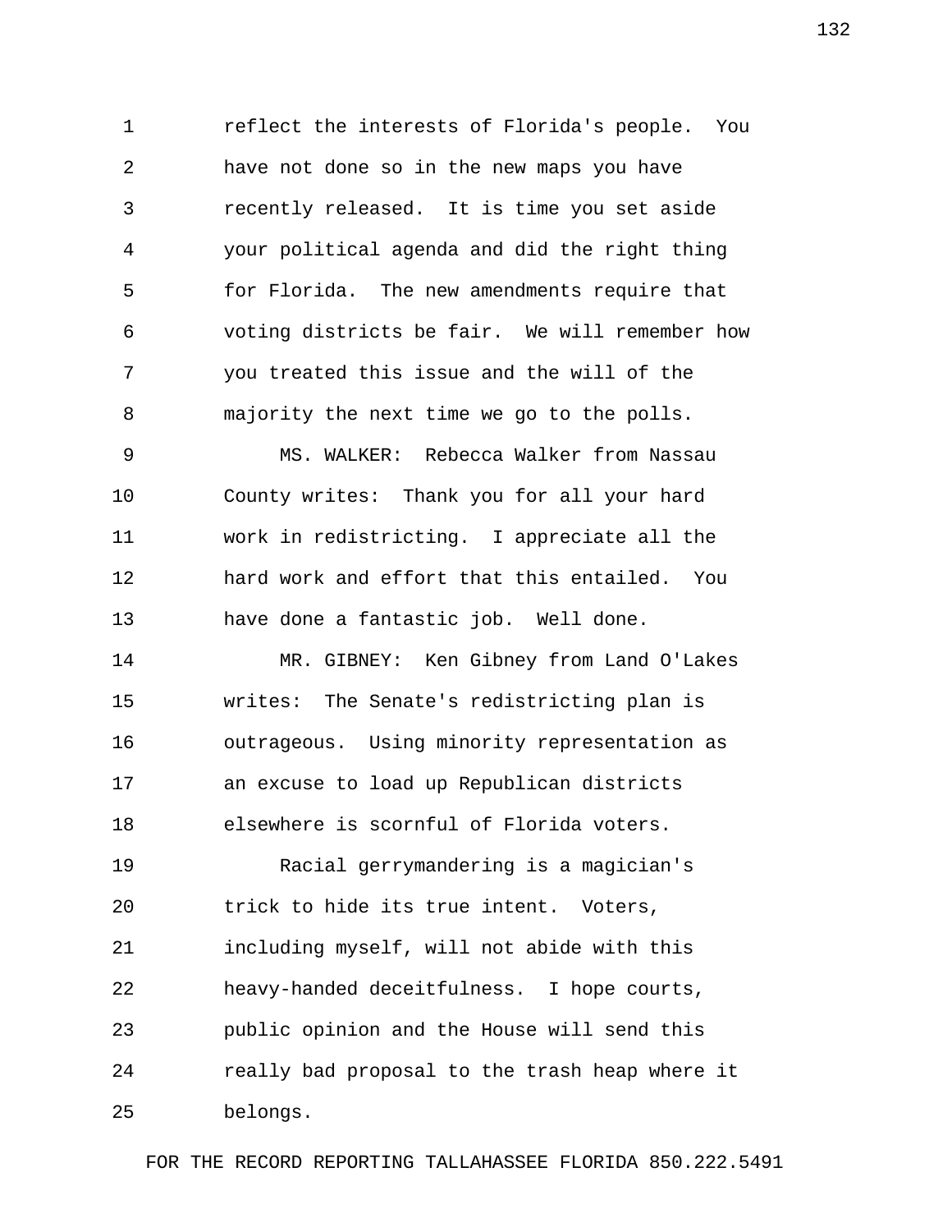reflect the interests of Florida's people. You have not done so in the new maps you have recently released. It is time you set aside your political agenda and did the right thing for Florida. The new amendments require that voting districts be fair. We will remember how you treated this issue and the will of the majority the next time we go to the polls.

MS. WALKER: Rebecca Walker from Nassau County writes: Thank you for all your hard work in redistricting. I appreciate all the hard work and effort that this entailed. You have done a fantastic job. Well done.

MR. GIBNEY: Ken Gibney from Land O'Lakes writes: The Senate's redistricting plan is outrageous. Using minority representation as an excuse to load up Republican districts elsewhere is scornful of Florida voters.

Racial gerrymandering is a magician's trick to hide its true intent. Voters, including myself, will not abide with this heavy-handed deceitfulness. I hope courts, public opinion and the House will send this really bad proposal to the trash heap where it belongs.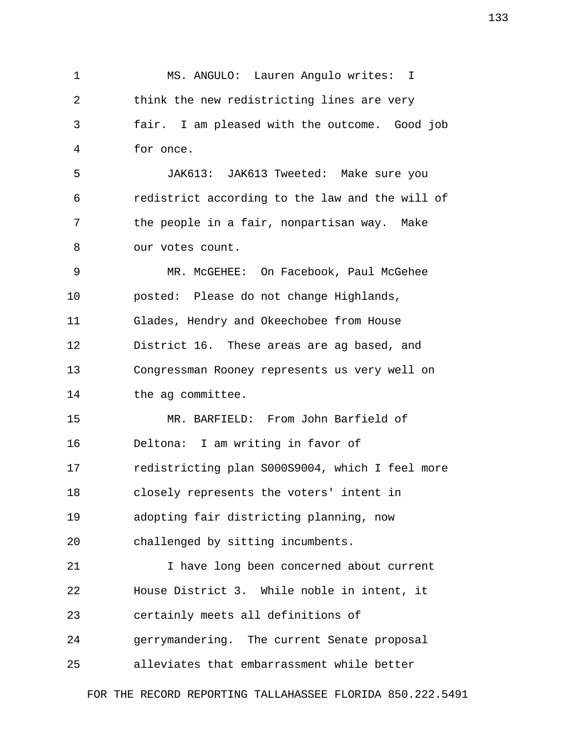MS. ANGULO: Lauren Angulo writes: I think the new redistricting lines are very fair. I am pleased with the outcome. Good job for once.

JAK613: JAK613 Tweeted: Make sure you redistrict according to the law and the will of the people in a fair, nonpartisan way. Make our votes count.

MR. McGEHEE: On Facebook, Paul McGehee posted: Please do not change Highlands, Glades, Hendry and Okeechobee from House District 16. These areas are ag based, and Congressman Rooney represents us very well on the ag committee.

MR. BARFIELD: From John Barfield of Deltona: I am writing in favor of redistricting plan S000S9004, which I feel more closely represents the voters' intent in adopting fair districting planning, now challenged by sitting incumbents.

I have long been concerned about current House District 3. While noble in intent, it certainly meets all definitions of gerrymandering. The current Senate proposal alleviates that embarrassment while better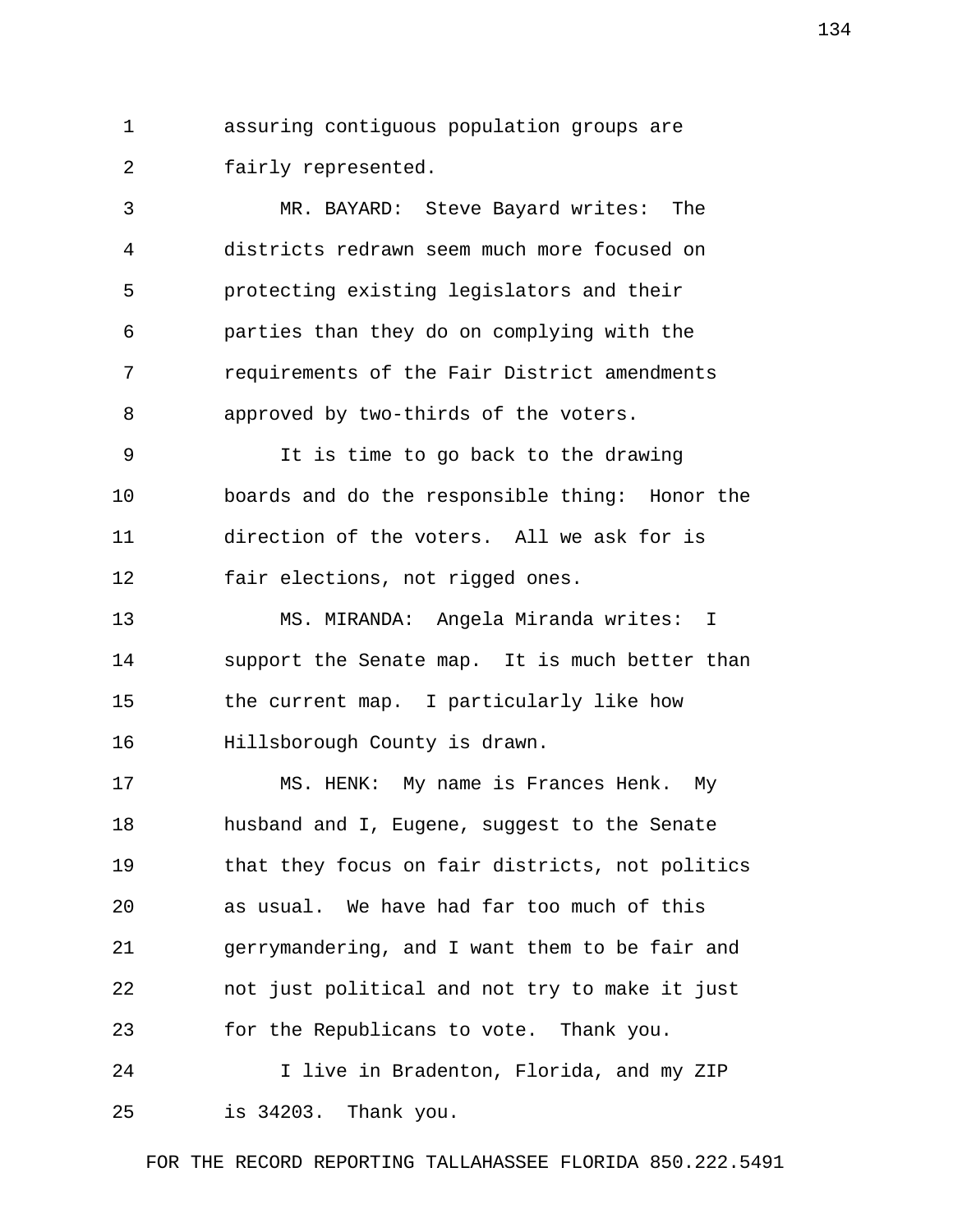assuring contiguous population groups are fairly represented.

MR. BAYARD: Steve Bayard writes: The districts redrawn seem much more focused on protecting existing legislators and their parties than they do on complying with the requirements of the Fair District amendments approved by two-thirds of the voters.

It is time to go back to the drawing boards and do the responsible thing: Honor the direction of the voters. All we ask for is fair elections, not rigged ones.

MS. MIRANDA: Angela Miranda writes: I support the Senate map. It is much better than the current map. I particularly like how Hillsborough County is drawn.

MS. HENK: My name is Frances Henk. My husband and I, Eugene, suggest to the Senate that they focus on fair districts, not politics as usual. We have had far too much of this gerrymandering, and I want them to be fair and not just political and not try to make it just for the Republicans to vote. Thank you.

I live in Bradenton, Florida, and my ZIP is 34203. Thank you.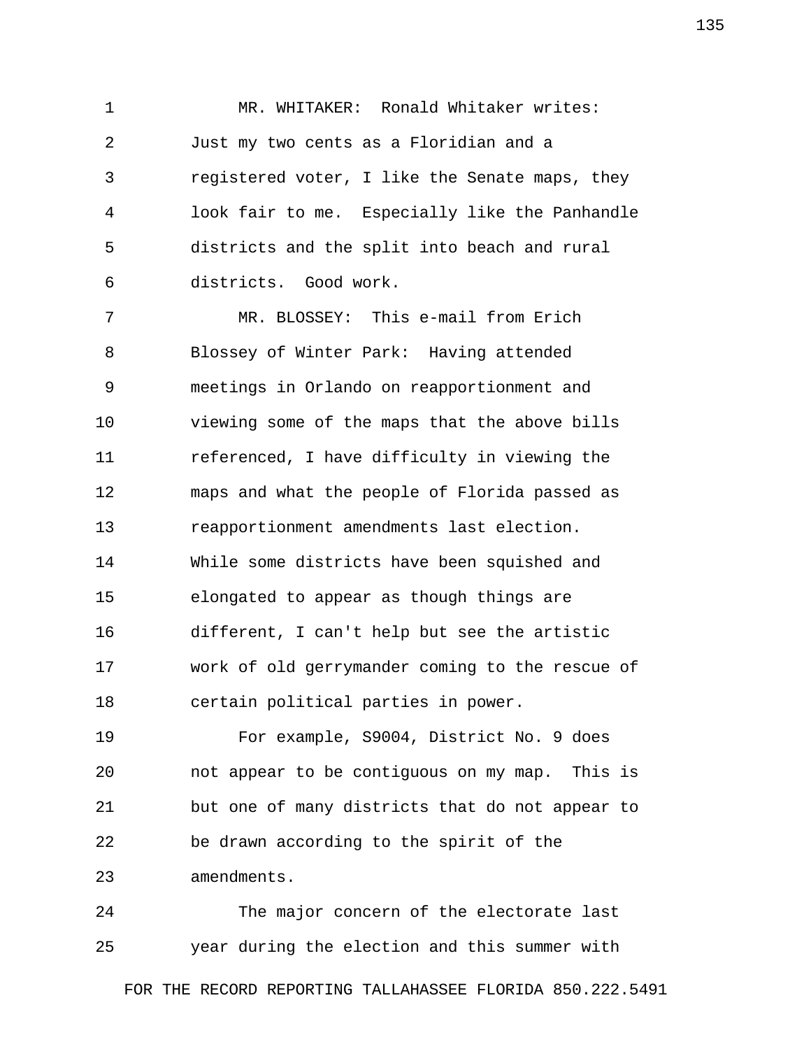MR. WHITAKER: Ronald Whitaker writes: Just my two cents as a Floridian and a registered voter, I like the Senate maps, they look fair to me. Especially like the Panhandle districts and the split into beach and rural districts. Good work.

MR. BLOSSEY: This e-mail from Erich Blossey of Winter Park: Having attended meetings in Orlando on reapportionment and viewing some of the maps that the above bills referenced, I have difficulty in viewing the maps and what the people of Florida passed as reapportionment amendments last election. While some districts have been squished and elongated to appear as though things are different, I can't help but see the artistic work of old gerrymander coming to the rescue of certain political parties in power.

For example, S9004, District No. 9 does not appear to be contiguous on my map. This is but one of many districts that do not appear to be drawn according to the spirit of the amendments.

The major concern of the electorate last year during the election and this summer with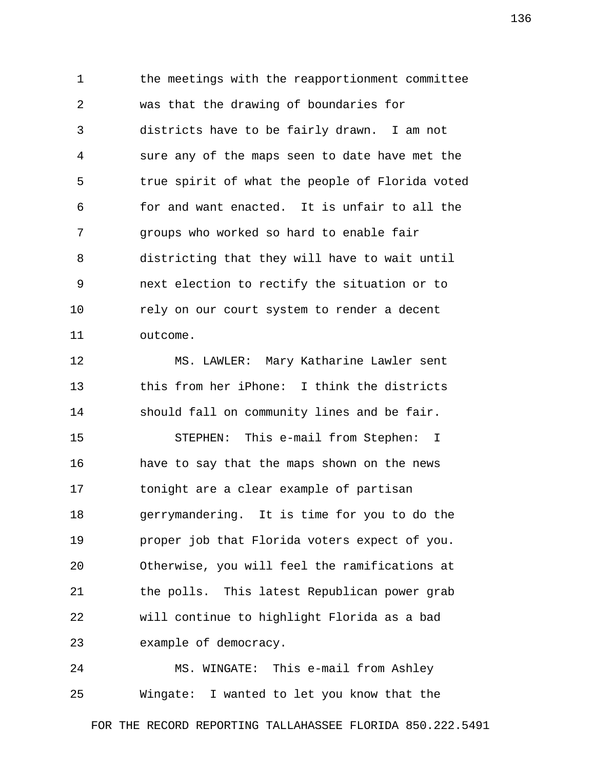the meetings with the reapportionment committee was that the drawing of boundaries for districts have to be fairly drawn. I am not sure any of the maps seen to date have met the true spirit of what the people of Florida voted for and want enacted. It is unfair to all the groups who worked so hard to enable fair districting that they will have to wait until next election to rectify the situation or to rely on our court system to render a decent outcome.

MS. LAWLER: Mary Katharine Lawler sent this from her iPhone: I think the districts should fall on community lines and be fair.

STEPHEN: This e-mail from Stephen: I have to say that the maps shown on the news tonight are a clear example of partisan gerrymandering. It is time for you to do the proper job that Florida voters expect of you. Otherwise, you will feel the ramifications at the polls. This latest Republican power grab will continue to highlight Florida as a bad example of democracy.

MS. WINGATE: This e-mail from Ashley Wingate: I wanted to let you know that the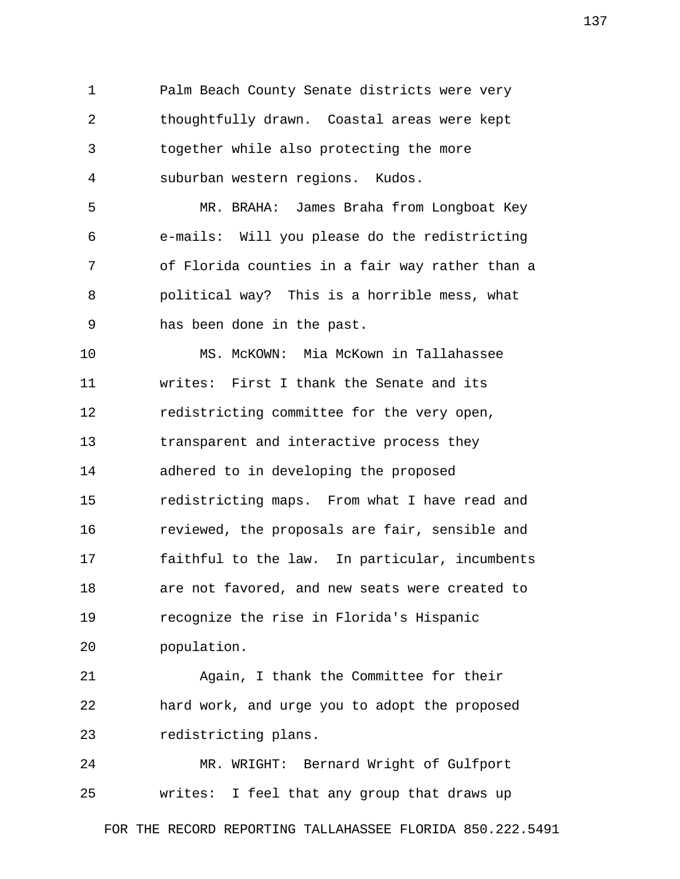Palm Beach County Senate districts were very thoughtfully drawn. Coastal areas were kept together while also protecting the more suburban western regions. Kudos.

MR. BRAHA: James Braha from Longboat Key e-mails: Will you please do the redistricting of Florida counties in a fair way rather than a political way? This is a horrible mess, what has been done in the past.

MS. McKOWN: Mia McKown in Tallahassee writes: First I thank the Senate and its redistricting committee for the very open, transparent and interactive process they adhered to in developing the proposed redistricting maps. From what I have read and reviewed, the proposals are fair, sensible and faithful to the law. In particular, incumbents are not favored, and new seats were created to recognize the rise in Florida's Hispanic population.

Again, I thank the Committee for their hard work, and urge you to adopt the proposed redistricting plans.

MR. WRIGHT: Bernard Wright of Gulfport writes: I feel that any group that draws up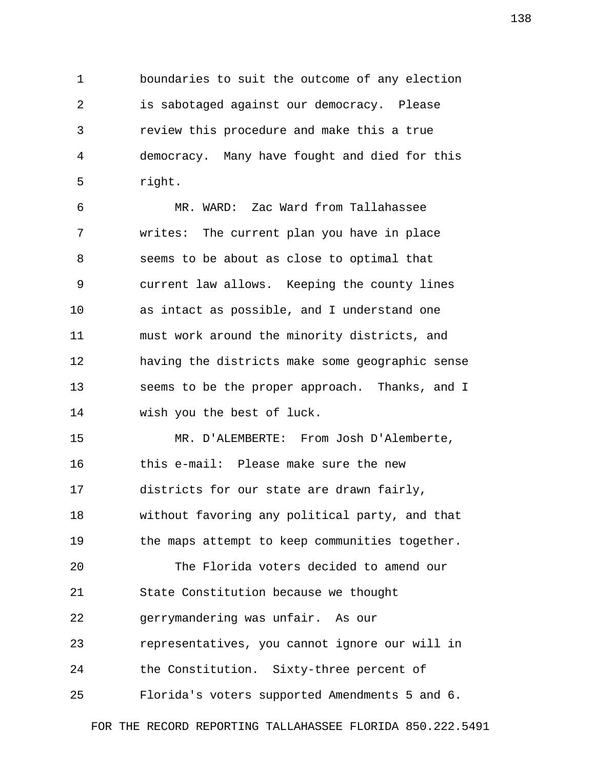boundaries to suit the outcome of any election is sabotaged against our democracy. Please review this procedure and make this a true democracy. Many have fought and died for this right.

MR. WARD: Zac Ward from Tallahassee writes: The current plan you have in place seems to be about as close to optimal that current law allows. Keeping the county lines as intact as possible, and I understand one must work around the minority districts, and having the districts make some geographic sense seems to be the proper approach. Thanks, and I wish you the best of luck.

MR. D'ALEMBERTE: From Josh D'Alemberte, this e-mail: Please make sure the new districts for our state are drawn fairly, without favoring any political party, and that the maps attempt to keep communities together.

The Florida voters decided to amend our State Constitution because we thought gerrymandering was unfair. As our representatives, you cannot ignore our will in the Constitution. Sixty-three percent of Florida's voters supported Amendments 5 and 6.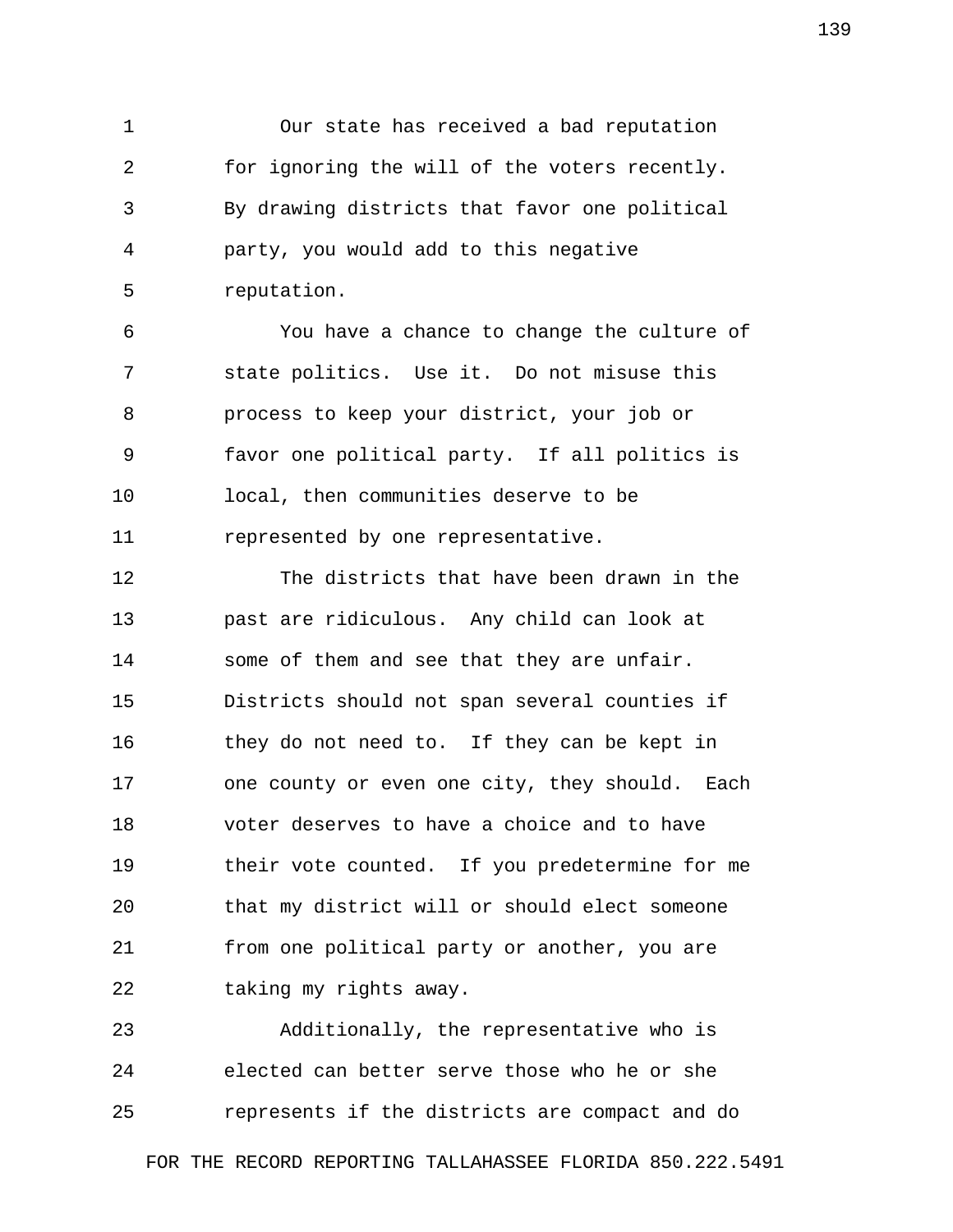Our state has received a bad reputation for ignoring the will of the voters recently. By drawing districts that favor one political party, you would add to this negative reputation.

You have a chance to change the culture of state politics. Use it. Do not misuse this process to keep your district, your job or favor one political party. If all politics is local, then communities deserve to be represented by one representative.

The districts that have been drawn in the past are ridiculous. Any child can look at some of them and see that they are unfair. Districts should not span several counties if they do not need to. If they can be kept in one county or even one city, they should. Each voter deserves to have a choice and to have their vote counted. If you predetermine for me that my district will or should elect someone from one political party or another, you are taking my rights away.

Additionally, the representative who is elected can better serve those who he or she represents if the districts are compact and do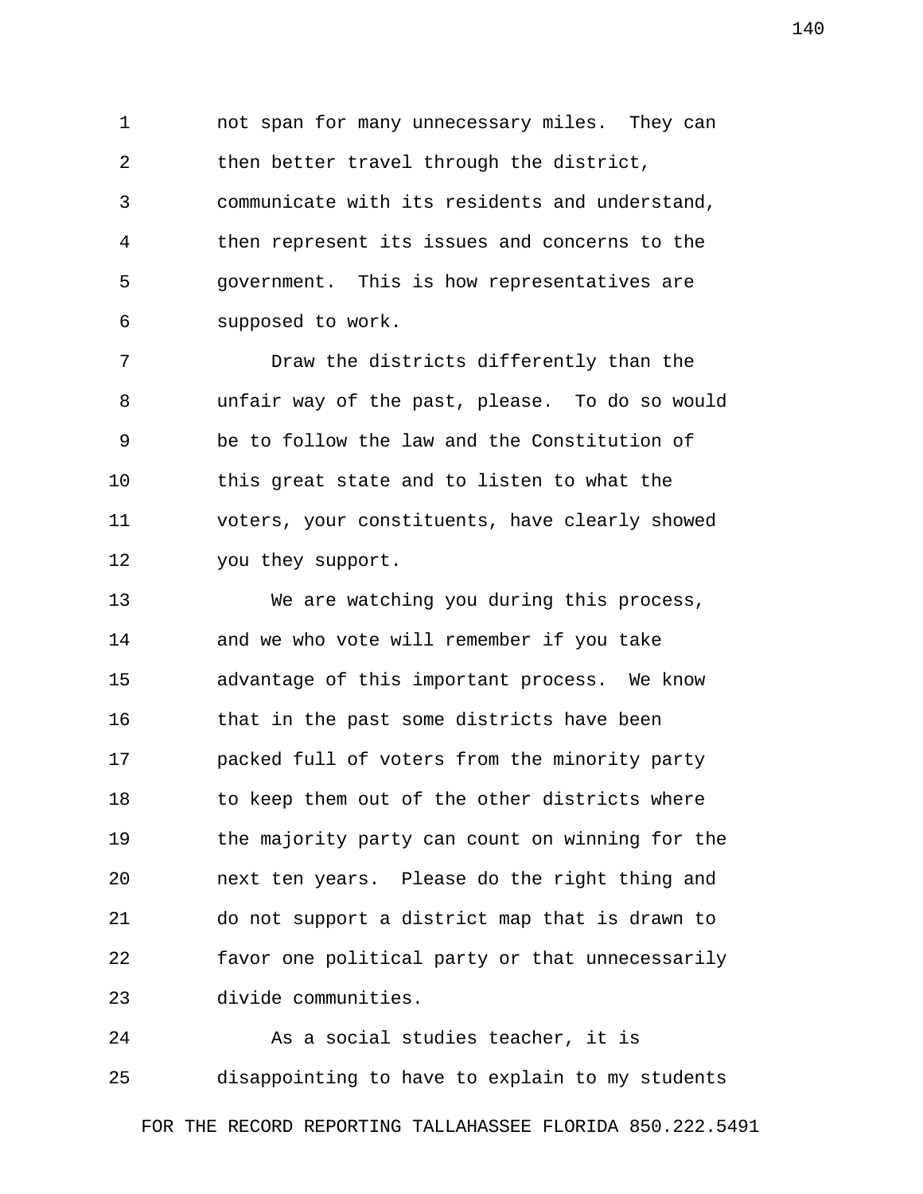not span for many unnecessary miles. They can then better travel through the district, communicate with its residents and understand, then represent its issues and concerns to the government. This is how representatives are supposed to work.

Draw the districts differently than the unfair way of the past, please. To do so would be to follow the law and the Constitution of this great state and to listen to what the voters, your constituents, have clearly showed you they support.

We are watching you during this process, and we who vote will remember if you take advantage of this important process. We know that in the past some districts have been packed full of voters from the minority party to keep them out of the other districts where the majority party can count on winning for the next ten years. Please do the right thing and do not support a district map that is drawn to favor one political party or that unnecessarily divide communities.

As a social studies teacher, it is disappointing to have to explain to my students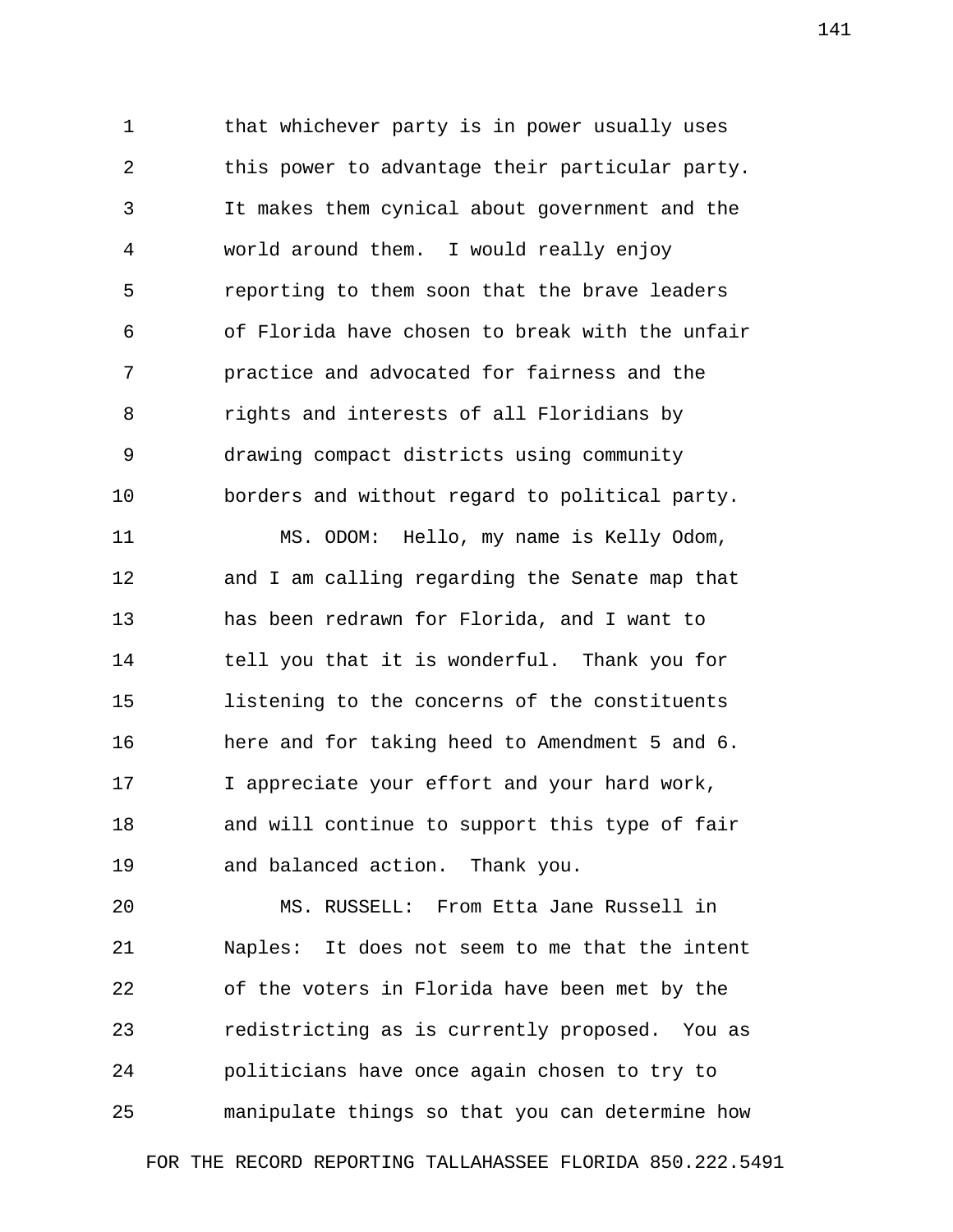that whichever party is in power usually uses this power to advantage their particular party. It makes them cynical about government and the world around them. I would really enjoy reporting to them soon that the brave leaders of Florida have chosen to break with the unfair practice and advocated for fairness and the rights and interests of all Floridians by drawing compact districts using community borders and without regard to political party.

MS. ODOM: Hello, my name is Kelly Odom, and I am calling regarding the Senate map that has been redrawn for Florida, and I want to tell you that it is wonderful. Thank you for listening to the concerns of the constituents here and for taking heed to Amendment 5 and 6. I appreciate your effort and your hard work, and will continue to support this type of fair and balanced action. Thank you.

MS. RUSSELL: From Etta Jane Russell in Naples: It does not seem to me that the intent of the voters in Florida have been met by the redistricting as is currently proposed. You as politicians have once again chosen to try to manipulate things so that you can determine how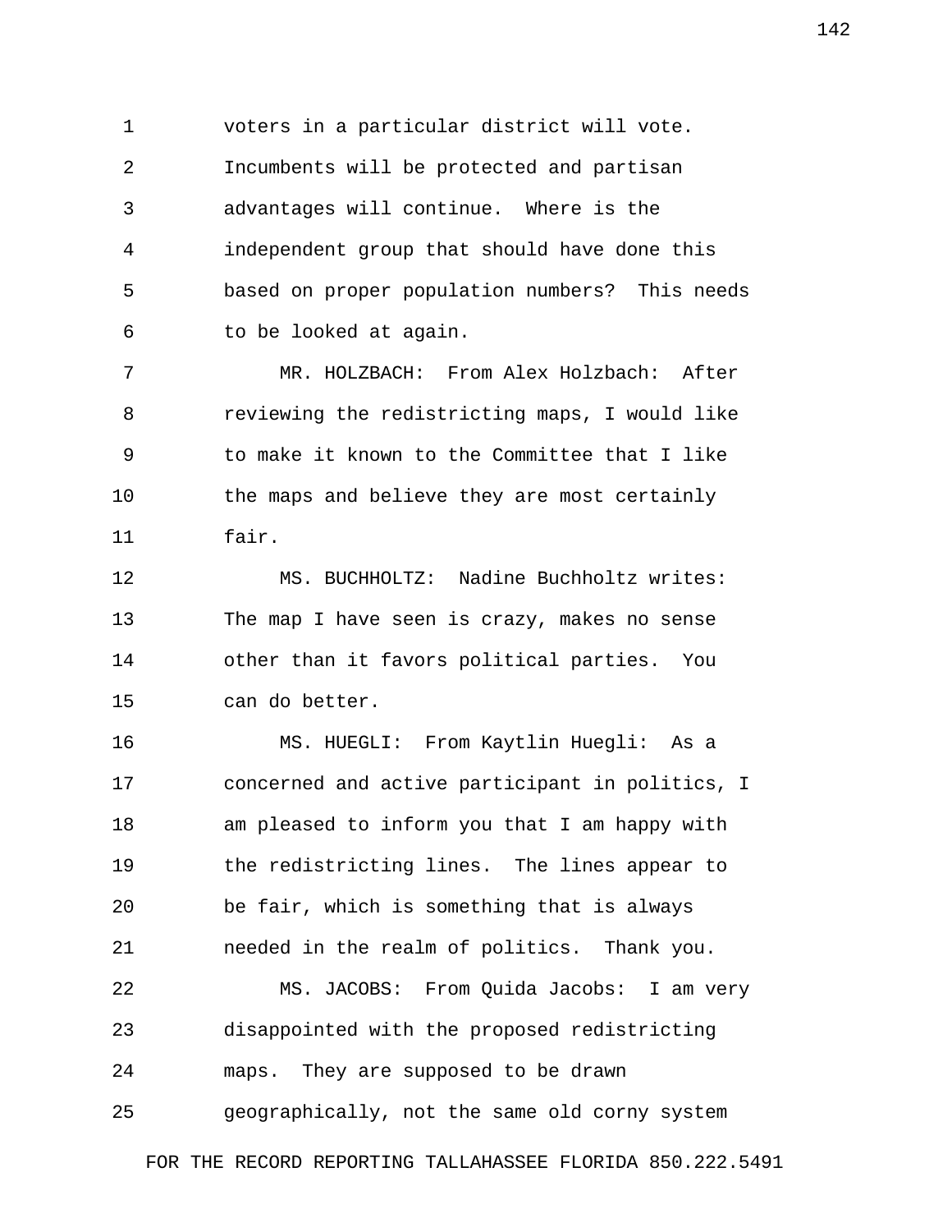voters in a particular district will vote. Incumbents will be protected and partisan advantages will continue. Where is the independent group that should have done this based on proper population numbers? This needs to be looked at again.

MR. HOLZBACH: From Alex Holzbach: After reviewing the redistricting maps, I would like to make it known to the Committee that I like the maps and believe they are most certainly fair.

MS. BUCHHOLTZ: Nadine Buchholtz writes: The map I have seen is crazy, makes no sense other than it favors political parties. You can do better.

MS. HUEGLI: From Kaytlin Huegli: As a concerned and active participant in politics, I am pleased to inform you that I am happy with the redistricting lines. The lines appear to be fair, which is something that is always needed in the realm of politics. Thank you.

MS. JACOBS: From Quida Jacobs: I am very disappointed with the proposed redistricting maps. They are supposed to be drawn geographically, not the same old corny system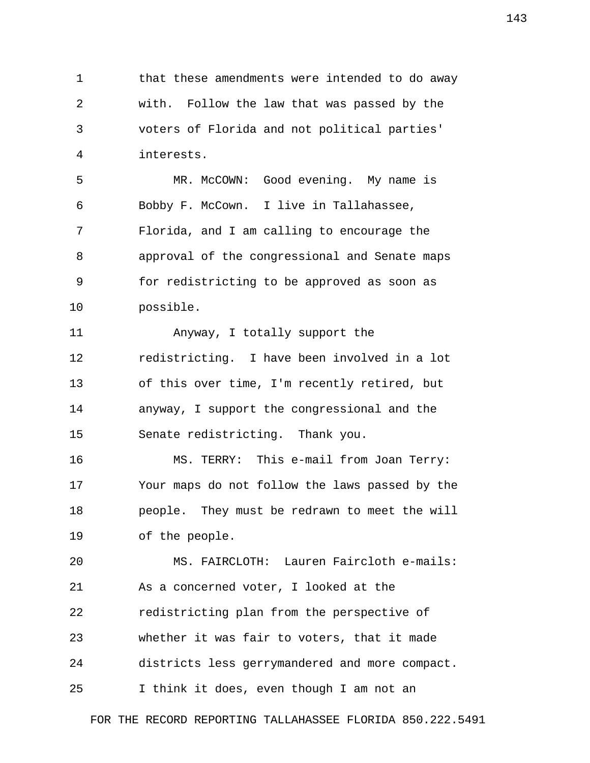that these amendments were intended to do away with. Follow the law that was passed by the voters of Florida and not political parties' interests.

MR. McCOWN: Good evening. My name is Bobby F. McCown. I live in Tallahassee, Florida, and I am calling to encourage the approval of the congressional and Senate maps for redistricting to be approved as soon as possible.

Anyway, I totally support the redistricting. I have been involved in a lot of this over time, I'm recently retired, but anyway, I support the congressional and the Senate redistricting. Thank you.

MS. TERRY: This e-mail from Joan Terry: Your maps do not follow the laws passed by the people. They must be redrawn to meet the will of the people.

MS. FAIRCLOTH: Lauren Faircloth e-mails: As a concerned voter, I looked at the redistricting plan from the perspective of whether it was fair to voters, that it made districts less gerrymandered and more compact. I think it does, even though I am not an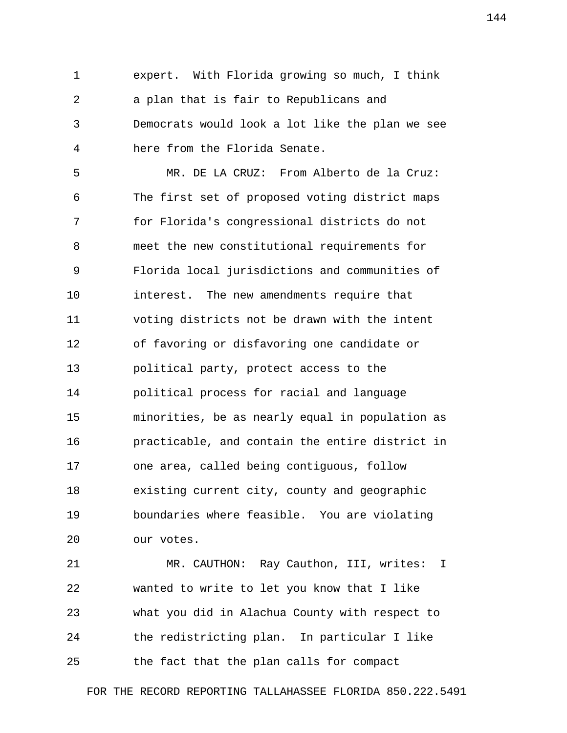expert. With Florida growing so much, I think a plan that is fair to Republicans and Democrats would look a lot like the plan we see here from the Florida Senate.

MR. DE LA CRUZ: From Alberto de la Cruz: The first set of proposed voting district maps for Florida's congressional districts do not meet the new constitutional requirements for Florida local jurisdictions and communities of interest. The new amendments require that voting districts not be drawn with the intent of favoring or disfavoring one candidate or political party, protect access to the political process for racial and language minorities, be as nearly equal in population as practicable, and contain the entire district in one area, called being contiguous, follow existing current city, county and geographic boundaries where feasible. You are violating our votes.

MR. CAUTHON: Ray Cauthon, III, writes: I wanted to write to let you know that I like what you did in Alachua County with respect to the redistricting plan. In particular I like the fact that the plan calls for compact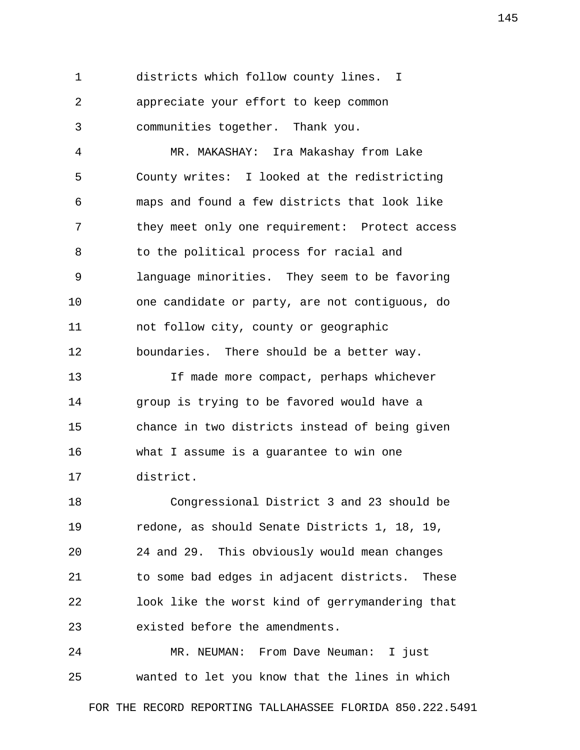districts which follow county lines. I appreciate your effort to keep common communities together. Thank you.

MR. MAKASHAY: Ira Makashay from Lake County writes: I looked at the redistricting maps and found a few districts that look like they meet only one requirement: Protect access to the political process for racial and language minorities. They seem to be favoring one candidate or party, are not contiguous, do not follow city, county or geographic boundaries. There should be a better way.

If made more compact, perhaps whichever group is trying to be favored would have a chance in two districts instead of being given what I assume is a guarantee to win one district.

Congressional District 3 and 23 should be redone, as should Senate Districts 1, 18, 19, 24 and 29. This obviously would mean changes to some bad edges in adjacent districts. These look like the worst kind of gerrymandering that existed before the amendments.

MR. NEUMAN: From Dave Neuman: I just wanted to let you know that the lines in which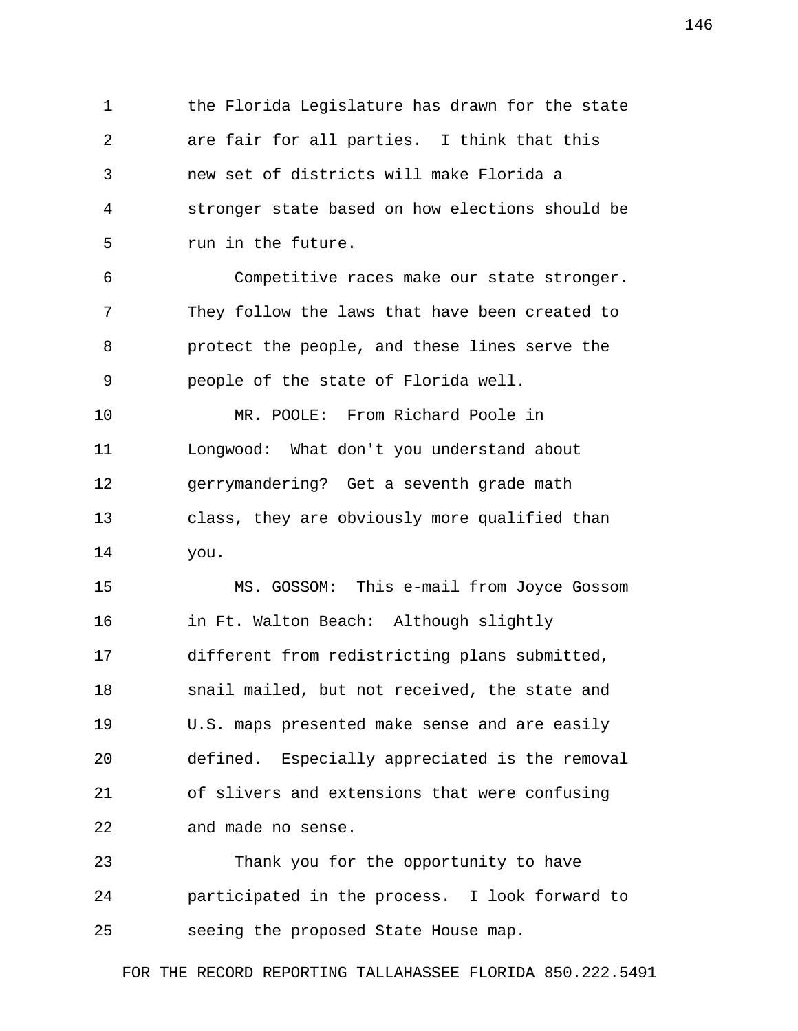the Florida Legislature has drawn for the state are fair for all parties. I think that this new set of districts will make Florida a stronger state based on how elections should be run in the future.

Competitive races make our state stronger. They follow the laws that have been created to protect the people, and these lines serve the people of the state of Florida well.

MR. POOLE: From Richard Poole in Longwood: What don't you understand about gerrymandering? Get a seventh grade math class, they are obviously more qualified than you.

MS. GOSSOM: This e-mail from Joyce Gossom in Ft. Walton Beach: Although slightly different from redistricting plans submitted, snail mailed, but not received, the state and U.S. maps presented make sense and are easily defined. Especially appreciated is the removal of slivers and extensions that were confusing and made no sense.

Thank you for the opportunity to have participated in the process. I look forward to seeing the proposed State House map.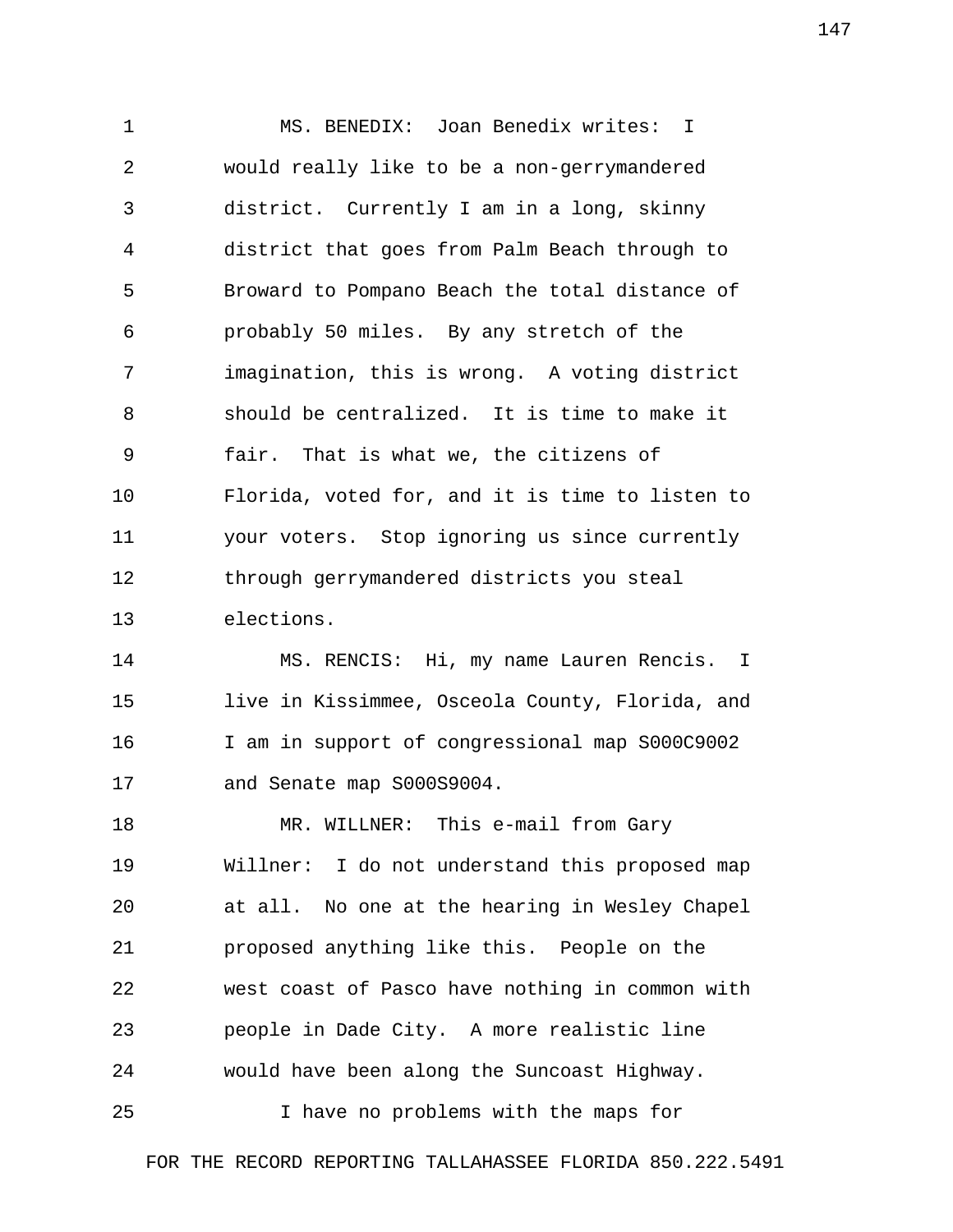MS. BENEDIX: Joan Benedix writes: I would really like to be a non-gerrymandered district. Currently I am in a long, skinny district that goes from Palm Beach through to Broward to Pompano Beach the total distance of probably 50 miles. By any stretch of the imagination, this is wrong. A voting district should be centralized. It is time to make it fair. That is what we, the citizens of Florida, voted for, and it is time to listen to your voters. Stop ignoring us since currently through gerrymandered districts you steal elections.

MS. RENCIS: Hi, my name Lauren Rencis. I live in Kissimmee, Osceola County, Florida, and I am in support of congressional map S000C9002 and Senate map S000S9004.

MR. WILLNER: This e-mail from Gary Willner: I do not understand this proposed map at all. No one at the hearing in Wesley Chapel proposed anything like this. People on the west coast of Pasco have nothing in common with people in Dade City. A more realistic line would have been along the Suncoast Highway.

I have no problems with the maps for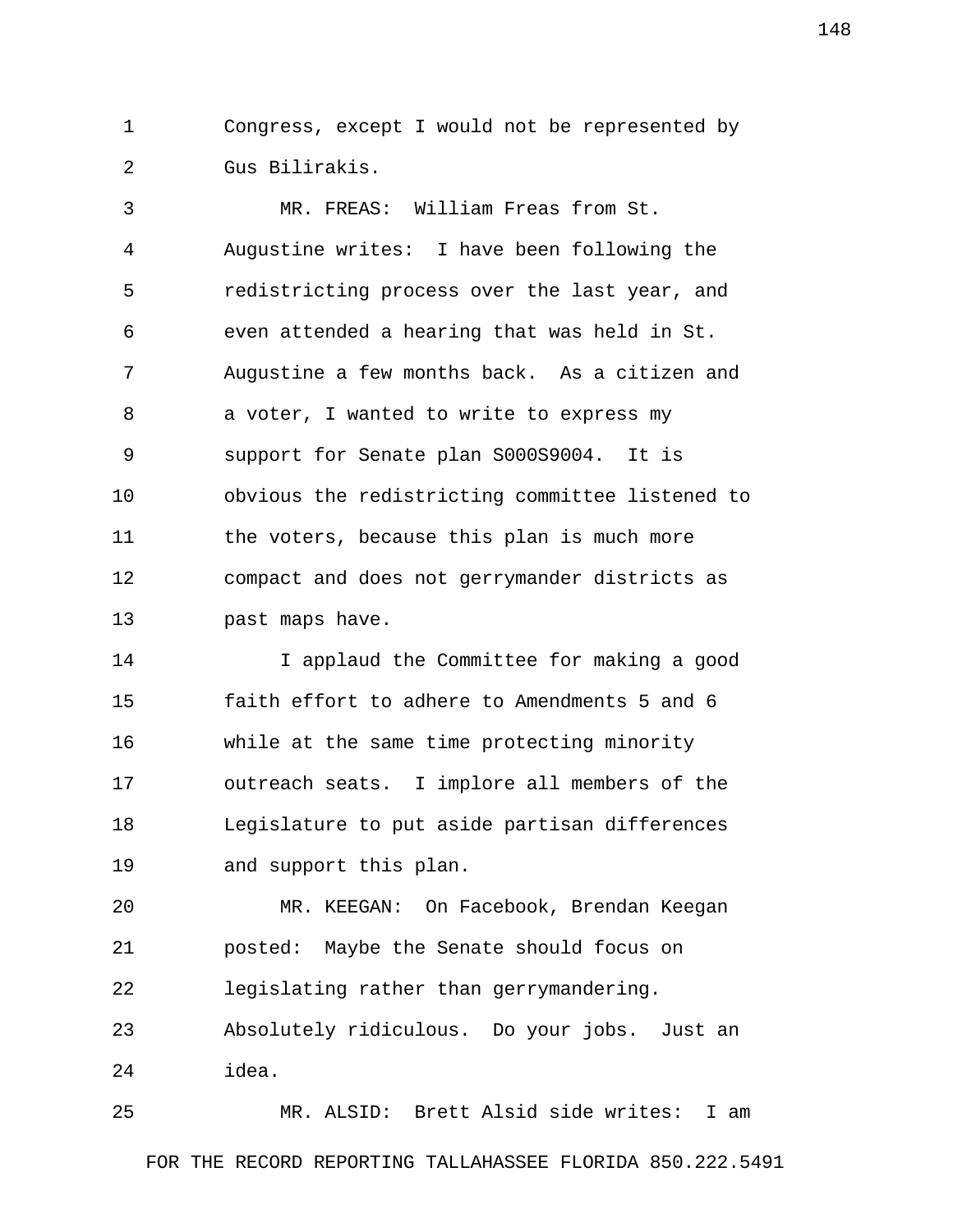Congress, except I would not be represented by Gus Bilirakis.

MR. FREAS: William Freas from St. Augustine writes: I have been following the redistricting process over the last year, and even attended a hearing that was held in St. Augustine a few months back. As a citizen and a voter, I wanted to write to express my support for Senate plan S000S9004. It is obvious the redistricting committee listened to the voters, because this plan is much more compact and does not gerrymander districts as past maps have.

I applaud the Committee for making a good faith effort to adhere to Amendments 5 and 6 while at the same time protecting minority outreach seats. I implore all members of the Legislature to put aside partisan differences and support this plan.

MR. KEEGAN: On Facebook, Brendan Keegan posted: Maybe the Senate should focus on legislating rather than gerrymandering. Absolutely ridiculous. Do your jobs. Just an idea.

MR. ALSID: Brett Alsid side writes: I am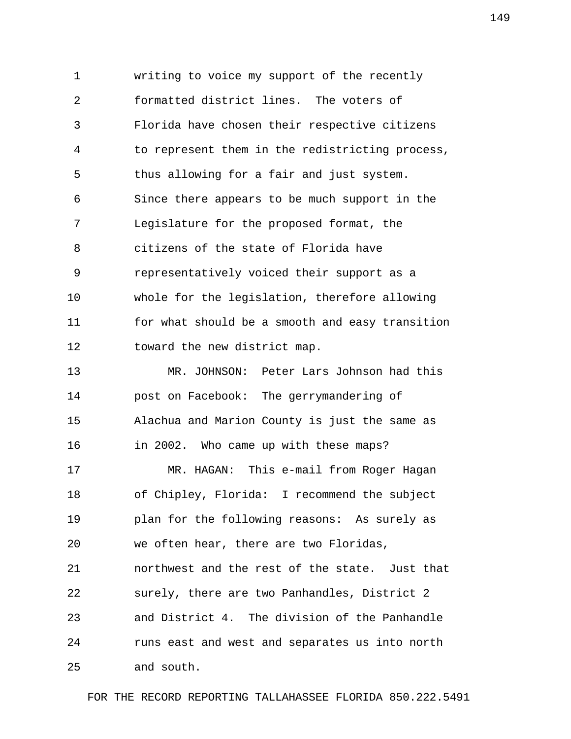writing to voice my support of the recently formatted district lines. The voters of Florida have chosen their respective citizens to represent them in the redistricting process, thus allowing for a fair and just system. Since there appears to be much support in the Legislature for the proposed format, the citizens of the state of Florida have representatively voiced their support as a whole for the legislation, therefore allowing for what should be a smooth and easy transition toward the new district map.

MR. JOHNSON: Peter Lars Johnson had this post on Facebook: The gerrymandering of Alachua and Marion County is just the same as in 2002. Who came up with these maps?

MR. HAGAN: This e-mail from Roger Hagan of Chipley, Florida: I recommend the subject plan for the following reasons: As surely as we often hear, there are two Floridas, northwest and the rest of the state. Just that surely, there are two Panhandles, District 2 and District 4. The division of the Panhandle runs east and west and separates us into north and south.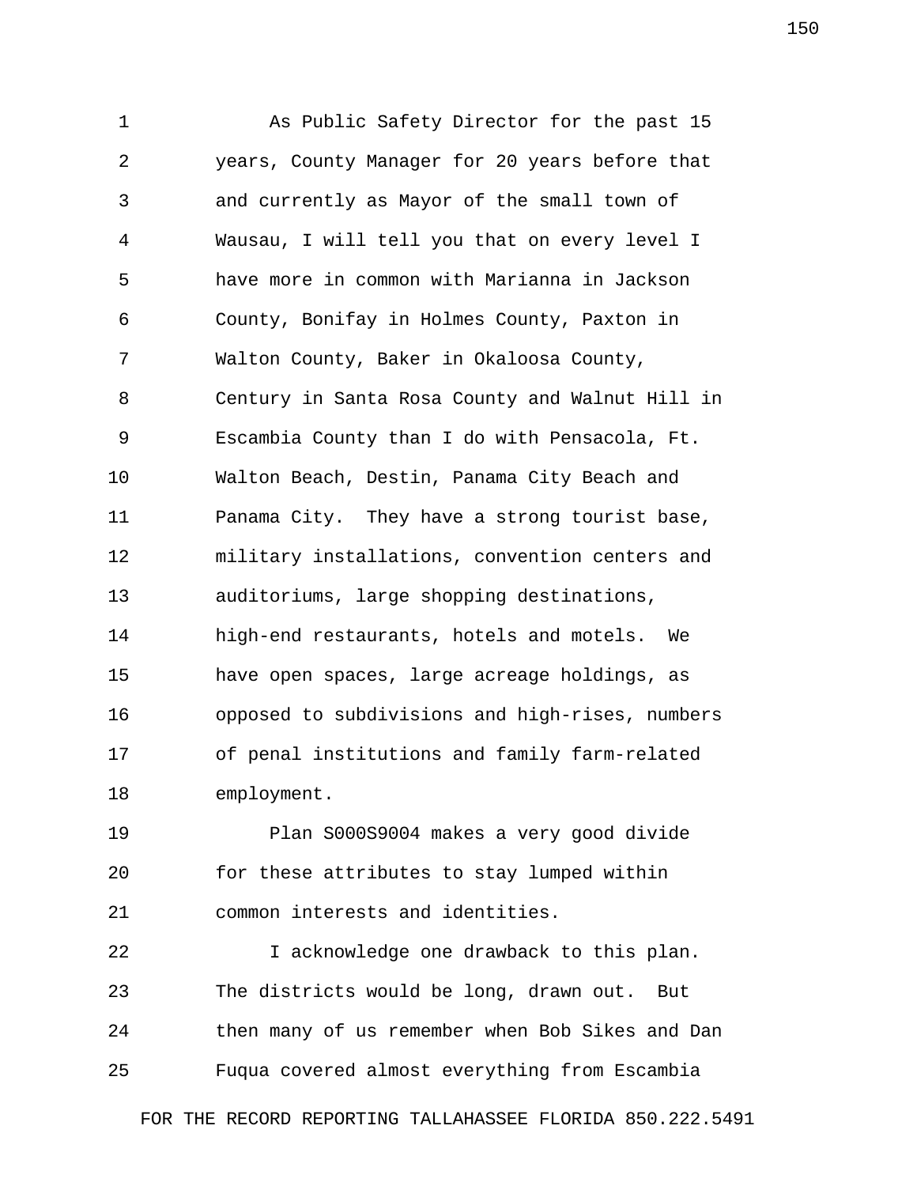As Public Safety Director for the past 15 years, County Manager for 20 years before that and currently as Mayor of the small town of Wausau, I will tell you that on every level I have more in common with Marianna in Jackson County, Bonifay in Holmes County, Paxton in Walton County, Baker in Okaloosa County, Century in Santa Rosa County and Walnut Hill in Escambia County than I do with Pensacola, Ft. Walton Beach, Destin, Panama City Beach and Panama City. They have a strong tourist base, military installations, convention centers and auditoriums, large shopping destinations, high-end restaurants, hotels and motels. We have open spaces, large acreage holdings, as opposed to subdivisions and high-rises, numbers of penal institutions and family farm-related employment.

Plan S000S9004 makes a very good divide for these attributes to stay lumped within common interests and identities.

I acknowledge one drawback to this plan. The districts would be long, drawn out. But then many of us remember when Bob Sikes and Dan Fuqua covered almost everything from Escambia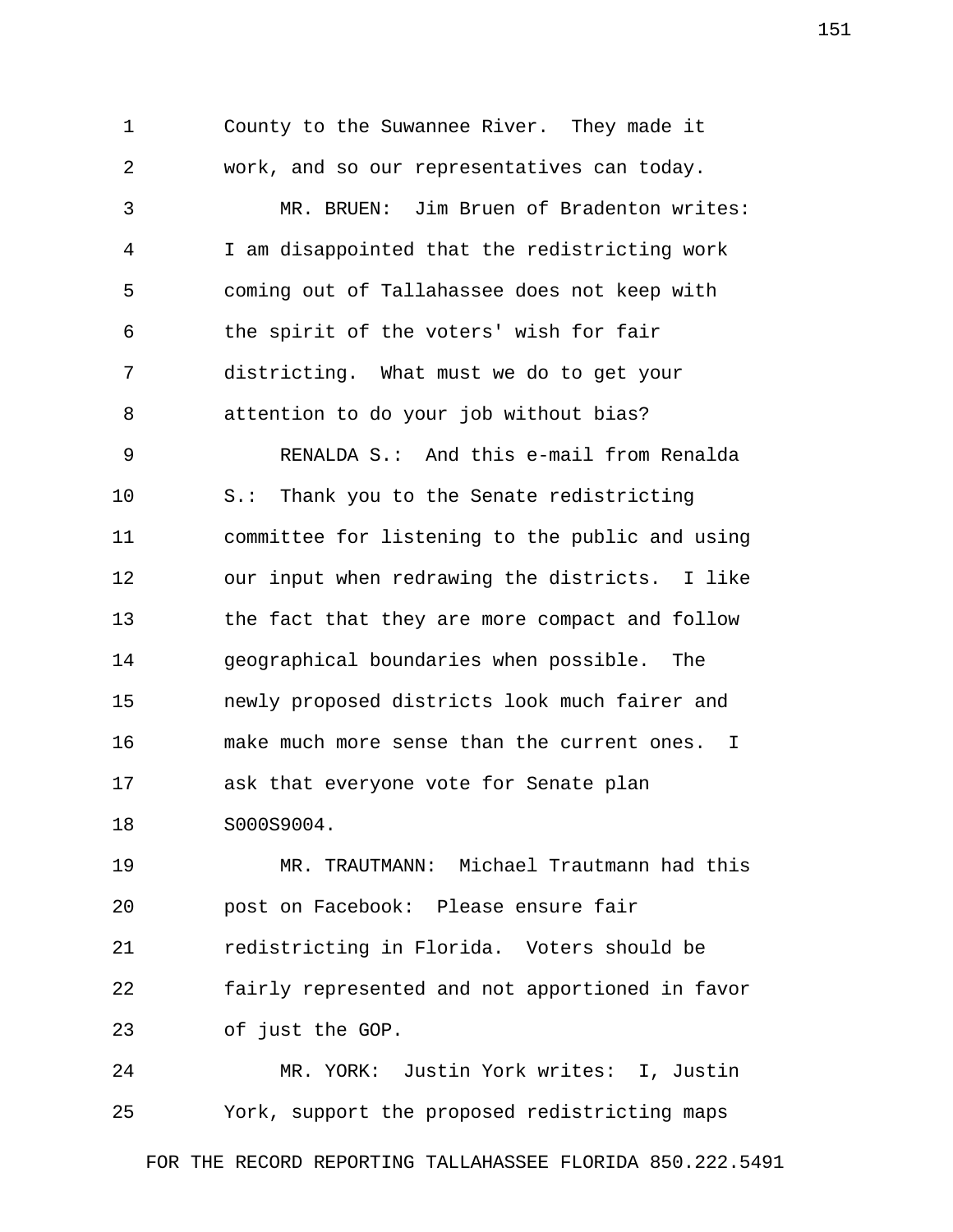County to the Suwannee River. They made it work, and so our representatives can today.

MR. BRUEN: Jim Bruen of Bradenton writes: I am disappointed that the redistricting work coming out of Tallahassee does not keep with the spirit of the voters' wish for fair districting. What must we do to get your attention to do your job without bias?

RENALDA S.: And this e-mail from Renalda S.: Thank you to the Senate redistricting committee for listening to the public and using our input when redrawing the districts. I like the fact that they are more compact and follow geographical boundaries when possible. The newly proposed districts look much fairer and make much more sense than the current ones. I ask that everyone vote for Senate plan S000S9004.

MR. TRAUTMANN: Michael Trautmann had this post on Facebook: Please ensure fair redistricting in Florida. Voters should be fairly represented and not apportioned in favor of just the GOP.

MR. YORK: Justin York writes: I, Justin York, support the proposed redistricting maps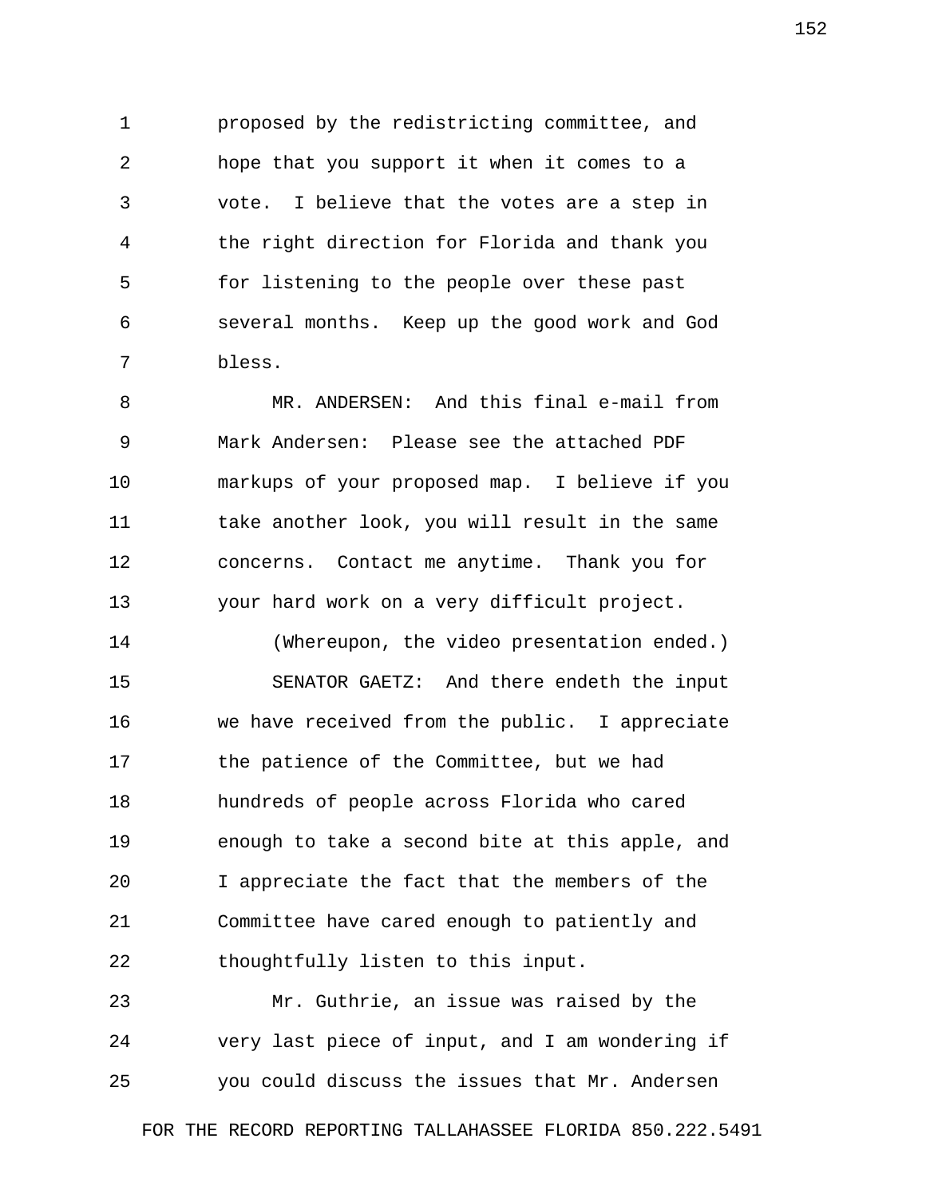proposed by the redistricting committee, and hope that you support it when it comes to a vote. I believe that the votes are a step in the right direction for Florida and thank you for listening to the people over these past several months. Keep up the good work and God bless.

MR. ANDERSEN: And this final e-mail from Mark Andersen: Please see the attached PDF markups of your proposed map. I believe if you take another look, you will result in the same concerns. Contact me anytime. Thank you for your hard work on a very difficult project.

(Whereupon, the video presentation ended.)

SENATOR GAETZ: And there endeth the input we have received from the public. I appreciate the patience of the Committee, but we had hundreds of people across Florida who cared enough to take a second bite at this apple, and I appreciate the fact that the members of the Committee have cared enough to patiently and thoughtfully listen to this input.

Mr. Guthrie, an issue was raised by the very last piece of input, and I am wondering if you could discuss the issues that Mr. Andersen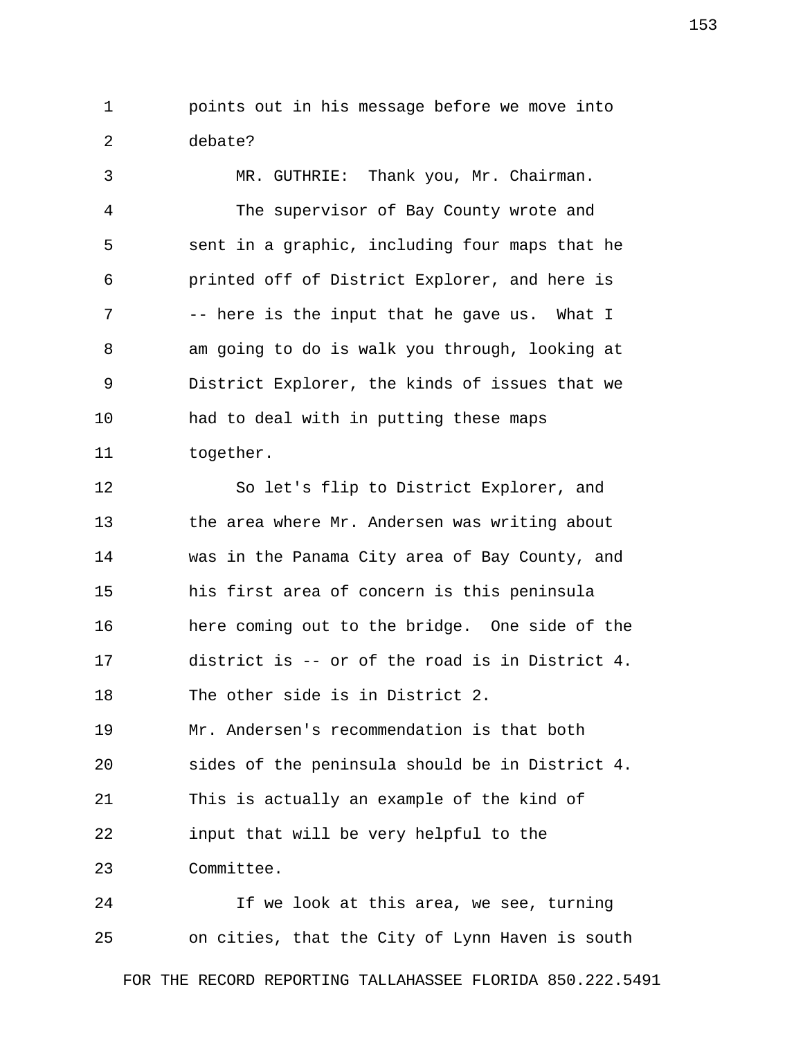points out in his message before we move into debate?

MR. GUTHRIE: Thank you, Mr. Chairman.

The supervisor of Bay County wrote and sent in a graphic, including four maps that he printed off of District Explorer, and here is -- here is the input that he gave us. What I am going to do is walk you through, looking at District Explorer, the kinds of issues that we had to deal with in putting these maps together.

So let's flip to District Explorer, and the area where Mr. Andersen was writing about was in the Panama City area of Bay County, and his first area of concern is this peninsula here coming out to the bridge. One side of the district is -- or of the road is in District 4. The other side is in District 2. Mr. Andersen's recommendation is that both sides of the peninsula should be in District 4. This is actually an example of the kind of input that will be very helpful to the Committee.

If we look at this area, we see, turning on cities, that the City of Lynn Haven is south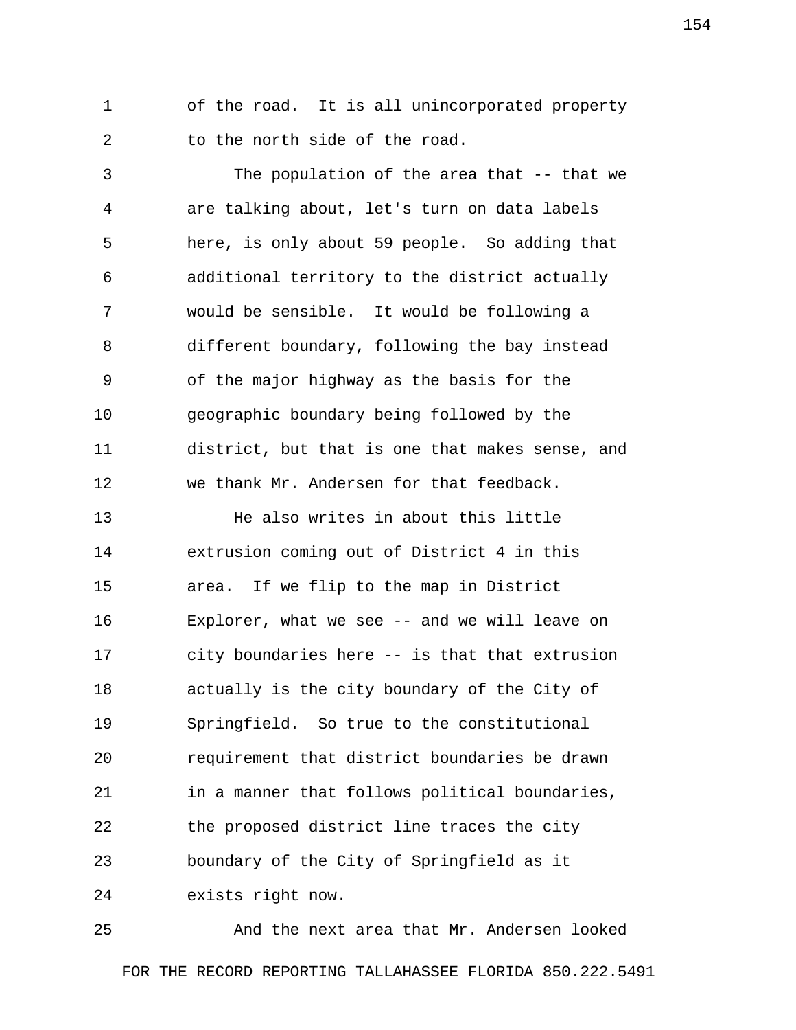of the road. It is all unincorporated property to the north side of the road.

The population of the area that -- that we are talking about, let's turn on data labels here, is only about 59 people. So adding that additional territory to the district actually would be sensible. It would be following a different boundary, following the bay instead of the major highway as the basis for the geographic boundary being followed by the district, but that is one that makes sense, and we thank Mr. Andersen for that feedback.

He also writes in about this little extrusion coming out of District 4 in this area. If we flip to the map in District Explorer, what we see -- and we will leave on city boundaries here -- is that that extrusion actually is the city boundary of the City of Springfield. So true to the constitutional requirement that district boundaries be drawn in a manner that follows political boundaries, the proposed district line traces the city boundary of the City of Springfield as it exists right now.

And the next area that Mr. Andersen looked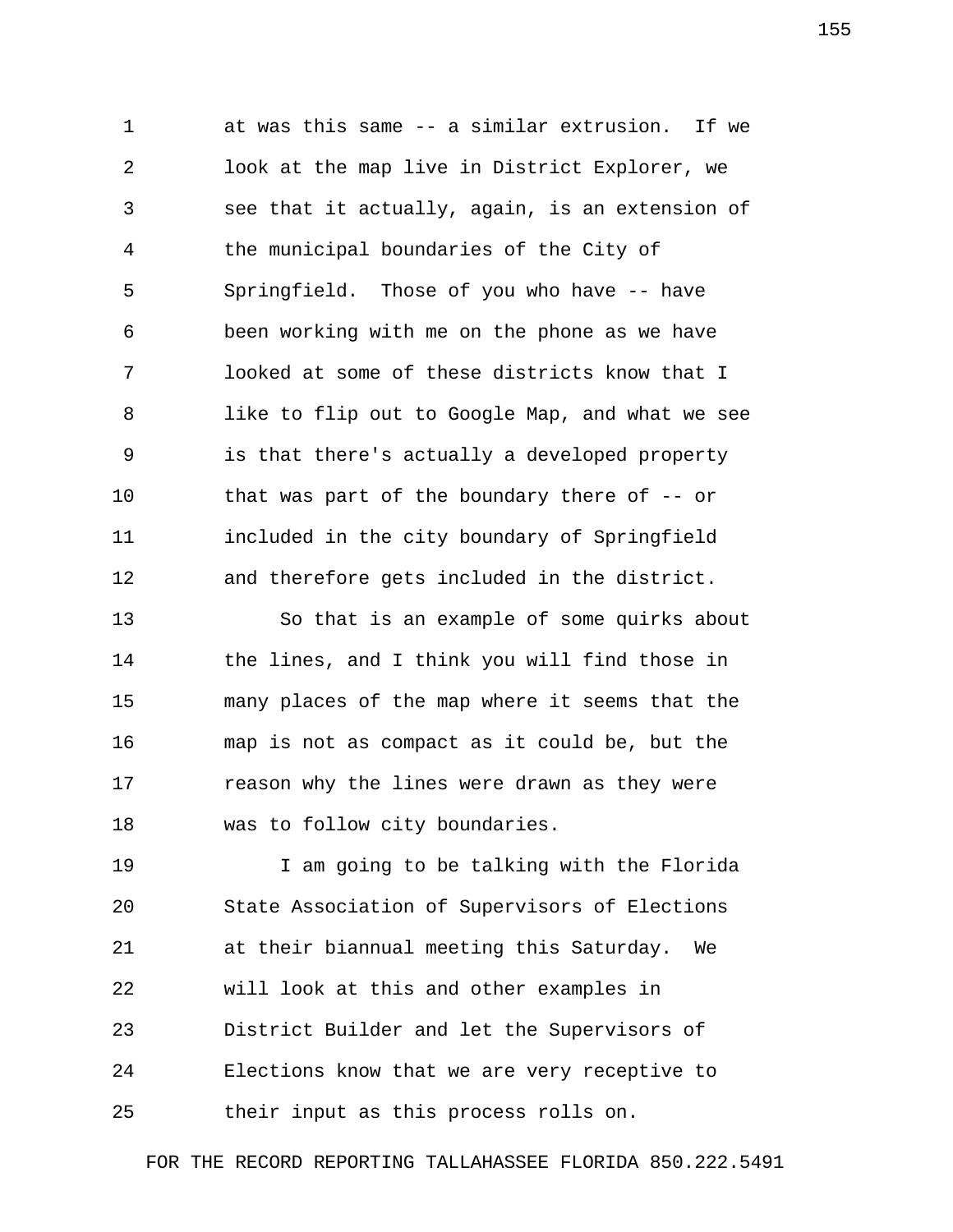at was this same -- a similar extrusion. If we look at the map live in District Explorer, we see that it actually, again, is an extension of the municipal boundaries of the City of Springfield. Those of you who have -- have been working with me on the phone as we have looked at some of these districts know that I like to flip out to Google Map, and what we see is that there's actually a developed property that was part of the boundary there of -- or included in the city boundary of Springfield and therefore gets included in the district.

So that is an example of some quirks about the lines, and I think you will find those in many places of the map where it seems that the map is not as compact as it could be, but the reason why the lines were drawn as they were was to follow city boundaries.

I am going to be talking with the Florida State Association of Supervisors of Elections at their biannual meeting this Saturday. We will look at this and other examples in District Builder and let the Supervisors of Elections know that we are very receptive to their input as this process rolls on.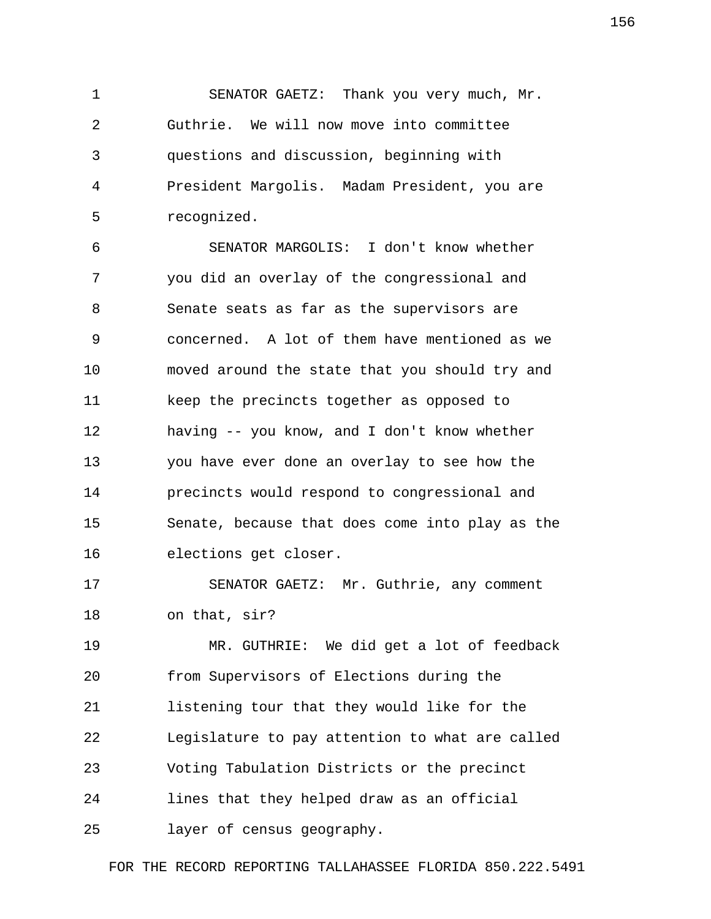SENATOR GAETZ: Thank you very much, Mr. Guthrie. We will now move into committee questions and discussion, beginning with President Margolis. Madam President, you are recognized.

SENATOR MARGOLIS: I don't know whether you did an overlay of the congressional and Senate seats as far as the supervisors are concerned. A lot of them have mentioned as we moved around the state that you should try and keep the precincts together as opposed to having -- you know, and I don't know whether you have ever done an overlay to see how the precincts would respond to congressional and Senate, because that does come into play as the elections get closer.

SENATOR GAETZ: Mr. Guthrie, any comment on that, sir?

MR. GUTHRIE: We did get a lot of feedback from Supervisors of Elections during the listening tour that they would like for the Legislature to pay attention to what are called Voting Tabulation Districts or the precinct lines that they helped draw as an official layer of census geography.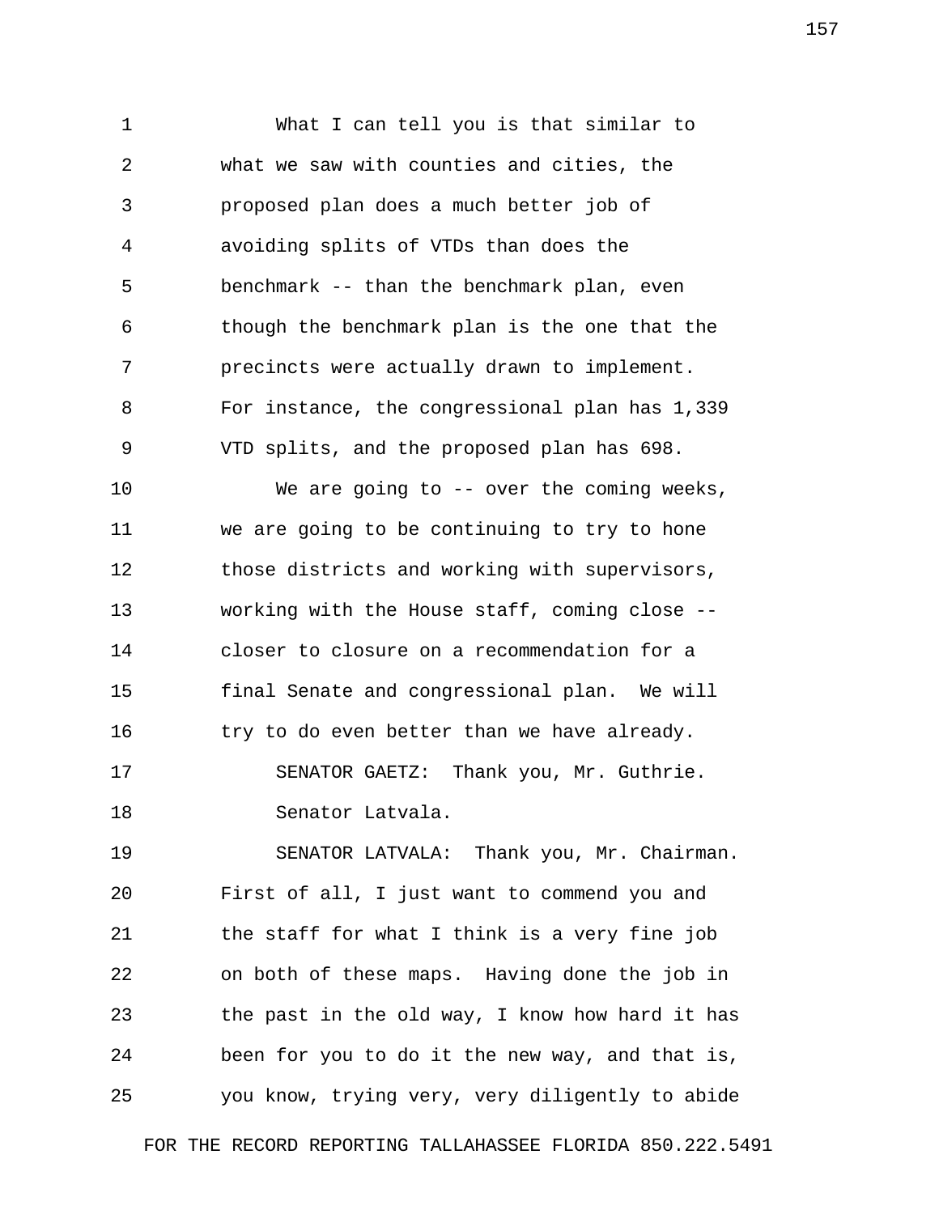What I can tell you is that similar to what we saw with counties and cities, the proposed plan does a much better job of avoiding splits of VTDs than does the benchmark -- than the benchmark plan, even though the benchmark plan is the one that the precincts were actually drawn to implement. For instance, the congressional plan has 1,339 VTD splits, and the proposed plan has 698.

We are going to -- over the coming weeks, we are going to be continuing to try to hone those districts and working with supervisors, working with the House staff, coming close -- closer to closure on a recommendation for a final Senate and congressional plan. We will try to do even better than we have already.

SENATOR GAETZ: Thank you, Mr. Guthrie.

Senator Latvala.

SENATOR LATVALA: Thank you, Mr. Chairman. First of all, I just want to commend you and the staff for what I think is a very fine job on both of these maps. Having done the job in the past in the old way, I know how hard it has been for you to do it the new way, and that is, you know, trying very, very diligently to abide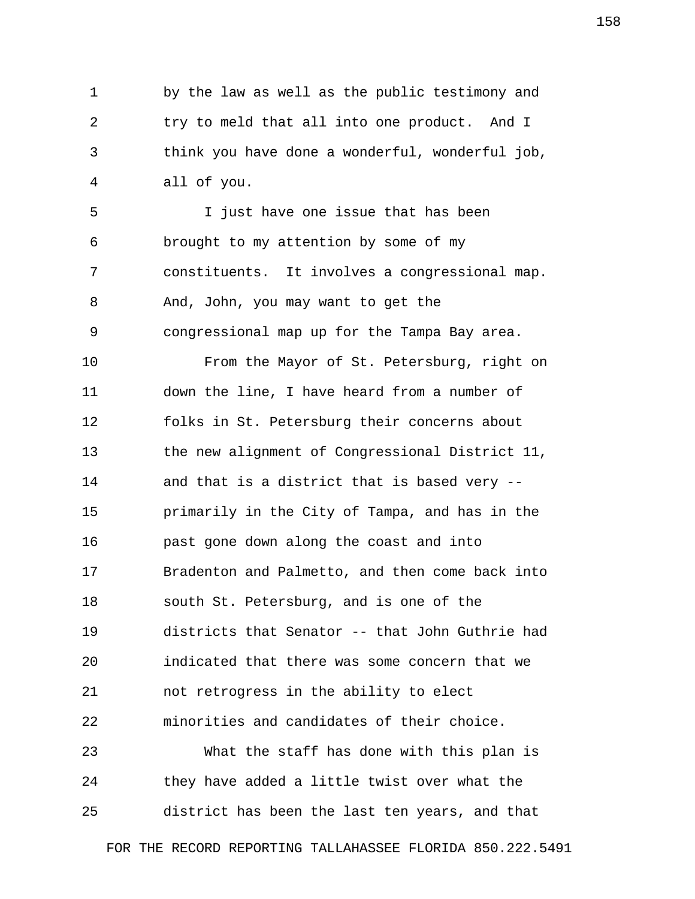by the law as well as the public testimony and try to meld that all into one product. And I think you have done a wonderful, wonderful job, all of you.

I just have one issue that has been brought to my attention by some of my constituents. It involves a congressional map. And, John, you may want to get the congressional map up for the Tampa Bay area.

From the Mayor of St. Petersburg, right on down the line, I have heard from a number of folks in St. Petersburg their concerns about the new alignment of Congressional District 11, and that is a district that is based very -- primarily in the City of Tampa, and has in the past gone down along the coast and into Bradenton and Palmetto, and then come back into south St. Petersburg, and is one of the districts that Senator -- that John Guthrie had indicated that there was some concern that we not retrogress in the ability to elect minorities and candidates of their choice.

What the staff has done with this plan is they have added a little twist over what the district has been the last ten years, and that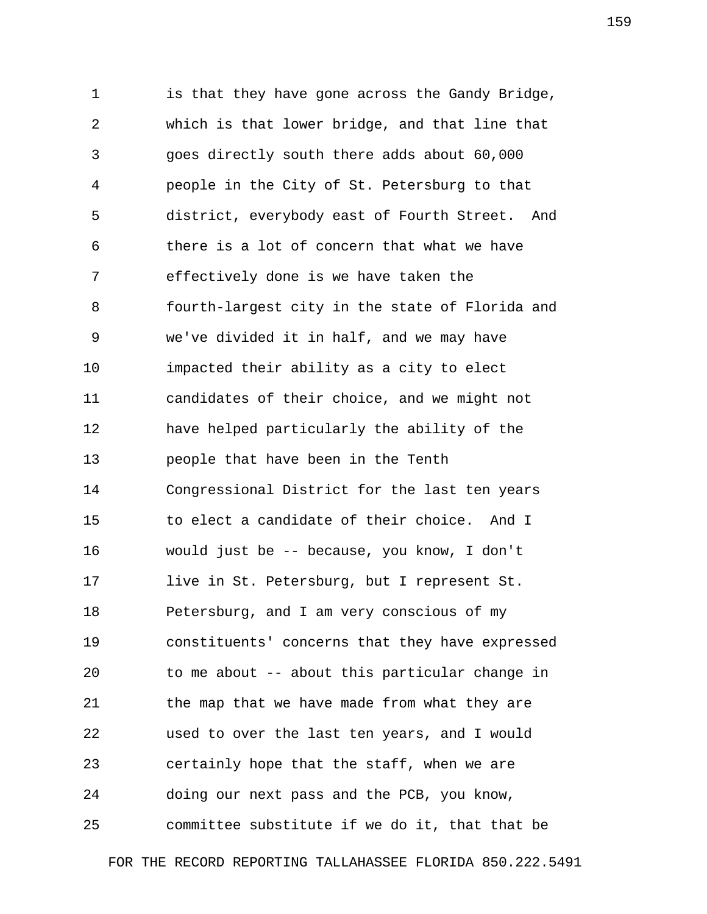is that they have gone across the Gandy Bridge, which is that lower bridge, and that line that goes directly south there adds about 60,000 people in the City of St. Petersburg to that district, everybody east of Fourth Street. And there is a lot of concern that what we have effectively done is we have taken the fourth-largest city in the state of Florida and we've divided it in half, and we may have impacted their ability as a city to elect candidates of their choice, and we might not have helped particularly the ability of the people that have been in the Tenth Congressional District for the last ten years to elect a candidate of their choice. And I would just be -- because, you know, I don't live in St. Petersburg, but I represent St. Petersburg, and I am very conscious of my constituents' concerns that they have expressed to me about -- about this particular change in the map that we have made from what they are used to over the last ten years, and I would certainly hope that the staff, when we are doing our next pass and the PCB, you know, committee substitute if we do it, that that be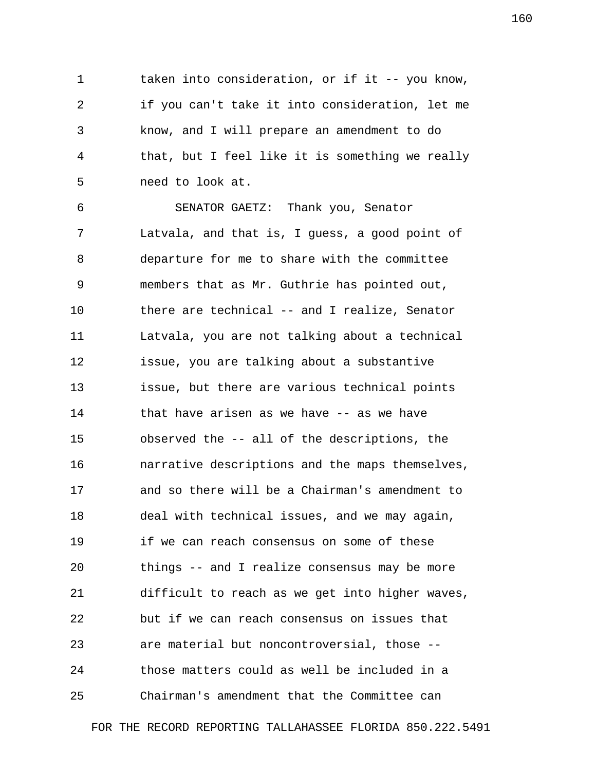taken into consideration, or if it -- you know, if you can't take it into consideration, let me know, and I will prepare an amendment to do that, but I feel like it is something we really need to look at.

SENATOR GAETZ: Thank you, Senator Latvala, and that is, I guess, a good point of departure for me to share with the committee members that as Mr. Guthrie has pointed out, there are technical -- and I realize, Senator Latvala, you are not talking about a technical issue, you are talking about a substantive issue, but there are various technical points that have arisen as we have -- as we have observed the -- all of the descriptions, the narrative descriptions and the maps themselves, and so there will be a Chairman's amendment to deal with technical issues, and we may again, if we can reach consensus on some of these things -- and I realize consensus may be more difficult to reach as we get into higher waves, but if we can reach consensus on issues that are material but noncontroversial, those -- those matters could as well be included in a Chairman's amendment that the Committee can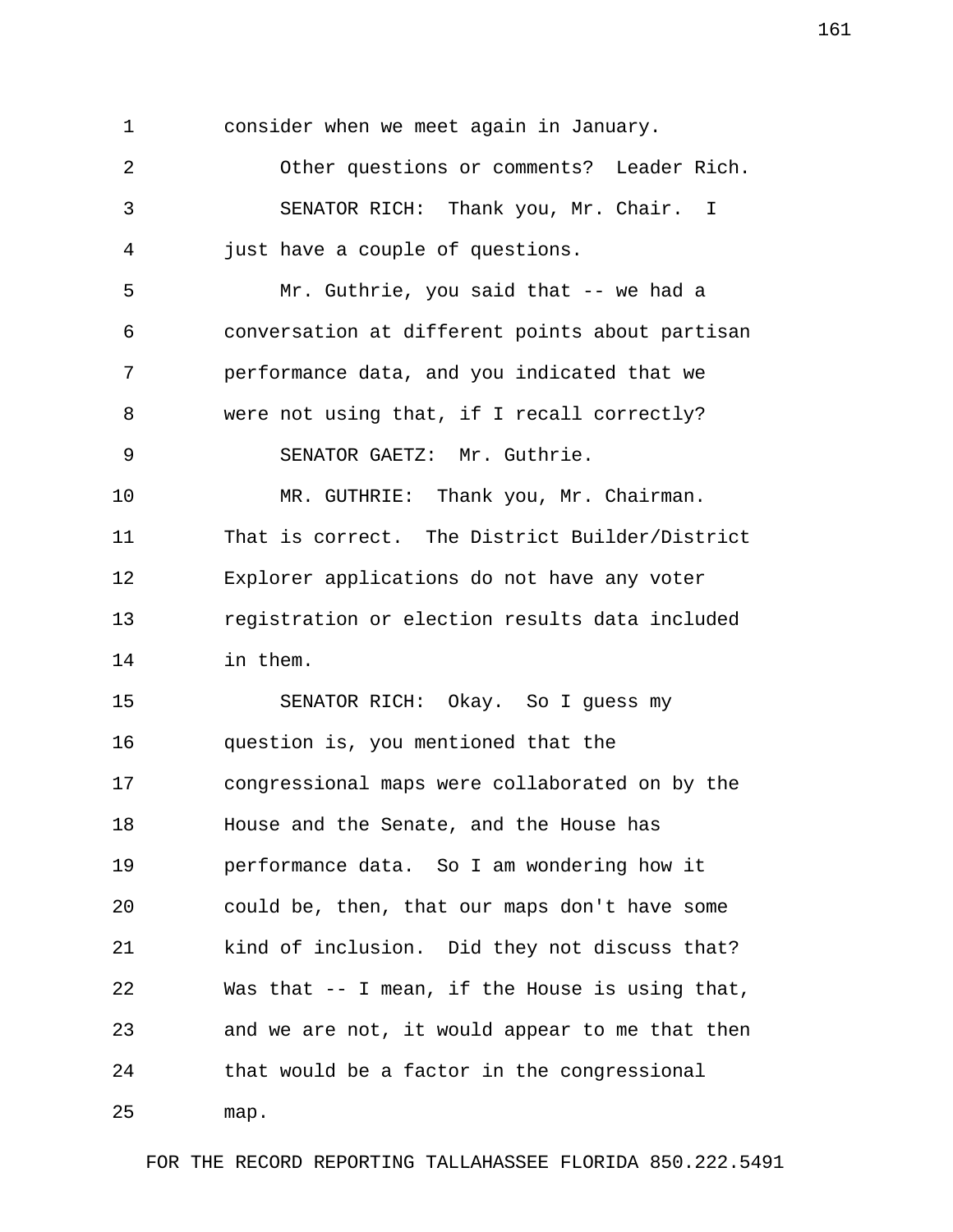consider when we meet again in January.

Other questions or comments? Leader Rich.

SENATOR RICH: Thank you, Mr. Chair. I just have a couple of questions.

Mr. Guthrie, you said that -- we had a conversation at different points about partisan performance data, and you indicated that we were not using that, if I recall correctly?

SENATOR GAETZ: Mr. Guthrie.

MR. GUTHRIE: Thank you, Mr. Chairman. That is correct. The District Builder/District Explorer applications do not have any voter registration or election results data included in them.

SENATOR RICH: Okay. So I guess my question is, you mentioned that the congressional maps were collaborated on by the House and the Senate, and the House has performance data. So I am wondering how it could be, then, that our maps don't have some kind of inclusion. Did they not discuss that? Was that -- I mean, if the House is using that, and we are not, it would appear to me that then that would be a factor in the congressional map.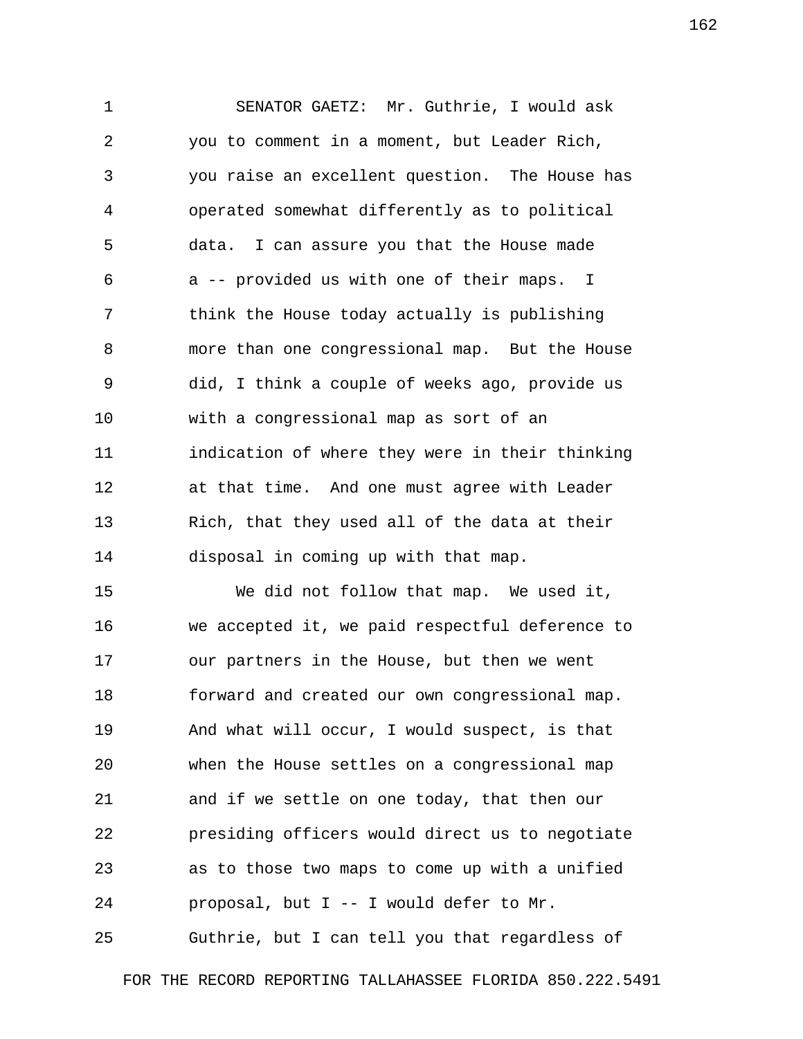SENATOR GAETZ: Mr. Guthrie, I would ask you to comment in a moment, but Leader Rich, you raise an excellent question. The House has operated somewhat differently as to political data. I can assure you that the House made a -- provided us with one of their maps. I think the House today actually is publishing more than one congressional map. But the House did, I think a couple of weeks ago, provide us with a congressional map as sort of an indication of where they were in their thinking at that time. And one must agree with Leader Rich, that they used all of the data at their disposal in coming up with that map.

We did not follow that map. We used it, we accepted it, we paid respectful deference to our partners in the House, but then we went forward and created our own congressional map. And what will occur, I would suspect, is that when the House settles on a congressional map and if we settle on one today, that then our presiding officers would direct us to negotiate as to those two maps to come up with a unified proposal, but I -- I would defer to Mr. Guthrie, but I can tell you that regardless of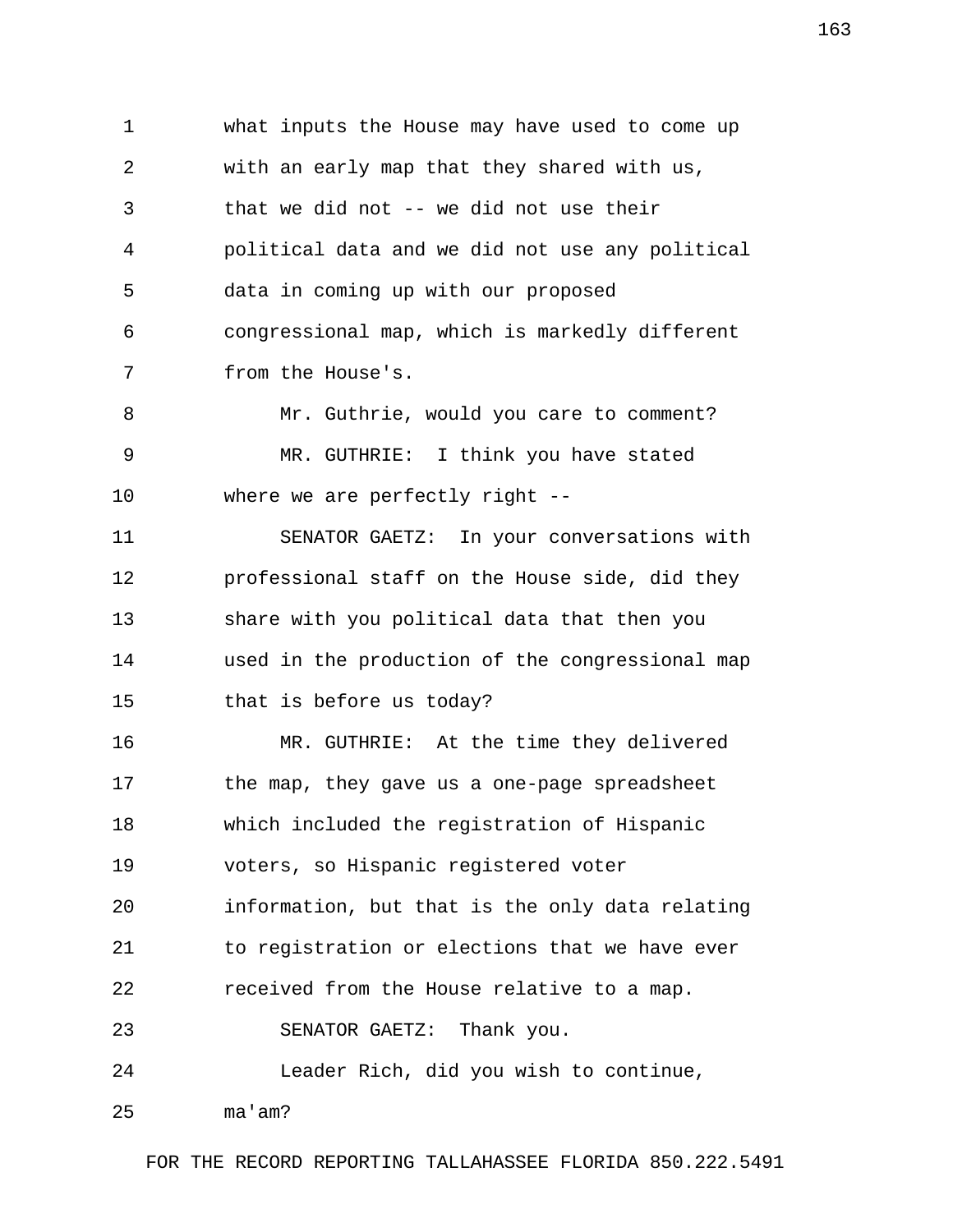what inputs the House may have used to come up with an early map that they shared with us, that we did not -- we did not use their political data and we did not use any political data in coming up with our proposed congressional map, which is markedly different from the House's.

Mr. Guthrie, would you care to comment?

MR. GUTHRIE: I think you have stated where we are perfectly right --

SENATOR GAETZ: In your conversations with professional staff on the House side, did they share with you political data that then you used in the production of the congressional map that is before us today?

MR. GUTHRIE: At the time they delivered the map, they gave us a one-page spreadsheet which included the registration of Hispanic voters, so Hispanic registered voter information, but that is the only data relating to registration or elections that we have ever received from the House relative to a map.

SENATOR GAETZ: Thank you.

Leader Rich, did you wish to continue, ma'am?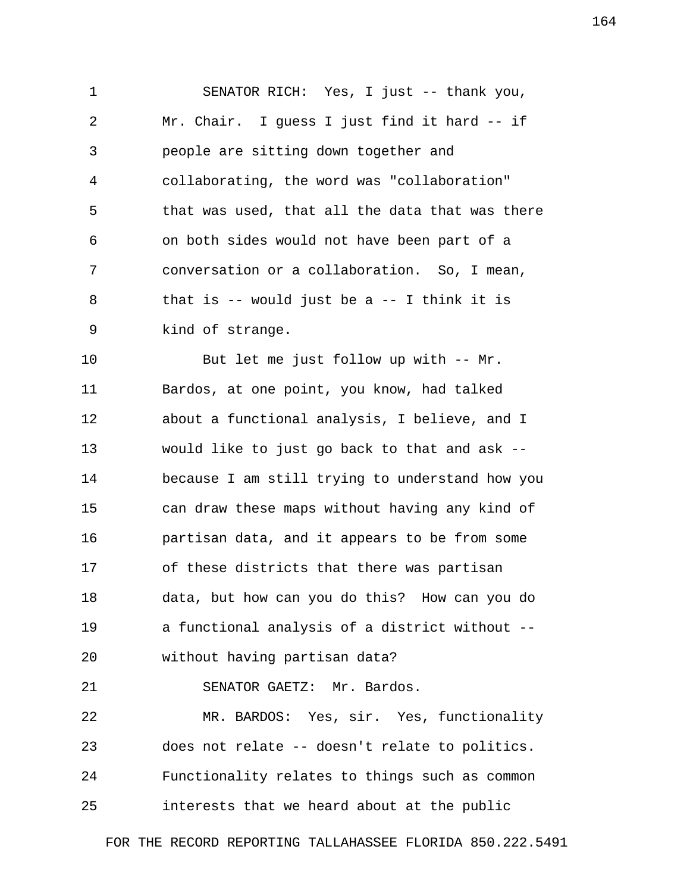SENATOR RICH: Yes, I just -- thank you, Mr. Chair. I guess I just find it hard -- if people are sitting down together and collaborating, the word was "collaboration" that was used, that all the data that was there on both sides would not have been part of a conversation or a collaboration. So, I mean, that is -- would just be a -- I think it is kind of strange.

But let me just follow up with -- Mr. Bardos, at one point, you know, had talked about a functional analysis, I believe, and I would like to just go back to that and ask -- because I am still trying to understand how you can draw these maps without having any kind of partisan data, and it appears to be from some of these districts that there was partisan data, but how can you do this? How can you do a functional analysis of a district without -- without having partisan data?

SENATOR GAETZ: Mr. Bardos.

MR. BARDOS: Yes, sir. Yes, functionality does not relate -- doesn't relate to politics. Functionality relates to things such as common interests that we heard about at the public

FOR THE RECORD REPORTING TALLAHASSEE FLORIDA 850.222.5491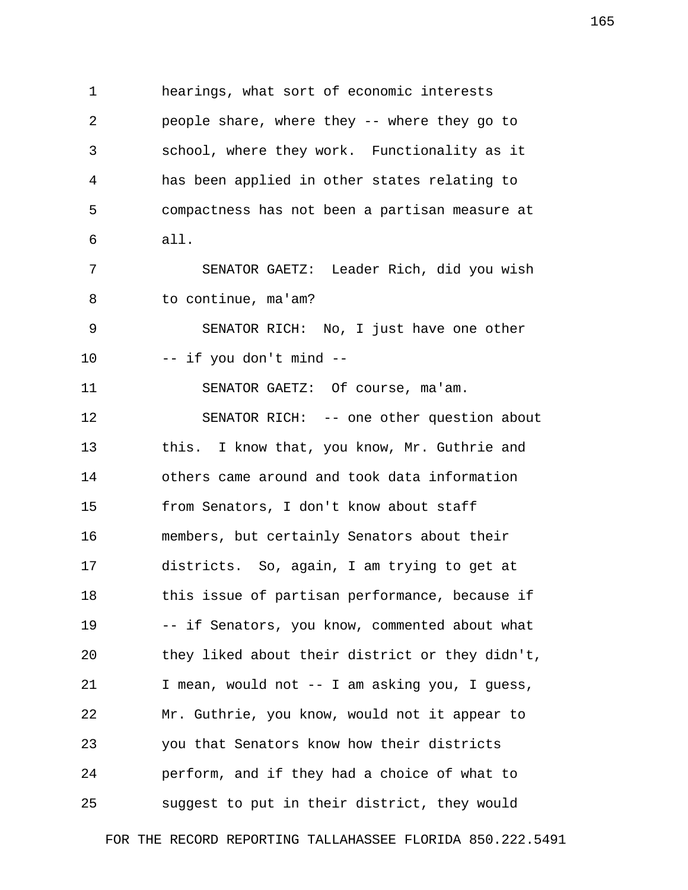hearings, what sort of economic interests people share, where they -- where they go to school, where they work. Functionality as it has been applied in other states relating to compactness has not been a partisan measure at all.

SENATOR GAETZ: Leader Rich, did you wish to continue, ma'am?

SENATOR RICH: No, I just have one other -- if you don't mind --

SENATOR GAETZ: Of course, ma'am.

SENATOR RICH: -- one other question about this. I know that, you know, Mr. Guthrie and others came around and took data information from Senators, I don't know about staff members, but certainly Senators about their districts. So, again, I am trying to get at this issue of partisan performance, because if -- if Senators, you know, commented about what they liked about their district or they didn't, I mean, would not -- I am asking you, I guess, Mr. Guthrie, you know, would not it appear to you that Senators know how their districts perform, and if they had a choice of what to suggest to put in their district, they would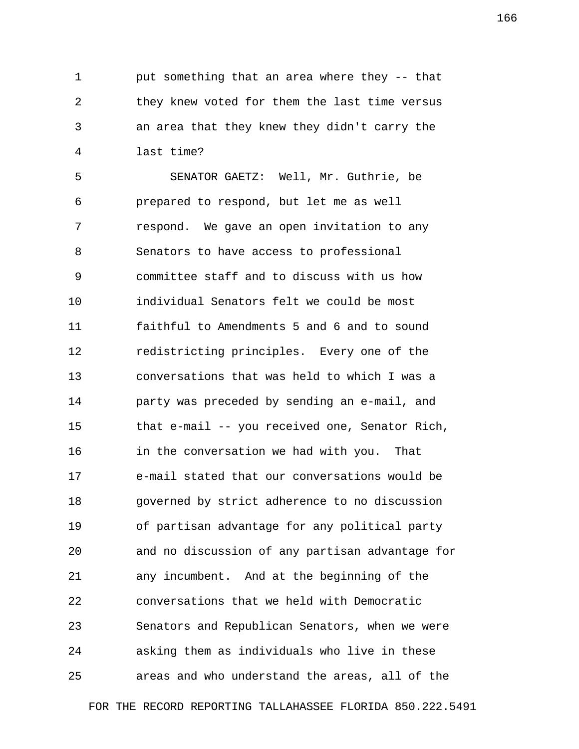put something that an area where they -- that they knew voted for them the last time versus an area that they knew they didn't carry the last time?

SENATOR GAETZ: Well, Mr. Guthrie, be prepared to respond, but let me as well respond. We gave an open invitation to any Senators to have access to professional committee staff and to discuss with us how individual Senators felt we could be most faithful to Amendments 5 and 6 and to sound redistricting principles. Every one of the conversations that was held to which I was a party was preceded by sending an e-mail, and that e-mail -- you received one, Senator Rich, in the conversation we had with you. That e-mail stated that our conversations would be governed by strict adherence to no discussion of partisan advantage for any political party and no discussion of any partisan advantage for any incumbent. And at the beginning of the conversations that we held with Democratic Senators and Republican Senators, when we were asking them as individuals who live in these areas and who understand the areas, all of the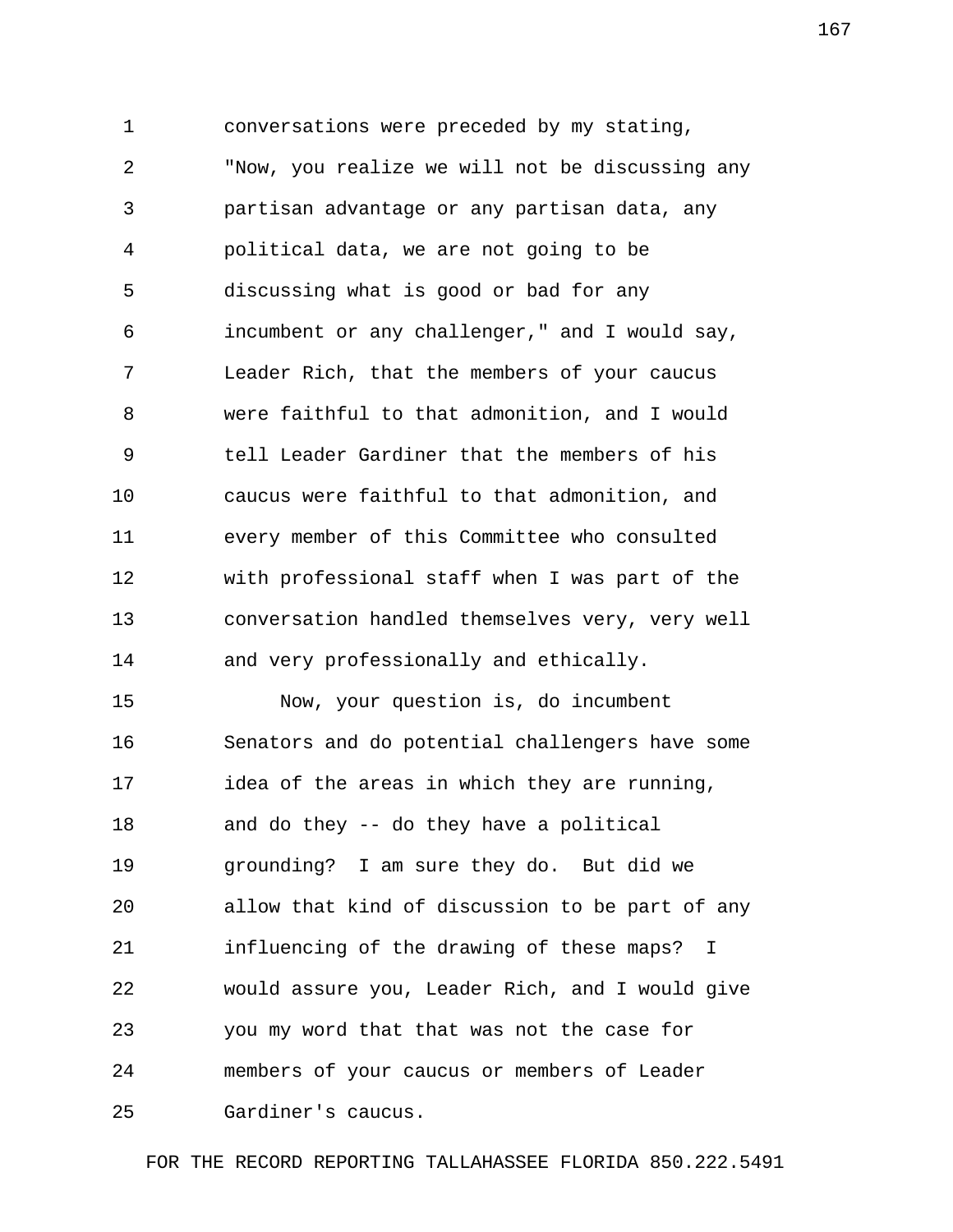conversations were preceded by my stating, "Now, you realize we will not be discussing any partisan advantage or any partisan data, any political data, we are not going to be discussing what is good or bad for any incumbent or any challenger," and I would say, Leader Rich, that the members of your caucus were faithful to that admonition, and I would tell Leader Gardiner that the members of his caucus were faithful to that admonition, and every member of this Committee who consulted with professional staff when I was part of the conversation handled themselves very, very well and very professionally and ethically.

Now, your question is, do incumbent Senators and do potential challengers have some idea of the areas in which they are running, and do they -- do they have a political grounding? I am sure they do. But did we allow that kind of discussion to be part of any influencing of the drawing of these maps? I would assure you, Leader Rich, and I would give you my word that that was not the case for members of your caucus or members of Leader Gardiner's caucus.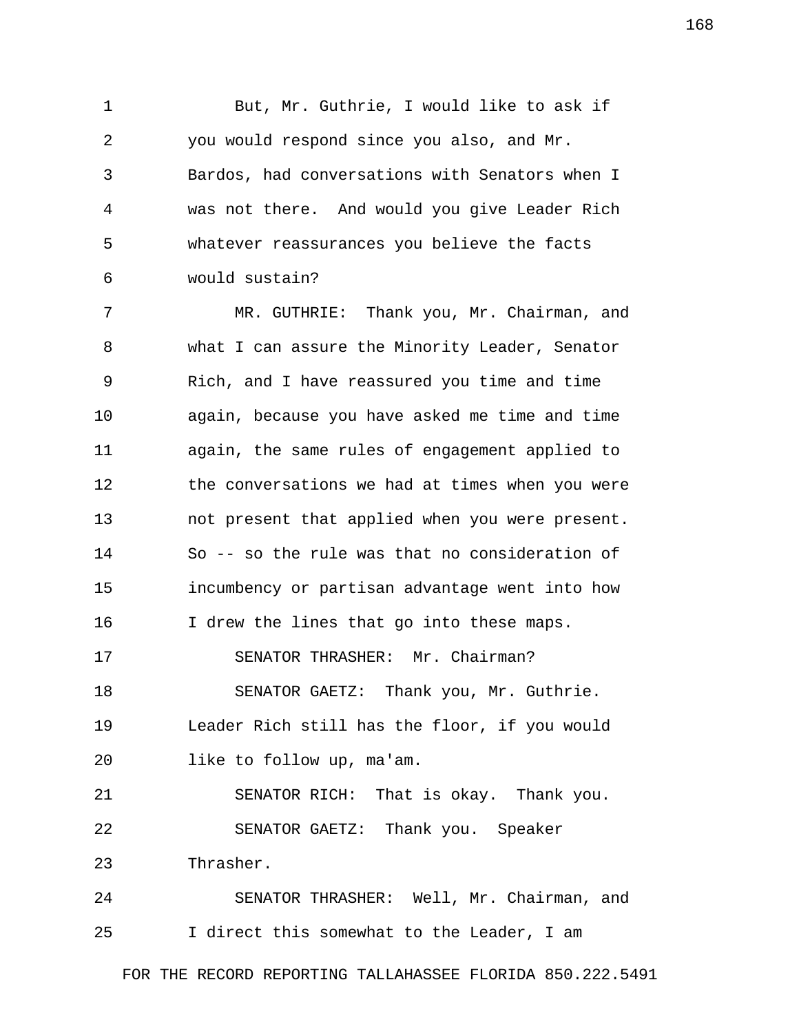But, Mr. Guthrie, I would like to ask if you would respond since you also, and Mr. Bardos, had conversations with Senators when I was not there. And would you give Leader Rich whatever reassurances you believe the facts would sustain?

MR. GUTHRIE: Thank you, Mr. Chairman, and what I can assure the Minority Leader, Senator Rich, and I have reassured you time and time again, because you have asked me time and time again, the same rules of engagement applied to the conversations we had at times when you were not present that applied when you were present. So -- so the rule was that no consideration of incumbency or partisan advantage went into how I drew the lines that go into these maps.

SENATOR THRASHER: Mr. Chairman?

SENATOR GAETZ: Thank you, Mr. Guthrie. Leader Rich still has the floor, if you would like to follow up, ma'am.

SENATOR RICH: That is okay. Thank you.

SENATOR GAETZ: Thank you. Speaker Thrasher.

SENATOR THRASHER: Well, Mr. Chairman, and I direct this somewhat to the Leader, I am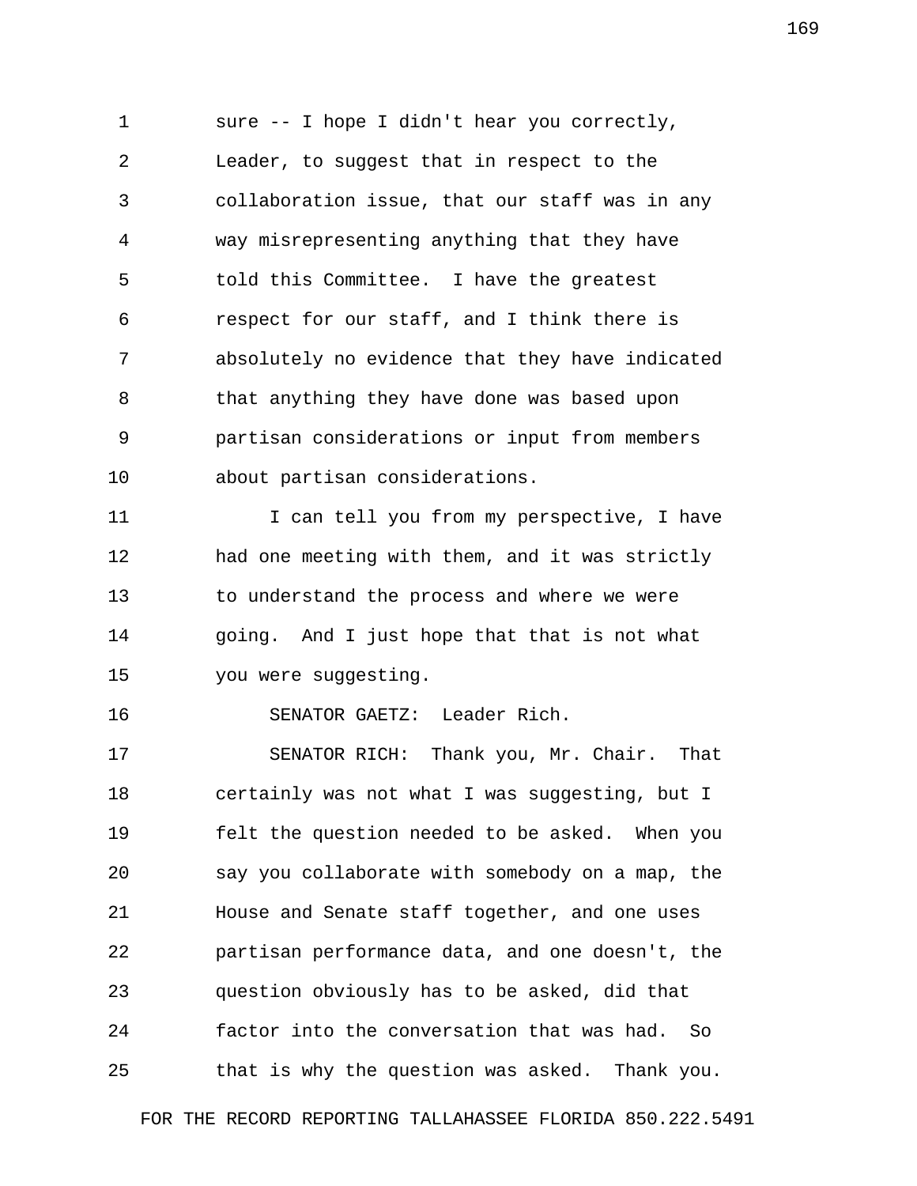sure -- I hope I didn't hear you correctly, Leader, to suggest that in respect to the collaboration issue, that our staff was in any way misrepresenting anything that they have told this Committee. I have the greatest respect for our staff, and I think there is absolutely no evidence that they have indicated that anything they have done was based upon partisan considerations or input from members about partisan considerations.

I can tell you from my perspective, I have had one meeting with them, and it was strictly to understand the process and where we were going. And I just hope that that is not what you were suggesting.

SENATOR GAETZ: Leader Rich.

SENATOR RICH: Thank you, Mr. Chair. That certainly was not what I was suggesting, but I felt the question needed to be asked. When you say you collaborate with somebody on a map, the House and Senate staff together, and one uses partisan performance data, and one doesn't, the question obviously has to be asked, did that factor into the conversation that was had. So that is why the question was asked. Thank you.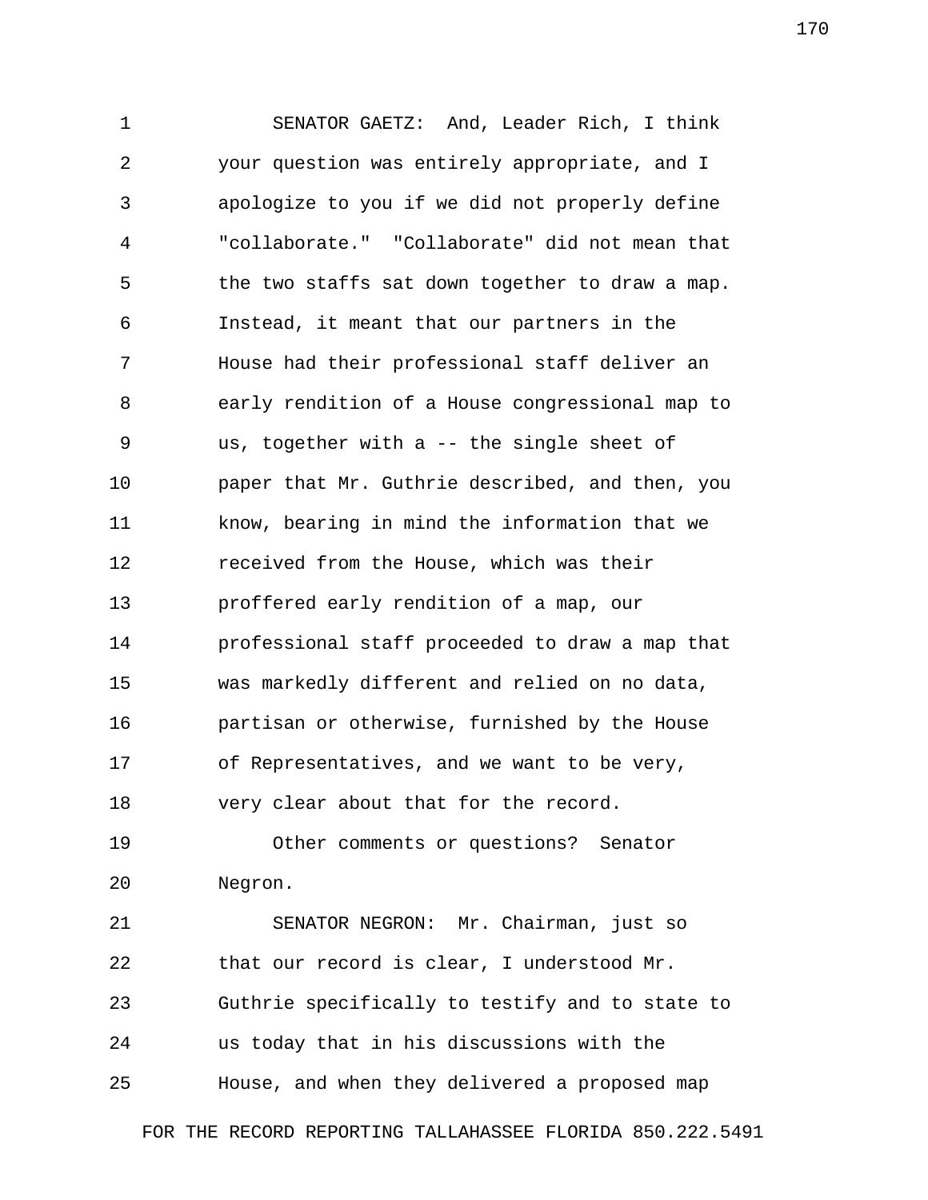SENATOR GAETZ: And, Leader Rich, I think your question was entirely appropriate, and I apologize to you if we did not properly define "collaborate." "Collaborate" did not mean that the two staffs sat down together to draw a map. Instead, it meant that our partners in the House had their professional staff deliver an early rendition of a House congressional map to us, together with a -- the single sheet of paper that Mr. Guthrie described, and then, you know, bearing in mind the information that we received from the House, which was their proffered early rendition of a map, our professional staff proceeded to draw a map that was markedly different and relied on no data, partisan or otherwise, furnished by the House of Representatives, and we want to be very, very clear about that for the record.

Other comments or questions? Senator Negron.

SENATOR NEGRON: Mr. Chairman, just so that our record is clear, I understood Mr. Guthrie specifically to testify and to state to us today that in his discussions with the House, and when they delivered a proposed map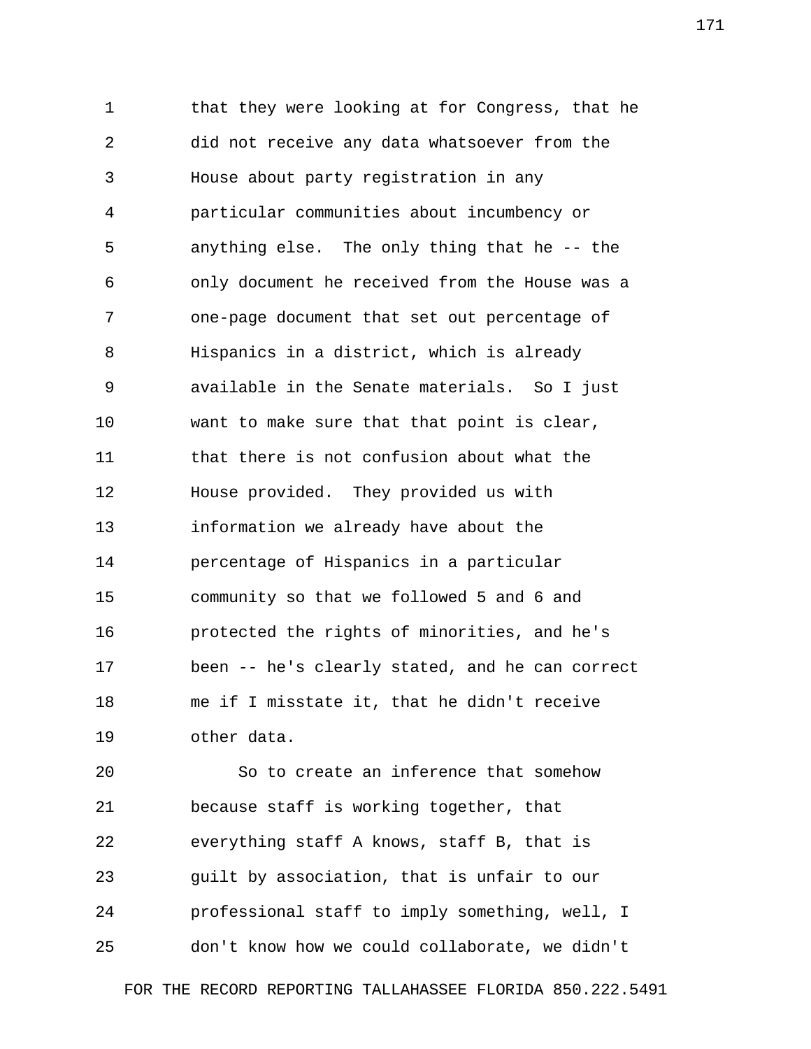that they were looking at for Congress, that he did not receive any data whatsoever from the House about party registration in any particular communities about incumbency or anything else. The only thing that he -- the only document he received from the House was a one-page document that set out percentage of Hispanics in a district, which is already available in the Senate materials. So I just want to make sure that that point is clear, that there is not confusion about what the House provided. They provided us with information we already have about the percentage of Hispanics in a particular community so that we followed 5 and 6 and protected the rights of minorities, and he's been -- he's clearly stated, and he can correct me if I misstate it, that he didn't receive other data.

So to create an inference that somehow because staff is working together, that everything staff A knows, staff B, that is guilt by association, that is unfair to our professional staff to imply something, well, I don't know how we could collaborate, we didn't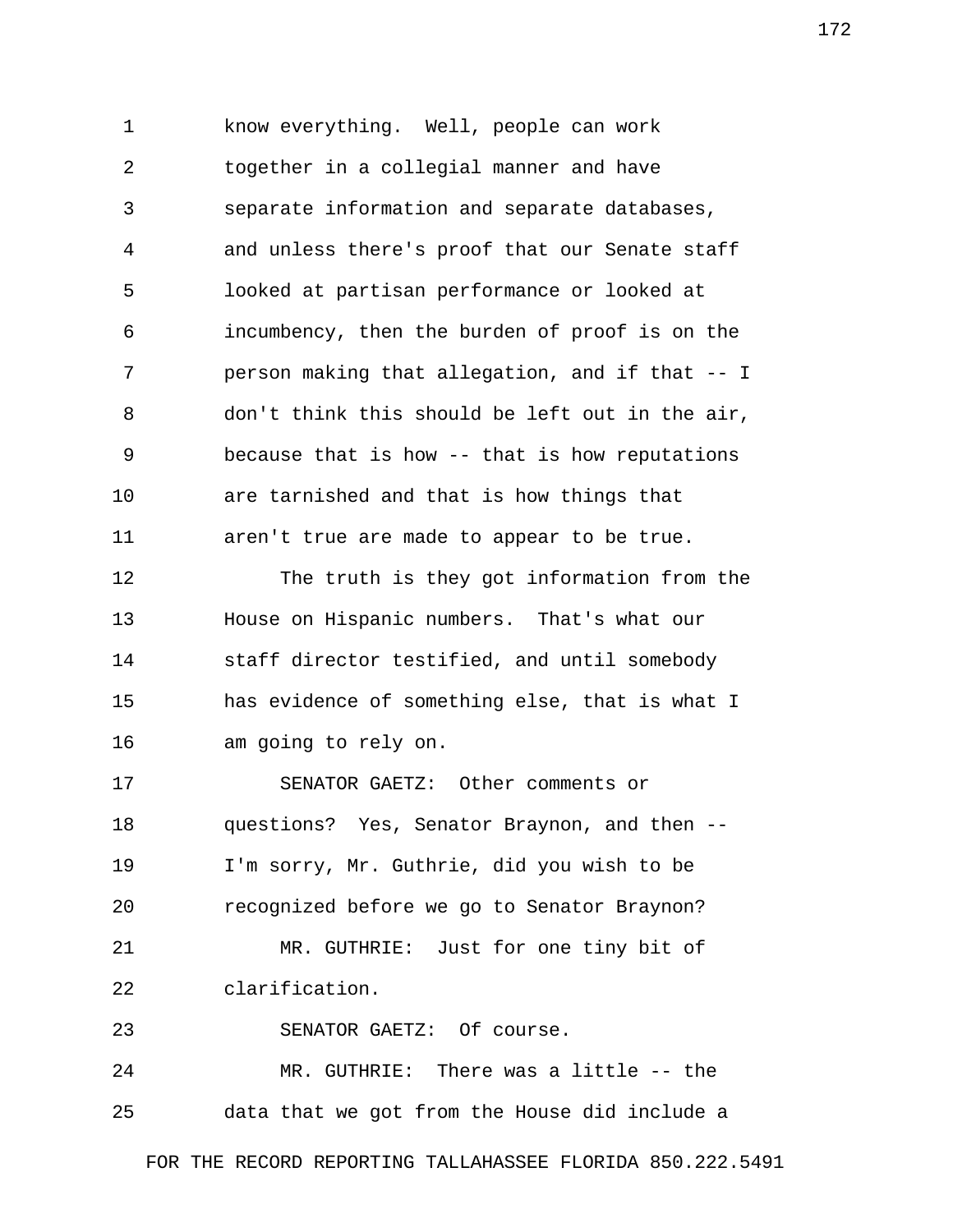know everything. Well, people can work together in a collegial manner and have separate information and separate databases, and unless there's proof that our Senate staff looked at partisan performance or looked at incumbency, then the burden of proof is on the person making that allegation, and if that -- I don't think this should be left out in the air, because that is how -- that is how reputations are tarnished and that is how things that aren't true are made to appear to be true.

The truth is they got information from the House on Hispanic numbers. That's what our staff director testified, and until somebody has evidence of something else, that is what I am going to rely on.

SENATOR GAETZ: Other comments or questions? Yes, Senator Braynon, and then -- I'm sorry, Mr. Guthrie, did you wish to be recognized before we go to Senator Braynon?

MR. GUTHRIE: Just for one tiny bit of clarification.

SENATOR GAETZ: Of course.

MR. GUTHRIE: There was a little -- the data that we got from the House did include a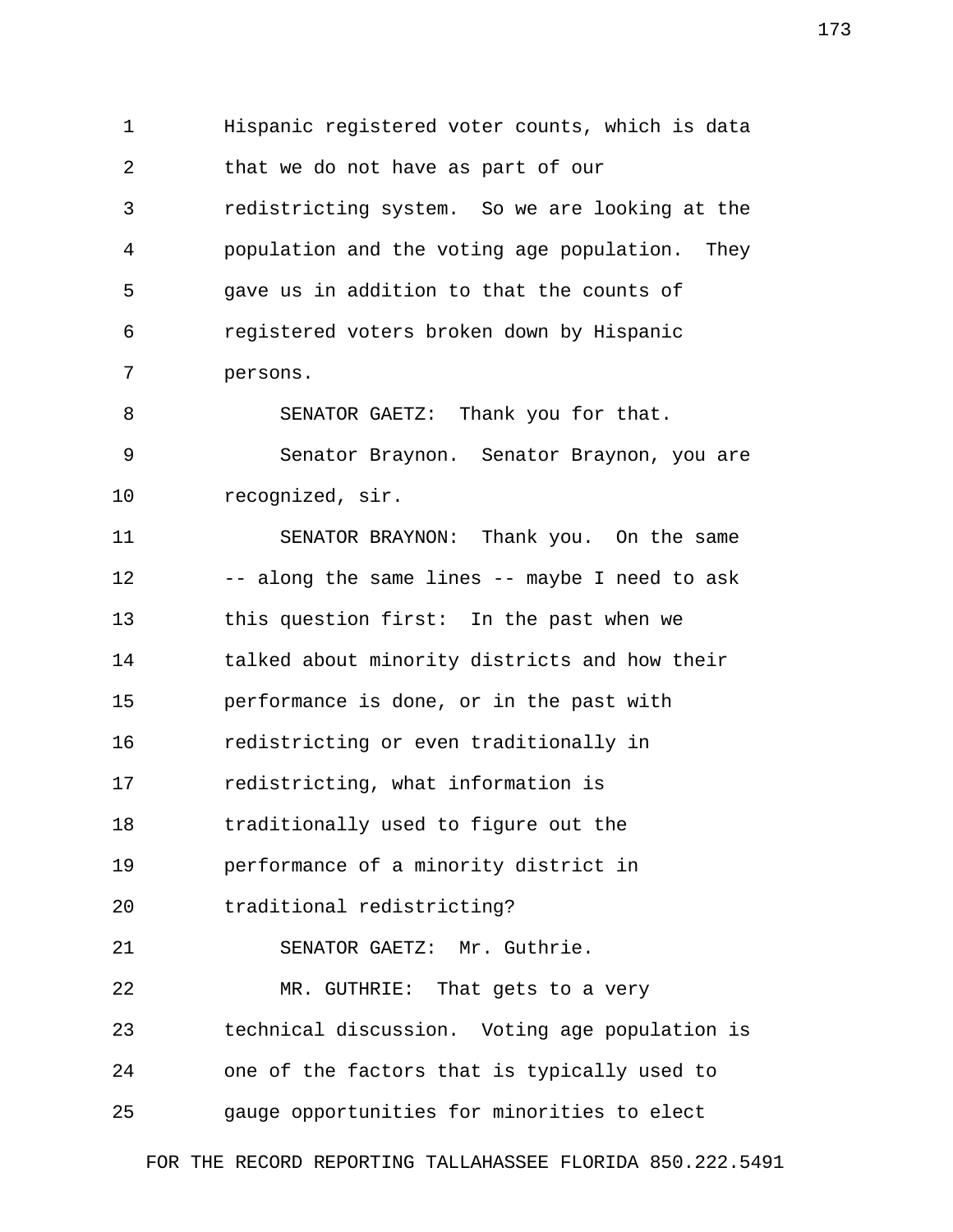Hispanic registered voter counts, which is data that we do not have as part of our redistricting system. So we are looking at the population and the voting age population. They gave us in addition to that the counts of registered voters broken down by Hispanic persons.

SENATOR GAETZ: Thank you for that.

Senator Braynon. Senator Braynon, you are recognized, sir.

SENATOR BRAYNON: Thank you. On the same -- along the same lines -- maybe I need to ask this question first: In the past when we talked about minority districts and how their performance is done, or in the past with redistricting or even traditionally in redistricting, what information is traditionally used to figure out the performance of a minority district in traditional redistricting?

SENATOR GAETZ: Mr. Guthrie.

MR. GUTHRIE: That gets to a very technical discussion. Voting age population is one of the factors that is typically used to gauge opportunities for minorities to elect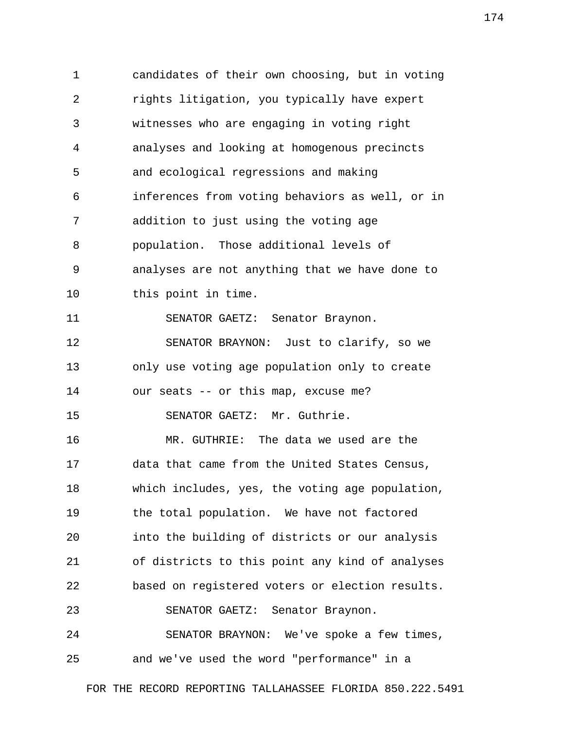candidates of their own choosing, but in voting rights litigation, you typically have expert witnesses who are engaging in voting right analyses and looking at homogenous precincts and ecological regressions and making inferences from voting behaviors as well, or in addition to just using the voting age population. Those additional levels of analyses are not anything that we have done to this point in time.

SENATOR GAETZ: Senator Braynon.

SENATOR BRAYNON: Just to clarify, so we only use voting age population only to create our seats -- or this map, excuse me?

SENATOR GAETZ: Mr. Guthrie.

MR. GUTHRIE: The data we used are the data that came from the United States Census, which includes, yes, the voting age population, the total population. We have not factored into the building of districts or our analysis of districts to this point any kind of analyses based on registered voters or election results.

SENATOR GAETZ: Senator Braynon.

SENATOR BRAYNON: We've spoke a few times, and we've used the word "performance" in a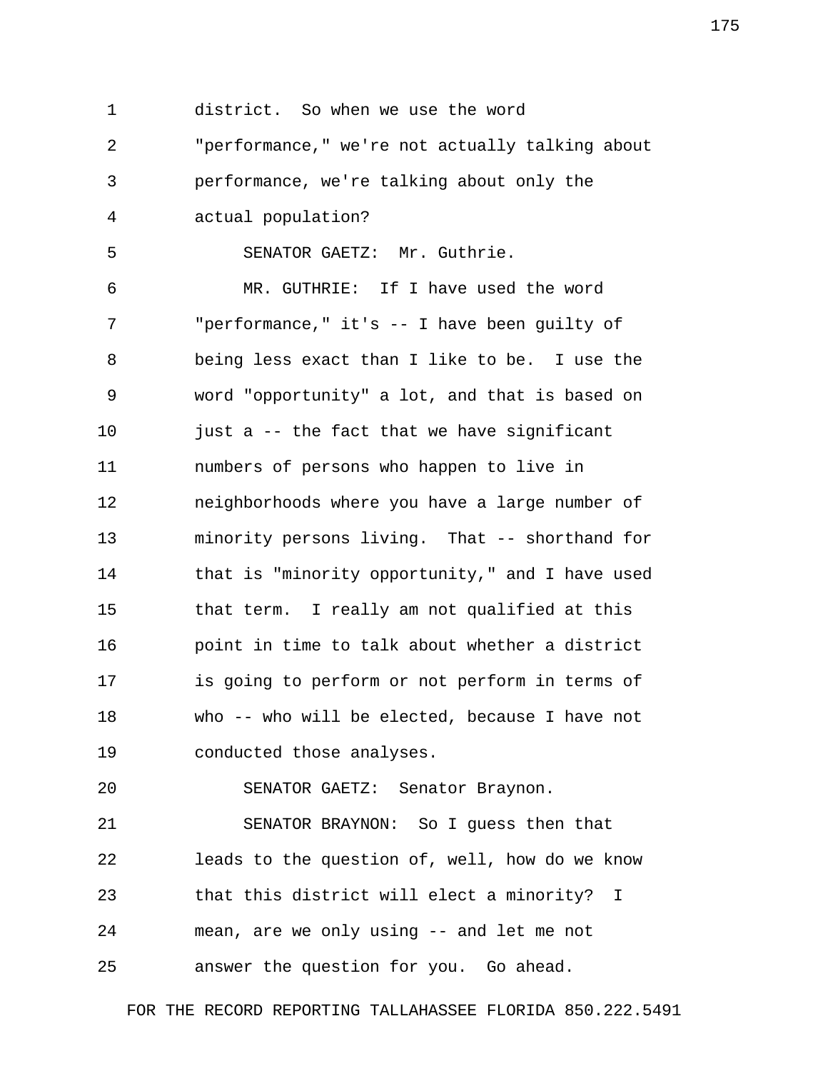district. So when we use the word "performance," we're not actually talking about performance, we're talking about only the actual population?

SENATOR GAETZ: Mr. Guthrie.

MR. GUTHRIE: If I have used the word "performance," it's -- I have been guilty of being less exact than I like to be. I use the word "opportunity" a lot, and that is based on just a -- the fact that we have significant numbers of persons who happen to live in neighborhoods where you have a large number of minority persons living. That -- shorthand for that is "minority opportunity," and I have used that term. I really am not qualified at this point in time to talk about whether a district is going to perform or not perform in terms of who -- who will be elected, because I have not conducted those analyses.

SENATOR GAETZ: Senator Braynon.

SENATOR BRAYNON: So I guess then that leads to the question of, well, how do we know that this district will elect a minority? I mean, are we only using -- and let me not answer the question for you. Go ahead.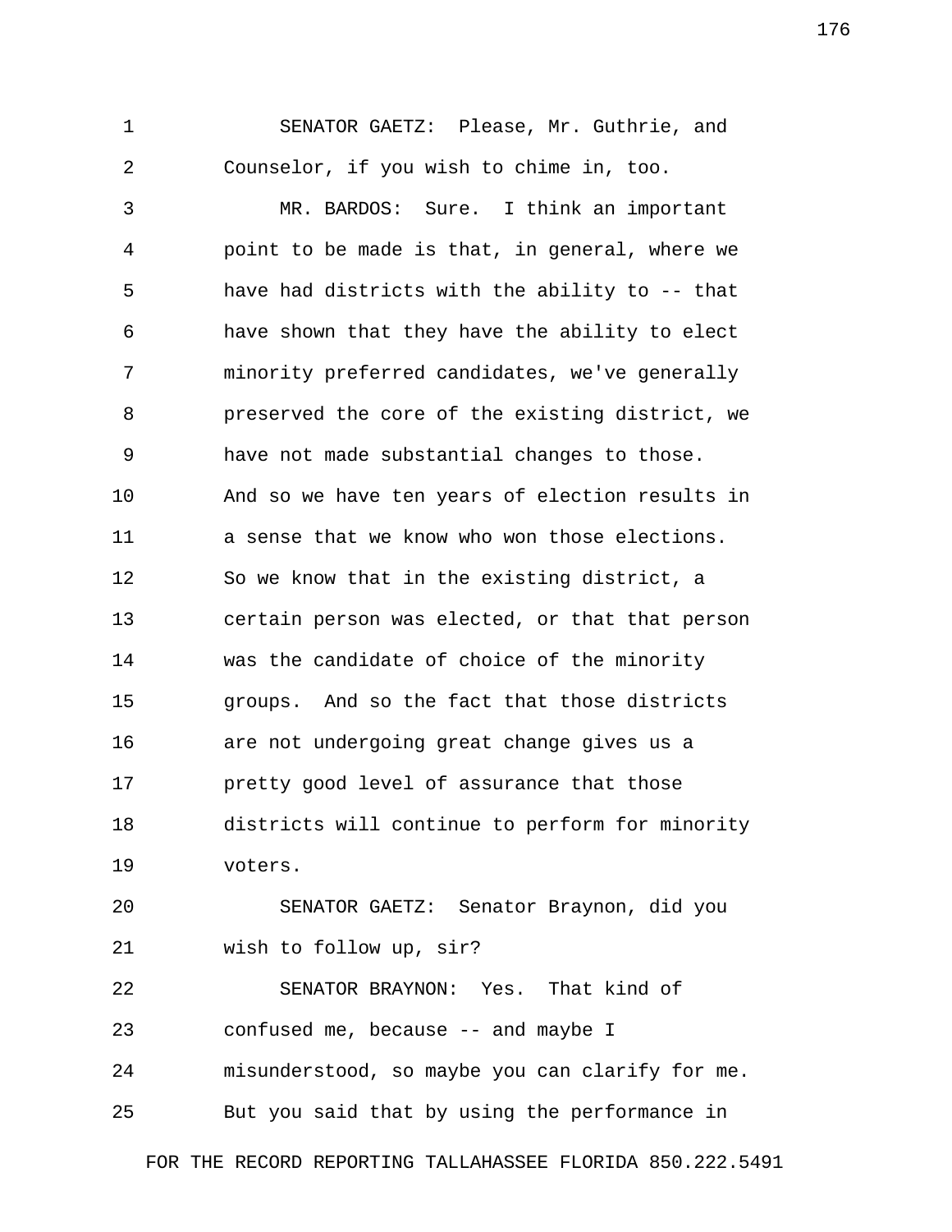SENATOR GAETZ: Please, Mr. Guthrie, and Counselor, if you wish to chime in, too.

MR. BARDOS: Sure. I think an important point to be made is that, in general, where we have had districts with the ability to -- that have shown that they have the ability to elect minority preferred candidates, we've generally preserved the core of the existing district, we have not made substantial changes to those. And so we have ten years of election results in a sense that we know who won those elections. So we know that in the existing district, a certain person was elected, or that that person was the candidate of choice of the minority groups. And so the fact that those districts are not undergoing great change gives us a pretty good level of assurance that those districts will continue to perform for minority voters.

SENATOR GAETZ: Senator Braynon, did you wish to follow up, sir?

SENATOR BRAYNON: Yes. That kind of confused me, because -- and maybe I misunderstood, so maybe you can clarify for me. But you said that by using the performance in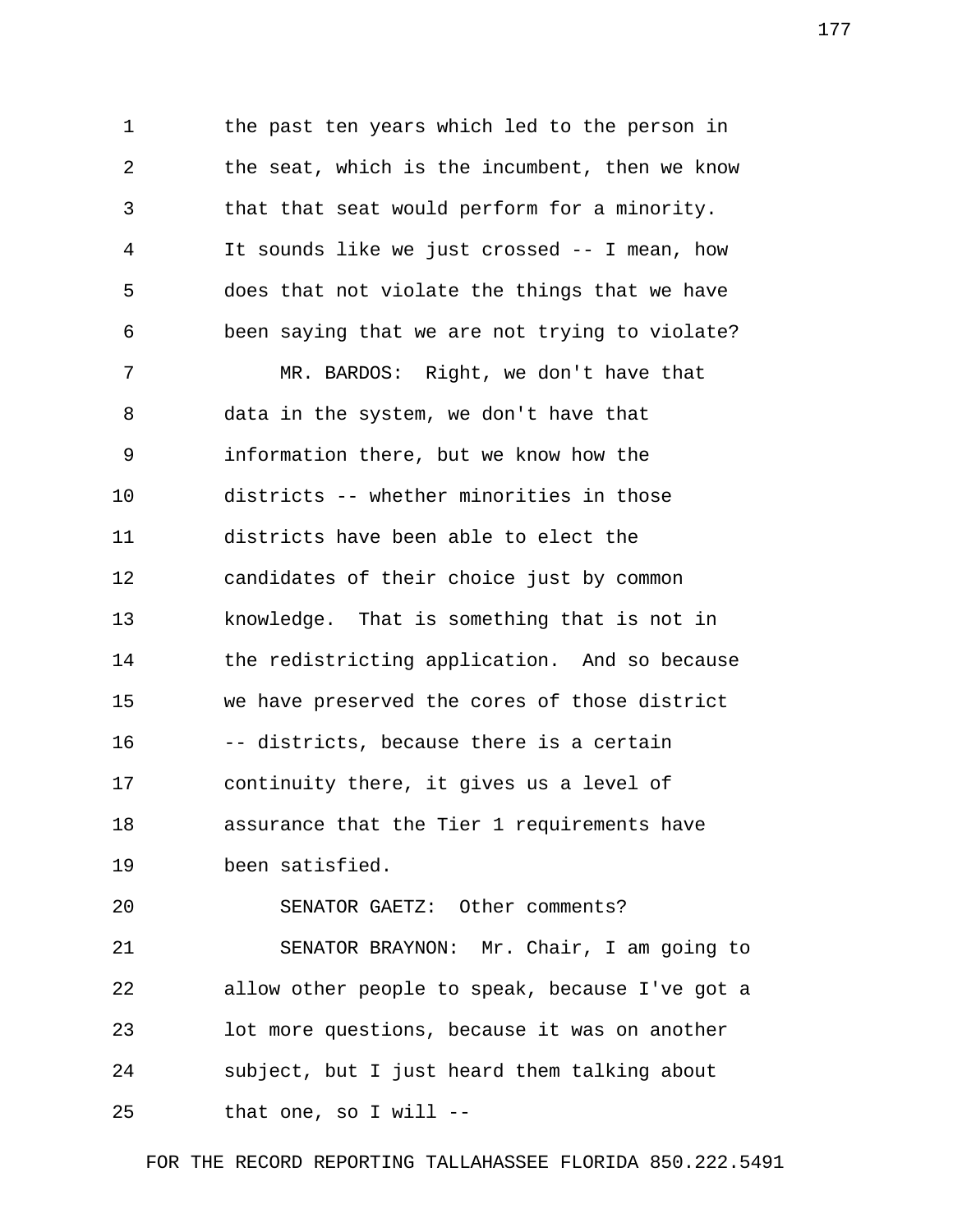the past ten years which led to the person in the seat, which is the incumbent, then we know that that seat would perform for a minority. It sounds like we just crossed -- I mean, how does that not violate the things that we have been saying that we are not trying to violate?

MR. BARDOS: Right, we don't have that data in the system, we don't have that information there, but we know how the districts -- whether minorities in those districts have been able to elect the candidates of their choice just by common knowledge. That is something that is not in the redistricting application. And so because we have preserved the cores of those district -- districts, because there is a certain continuity there, it gives us a level of assurance that the Tier 1 requirements have been satisfied.

SENATOR GAETZ: Other comments?

SENATOR BRAYNON: Mr. Chair, I am going to allow other people to speak, because I've got a lot more questions, because it was on another subject, but I just heard them talking about that one, so I will --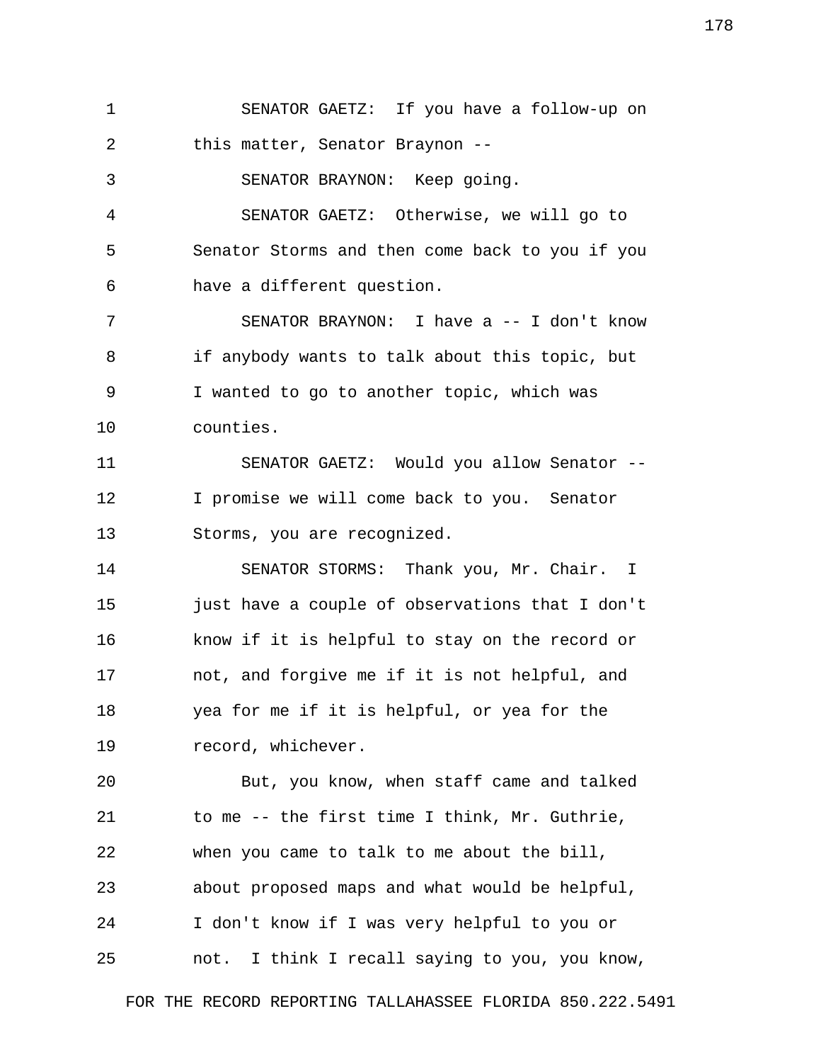SENATOR GAETZ: If you have a follow-up on this matter, Senator Braynon --

SENATOR BRAYNON: Keep going.

SENATOR GAETZ: Otherwise, we will go to Senator Storms and then come back to you if you have a different question.

SENATOR BRAYNON: I have a -- I don't know if anybody wants to talk about this topic, but I wanted to go to another topic, which was counties.

SENATOR GAETZ: Would you allow Senator -- I promise we will come back to you. Senator Storms, you are recognized.

SENATOR STORMS: Thank you, Mr. Chair. I just have a couple of observations that I don't know if it is helpful to stay on the record or not, and forgive me if it is not helpful, and yea for me if it is helpful, or yea for the record, whichever.

But, you know, when staff came and talked to me -- the first time I think, Mr. Guthrie, when you came to talk to me about the bill, about proposed maps and what would be helpful, I don't know if I was very helpful to you or not. I think I recall saying to you, you know,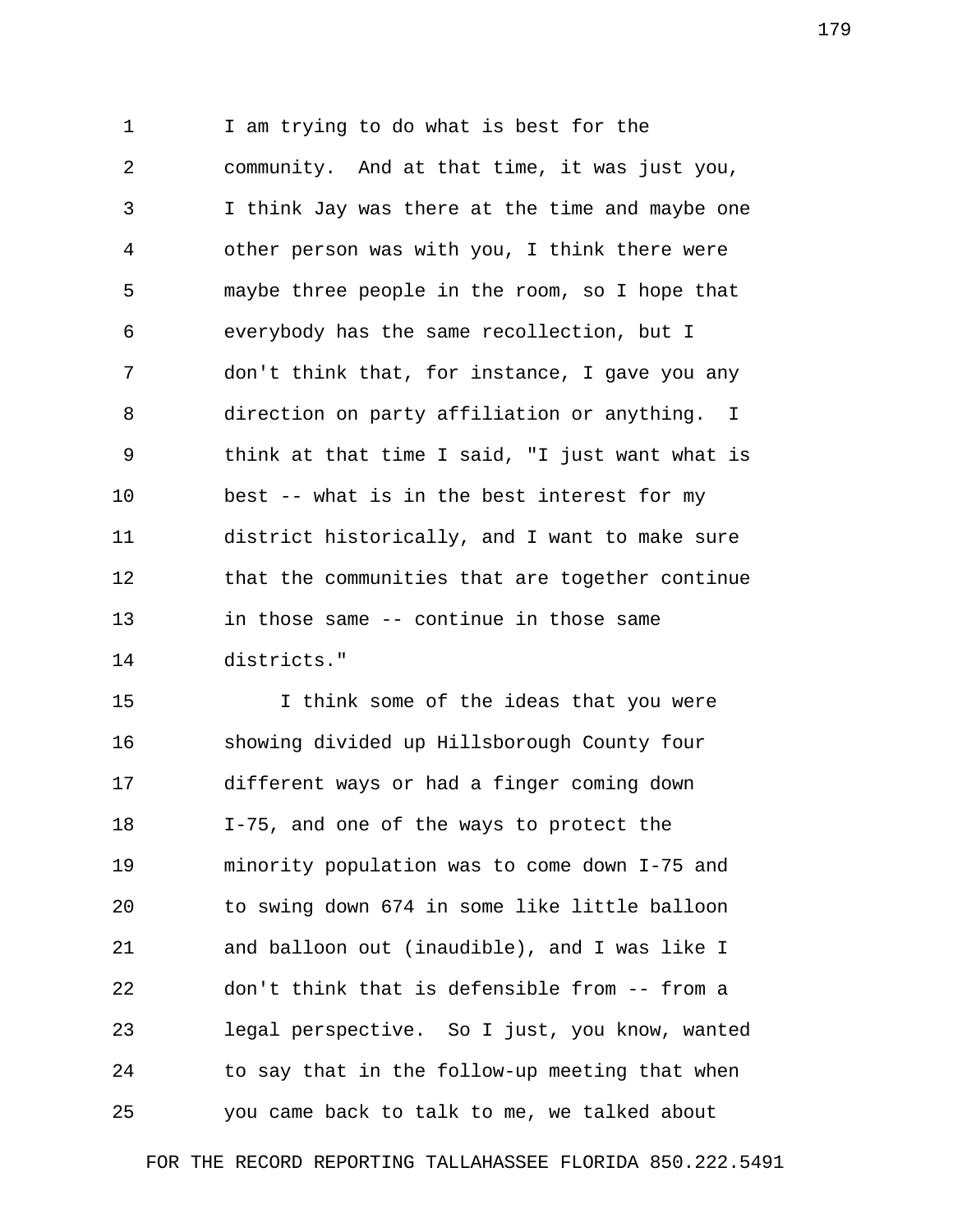I am trying to do what is best for the community. And at that time, it was just you, I think Jay was there at the time and maybe one other person was with you, I think there were maybe three people in the room, so I hope that everybody has the same recollection, but I don't think that, for instance, I gave you any direction on party affiliation or anything. I think at that time I said, "I just want what is best -- what is in the best interest for my district historically, and I want to make sure that the communities that are together continue in those same -- continue in those same districts."

I think some of the ideas that you were showing divided up Hillsborough County four different ways or had a finger coming down I-75, and one of the ways to protect the minority population was to come down I-75 and to swing down 674 in some like little balloon and balloon out (inaudible), and I was like I don't think that is defensible from -- from a legal perspective. So I just, you know, wanted to say that in the follow-up meeting that when you came back to talk to me, we talked about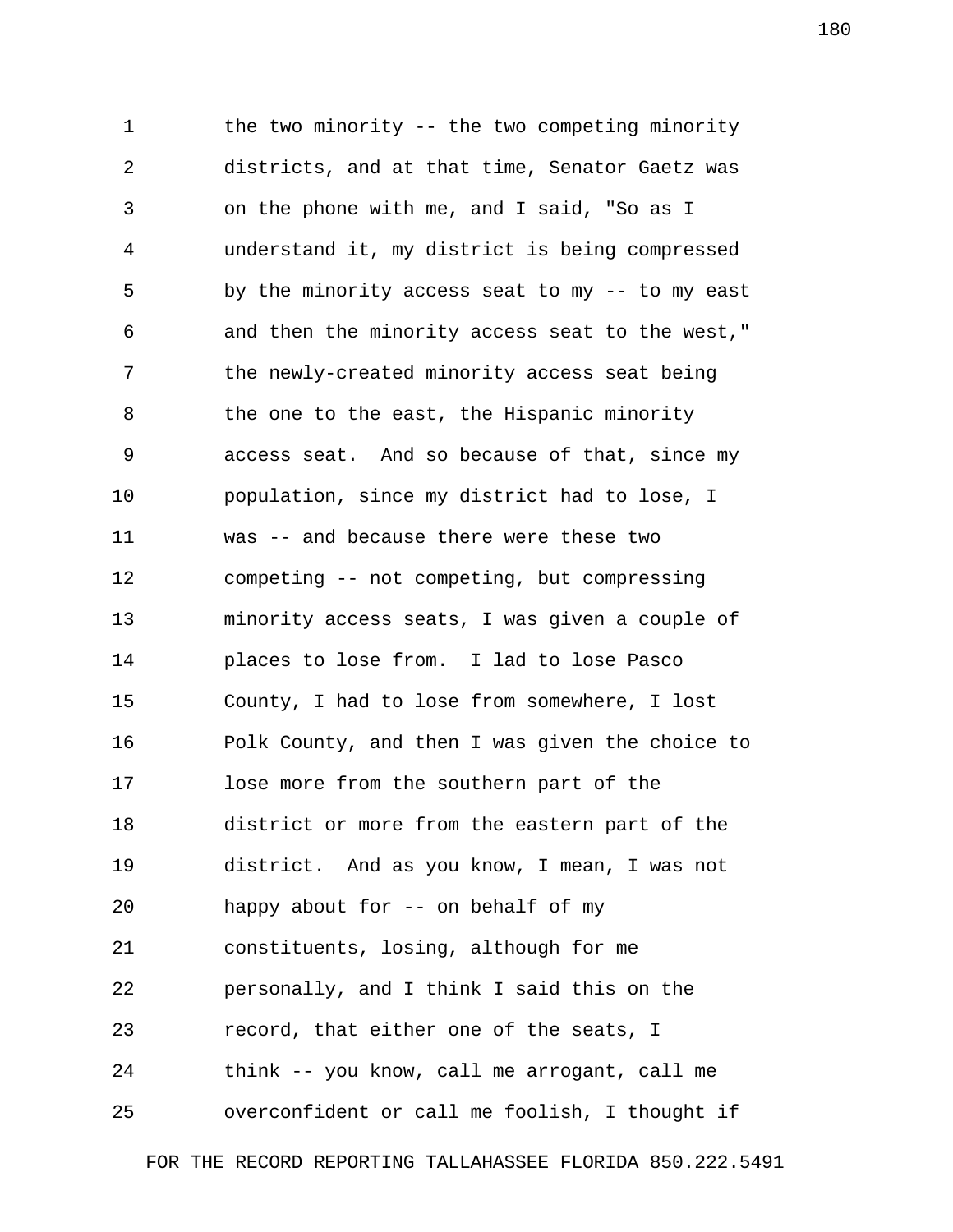the two minority -- the two competing minority districts, and at that time, Senator Gaetz was on the phone with me, and I said, "So as I understand it, my district is being compressed by the minority access seat to my -- to my east and then the minority access seat to the west," the newly-created minority access seat being the one to the east, the Hispanic minority access seat. And so because of that, since my population, since my district had to lose, I was -- and because there were these two competing -- not competing, but compressing minority access seats, I was given a couple of places to lose from. I lad to lose Pasco County, I had to lose from somewhere, I lost Polk County, and then I was given the choice to lose more from the southern part of the district or more from the eastern part of the district. And as you know, I mean, I was not happy about for -- on behalf of my constituents, losing, although for me personally, and I think I said this on the record, that either one of the seats, I think -- you know, call me arrogant, call me overconfident or call me foolish, I thought if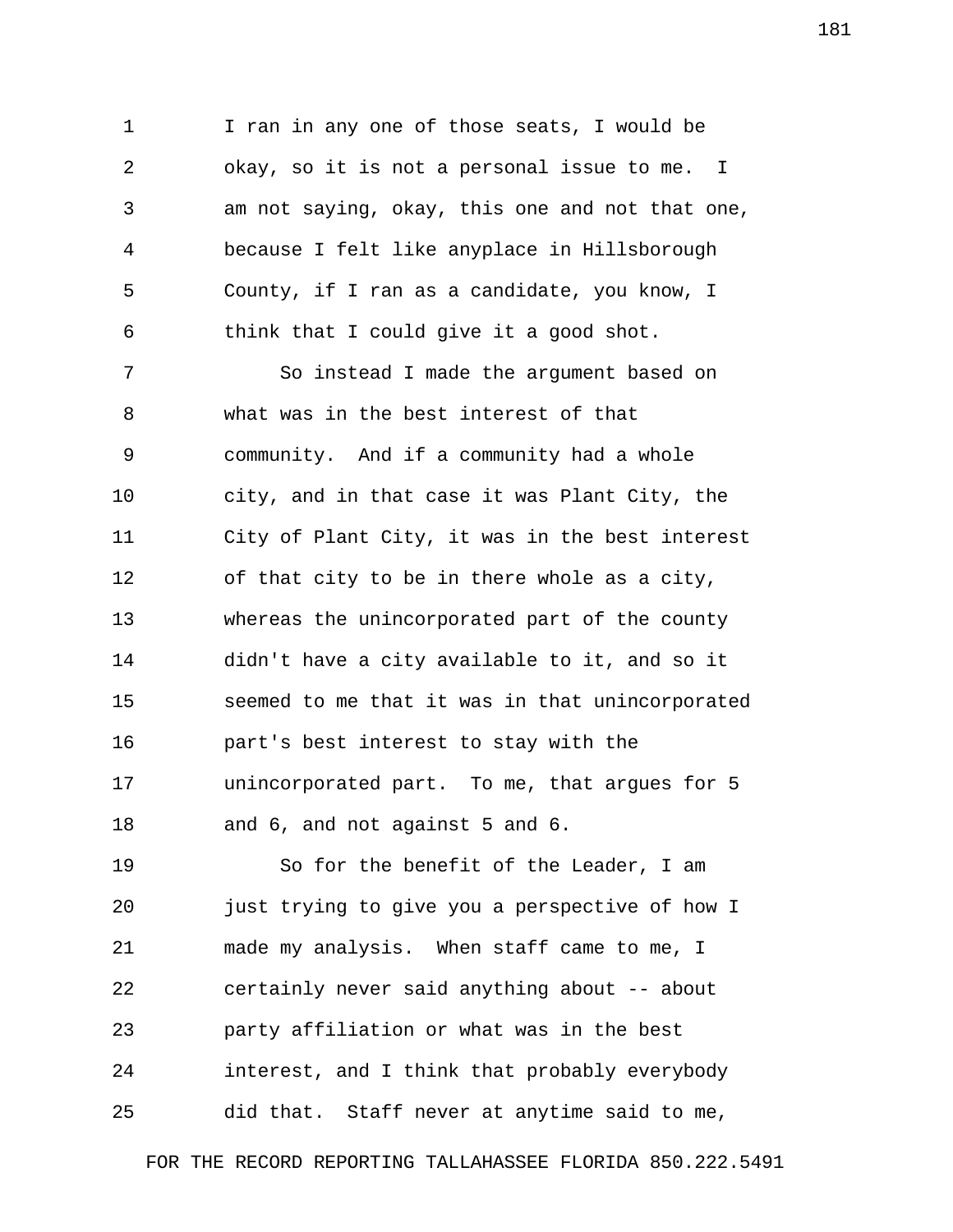I ran in any one of those seats, I would be okay, so it is not a personal issue to me. I am not saying, okay, this one and not that one, because I felt like anyplace in Hillsborough County, if I ran as a candidate, you know, I think that I could give it a good shot.

So instead I made the argument based on what was in the best interest of that community. And if a community had a whole city, and in that case it was Plant City, the City of Plant City, it was in the best interest of that city to be in there whole as a city, whereas the unincorporated part of the county didn't have a city available to it, and so it seemed to me that it was in that unincorporated part's best interest to stay with the unincorporated part. To me, that argues for 5 and 6, and not against 5 and 6.

So for the benefit of the Leader, I am just trying to give you a perspective of how I made my analysis. When staff came to me, I certainly never said anything about -- about party affiliation or what was in the best interest, and I think that probably everybody did that. Staff never at anytime said to me,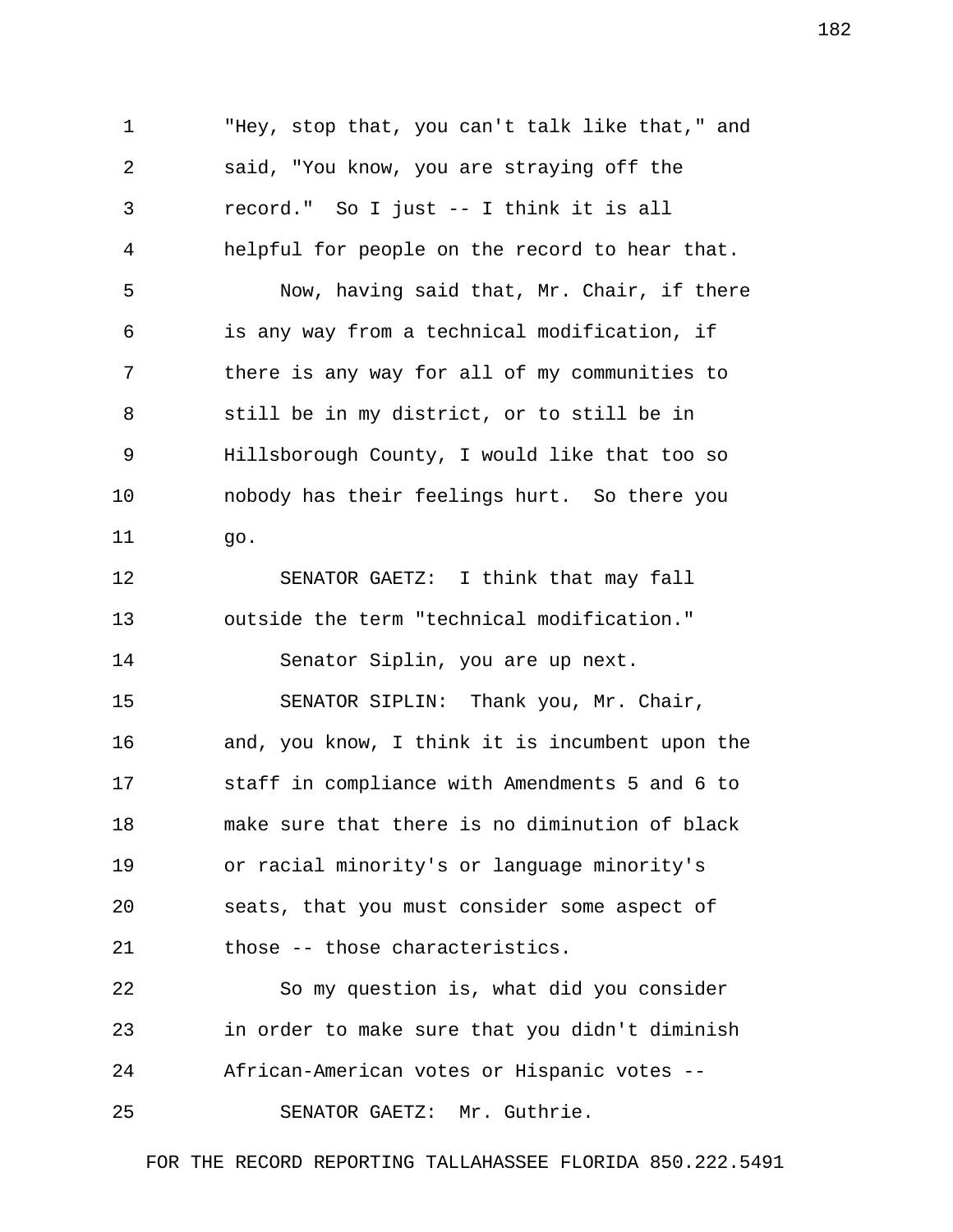"Hey, stop that, you can't talk like that," and said, "You know, you are straying off the record." So I just -- I think it is all helpful for people on the record to hear that.

Now, having said that, Mr. Chair, if there is any way from a technical modification, if there is any way for all of my communities to still be in my district, or to still be in Hillsborough County, I would like that too so nobody has their feelings hurt. So there you go.

SENATOR GAETZ: I think that may fall outside the term "technical modification."

Senator Siplin, you are up next.

SENATOR SIPLIN: Thank you, Mr. Chair, and, you know, I think it is incumbent upon the staff in compliance with Amendments 5 and 6 to make sure that there is no diminution of black or racial minority's or language minority's seats, that you must consider some aspect of those -- those characteristics.

So my question is, what did you consider in order to make sure that you didn't diminish African-American votes or Hispanic votes --

SENATOR GAETZ: Mr. Guthrie.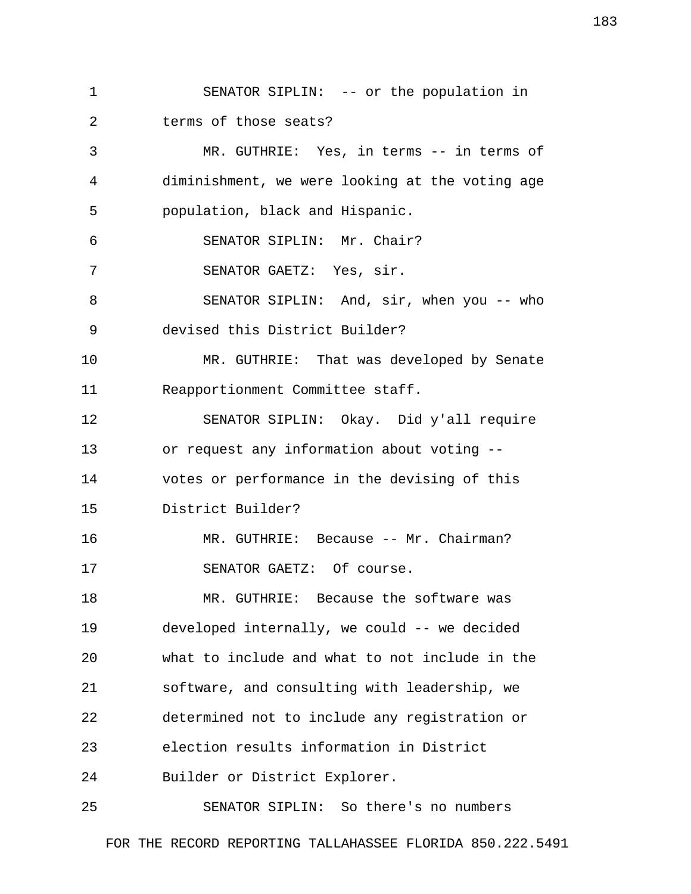SENATOR SIPLIN: -- or the population in terms of those seats?

MR. GUTHRIE: Yes, in terms -- in terms of diminishment, we were looking at the voting age population, black and Hispanic.

SENATOR SIPLIN: Mr. Chair?

SENATOR GAETZ: Yes, sir.

SENATOR SIPLIN: And, sir, when you -- who devised this District Builder?

MR. GUTHRIE: That was developed by Senate Reapportionment Committee staff.

SENATOR SIPLIN: Okay. Did y'all require or request any information about voting -- votes or performance in the devising of this District Builder?

MR. GUTHRIE: Because -- Mr. Chairman?

SENATOR GAETZ: Of course.

MR. GUTHRIE: Because the software was developed internally, we could -- we decided what to include and what to not include in the software, and consulting with leadership, we determined not to include any registration or election results information in District Builder or District Explorer.

SENATOR SIPLIN: So there's no numbers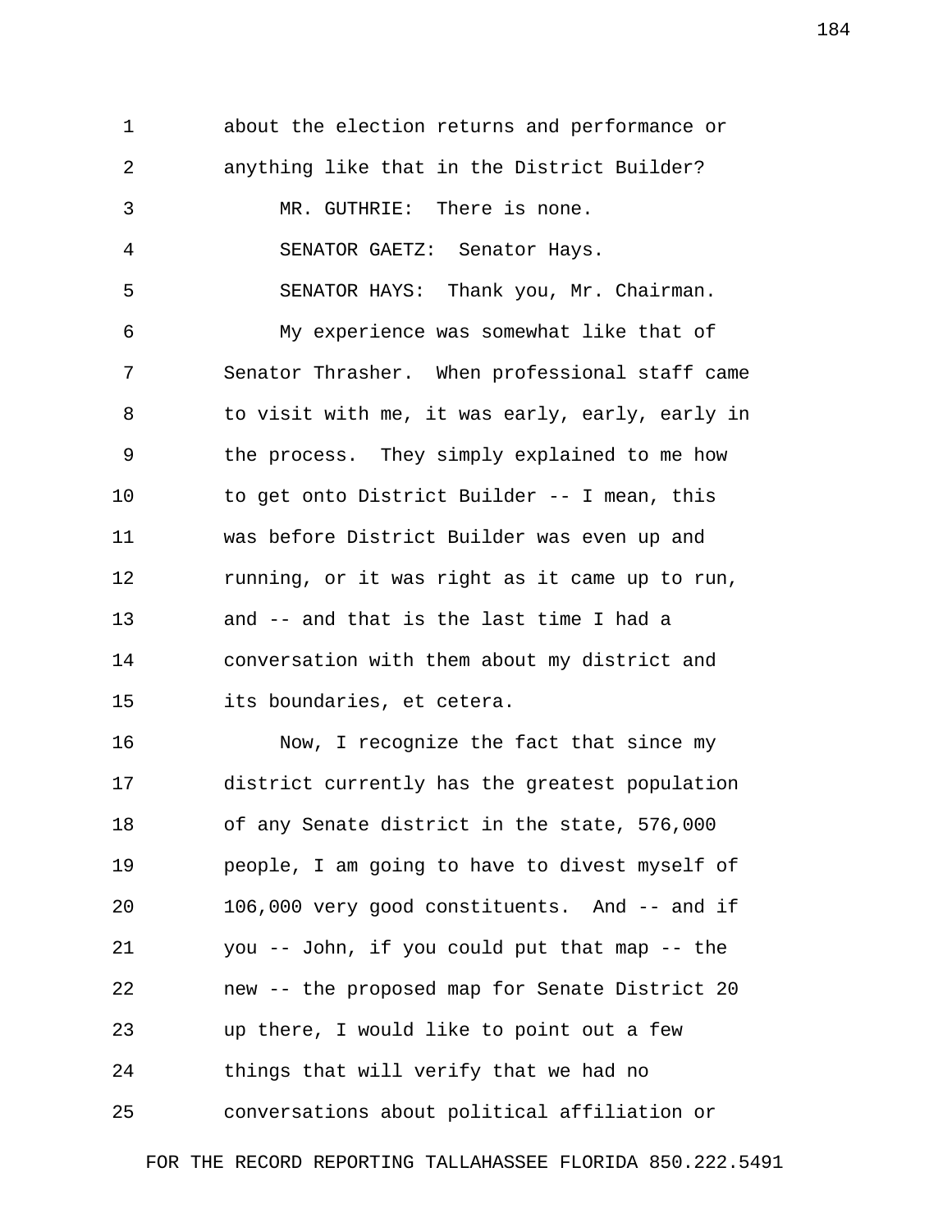about the election returns and performance or anything like that in the District Builder?

MR. GUTHRIE: There is none.

SENATOR GAETZ: Senator Hays.

SENATOR HAYS: Thank you, Mr. Chairman.

My experience was somewhat like that of Senator Thrasher. When professional staff came to visit with me, it was early, early, early in the process. They simply explained to me how to get onto District Builder -- I mean, this was before District Builder was even up and running, or it was right as it came up to run, and -- and that is the last time I had a conversation with them about my district and its boundaries, et cetera.

Now, I recognize the fact that since my district currently has the greatest population of any Senate district in the state, 576,000 people, I am going to have to divest myself of 106,000 very good constituents. And -- and if you -- John, if you could put that map -- the new -- the proposed map for Senate District 20 up there, I would like to point out a few things that will verify that we had no conversations about political affiliation or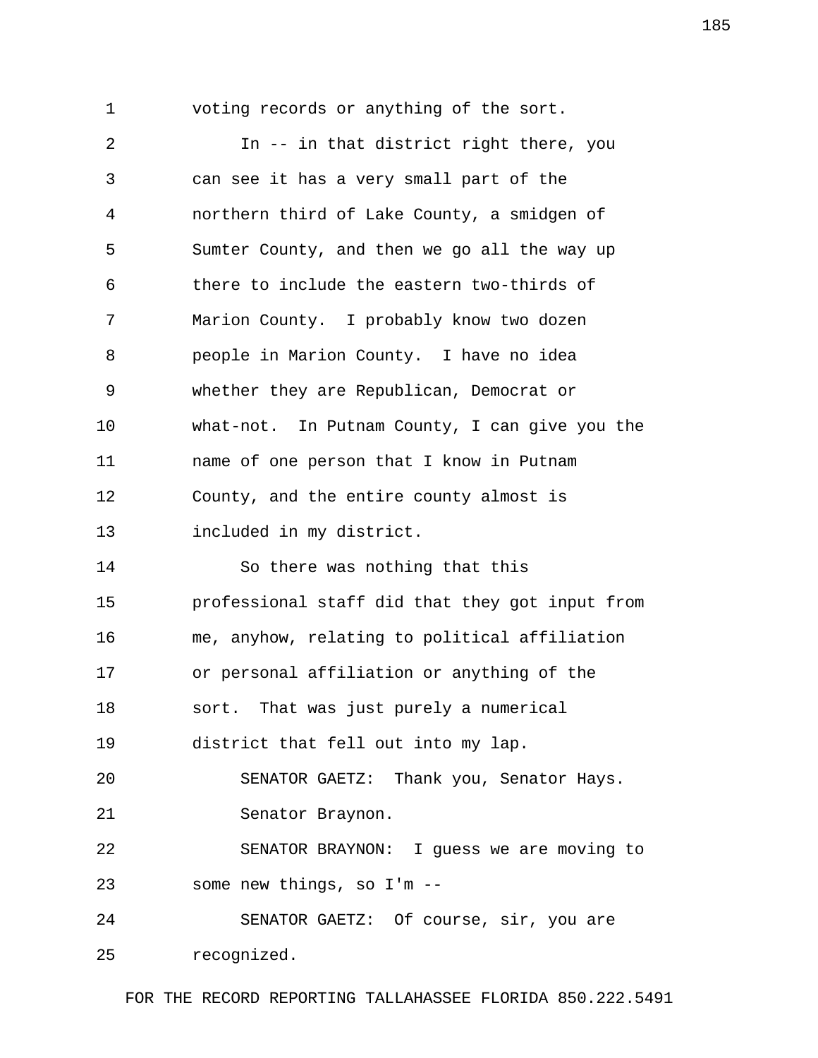voting records or anything of the sort.

In -- in that district right there, you can see it has a very small part of the northern third of Lake County, a smidgen of Sumter County, and then we go all the way up there to include the eastern two-thirds of Marion County. I probably know two dozen people in Marion County. I have no idea whether they are Republican, Democrat or what-not. In Putnam County, I can give you the name of one person that I know in Putnam County, and the entire county almost is included in my district.

So there was nothing that this professional staff did that they got input from me, anyhow, relating to political affiliation or personal affiliation or anything of the sort. That was just purely a numerical district that fell out into my lap.

SENATOR GAETZ: Thank you, Senator Hays.

Senator Braynon.

SENATOR BRAYNON: I guess we are moving to some new things, so I'm --

SENATOR GAETZ: Of course, sir, you are recognized.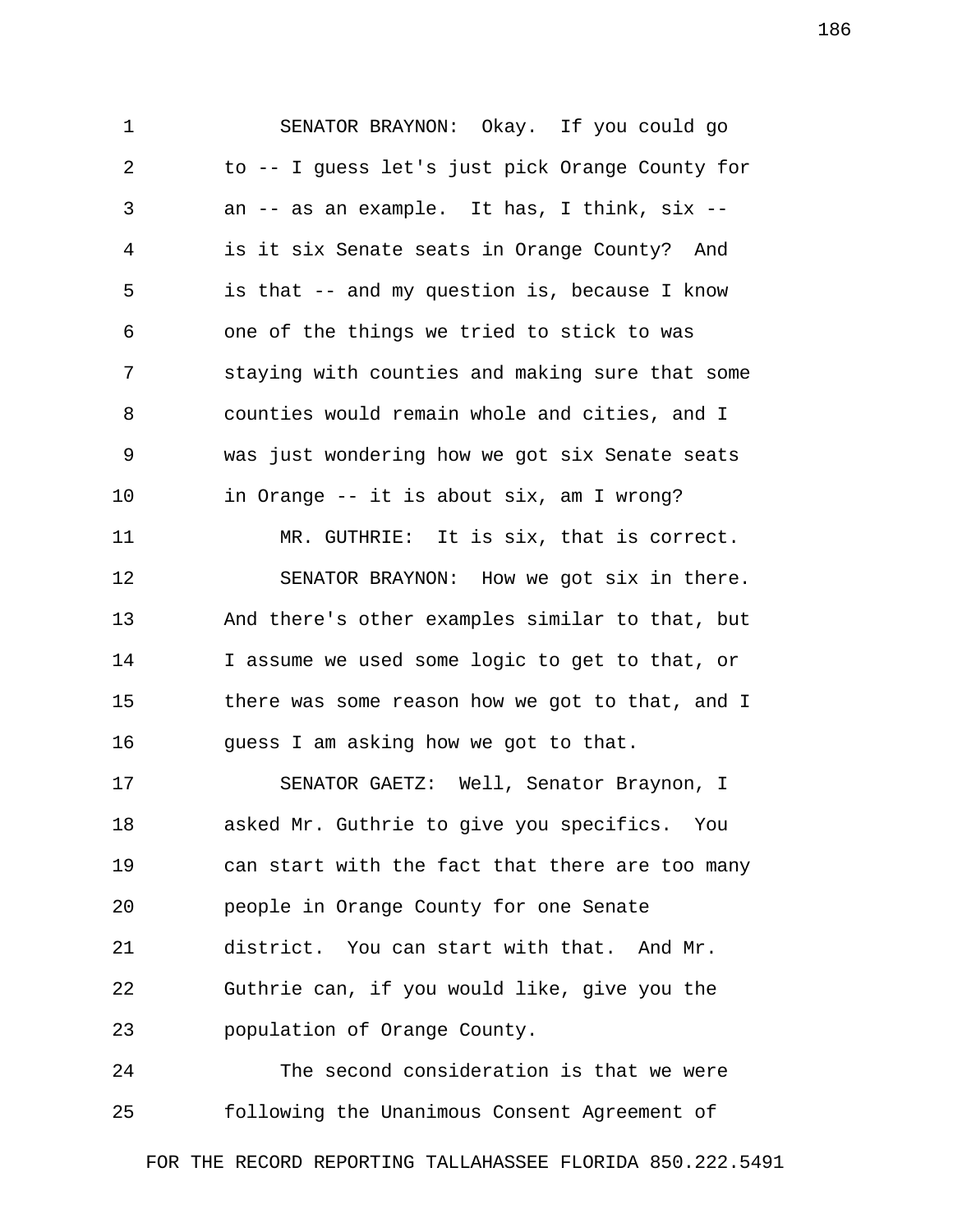SENATOR BRAYNON: Okay. If you could go to -- I guess let's just pick Orange County for an -- as an example. It has, I think, six -- is it six Senate seats in Orange County? And is that -- and my question is, because I know one of the things we tried to stick to was staying with counties and making sure that some counties would remain whole and cities, and I was just wondering how we got six Senate seats in Orange -- it is about six, am I wrong?

MR. GUTHRIE: It is six, that is correct.

SENATOR BRAYNON: How we got six in there. And there's other examples similar to that, but I assume we used some logic to get to that, or there was some reason how we got to that, and I guess I am asking how we got to that.

SENATOR GAETZ: Well, Senator Braynon, I asked Mr. Guthrie to give you specifics. You can start with the fact that there are too many people in Orange County for one Senate district. You can start with that. And Mr. Guthrie can, if you would like, give you the population of Orange County.

The second consideration is that we were following the Unanimous Consent Agreement of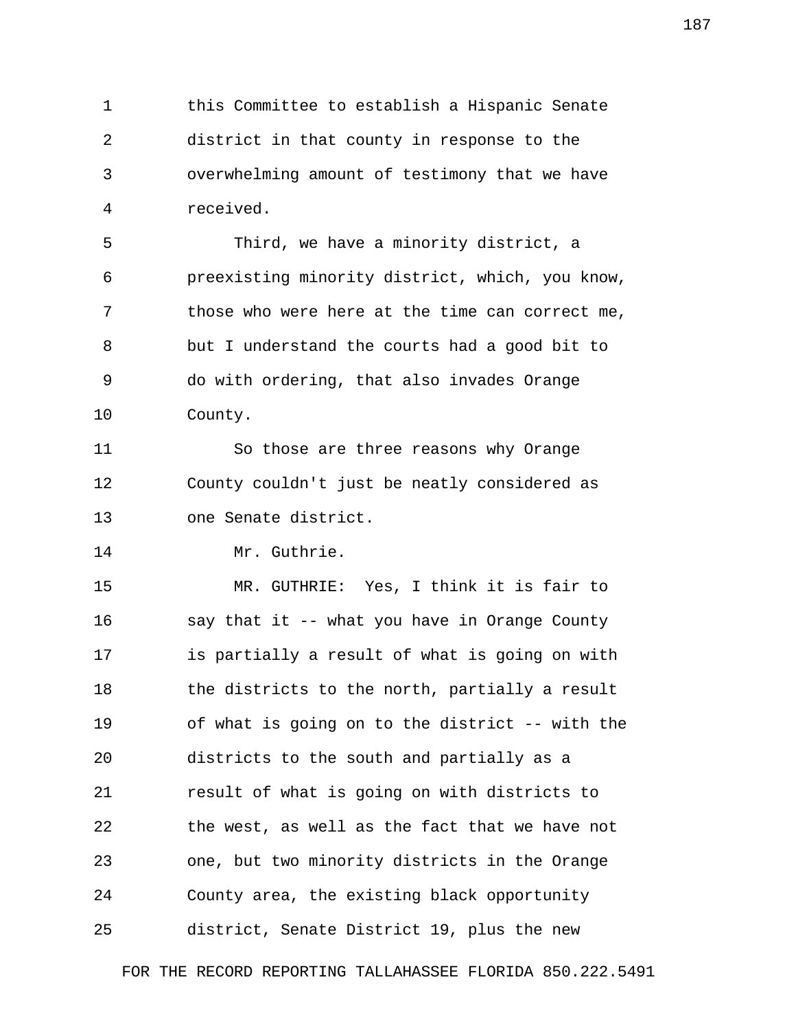this Committee to establish a Hispanic Senate district in that county in response to the overwhelming amount of testimony that we have received.

Third, we have a minority district, a preexisting minority district, which, you know, those who were here at the time can correct me, but I understand the courts had a good bit to do with ordering, that also invades Orange County.

So those are three reasons why Orange County couldn't just be neatly considered as one Senate district.

Mr. Guthrie.

MR. GUTHRIE: Yes, I think it is fair to say that it -- what you have in Orange County is partially a result of what is going on with the districts to the north, partially a result of what is going on to the district -- with the districts to the south and partially as a result of what is going on with districts to the west, as well as the fact that we have not one, but two minority districts in the Orange County area, the existing black opportunity district, Senate District 19, plus the new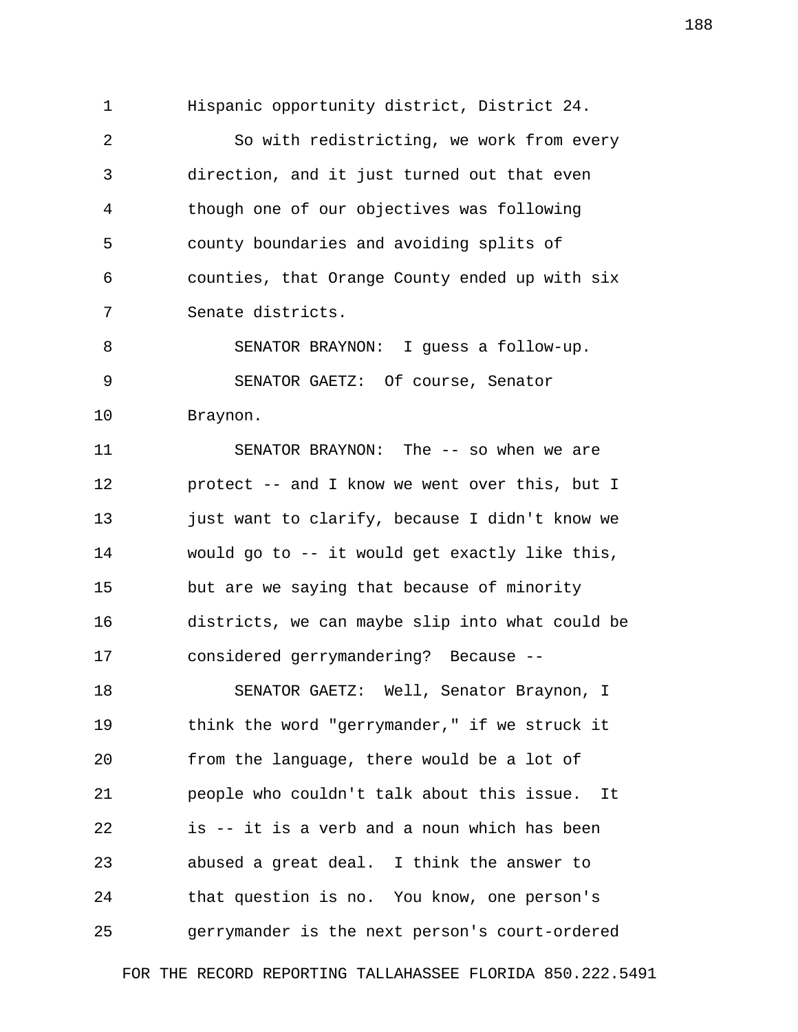Hispanic opportunity district, District 24.

So with redistricting, we work from every direction, and it just turned out that even though one of our objectives was following county boundaries and avoiding splits of counties, that Orange County ended up with six Senate districts.

SENATOR BRAYNON: I guess a follow-up.

SENATOR GAETZ: Of course, Senator Braynon.

SENATOR BRAYNON: The -- so when we are protect -- and I know we went over this, but I just want to clarify, because I didn't know we would go to -- it would get exactly like this, but are we saying that because of minority districts, we can maybe slip into what could be considered gerrymandering? Because --

SENATOR GAETZ: Well, Senator Braynon, I think the word "gerrymander," if we struck it from the language, there would be a lot of people who couldn't talk about this issue. It is -- it is a verb and a noun which has been abused a great deal. I think the answer to that question is no. You know, one person's gerrymander is the next person's court-ordered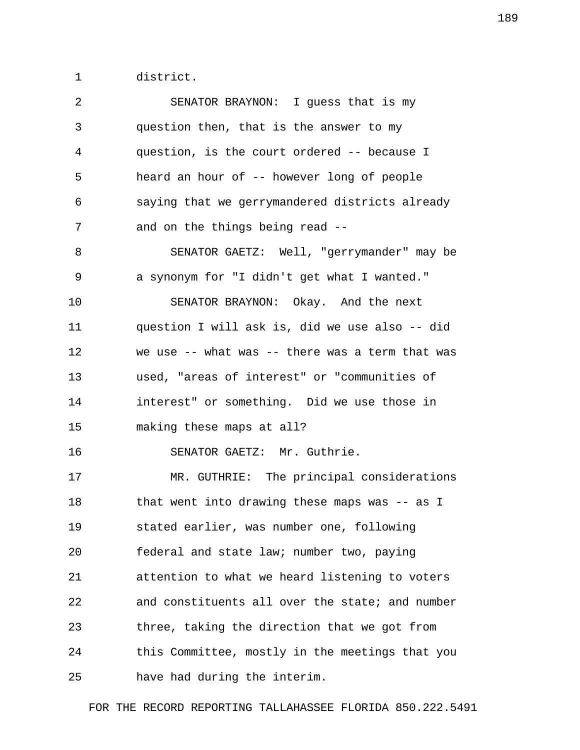district.

SENATOR BRAYNON: I guess that is my question then, that is the answer to my question, is the court ordered -- because I heard an hour of -- however long of people saying that we gerrymandered districts already and on the things being read --

SENATOR GAETZ: Well, "gerrymander" may be a synonym for "I didn't get what I wanted."

SENATOR BRAYNON: Okay. And the next question I will ask is, did we use also -- did we use -- what was -- there was a term that was used, "areas of interest" or "communities of interest" or something. Did we use those in making these maps at all?

SENATOR GAETZ: Mr. Guthrie.

MR. GUTHRIE: The principal considerations that went into drawing these maps was -- as I stated earlier, was number one, following federal and state law; number two, paying attention to what we heard listening to voters and constituents all over the state; and number three, taking the direction that we got from this Committee, mostly in the meetings that you have had during the interim.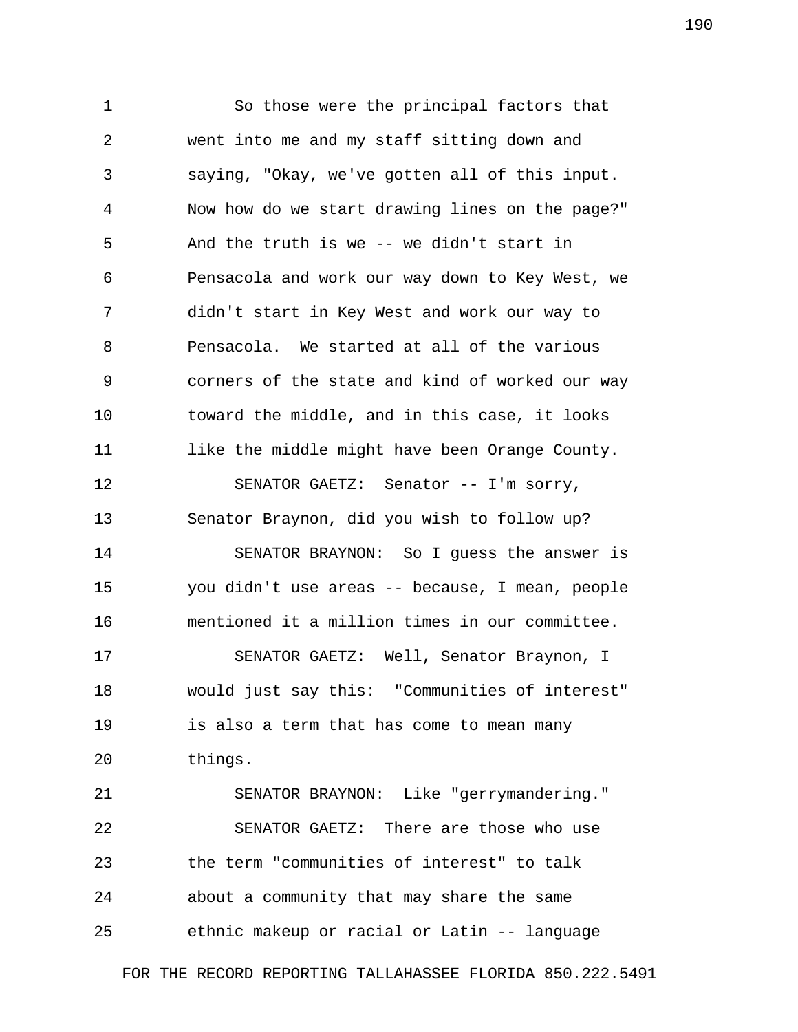So those were the principal factors that went into me and my staff sitting down and saying, "Okay, we've gotten all of this input. Now how do we start drawing lines on the page?" And the truth is we -- we didn't start in Pensacola and work our way down to Key West, we didn't start in Key West and work our way to Pensacola. We started at all of the various corners of the state and kind of worked our way toward the middle, and in this case, it looks like the middle might have been Orange County.

SENATOR GAETZ: Senator -- I'm sorry, Senator Braynon, did you wish to follow up?

SENATOR BRAYNON: So I guess the answer is you didn't use areas -- because, I mean, people mentioned it a million times in our committee.

SENATOR GAETZ: Well, Senator Braynon, I would just say this: "Communities of interest" is also a term that has come to mean many things.

SENATOR BRAYNON: Like "gerrymandering."

SENATOR GAETZ: There are those who use the term "communities of interest" to talk about a community that may share the same ethnic makeup or racial or Latin -- language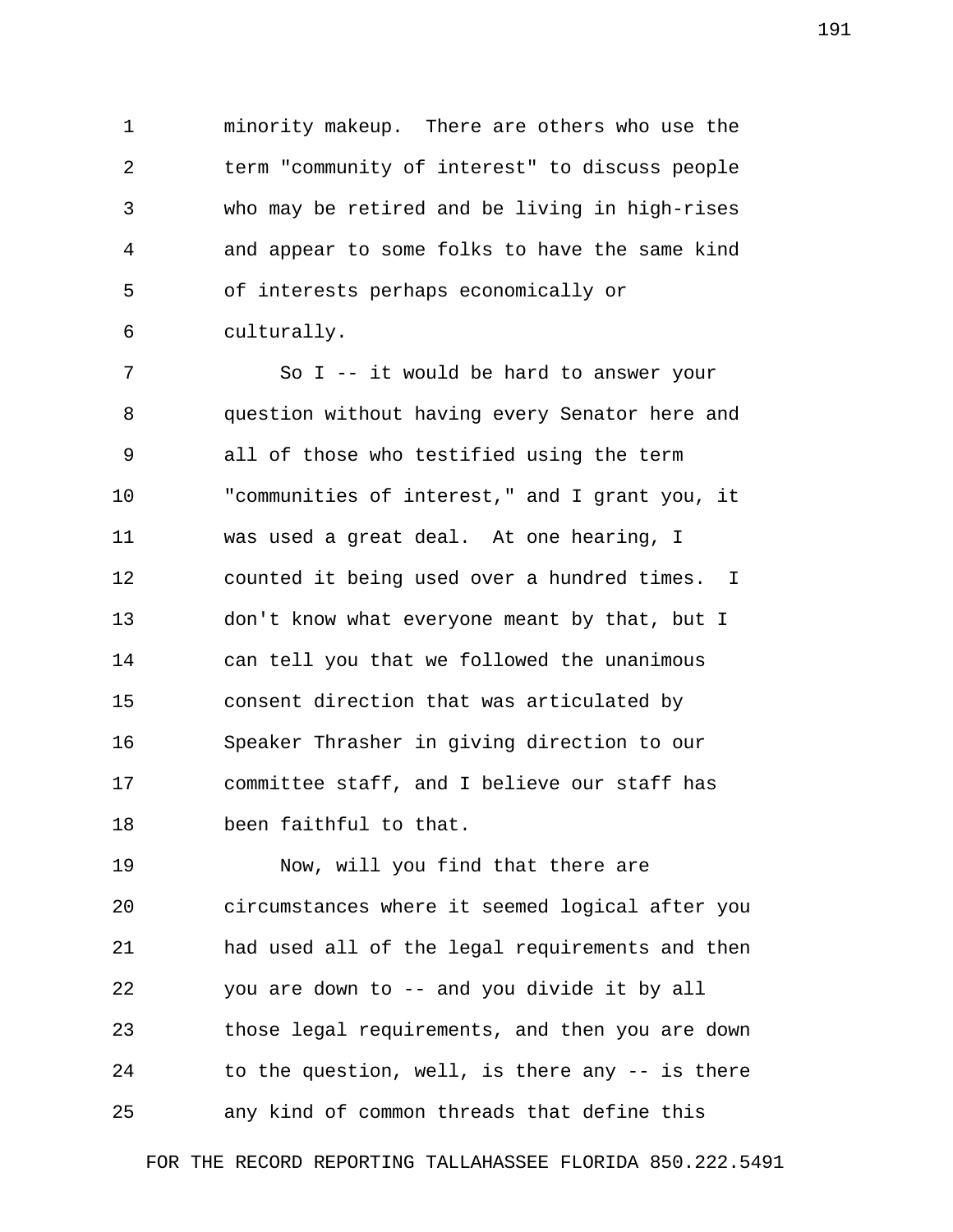minority makeup. There are others who use the term "community of interest" to discuss people who may be retired and be living in high-rises and appear to some folks to have the same kind of interests perhaps economically or culturally.

So I -- it would be hard to answer your question without having every Senator here and all of those who testified using the term "communities of interest," and I grant you, it was used a great deal. At one hearing, I counted it being used over a hundred times. I don't know what everyone meant by that, but I can tell you that we followed the unanimous consent direction that was articulated by Speaker Thrasher in giving direction to our committee staff, and I believe our staff has been faithful to that.

Now, will you find that there are circumstances where it seemed logical after you had used all of the legal requirements and then you are down to -- and you divide it by all those legal requirements, and then you are down to the question, well, is there any -- is there any kind of common threads that define this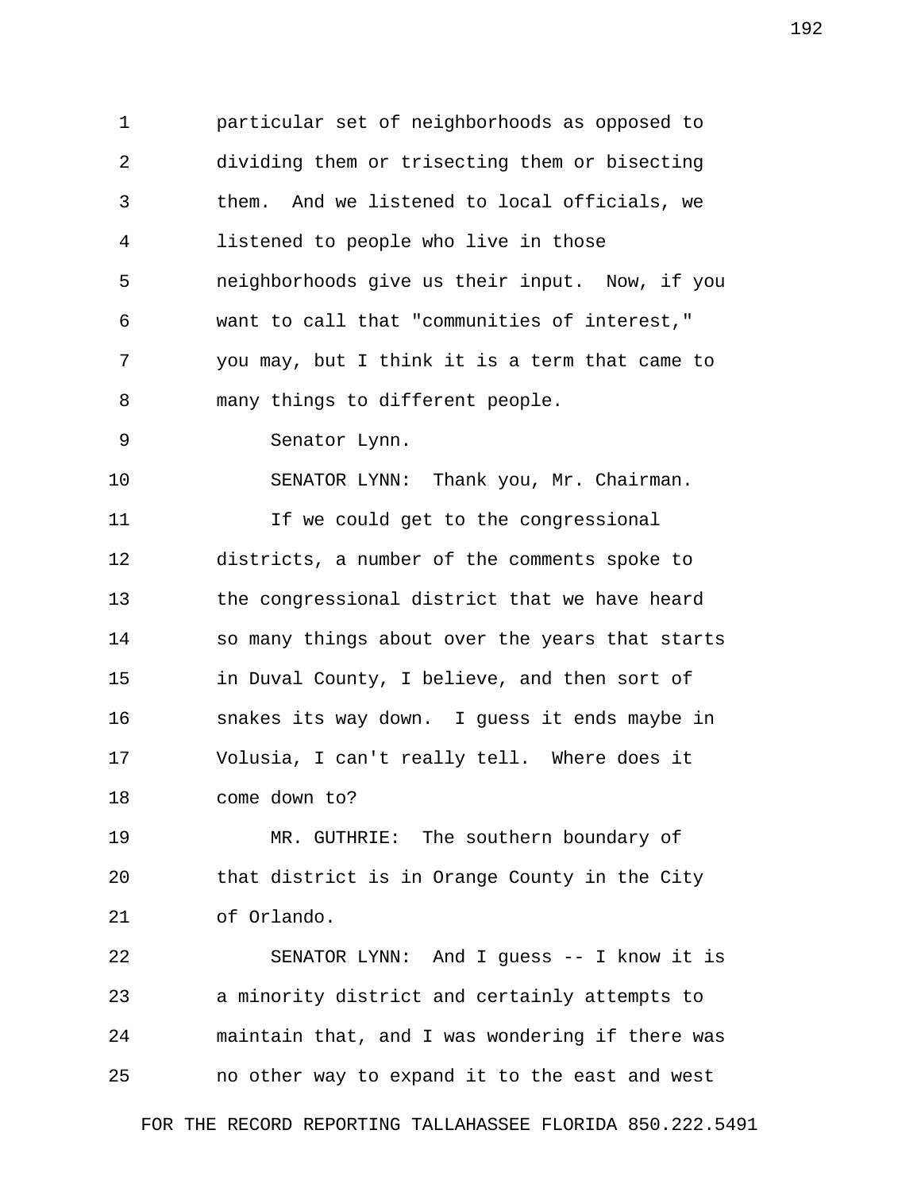particular set of neighborhoods as opposed to dividing them or trisecting them or bisecting them. And we listened to local officials, we listened to people who live in those neighborhoods give us their input. Now, if you want to call that "communities of interest," you may, but I think it is a term that came to many things to different people.

Senator Lynn.

SENATOR LYNN: Thank you, Mr. Chairman.

If we could get to the congressional districts, a number of the comments spoke to the congressional district that we have heard so many things about over the years that starts in Duval County, I believe, and then sort of snakes its way down. I guess it ends maybe in Volusia, I can't really tell. Where does it come down to?

MR. GUTHRIE: The southern boundary of that district is in Orange County in the City of Orlando.

SENATOR LYNN: And I guess -- I know it is a minority district and certainly attempts to maintain that, and I was wondering if there was no other way to expand it to the east and west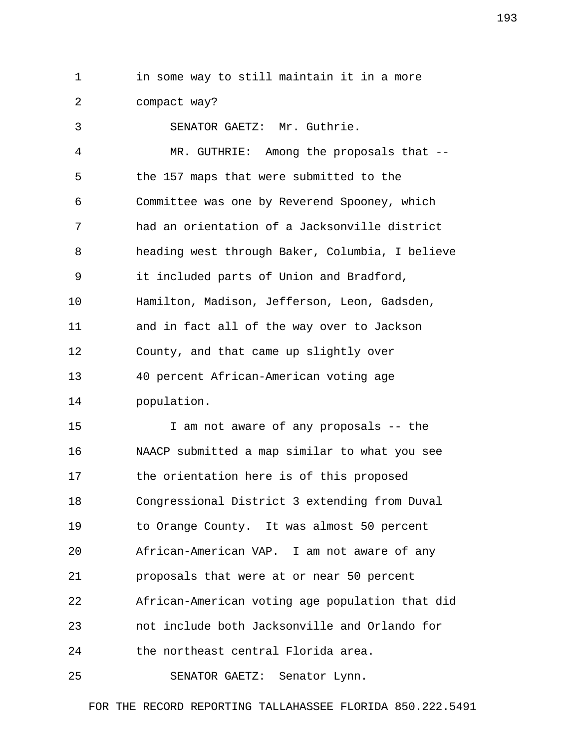in some way to still maintain it in a more compact way?

SENATOR GAETZ: Mr. Guthrie.

MR. GUTHRIE: Among the proposals that -- the 157 maps that were submitted to the Committee was one by Reverend Spooney, which had an orientation of a Jacksonville district heading west through Baker, Columbia, I believe it included parts of Union and Bradford, Hamilton, Madison, Jefferson, Leon, Gadsden, and in fact all of the way over to Jackson County, and that came up slightly over 40 percent African-American voting age population.

I am not aware of any proposals -- the NAACP submitted a map similar to what you see the orientation here is of this proposed Congressional District 3 extending from Duval to Orange County. It was almost 50 percent African-American VAP. I am not aware of any proposals that were at or near 50 percent African-American voting age population that did not include both Jacksonville and Orlando for the northeast central Florida area.

SENATOR GAETZ: Senator Lynn.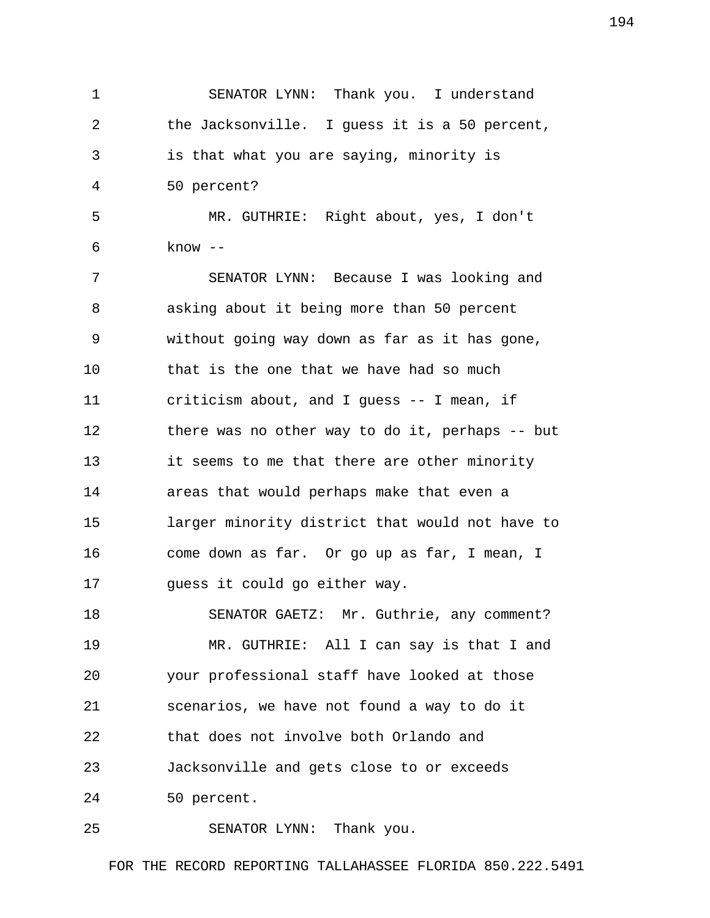SENATOR LYNN: Thank you. I understand the Jacksonville. I guess it is a 50 percent, is that what you are saying, minority is 50 percent?

MR. GUTHRIE: Right about, yes, I don't know --

SENATOR LYNN: Because I was looking and asking about it being more than 50 percent without going way down as far as it has gone, that is the one that we have had so much criticism about, and I guess -- I mean, if there was no other way to do it, perhaps -- but it seems to me that there are other minority areas that would perhaps make that even a larger minority district that would not have to come down as far. Or go up as far, I mean, I guess it could go either way.

SENATOR GAETZ: Mr. Guthrie, any comment?

MR. GUTHRIE: All I can say is that I and your professional staff have looked at those scenarios, we have not found a way to do it that does not involve both Orlando and Jacksonville and gets close to or exceeds 50 percent.

SENATOR LYNN: Thank you.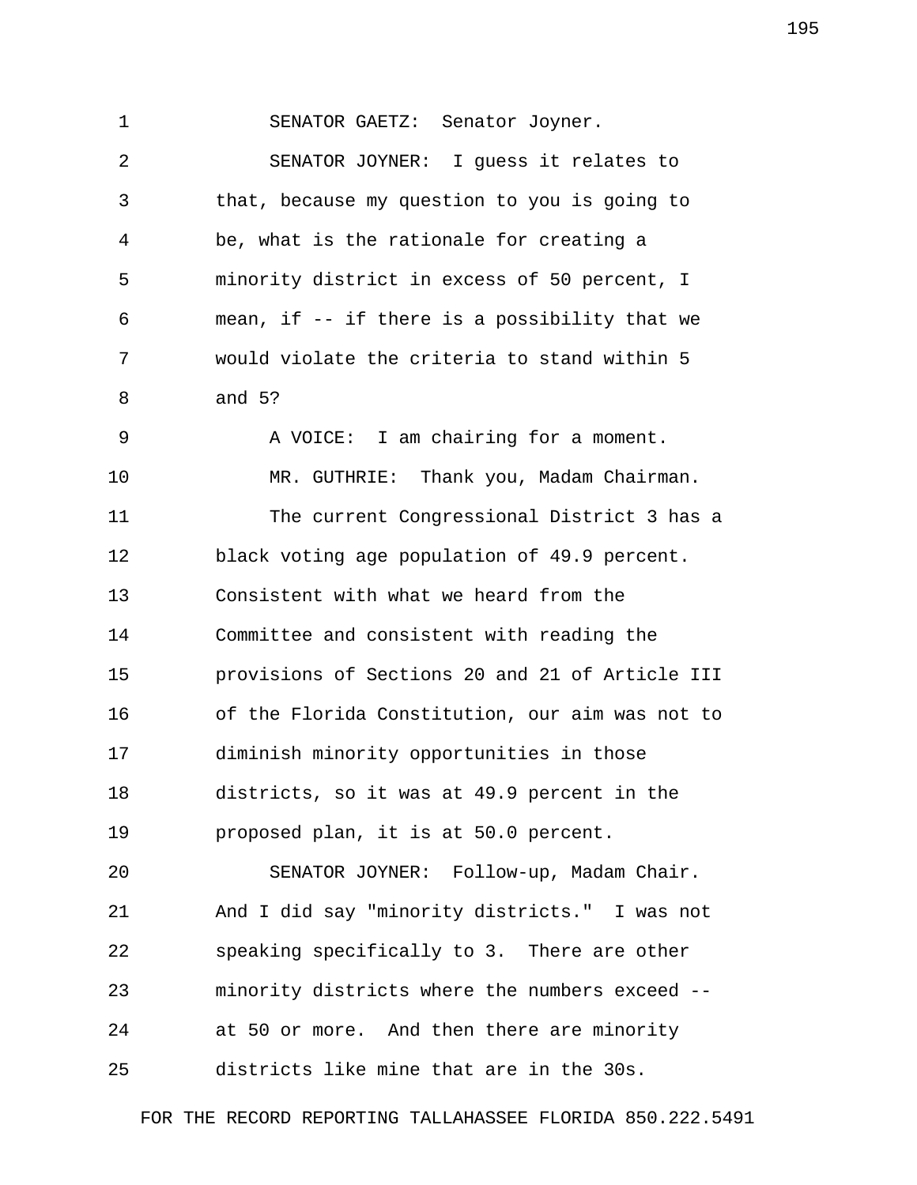SENATOR GAETZ: Senator Joyner.

SENATOR JOYNER: I guess it relates to that, because my question to you is going to be, what is the rationale for creating a minority district in excess of 50 percent, I mean, if -- if there is a possibility that we would violate the criteria to stand within 5 and 5?

A VOICE: I am chairing for a moment.

MR. GUTHRIE: Thank you, Madam Chairman.

The current Congressional District 3 has a black voting age population of 49.9 percent. Consistent with what we heard from the Committee and consistent with reading the provisions of Sections 20 and 21 of Article III of the Florida Constitution, our aim was not to diminish minority opportunities in those districts, so it was at 49.9 percent in the proposed plan, it is at 50.0 percent.

SENATOR JOYNER: Follow-up, Madam Chair. And I did say "minority districts." I was not speaking specifically to 3. There are other minority districts where the numbers exceed -- at 50 or more. And then there are minority districts like mine that are in the 30s.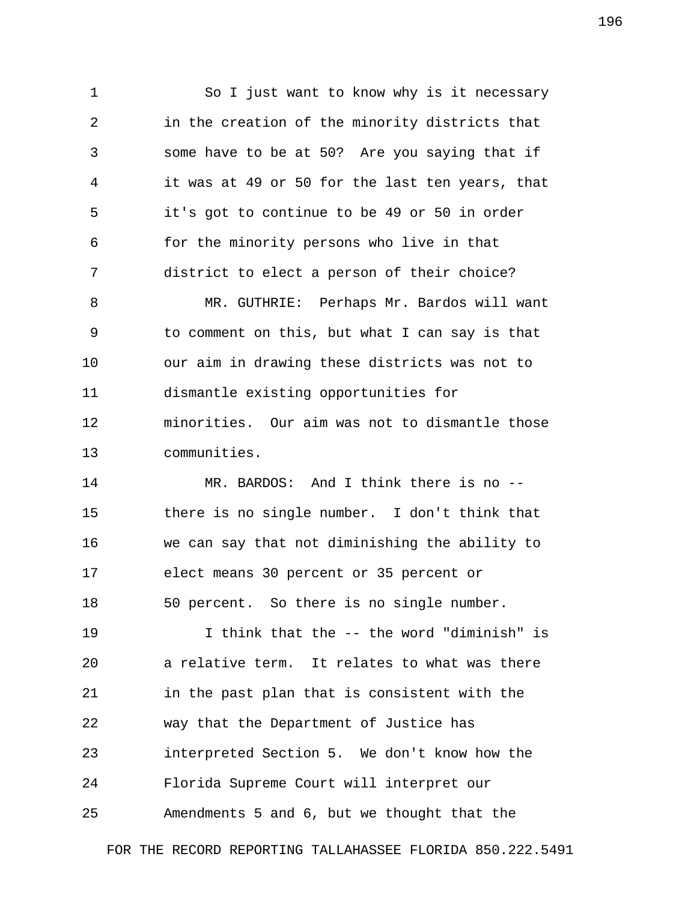So I just want to know why is it necessary in the creation of the minority districts that some have to be at 50? Are you saying that if it was at 49 or 50 for the last ten years, that it's got to continue to be 49 or 50 in order for the minority persons who live in that district to elect a person of their choice?

MR. GUTHRIE: Perhaps Mr. Bardos will want to comment on this, but what I can say is that our aim in drawing these districts was not to dismantle existing opportunities for minorities. Our aim was not to dismantle those communities.

MR. BARDOS: And I think there is no -- there is no single number. I don't think that we can say that not diminishing the ability to elect means 30 percent or 35 percent or 50 percent. So there is no single number.

I think that the -- the word "diminish" is a relative term. It relates to what was there in the past plan that is consistent with the way that the Department of Justice has interpreted Section 5. We don't know how the Florida Supreme Court will interpret our Amendments 5 and 6, but we thought that the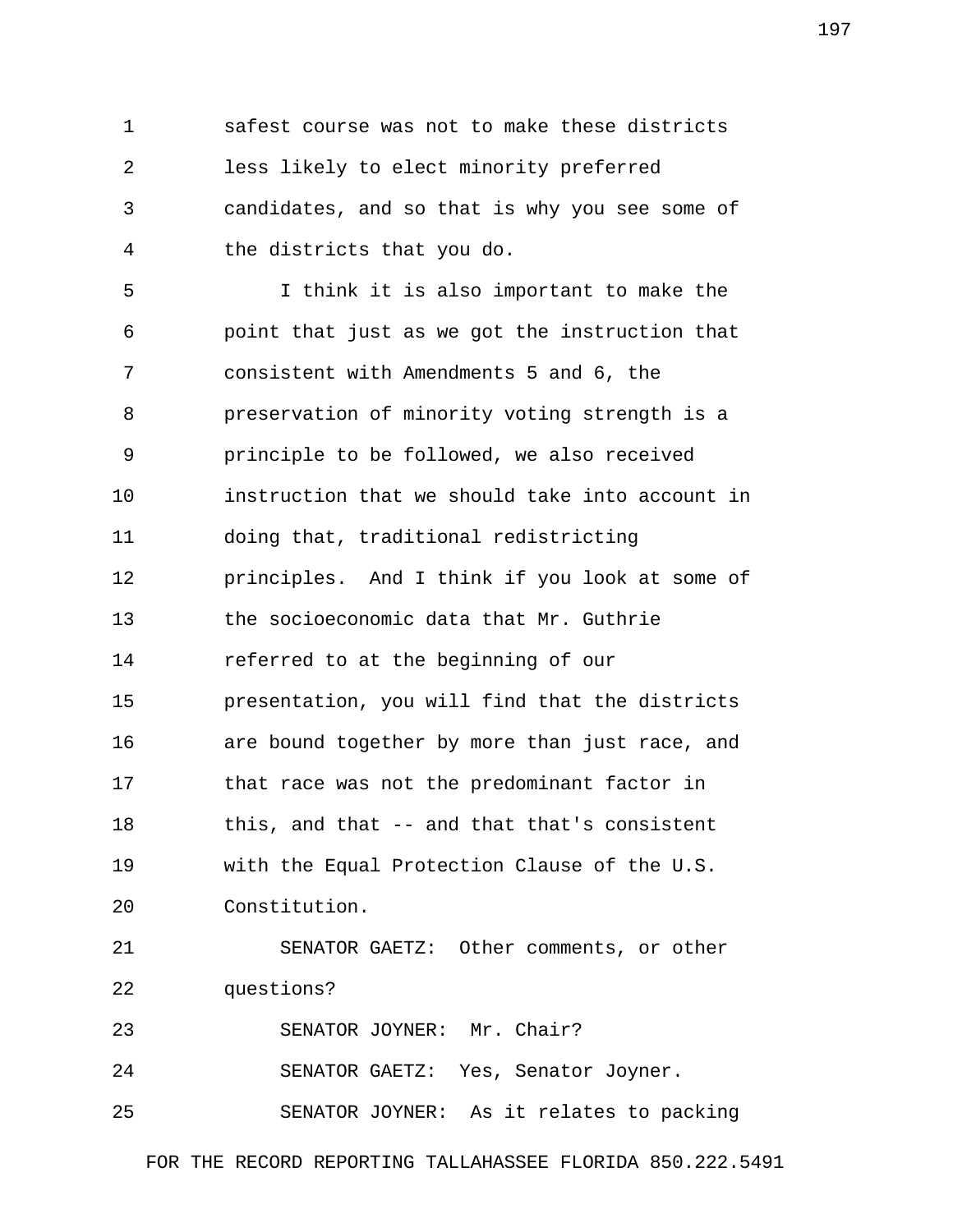safest course was not to make these districts less likely to elect minority preferred candidates, and so that is why you see some of the districts that you do.

I think it is also important to make the point that just as we got the instruction that consistent with Amendments 5 and 6, the preservation of minority voting strength is a principle to be followed, we also received instruction that we should take into account in doing that, traditional redistricting principles. And I think if you look at some of the socioeconomic data that Mr. Guthrie referred to at the beginning of our presentation, you will find that the districts are bound together by more than just race, and that race was not the predominant factor in this, and that -- and that that's consistent with the Equal Protection Clause of the U.S. Constitution.

SENATOR GAETZ: Other comments, or other questions?

SENATOR JOYNER: Mr. Chair?

SENATOR GAETZ: Yes, Senator Joyner.

SENATOR JOYNER: As it relates to packing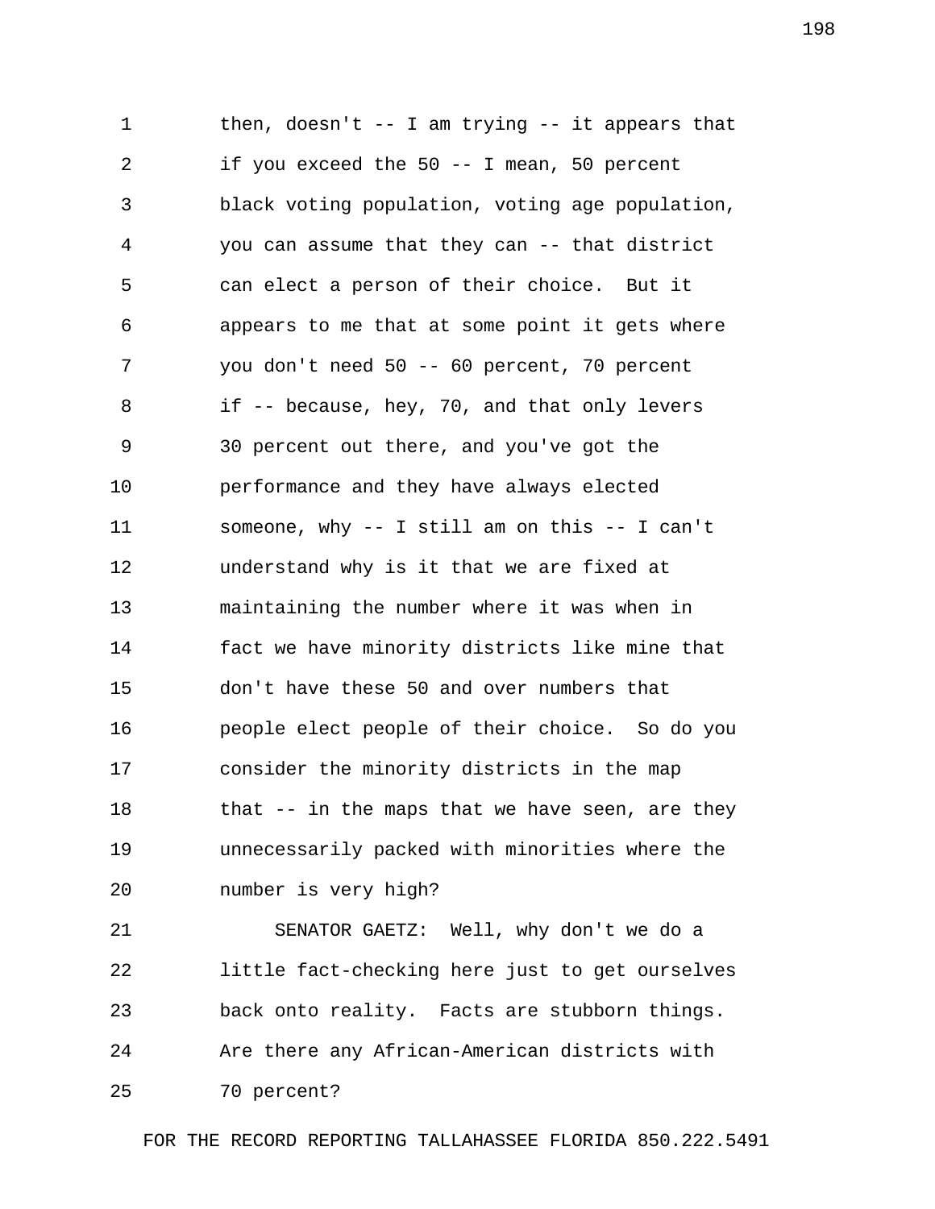then, doesn't -- I am trying -- it appears that if you exceed the 50 -- I mean, 50 percent black voting population, voting age population, you can assume that they can -- that district can elect a person of their choice. But it appears to me that at some point it gets where you don't need 50 -- 60 percent, 70 percent if -- because, hey, 70, and that only levers 30 percent out there, and you've got the performance and they have always elected someone, why -- I still am on this -- I can't understand why is it that we are fixed at maintaining the number where it was when in fact we have minority districts like mine that don't have these 50 and over numbers that people elect people of their choice. So do you consider the minority districts in the map that -- in the maps that we have seen, are they unnecessarily packed with minorities where the number is very high?

SENATOR GAETZ: Well, why don't we do a little fact-checking here just to get ourselves back onto reality. Facts are stubborn things. Are there any African-American districts with 70 percent?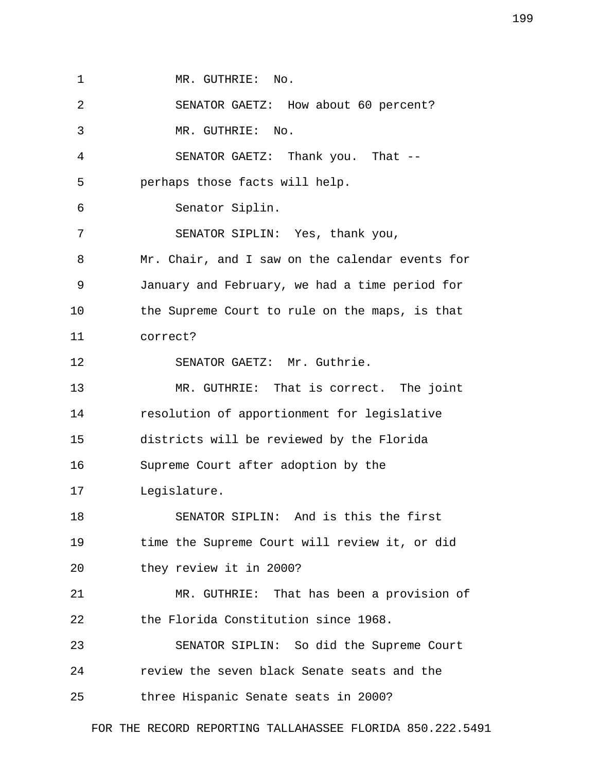MR. GUTHRIE: No.

SENATOR GAETZ: How about 60 percent?

MR. GUTHRIE: No.

SENATOR GAETZ: Thank you. That -- perhaps those facts will help.

Senator Siplin.

SENATOR SIPLIN: Yes, thank you, Mr. Chair, and I saw on the calendar events for January and February, we had a time period for the Supreme Court to rule on the maps, is that correct?

SENATOR GAETZ: Mr. Guthrie.

MR. GUTHRIE: That is correct. The joint resolution of apportionment for legislative districts will be reviewed by the Florida Supreme Court after adoption by the Legislature.

SENATOR SIPLIN: And is this the first time the Supreme Court will review it, or did they review it in 2000?

MR. GUTHRIE: That has been a provision of the Florida Constitution since 1968.

SENATOR SIPLIN: So did the Supreme Court review the seven black Senate seats and the three Hispanic Senate seats in 2000?

FOR THE RECORD REPORTING TALLAHASSEE FLORIDA 850.222.5491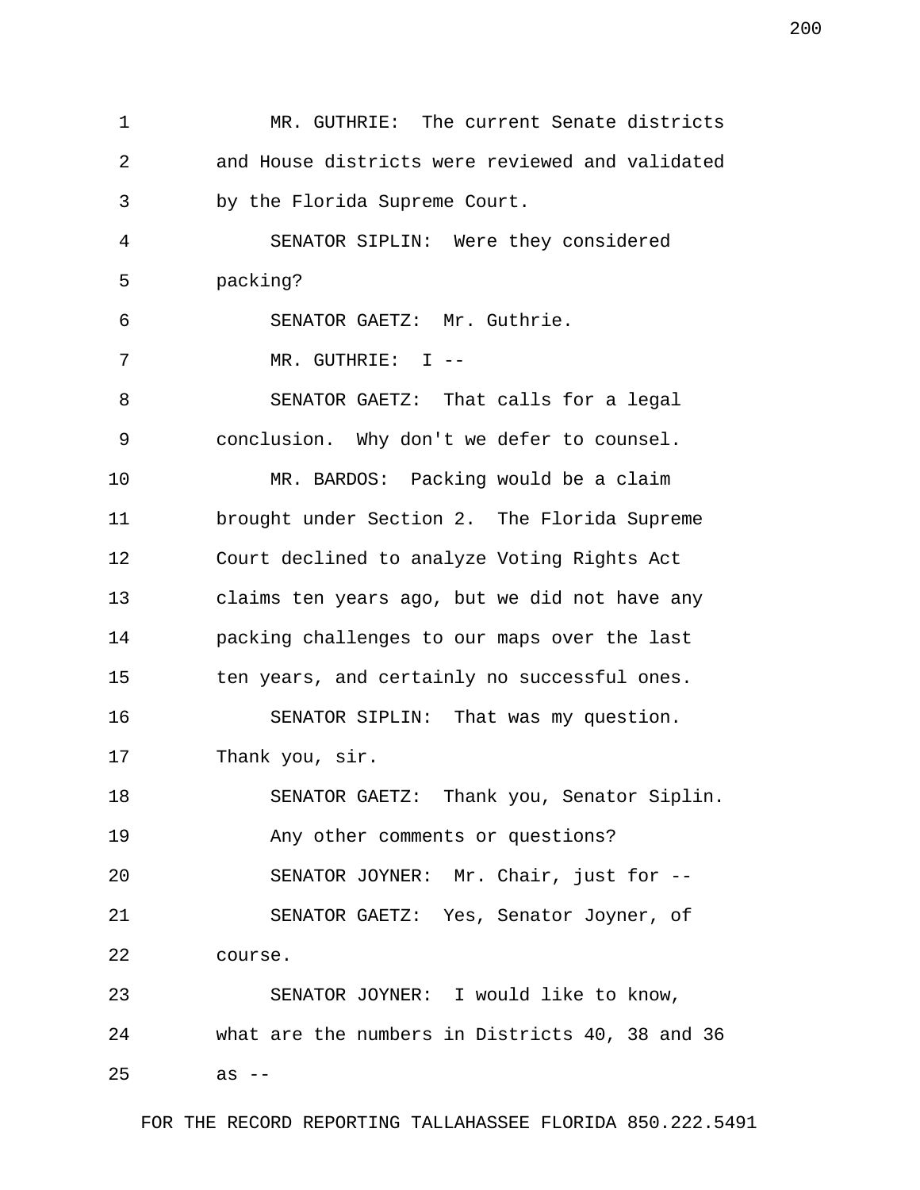MR. GUTHRIE: The current Senate districts and House districts were reviewed and validated by the Florida Supreme Court.

SENATOR SIPLIN: Were they considered packing?

SENATOR GAETZ: Mr. Guthrie.

MR. GUTHRIE: I --

SENATOR GAETZ: That calls for a legal conclusion. Why don't we defer to counsel.

MR. BARDOS: Packing would be a claim brought under Section 2. The Florida Supreme Court declined to analyze Voting Rights Act claims ten years ago, but we did not have any packing challenges to our maps over the last ten years, and certainly no successful ones.

SENATOR SIPLIN: That was my question. Thank you, sir.

SENATOR GAETZ: Thank you, Senator Siplin. Any other comments or questions?

SENATOR JOYNER: Mr. Chair, just for --

SENATOR GAETZ: Yes, Senator Joyner, of course.

SENATOR JOYNER: I would like to know, what are the numbers in Districts 40, 38 and 36 as --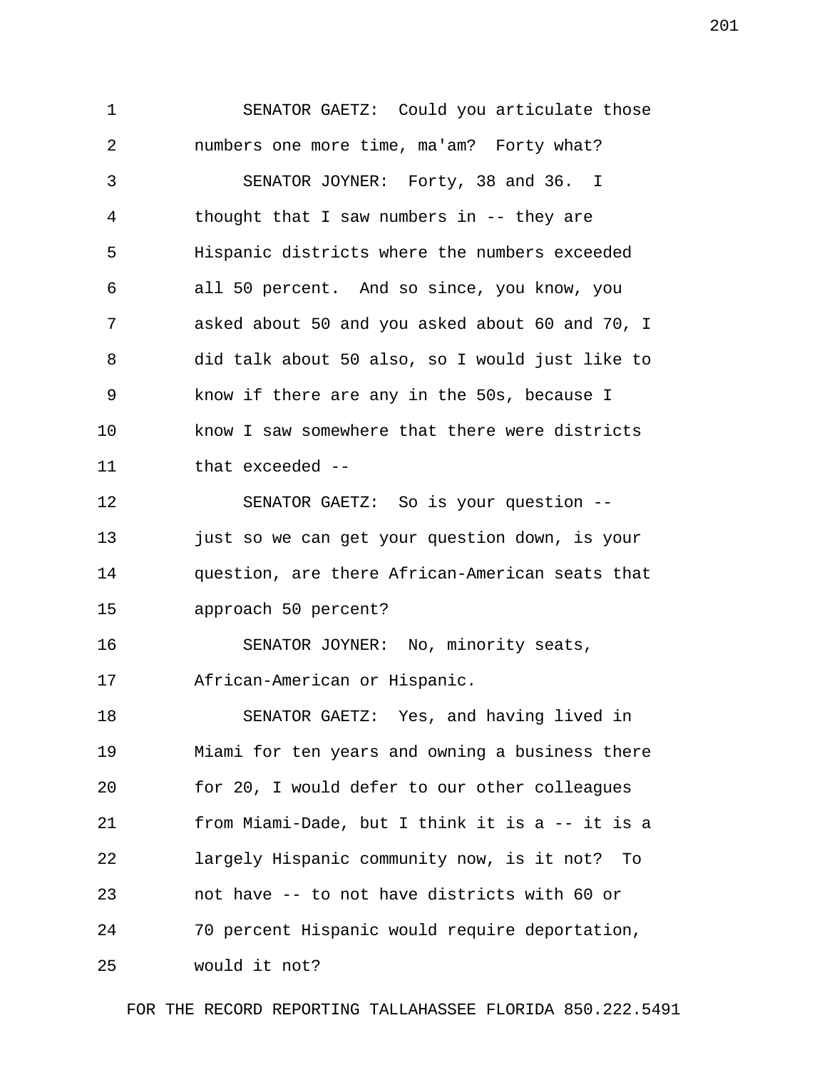SENATOR GAETZ: Could you articulate those numbers one more time, ma'am? Forty what?

SENATOR JOYNER: Forty, 38 and 36. I thought that I saw numbers in -- they are Hispanic districts where the numbers exceeded all 50 percent. And so since, you know, you asked about 50 and you asked about 60 and 70, I did talk about 50 also, so I would just like to know if there are any in the 50s, because I know I saw somewhere that there were districts that exceeded --

SENATOR GAETZ: So is your question -- just so we can get your question down, is your question, are there African-American seats that approach 50 percent?

SENATOR JOYNER: No, minority seats, African-American or Hispanic.

SENATOR GAETZ: Yes, and having lived in Miami for ten years and owning a business there for 20, I would defer to our other colleagues from Miami-Dade, but I think it is a -- it is a largely Hispanic community now, is it not? To not have -- to not have districts with 60 or 70 percent Hispanic would require deportation, would it not?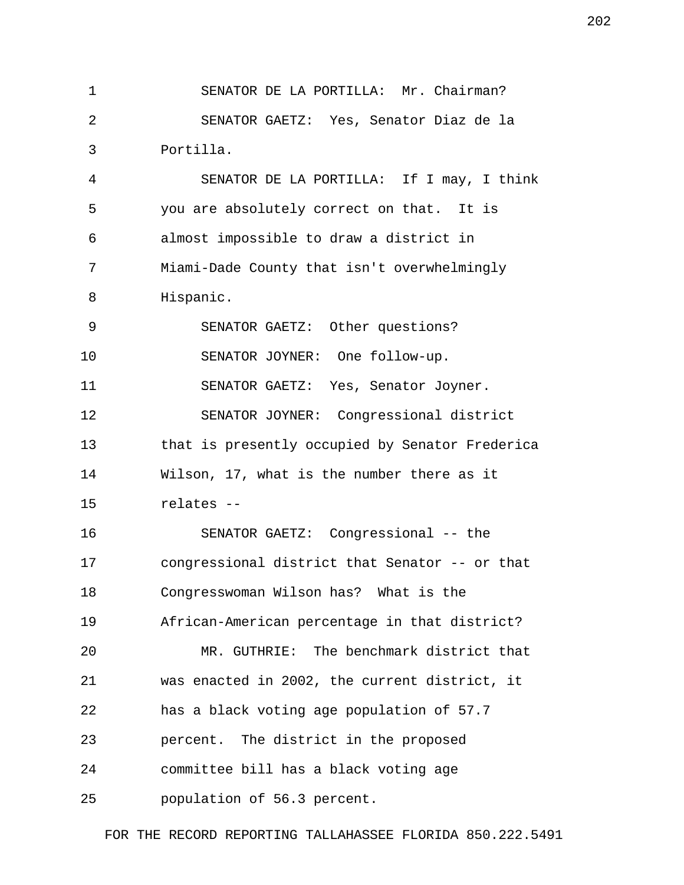SENATOR DE LA PORTILLA: Mr. Chairman?

SENATOR GAETZ: Yes, Senator Diaz de la Portilla.

SENATOR DE LA PORTILLA: If I may, I think you are absolutely correct on that. It is almost impossible to draw a district in Miami-Dade County that isn't overwhelmingly Hispanic.

SENATOR GAETZ: Other questions?

SENATOR JOYNER: One follow-up.

SENATOR GAETZ: Yes, Senator Joyner.

SENATOR JOYNER: Congressional district that is presently occupied by Senator Frederica Wilson, 17, what is the number there as it relates --

SENATOR GAETZ: Congressional -- the congressional district that Senator -- or that Congresswoman Wilson has? What is the African-American percentage in that district?

MR. GUTHRIE: The benchmark district that was enacted in 2002, the current district, it has a black voting age population of 57.7 percent. The district in the proposed committee bill has a black voting age population of 56.3 percent.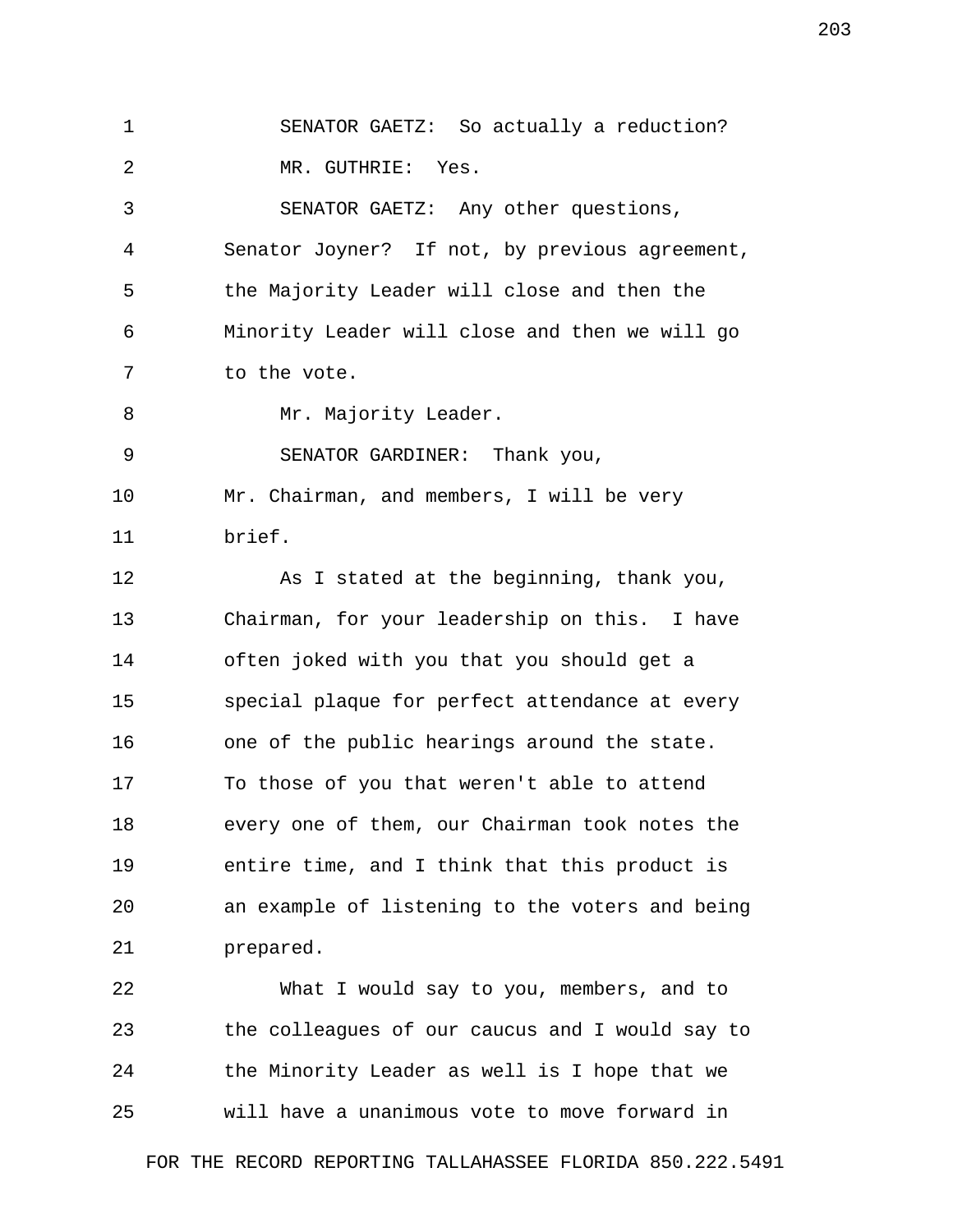SENATOR GAETZ: So actually a reduction?

MR. GUTHRIE: Yes.

SENATOR GAETZ: Any other questions, Senator Joyner? If not, by previous agreement, the Majority Leader will close and then the Minority Leader will close and then we will go to the vote.

Mr. Majority Leader.

SENATOR GARDINER: Thank you, Mr. Chairman, and members, I will be very brief.

As I stated at the beginning, thank you, Chairman, for your leadership on this. I have often joked with you that you should get a special plaque for perfect attendance at every one of the public hearings around the state. To those of you that weren't able to attend every one of them, our Chairman took notes the entire time, and I think that this product is an example of listening to the voters and being prepared.

What I would say to you, members, and to the colleagues of our caucus and I would say to the Minority Leader as well is I hope that we will have a unanimous vote to move forward in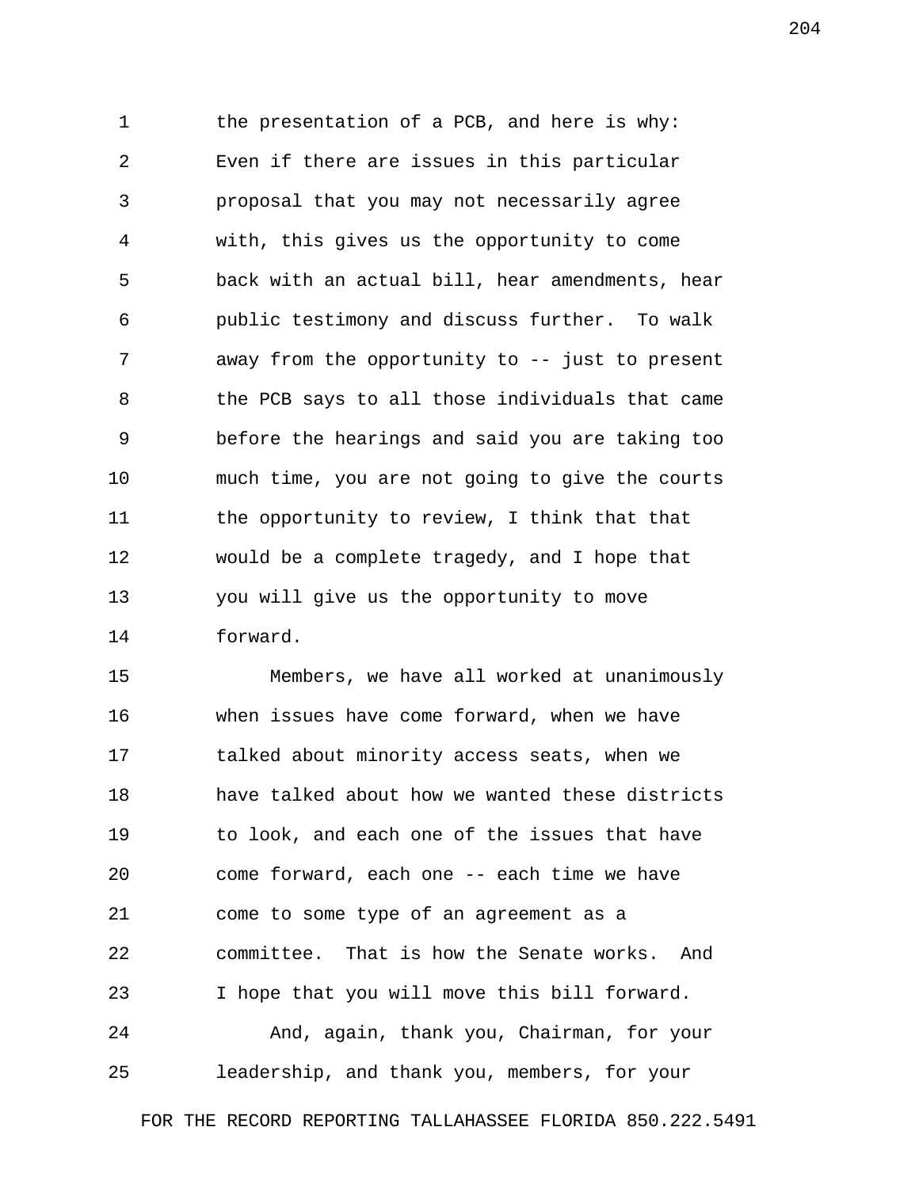the presentation of a PCB, and here is why: Even if there are issues in this particular proposal that you may not necessarily agree with, this gives us the opportunity to come back with an actual bill, hear amendments, hear public testimony and discuss further. To walk away from the opportunity to -- just to present the PCB says to all those individuals that came before the hearings and said you are taking too much time, you are not going to give the courts the opportunity to review, I think that that would be a complete tragedy, and I hope that you will give us the opportunity to move forward.

Members, we have all worked at unanimously when issues have come forward, when we have talked about minority access seats, when we have talked about how we wanted these districts to look, and each one of the issues that have come forward, each one -- each time we have come to some type of an agreement as a committee. That is how the Senate works. And I hope that you will move this bill forward.

And, again, thank you, Chairman, for your leadership, and thank you, members, for your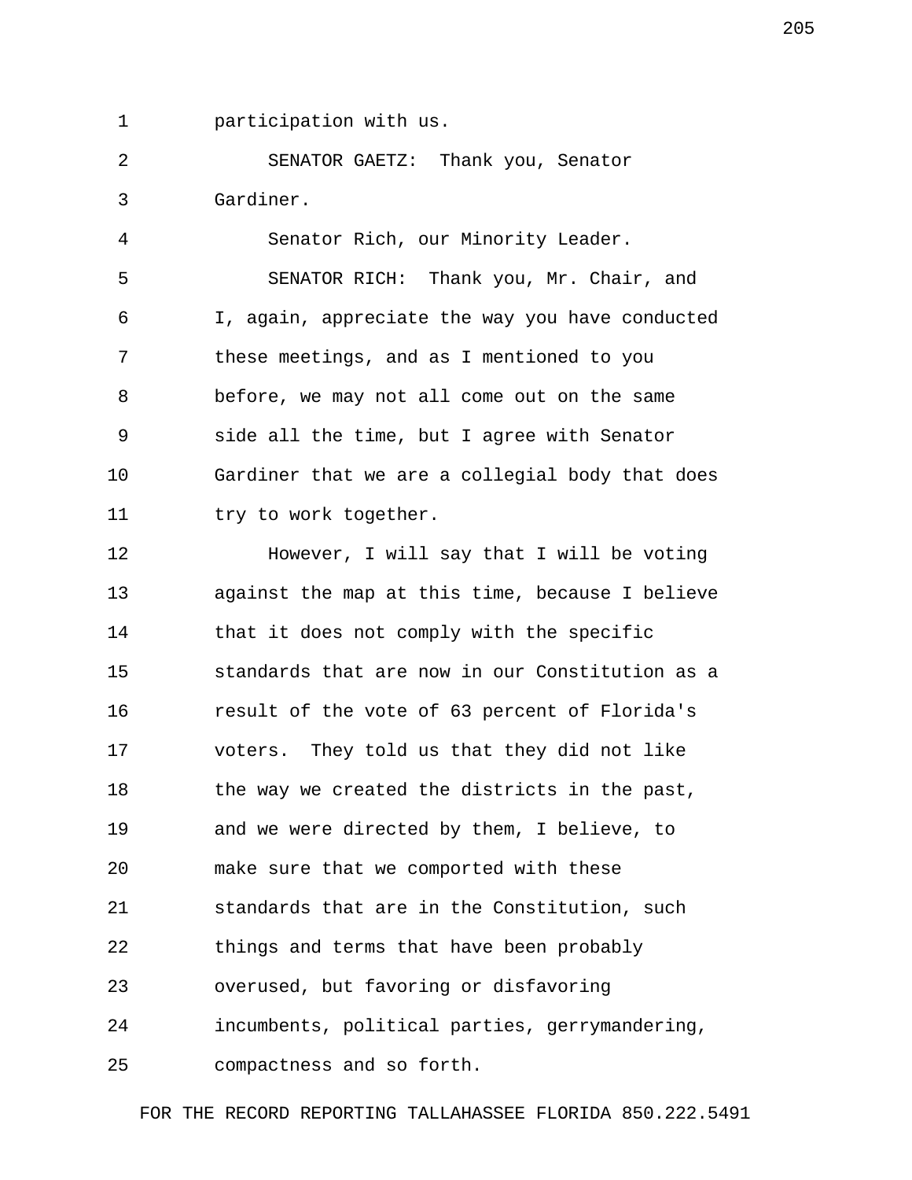participation with us.

SENATOR GAETZ: Thank you, Senator Gardiner.

Senator Rich, our Minority Leader.

SENATOR RICH: Thank you, Mr. Chair, and I, again, appreciate the way you have conducted these meetings, and as I mentioned to you before, we may not all come out on the same side all the time, but I agree with Senator Gardiner that we are a collegial body that does try to work together.

However, I will say that I will be voting against the map at this time, because I believe that it does not comply with the specific standards that are now in our Constitution as a result of the vote of 63 percent of Florida's voters. They told us that they did not like the way we created the districts in the past, and we were directed by them, I believe, to make sure that we comported with these standards that are in the Constitution, such things and terms that have been probably overused, but favoring or disfavoring incumbents, political parties, gerrymandering, compactness and so forth.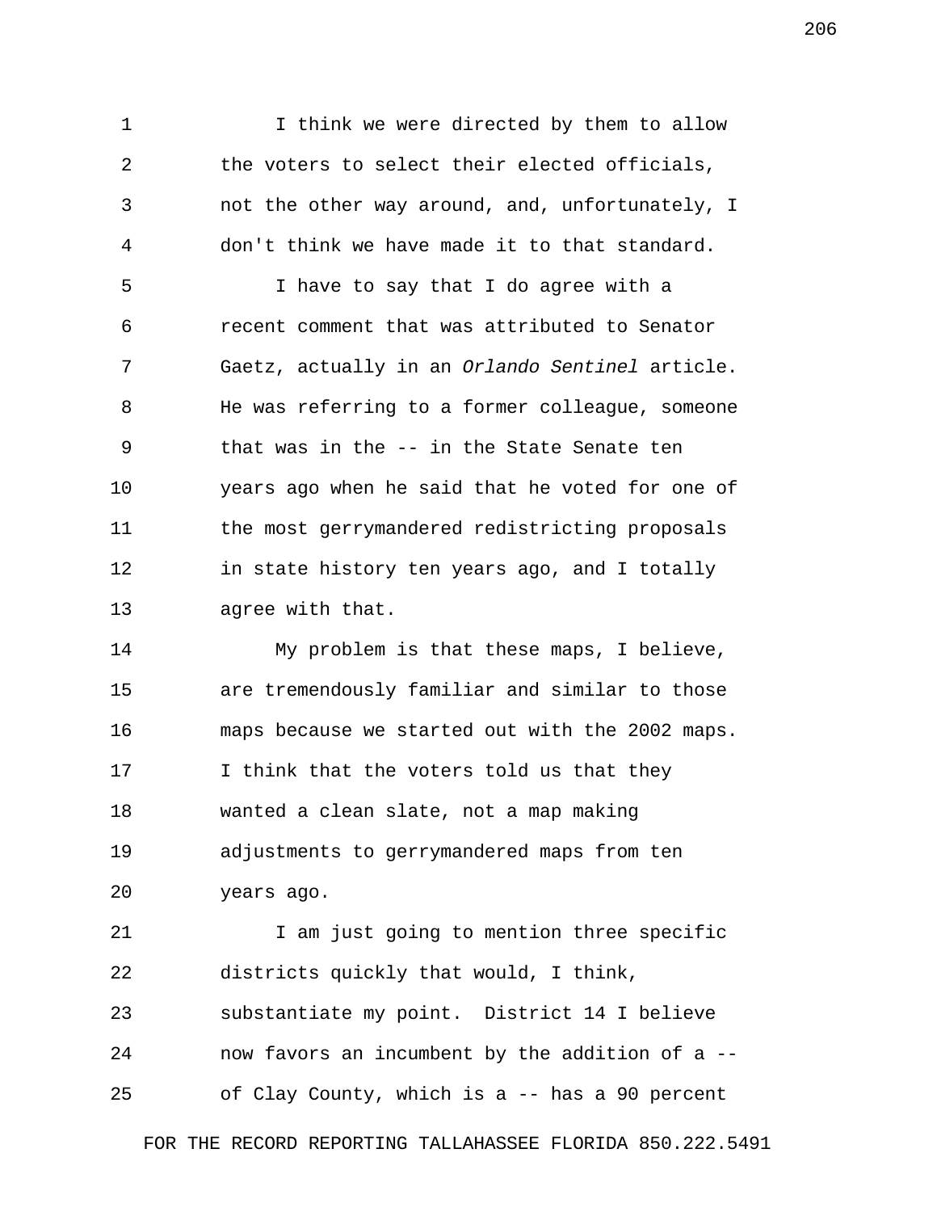I think we were directed by them to allow the voters to select their elected officials, not the other way around, and, unfortunately, I don't think we have made it to that standard.

I have to say that I do agree with a recent comment that was attributed to Senator Gaetz, actually in an *Orlando Sentinel* article. He was referring to a former colleague, someone that was in the -- in the State Senate ten years ago when he said that he voted for one of the most gerrymandered redistricting proposals in state history ten years ago, and I totally agree with that.

My problem is that these maps, I believe, are tremendously familiar and similar to those maps because we started out with the 2002 maps. I think that the voters told us that they wanted a clean slate, not a map making adjustments to gerrymandered maps from ten years ago.

I am just going to mention three specific districts quickly that would, I think, substantiate my point. District 14 I believe now favors an incumbent by the addition of a -- of Clay County, which is a -- has a 90 percent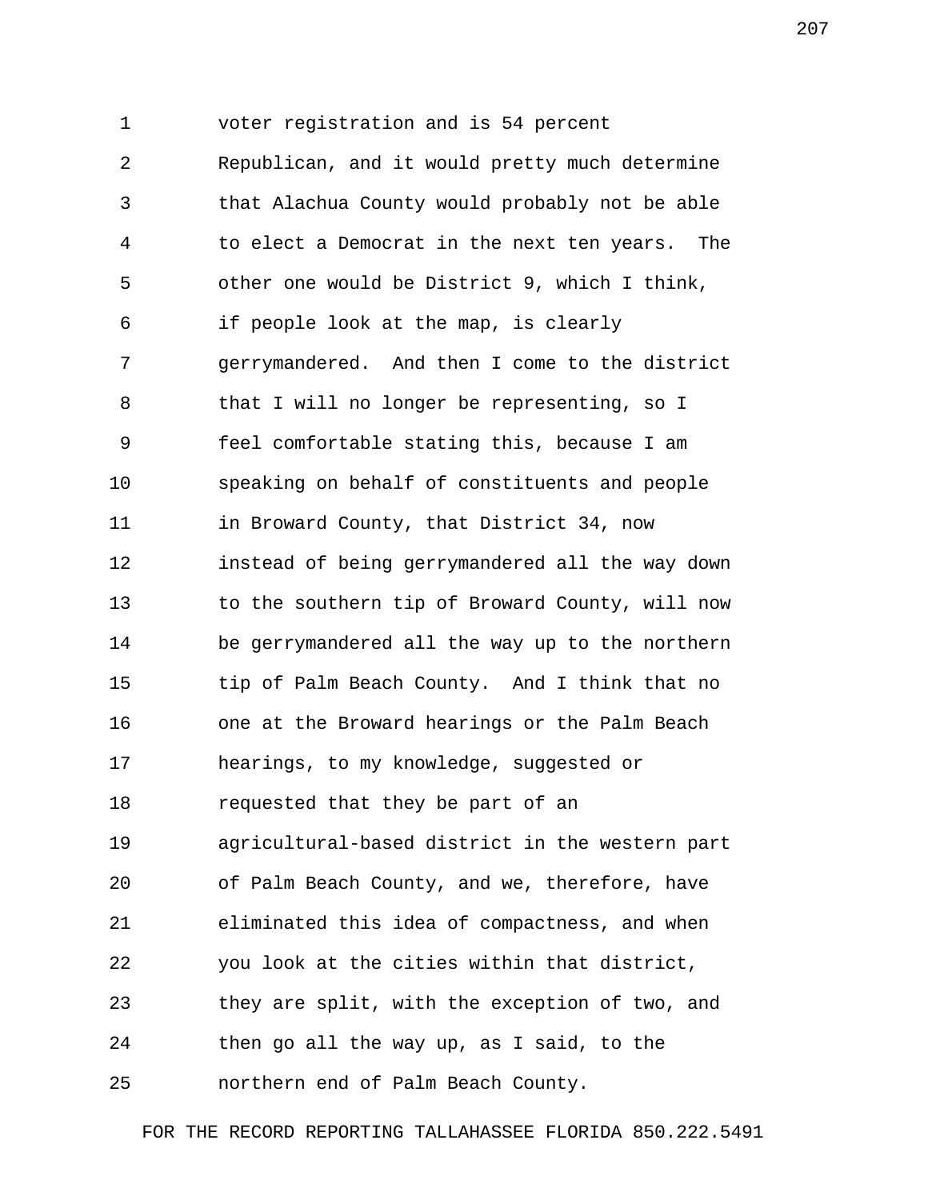voter registration and is 54 percent Republican, and it would pretty much determine that Alachua County would probably not be able to elect a Democrat in the next ten years. The other one would be District 9, which I think, if people look at the map, is clearly gerrymandered. And then I come to the district that I will no longer be representing, so I feel comfortable stating this, because I am speaking on behalf of constituents and people in Broward County, that District 34, now instead of being gerrymandered all the way down to the southern tip of Broward County, will now be gerrymandered all the way up to the northern tip of Palm Beach County. And I think that no one at the Broward hearings or the Palm Beach hearings, to my knowledge, suggested or requested that they be part of an agricultural-based district in the western part of Palm Beach County, and we, therefore, have eliminated this idea of compactness, and when you look at the cities within that district, they are split, with the exception of two, and then go all the way up, as I said, to the northern end of Palm Beach County.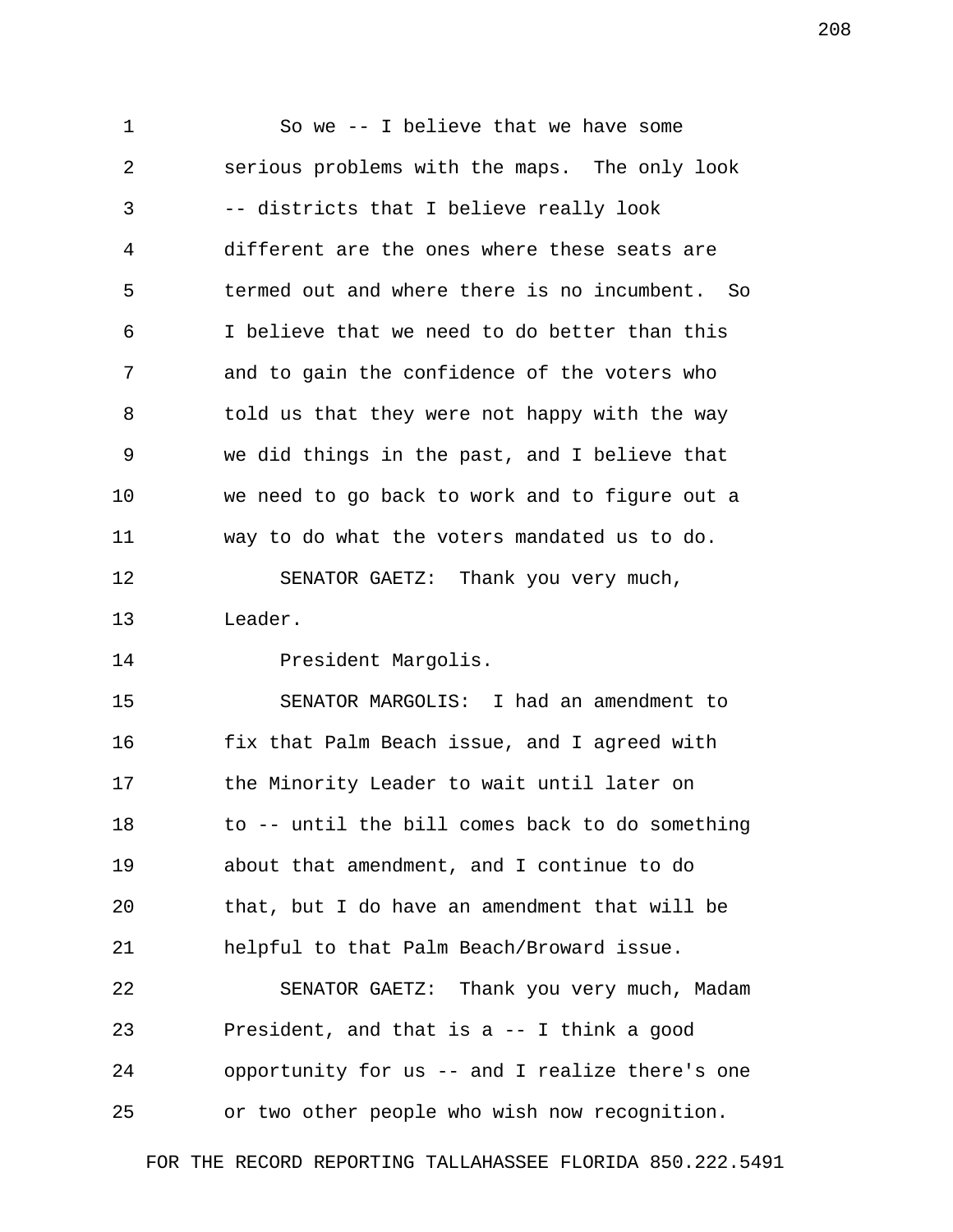So we -- I believe that we have some serious problems with the maps. The only look -- districts that I believe really look different are the ones where these seats are termed out and where there is no incumbent. So I believe that we need to do better than this and to gain the confidence of the voters who told us that they were not happy with the way we did things in the past, and I believe that we need to go back to work and to figure out a way to do what the voters mandated us to do.

SENATOR GAETZ: Thank you very much, Leader.

President Margolis.

SENATOR MARGOLIS: I had an amendment to fix that Palm Beach issue, and I agreed with the Minority Leader to wait until later on to -- until the bill comes back to do something about that amendment, and I continue to do that, but I do have an amendment that will be helpful to that Palm Beach/Broward issue.

SENATOR GAETZ: Thank you very much, Madam President, and that is a -- I think a good opportunity for us -- and I realize there's one or two other people who wish now recognition.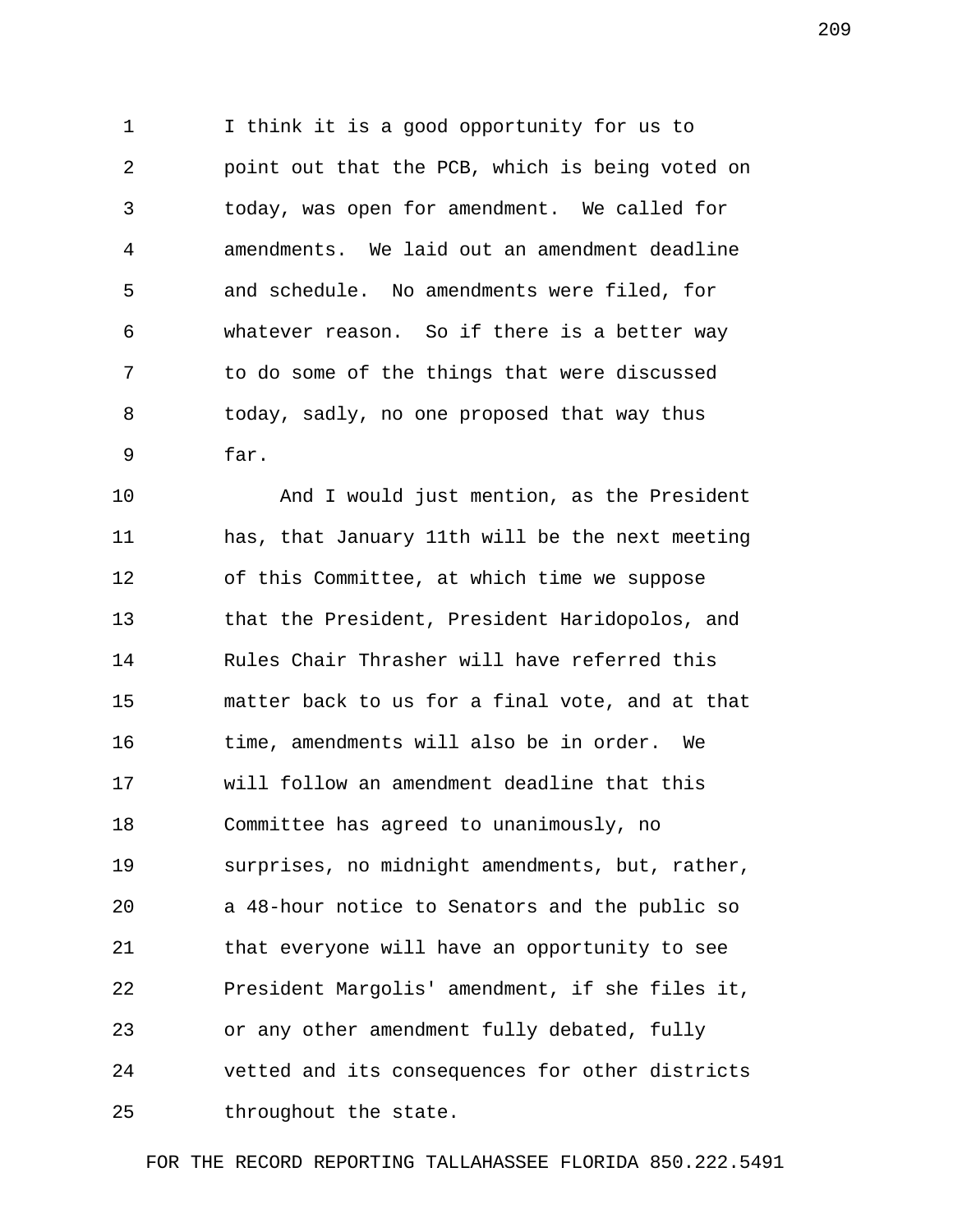I think it is a good opportunity for us to point out that the PCB, which is being voted on today, was open for amendment. We called for amendments. We laid out an amendment deadline and schedule. No amendments were filed, for whatever reason. So if there is a better way to do some of the things that were discussed today, sadly, no one proposed that way thus far.

And I would just mention, as the President has, that January 11th will be the next meeting of this Committee, at which time we suppose that the President, President Haridopolos, and Rules Chair Thrasher will have referred this matter back to us for a final vote, and at that time, amendments will also be in order. We will follow an amendment deadline that this Committee has agreed to unanimously, no surprises, no midnight amendments, but, rather, a 48-hour notice to Senators and the public so that everyone will have an opportunity to see President Margolis' amendment, if she files it, or any other amendment fully debated, fully vetted and its consequences for other districts throughout the state.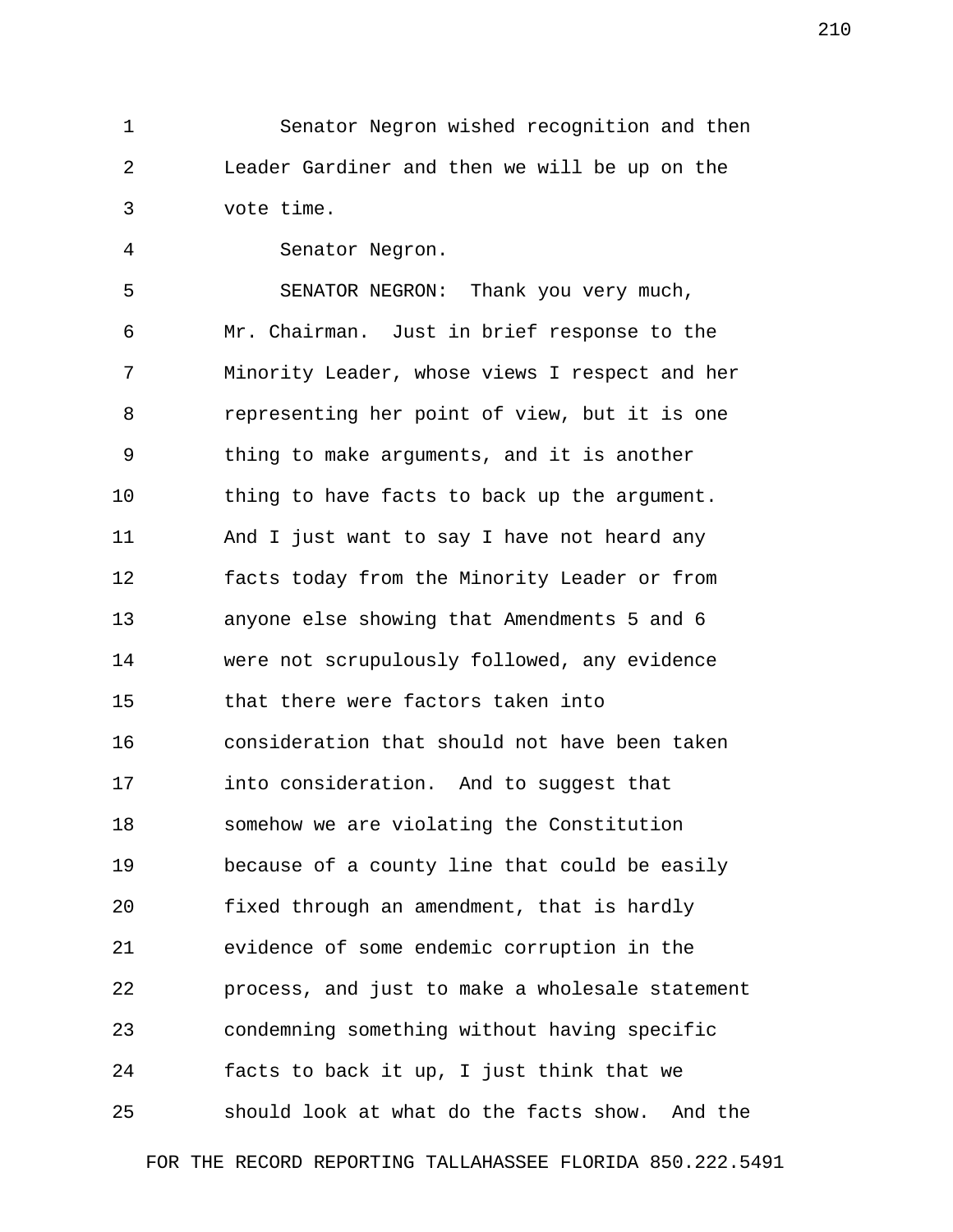Senator Negron wished recognition and then Leader Gardiner and then we will be up on the vote time.

Senator Negron.

SENATOR NEGRON: Thank you very much, Mr. Chairman. Just in brief response to the Minority Leader, whose views I respect and her representing her point of view, but it is one thing to make arguments, and it is another thing to have facts to back up the argument. And I just want to say I have not heard any facts today from the Minority Leader or from anyone else showing that Amendments 5 and 6 were not scrupulously followed, any evidence that there were factors taken into consideration that should not have been taken into consideration. And to suggest that somehow we are violating the Constitution because of a county line that could be easily fixed through an amendment, that is hardly evidence of some endemic corruption in the process, and just to make a wholesale statement condemning something without having specific facts to back it up, I just think that we should look at what do the facts show. And the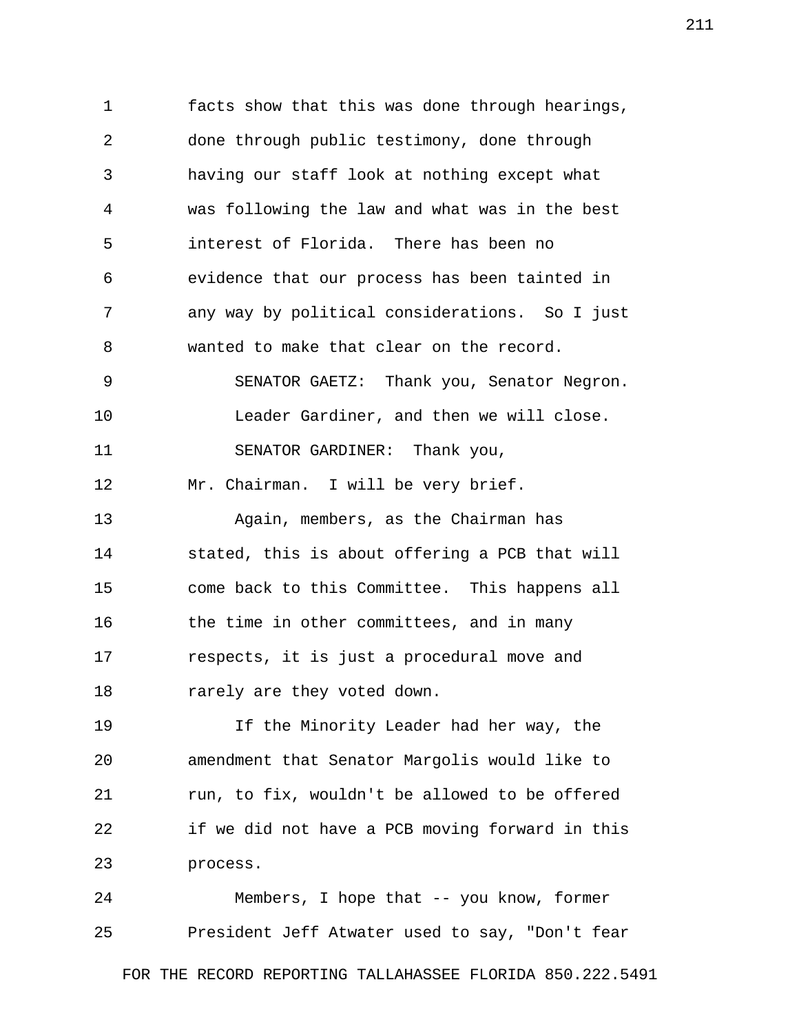facts show that this was done through hearings, done through public testimony, done through having our staff look at nothing except what was following the law and what was in the best interest of Florida. There has been no evidence that our process has been tainted in any way by political considerations. So I just wanted to make that clear on the record.

SENATOR GAETZ: Thank you, Senator Negron.

Leader Gardiner, and then we will close.

SENATOR GARDINER: Thank you, Mr. Chairman. I will be very brief.

Again, members, as the Chairman has stated, this is about offering a PCB that will come back to this Committee. This happens all the time in other committees, and in many respects, it is just a procedural move and rarely are they voted down.

If the Minority Leader had her way, the amendment that Senator Margolis would like to run, to fix, wouldn't be allowed to be offered if we did not have a PCB moving forward in this process.

Members, I hope that -- you know, former President Jeff Atwater used to say, "Don't fear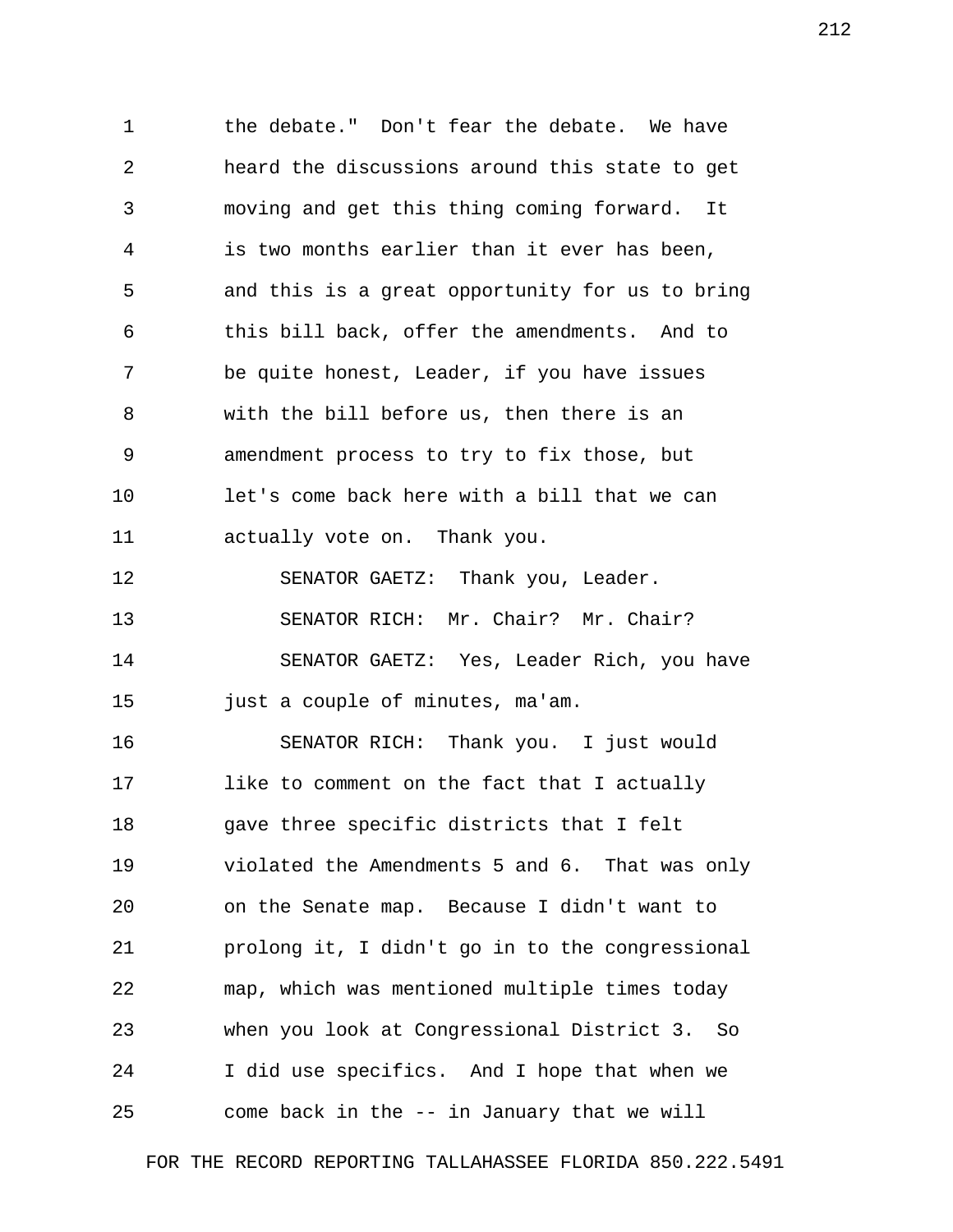the debate." Don't fear the debate. We have heard the discussions around this state to get moving and get this thing coming forward. It is two months earlier than it ever has been, and this is a great opportunity for us to bring this bill back, offer the amendments. And to be quite honest, Leader, if you have issues with the bill before us, then there is an amendment process to try to fix those, but let's come back here with a bill that we can actually vote on. Thank you.

SENATOR GAETZ: Thank you, Leader.

SENATOR RICH: Mr. Chair? Mr. Chair?

SENATOR GAETZ: Yes, Leader Rich, you have just a couple of minutes, ma'am.

SENATOR RICH: Thank you. I just would like to comment on the fact that I actually gave three specific districts that I felt violated the Amendments 5 and 6. That was only on the Senate map. Because I didn't want to prolong it, I didn't go in to the congressional map, which was mentioned multiple times today when you look at Congressional District 3. So I did use specifics. And I hope that when we come back in the -- in January that we will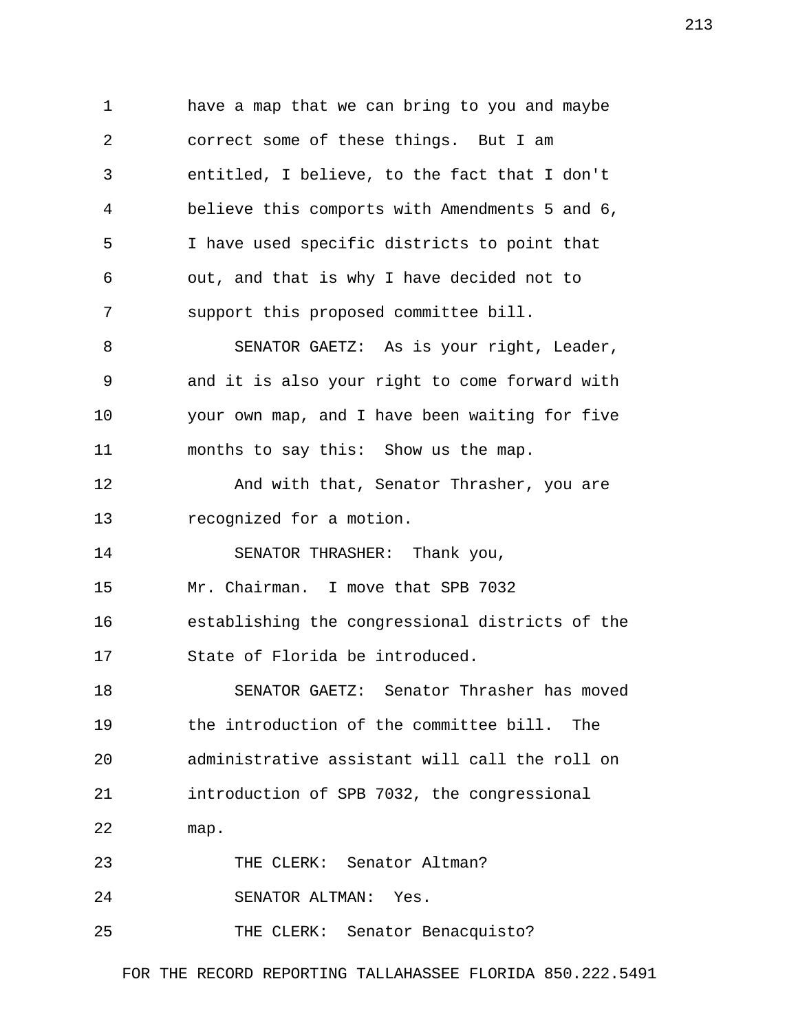have a map that we can bring to you and maybe correct some of these things. But I am entitled, I believe, to the fact that I don't believe this comports with Amendments 5 and 6, I have used specific districts to point that out, and that is why I have decided not to support this proposed committee bill.

SENATOR GAETZ: As is your right, Leader, and it is also your right to come forward with your own map, and I have been waiting for five months to say this: Show us the map.

And with that, Senator Thrasher, you are recognized for a motion.

SENATOR THRASHER: Thank you, Mr. Chairman. I move that SPB 7032 establishing the congressional districts of the State of Florida be introduced.

SENATOR GAETZ: Senator Thrasher has moved the introduction of the committee bill. The administrative assistant will call the roll on introduction of SPB 7032, the congressional map.

THE CLERK: Senator Altman?

SENATOR ALTMAN: Yes.

THE CLERK: Senator Benacquisto?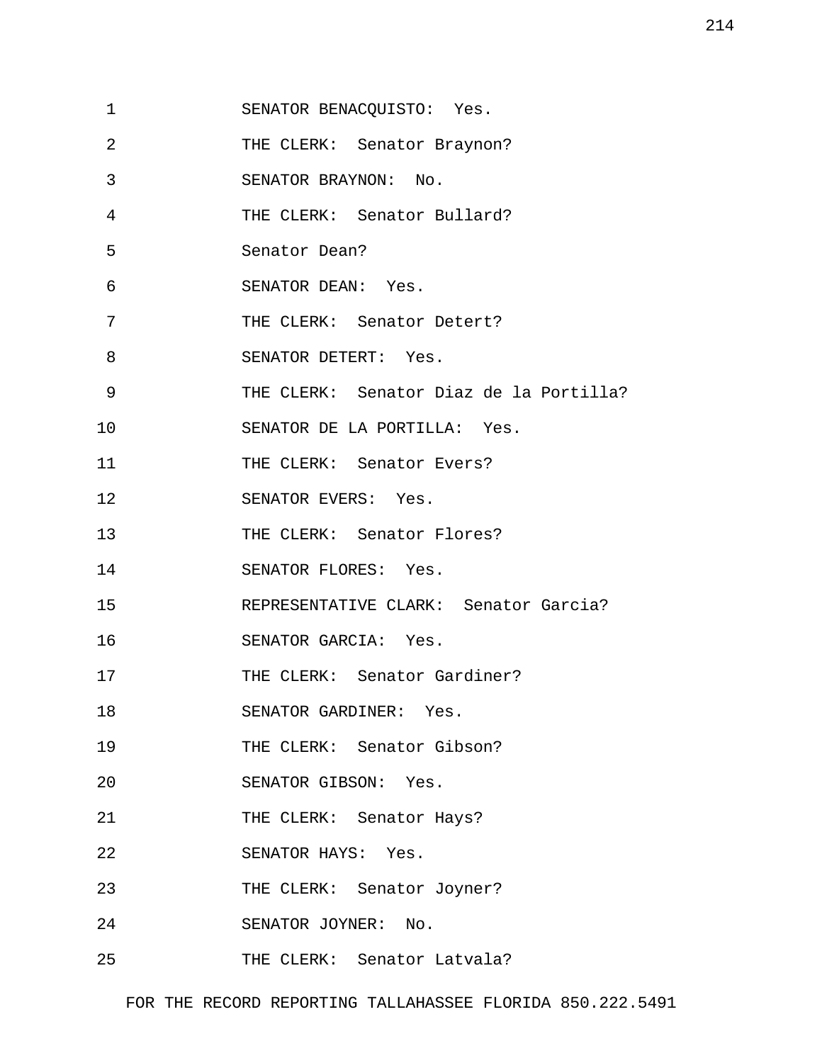SENATOR BENACQUISTO: Yes.

THE CLERK: Senator Braynon?

SENATOR BRAYNON: No.

THE CLERK: Senator Bullard?

Senator Dean?

SENATOR DEAN: Yes.

THE CLERK: Senator Detert?

SENATOR DETERT: Yes.

THE CLERK: Senator Diaz de la Portilla?

SENATOR DE LA PORTILLA: Yes.

THE CLERK: Senator Evers?

SENATOR EVERS: Yes.

THE CLERK: Senator Flores?

SENATOR FLORES: Yes.

REPRESENTATIVE CLARK: Senator Garcia?

SENATOR GARCIA: Yes.

THE CLERK: Senator Gardiner?

SENATOR GARDINER: Yes.

THE CLERK: Senator Gibson?

SENATOR GIBSON: Yes.

THE CLERK: Senator Hays?

SENATOR HAYS: Yes.

THE CLERK: Senator Joyner?

SENATOR JOYNER: No.

THE CLERK: Senator Latvala?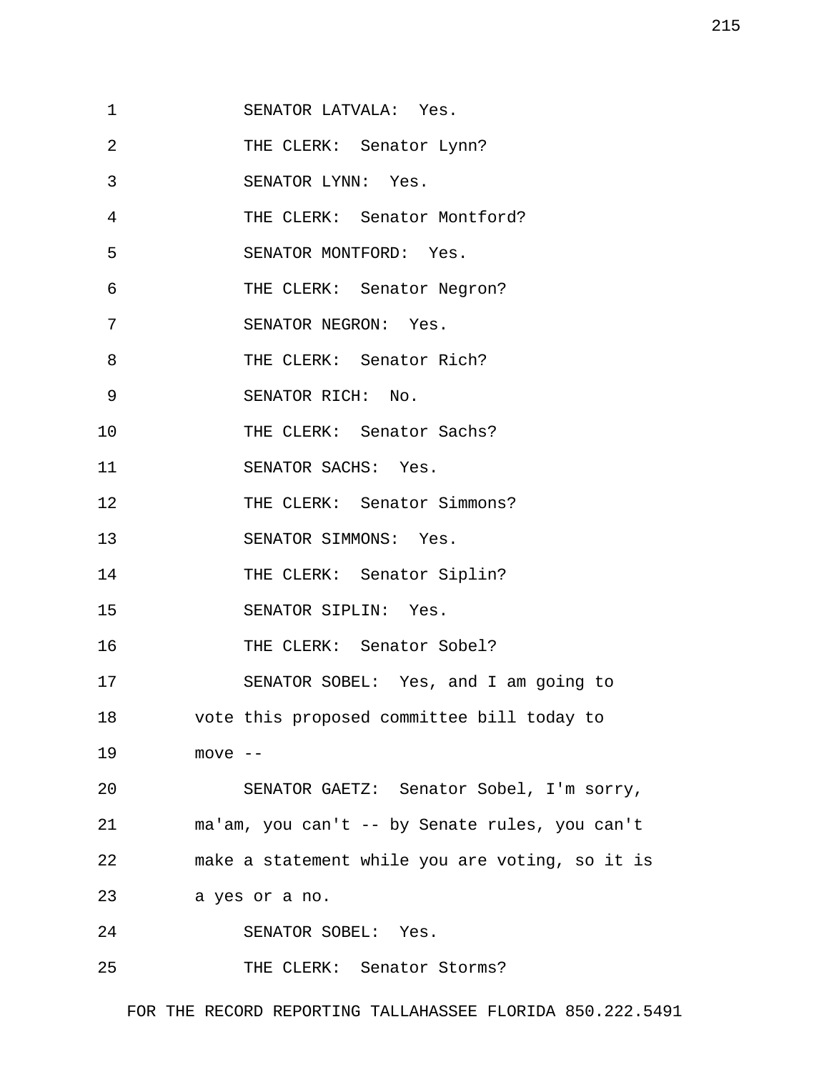SENATOR LATVALA: Yes.

THE CLERK: Senator Lynn?

SENATOR LYNN: Yes.

THE CLERK: Senator Montford?

SENATOR MONTFORD: Yes.

THE CLERK: Senator Negron?

SENATOR NEGRON: Yes.

THE CLERK: Senator Rich?

SENATOR RICH: No.

THE CLERK: Senator Sachs?

SENATOR SACHS: Yes.

THE CLERK: Senator Simmons?

SENATOR SIMMONS: Yes.

THE CLERK: Senator Siplin?

SENATOR SIPLIN: Yes.

THE CLERK: Senator Sobel?

SENATOR SOBEL: Yes, and I am going to vote this proposed committee bill today to move --

SENATOR GAETZ: Senator Sobel, I'm sorry, ma'am, you can't -- by Senate rules, you can't make a statement while you are voting, so it is a yes or a no.

SENATOR SOBEL: Yes.

THE CLERK: Senator Storms?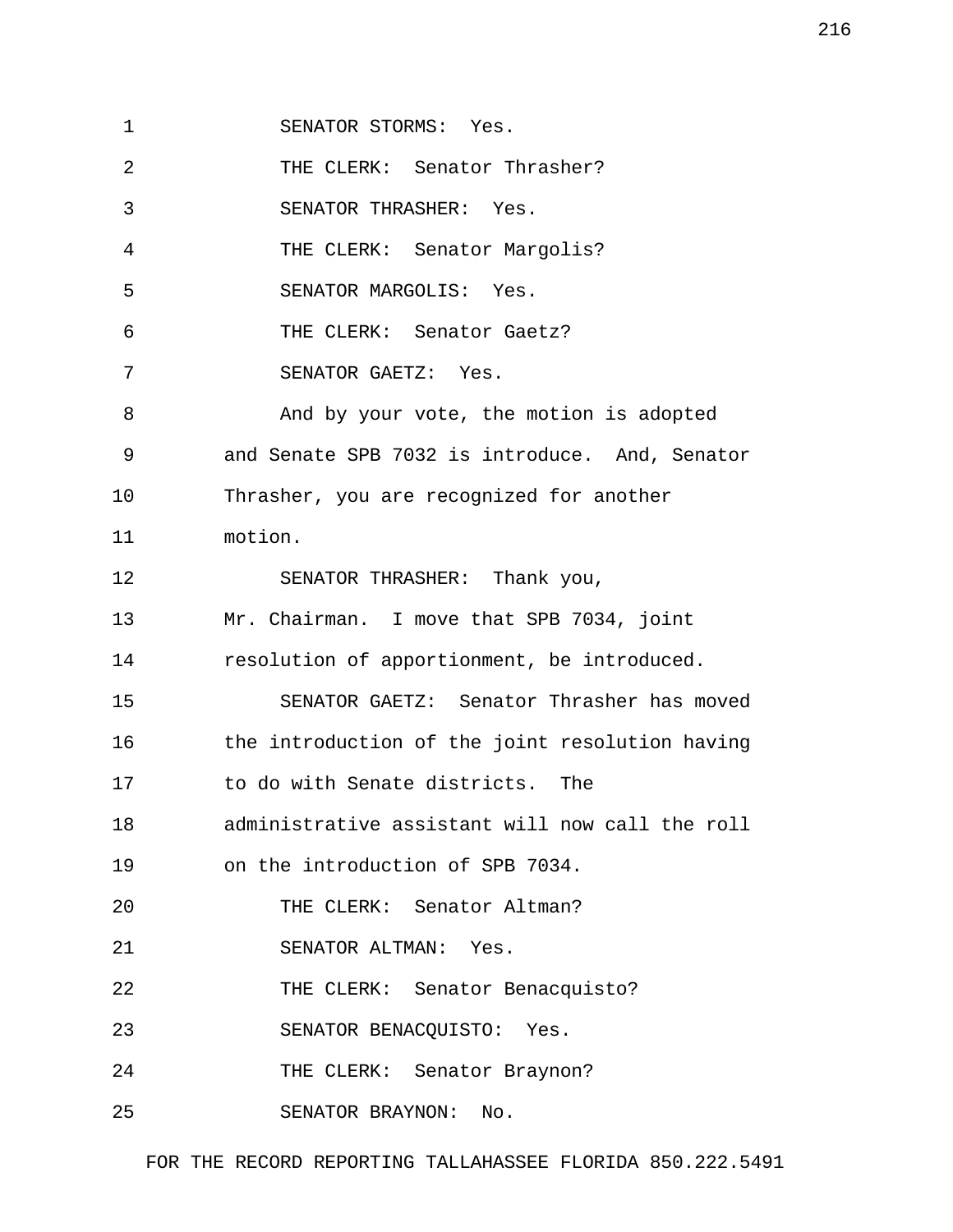SENATOR STORMS: Yes.

THE CLERK: Senator Thrasher?

SENATOR THRASHER: Yes.

THE CLERK: Senator Margolis?

SENATOR MARGOLIS: Yes.

THE CLERK: Senator Gaetz?

SENATOR GAETZ: Yes.

And by your vote, the motion is adopted and Senate SPB 7032 is introduce. And, Senator Thrasher, you are recognized for another motion.

SENATOR THRASHER: Thank you, Mr. Chairman. I move that SPB 7034, joint resolution of apportionment, be introduced.

SENATOR GAETZ: Senator Thrasher has moved the introduction of the joint resolution having to do with Senate districts. The administrative assistant will now call the roll on the introduction of SPB 7034.

THE CLERK: Senator Altman?

SENATOR ALTMAN: Yes.

THE CLERK: Senator Benacquisto?

SENATOR BENACQUISTO: Yes.

THE CLERK: Senator Braynon?

SENATOR BRAYNON: No.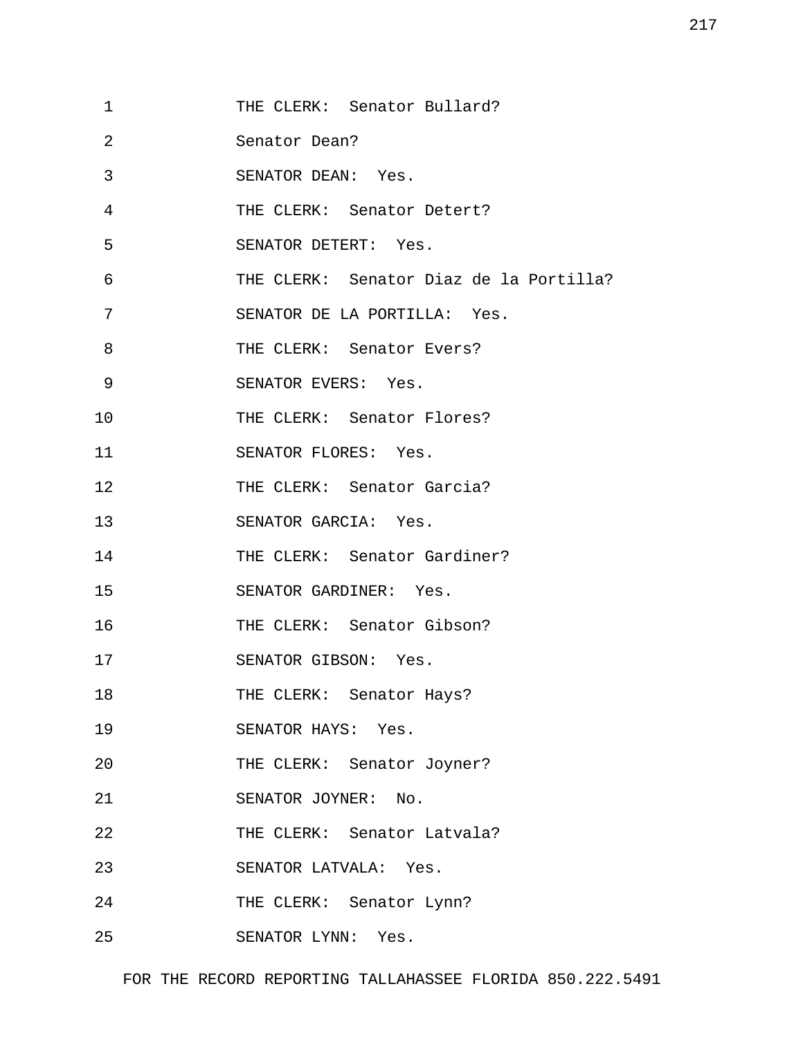1 THE CLERK: Senator Bullard?

2 Senator Dean?

3 SENATOR DEAN: Yes.

4 THE CLERK: Senator Detert?

5 SENATOR DETERT: Yes.

6 THE CLERK: Senator Diaz de la Portilla?

7 SENATOR DE LA PORTILLA: Yes.

8 THE CLERK: Senator Evers?

9 SENATOR EVERS: Yes.

10 THE CLERK: Senator Flores?

11 SENATOR FLORES: Yes.

12 THE CLERK: Senator Garcia?

13 SENATOR GARCIA: Yes.

14 THE CLERK: Senator Gardiner?

15 SENATOR GARDINER: Yes.

16 THE CLERK: Senator Gibson?

17 SENATOR GIBSON: Yes.

18 THE CLERK: Senator Hays?

19 SENATOR HAYS: Yes.

20 THE CLERK: Senator Joyner?

21 SENATOR JOYNER: No.

22 THE CLERK: Senator Latvala?

23 SENATOR LATVALA: Yes.

24 THE CLERK: Senator Lynn?

25 SENATOR LYNN: Yes.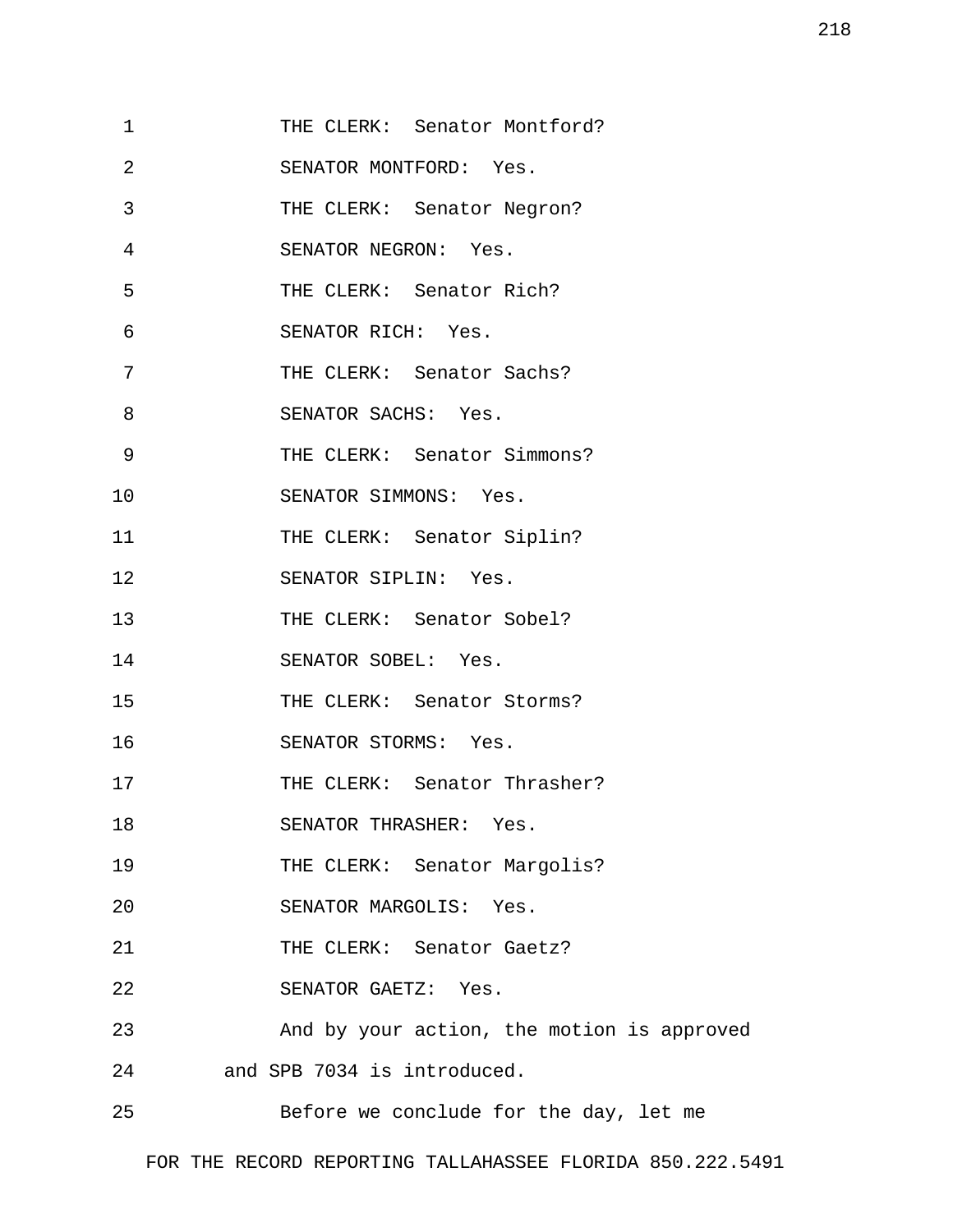1 THE CLERK: Senator Montford?

2 SENATOR MONTFORD: Yes.

3 THE CLERK: Senator Negron?

4 SENATOR NEGRON: Yes.

5 THE CLERK: Senator Rich?

6 SENATOR RICH: Yes.

7 THE CLERK: Senator Sachs?

8 SENATOR SACHS: Yes.

9 THE CLERK: Senator Simmons?

10 SENATOR SIMMONS: Yes.

11 THE CLERK: Senator Siplin?

12 SENATOR SIPLIN: Yes.

13 THE CLERK: Senator Sobel?

14 SENATOR SOBEL: Yes.

15 THE CLERK: Senator Storms?

16 SENATOR STORMS: Yes.

17 THE CLERK: Senator Thrasher?

18 SENATOR THRASHER: Yes.

19 THE CLERK: Senator Margolis?

20 SENATOR MARGOLIS: Yes.

21 THE CLERK: Senator Gaetz?

22 SENATOR GAETZ: Yes.

23 And by your action, the motion is approved

24 and SPB 7034 is introduced.

25 Before we conclude for the day, let me

FOR THE RECORD REPORTING TALLAHASSEE FLORIDA 850.222.5491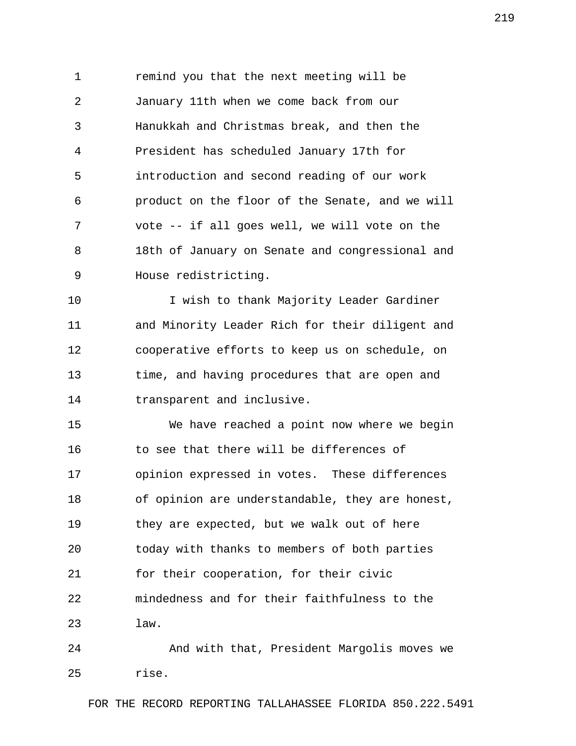remind you that the next meeting will be January 11th when we come back from our Hanukkah and Christmas break, and then the President has scheduled January 17th for introduction and second reading of our work product on the floor of the Senate, and we will vote -- if all goes well, we will vote on the 18th of January on Senate and congressional and House redistricting.

I wish to thank Majority Leader Gardiner and Minority Leader Rich for their diligent and cooperative efforts to keep us on schedule, on time, and having procedures that are open and transparent and inclusive.

We have reached a point now where we begin to see that there will be differences of opinion expressed in votes. These differences of opinion are understandable, they are honest, they are expected, but we walk out of here today with thanks to members of both parties for their cooperation, for their civic mindedness and for their faithfulness to the law.

And with that, President Margolis moves we rise.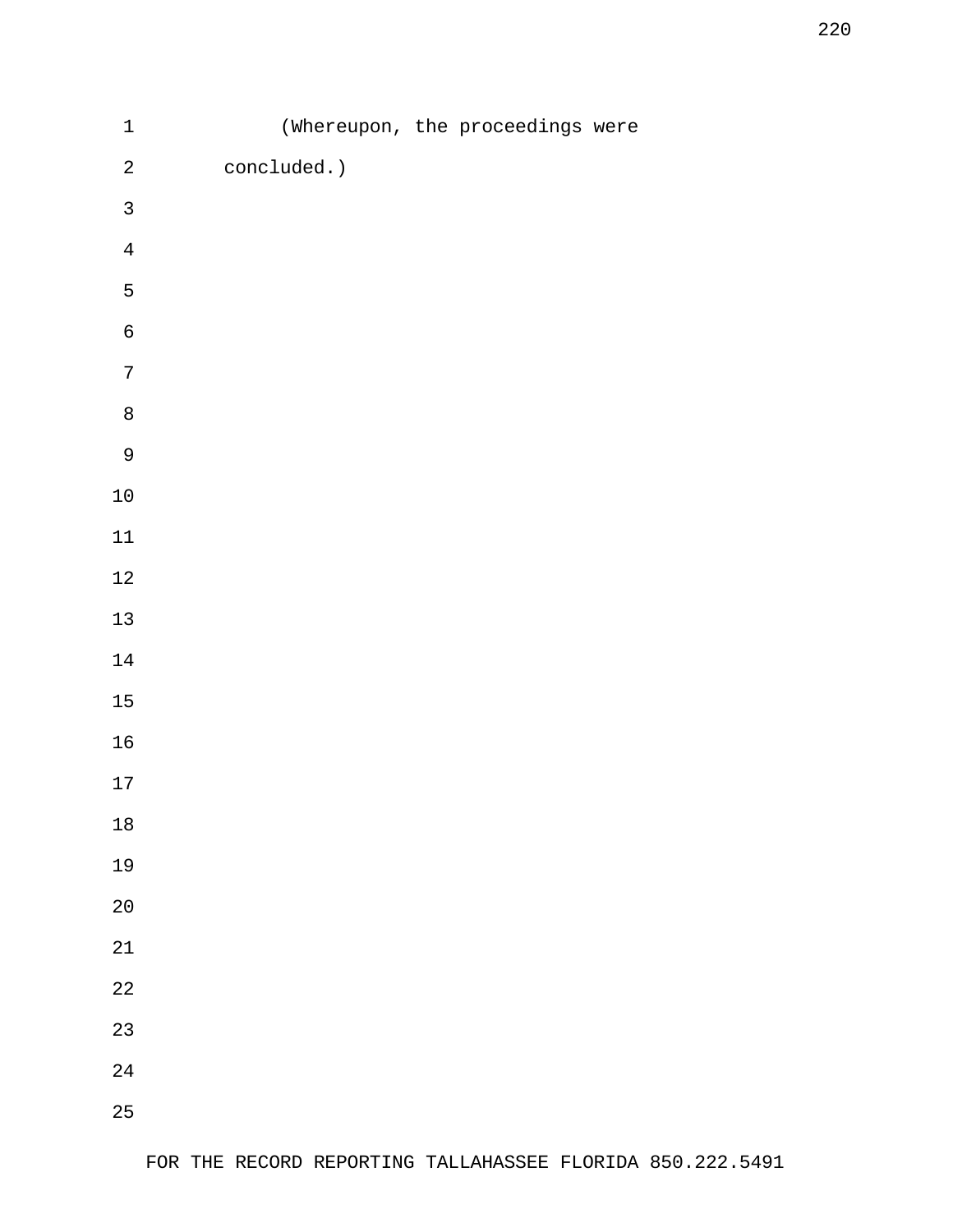(Whereupon, the proceedings were concluded.)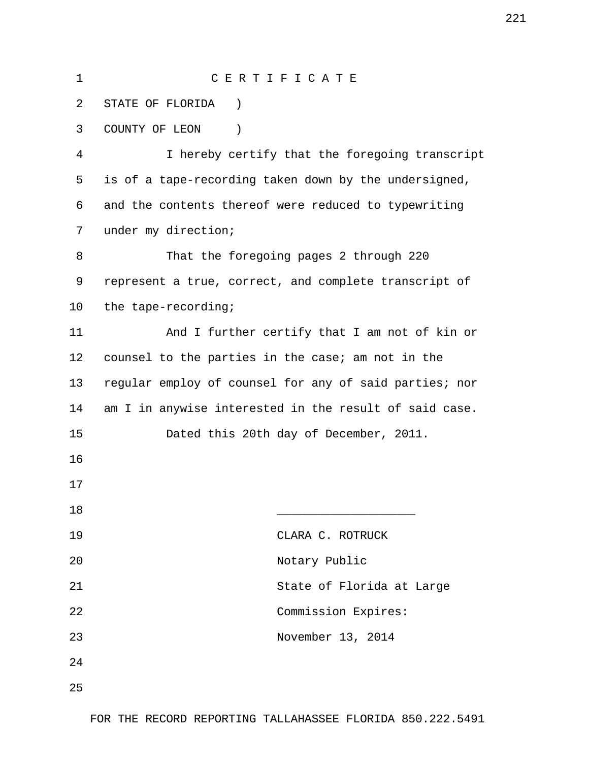# C E R T I F I C A T E

STATE OF FLORIDA )
COUNTY OF LEON )

I hereby certify that the foregoing transcript is of a tape-recording taken down by the undersigned, and the contents thereof were reduced to typewriting under my direction;

That the foregoing pages 2 through 220 represent a true, correct, and complete transcript of the tape-recording;

And I further certify that I am not of kin or counsel to the parties in the case; am not in the regular employ of counsel for any of said parties; nor am I in anywise interested in the result of said case.

Dated this 20th day of December, 2011.

\_\_\_\_\_\_\_\_\_\_\_\_\_\_\_\_\_\_\_\_

CLARA C. ROTRUCK
Notary Public
State of Florida at Large
Commission Expires:
November 13, 2014

FOR THE RECORD REPORTING TALLAHASSEE FLORIDA 850.222.5491